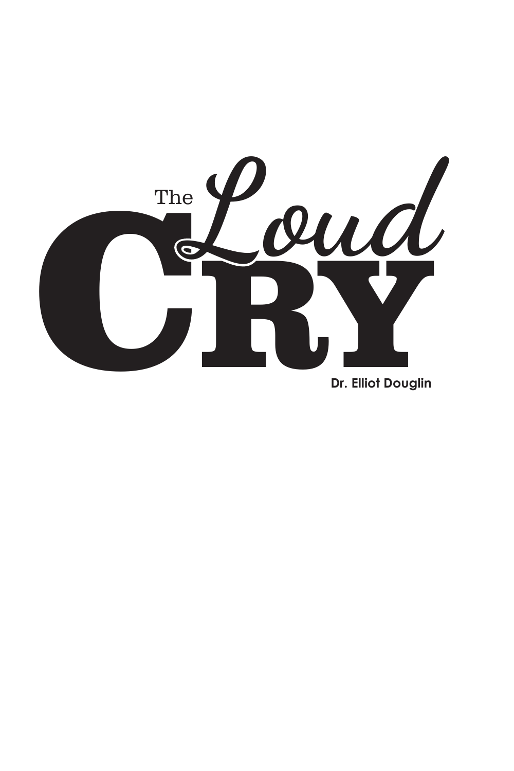# The Loud CRY

**Dr. Elliot Douglin**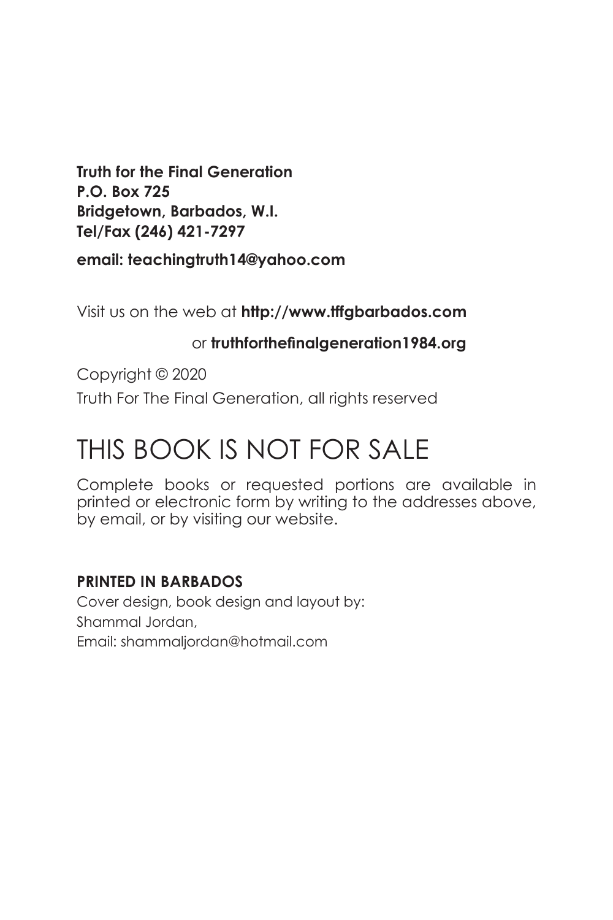**Truth for the Final Generation**
**P.O. Box 725**
**Bridgetown, Barbados, W.I.**
**Tel/Fax (246) 421-7297**

**email: teachingtruth14@yahoo.com**

Visit us on the web at **http://www.tffgbarbados.com**

or **truthforthefinalgeneration1984.org**

Copyright © 2020

Truth For The Final Generation, all rights reserved

# THIS BOOK IS NOT FOR SALE

Complete books or requested portions are available in printed or electronic form by writing to the addresses above, by email, or by visiting our website.

**PRINTED IN BARBADOS**

Cover design, book design and layout by:
Shammal Jordan,
Email: shammaljordan@hotmail.com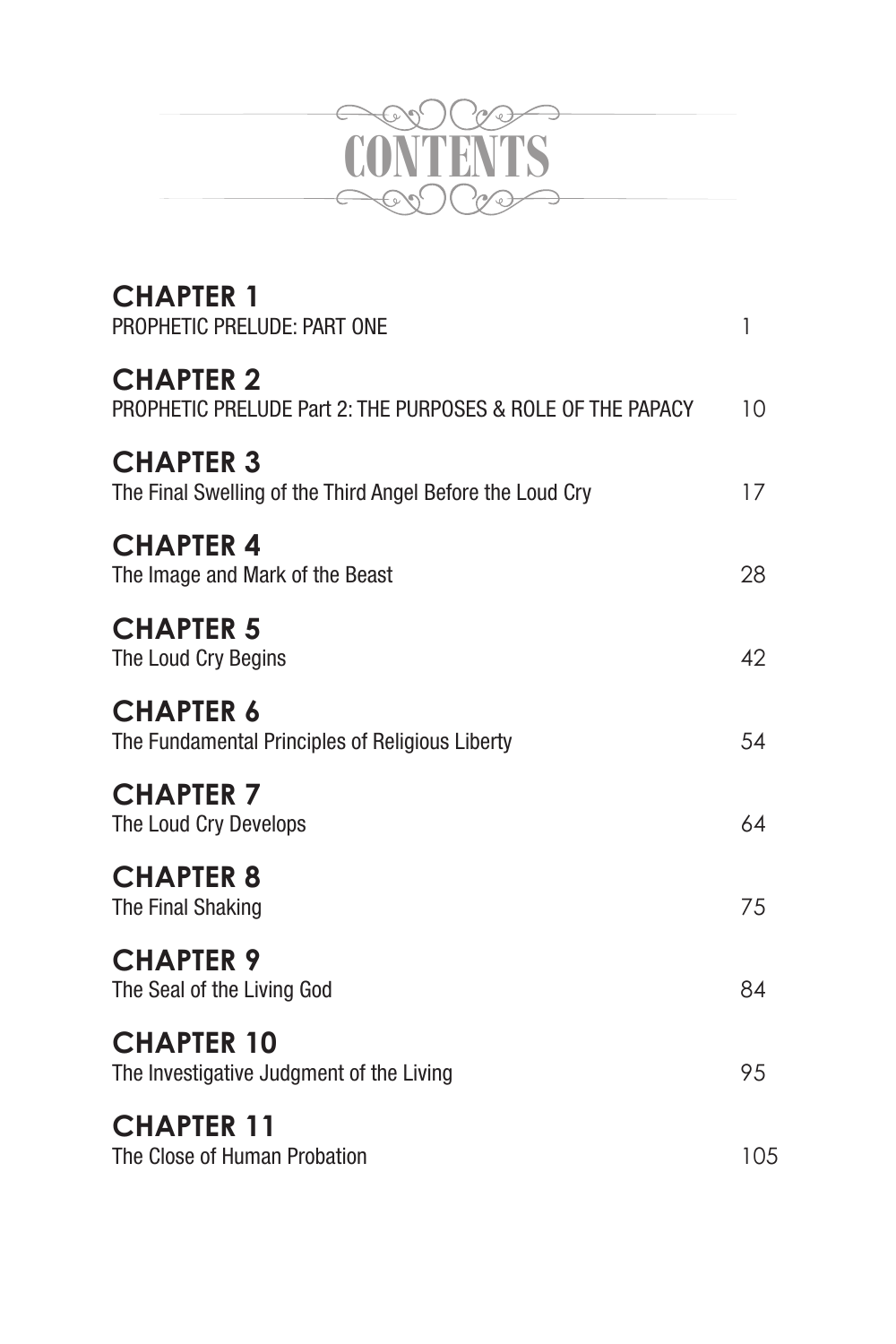# CONTENTS

**CHAPTER 1**
PROPHETIC PRELUDE: PART ONE 1

**CHAPTER 2**
PROPHETIC PRELUDE Part 2: THE PURPOSES & ROLE OF THE PAPACY 10

**CHAPTER 3**
The Final Swelling of the Third Angel Before the Loud Cry 17

**CHAPTER 4**
The Image and Mark of the Beast 28

**CHAPTER 5**
The Loud Cry Begins 42

**CHAPTER 6**
The Fundamental Principles of Religious Liberty 54

**CHAPTER 7**
The Loud Cry Develops 64

**CHAPTER 8**
The Final Shaking 75

**CHAPTER 9**
The Seal of the Living God 84

**CHAPTER 10**
The Investigative Judgment of the Living 95

**CHAPTER 11**
The Close of Human Probation 105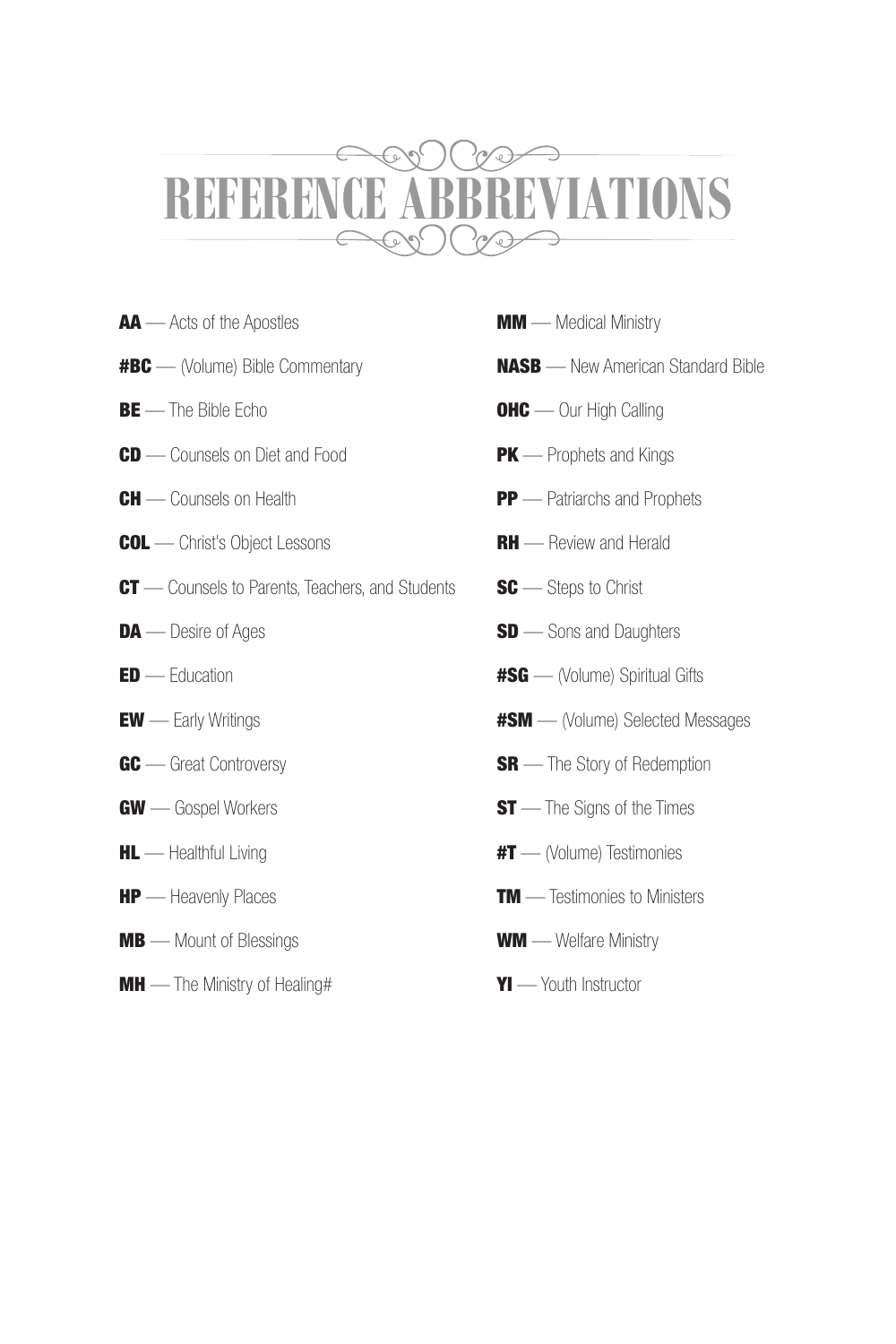# REFERENCE ABBREVIATIONS

**AA** — Acts of the Apostles

**#BC** — (Volume) Bible Commentary

**BE** — The Bible Echo

**CD** — Counsels on Diet and Food

**CH** — Counsels on Health

**COL** — Christ's Object Lessons

**CT** — Counsels to Parents, Teachers, and Students

**DA** — Desire of Ages

**ED** — Education

**EW** — Early Writings

**GC** — Great Controversy

**GW** — Gospel Workers

**HL** — Healthful Living

**HP** — Heavenly Places

**MB** — Mount of Blessings

**MH** — The Ministry of Healing#

**MM** — Medical Ministry

**NASB** — New American Standard Bible

**OHC** — Our High Calling

**PK** — Prophets and Kings

**PP** — Patriarchs and Prophets

**RH** — Review and Herald

**SC** — Steps to Christ

**SD** — Sons and Daughters

**#SG** — (Volume) Spiritual Gifts

**#SM** — (Volume) Selected Messages

**SR** — The Story of Redemption

**ST** — The Signs of the Times

**#T** — (Volume) Testimonies

**TM** — Testimonies to Ministers

**WM** — Welfare Ministry

**YI** — Youth Instructor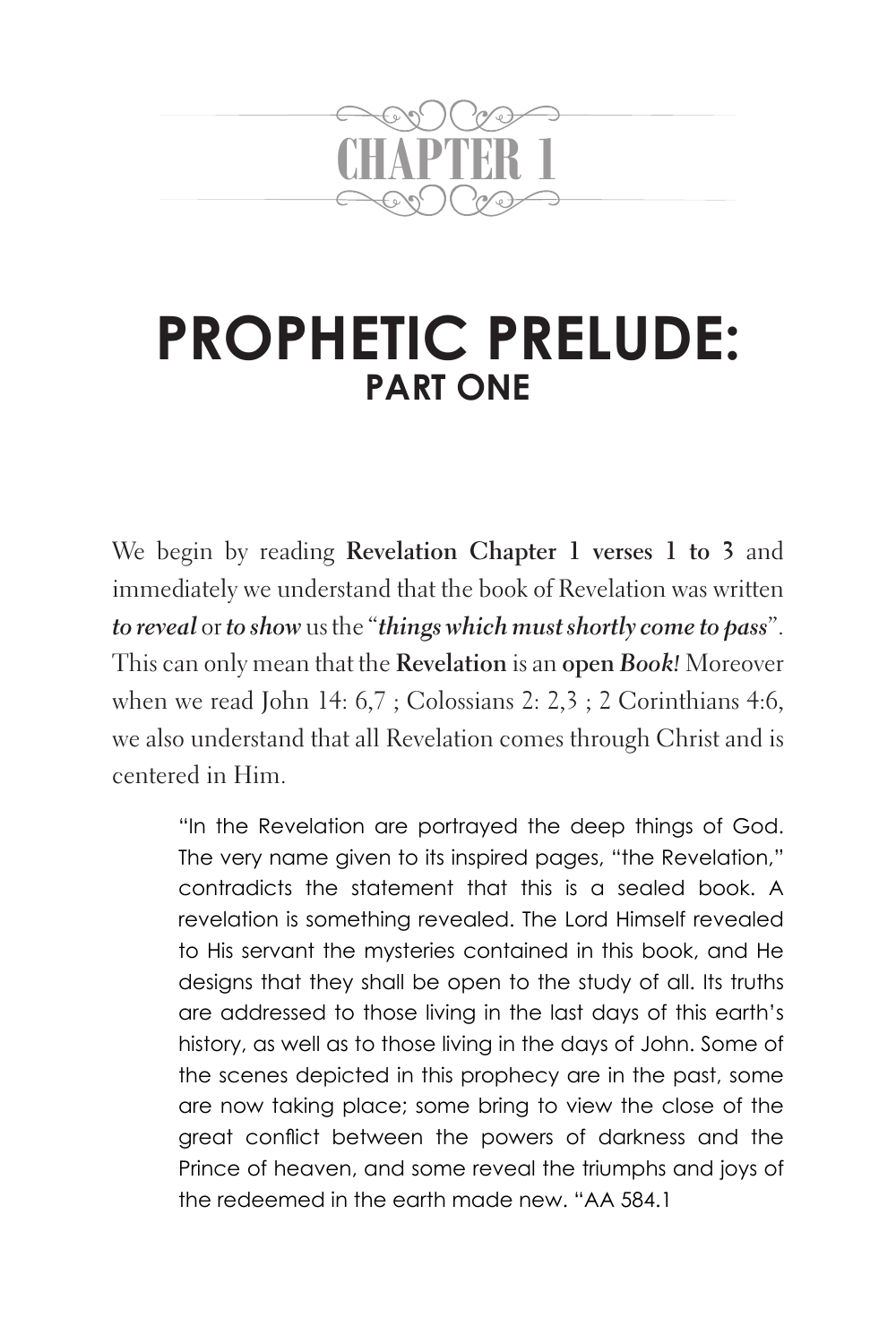# CHAPTER 1

# PROPHETIC PRELUDE:
## PART ONE

We begin by reading **Revelation Chapter 1 verses 1 to 3** and immediately we understand that the book of Revelation was written ***to reveal*** or ***to show*** us the "***things which must shortly come to pass***". This can only mean that the **Revelation** is an **open *Book!*** Moreover when we read John 14: 6,7 ; Colossians 2: 2,3 ; 2 Corinthians 4:6, we also understand that all Revelation comes through Christ and is centered in Him.

> "In the Revelation are portrayed the deep things of God. The very name given to its inspired pages, "the Revelation," contradicts the statement that this is a sealed book. A revelation is something revealed. The Lord Himself revealed to His servant the mysteries contained in this book, and He designs that they shall be open to the study of all. Its truths are addressed to those living in the last days of this earth's history, as well as to those living in the days of John. Some of the scenes depicted in this prophecy are in the past, some are now taking place; some bring to view the close of the great conflict between the powers of darkness and the Prince of heaven, and some reveal the triumphs and joys of the redeemed in the earth made new. "AA 584.1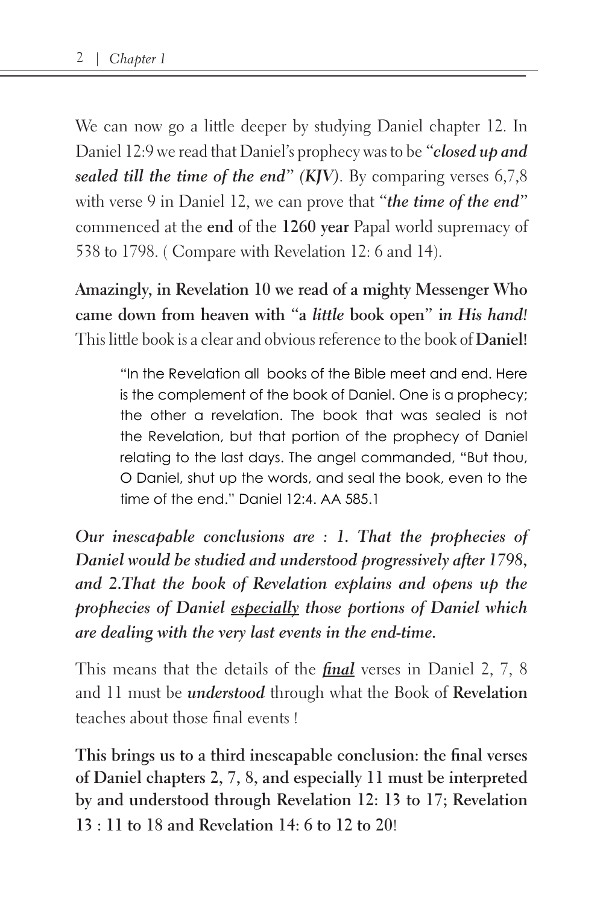We can now go a little deeper by studying Daniel chapter 12. In Daniel 12:9 we read that Daniel's prophecy was to be "***closed up and sealed till the time of the end***" ***(KJV)***. By comparing verses 6,7,8 with verse 9 in Daniel 12, we can prove that "***the time of the end***" commenced at the **end** of the **1260 year** Papal world supremacy of 538 to 1798. ( Compare with Revelation 12: 6 and 14).

**Amazingly, in Revelation 10 we read of a mighty Messenger Who came down from heaven with "a *little* book open" i*n His hand!*** This little book is a clear and obvious reference to the book of **Daniel!**

> "In the Revelation all books of the Bible meet and end. Here is the complement of the book of Daniel. One is a prophecy; the other a revelation. The book that was sealed is not the Revelation, but that portion of the prophecy of Daniel relating to the last days. The angel commanded, "But thou, O Daniel, shut up the words, and seal the book, even to the time of the end." Daniel 12:4. AA 585.1

***Our inescapable conclusions are : 1. That the prophecies of Daniel would be studied and understood progressively after 1798, and 2.That the book of Revelation explains and opens up the prophecies of Daniel <u>especially</u> those portions of Daniel which are dealing with the very last events in the end-time.***

This means that the details of the ***<u>final</u>*** verses in Daniel 2, 7, 8 and 11 must be ***understood*** through what the Book of **Revelation** teaches about those final events !

**This brings us to a third inescapable conclusion: the final verses of Daniel chapters 2, 7, 8, and especially 11 must be interpreted by and understood through Revelation 12: 13 to 17; Revelation 13 : 11 to 18 and Revelation 14: 6 to 12 to 20**!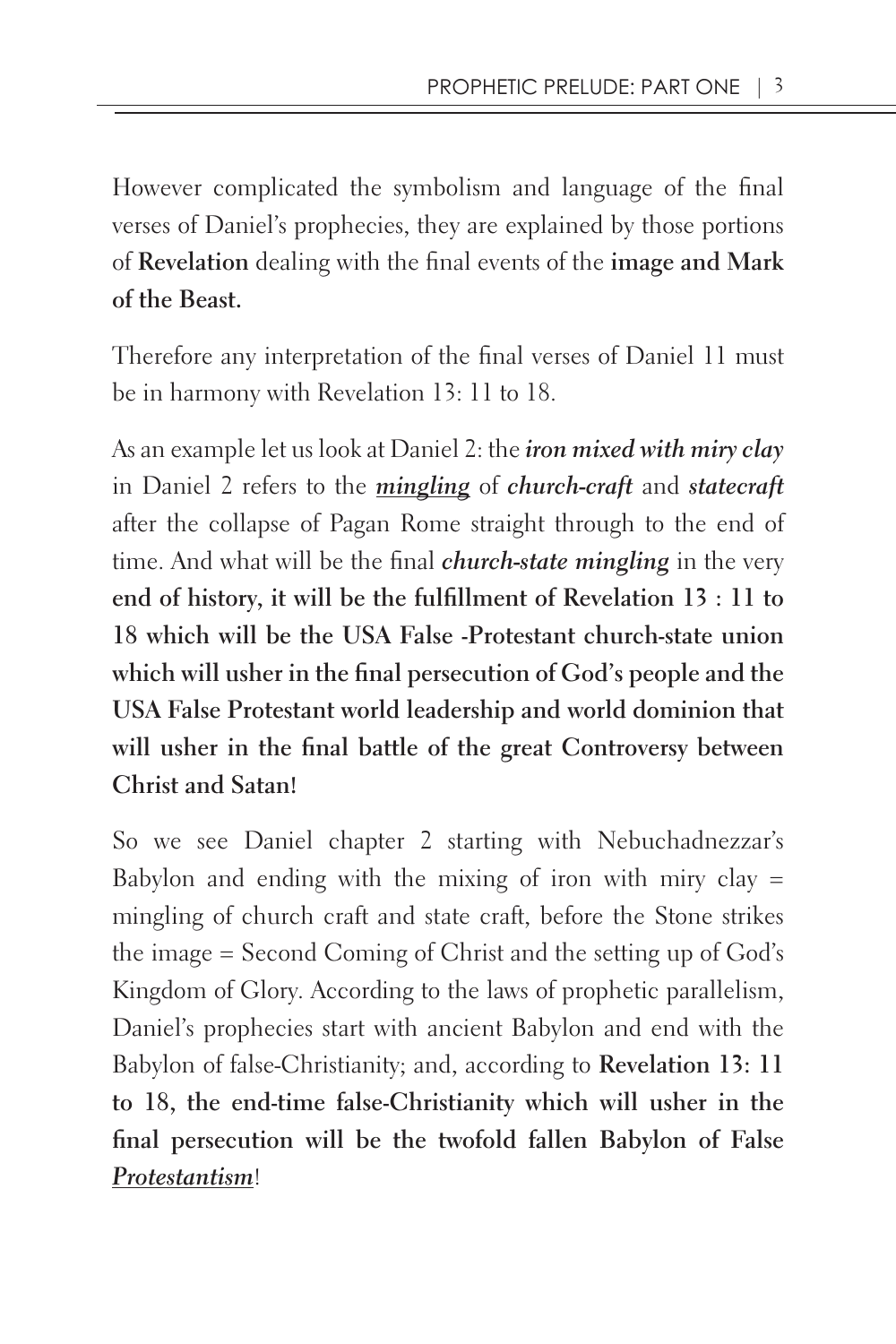However complicated the symbolism and language of the final verses of Daniel's prophecies, they are explained by those portions of **Revelation** dealing with the final events of the **image and Mark of the Beast.**

Therefore any interpretation of the final verses of Daniel 11 must be in harmony with Revelation 13: 11 to 18.

As an example let us look at Daniel 2: the ***iron mixed with miry clay*** in Daniel 2 refers to the ***<u>mingling</u>*** of ***church-craft*** and ***statecraft*** after the collapse of Pagan Rome straight through to the end of time. And what will be the final ***church-state mingling*** in the very **end of history, it will be the fulfillment of Revelation 13 : 11 to 18 which will be the USA False -Protestant church-state union which will usher in the final persecution of God's people and the USA False Protestant world leadership and world dominion that will usher in the final battle of the great Controversy between Christ and Satan!**

So we see Daniel chapter 2 starting with Nebuchadnezzar's Babylon and ending with the mixing of iron with miry clay = mingling of church craft and state craft, before the Stone strikes the image = Second Coming of Christ and the setting up of God's Kingdom of Glory. According to the laws of prophetic parallelism, Daniel's prophecies start with ancient Babylon and end with the Babylon of false-Christianity; and, according to **Revelation 13: 11 to 18, the end-time false-Christianity which will usher in the final persecution will be the twofold fallen Babylon of False *<u>Protestantism</u>***!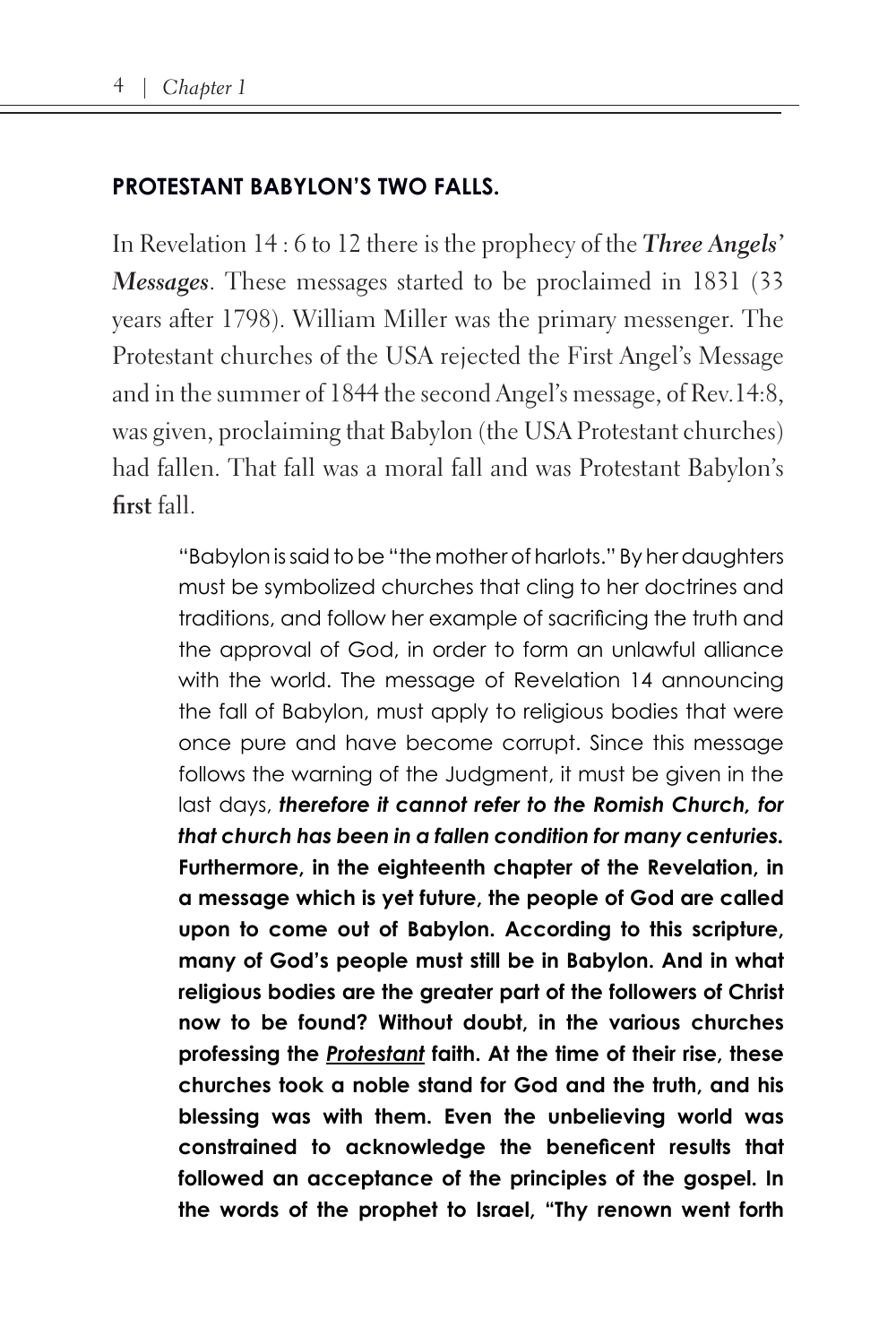## PROTESTANT BABYLON'S TWO FALLS.

In Revelation 14 : 6 to 12 there is the prophecy of the ***Three Angels' Messages***. These messages started to be proclaimed in 1831 (33 years after 1798). William Miller was the primary messenger. The Protestant churches of the USA rejected the First Angel's Message and in the summer of 1844 the second Angel's message, of Rev.14:8, was given, proclaiming that Babylon (the USA Protestant churches) had fallen. That fall was a moral fall and was Protestant Babylon's **first** fall.

> "Babylon is said to be "the mother of harlots." By her daughters must be symbolized churches that cling to her doctrines and traditions, and follow her example of sacrificing the truth and the approval of God, in order to form an unlawful alliance with the world. The message of Revelation 14 announcing the fall of Babylon, must apply to religious bodies that were once pure and have become corrupt. Since this message follows the warning of the Judgment, it must be given in the last days, ***therefore it cannot refer to the Romish Church, for that church has been in a fallen condition for many centuries.*** **Furthermore, in the eighteenth chapter of the Revelation, in a message which is yet future, the people of God are called upon to come out of Babylon. According to this scripture, many of God's people must still be in Babylon. And in what religious bodies are the greater part of the followers of Christ now to be found? Without doubt, in the various churches professing the <u>*Protestant*</u> faith. At the time of their rise, these churches took a noble stand for God and the truth, and his blessing was with them. Even the unbelieving world was constrained to acknowledge the beneficent results that followed an acceptance of the principles of the gospel. In the words of the prophet to Israel, "Thy renown went forth**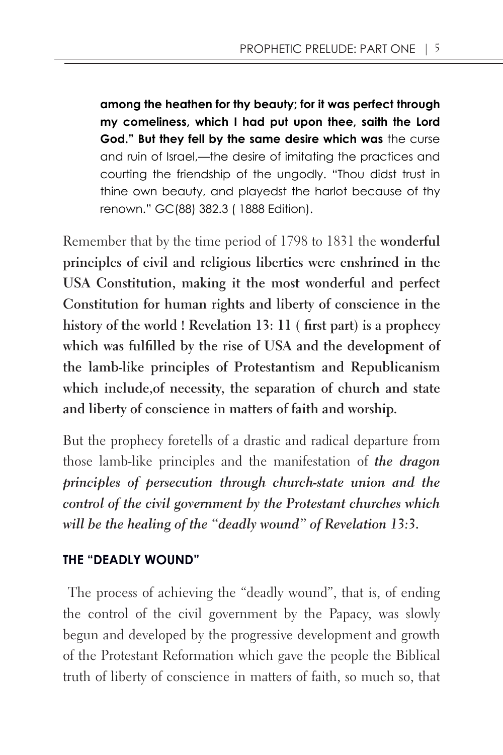> **among the heathen for thy beauty; for it was perfect through my comeliness, which I had put upon thee, saith the Lord God." But they fell by the same desire which was** the curse and ruin of Israel,—the desire of imitating the practices and courting the friendship of the ungodly. "Thou didst trust in thine own beauty, and playedst the harlot because of thy renown." GC(88) 382.3 ( 1888 Edition).

Remember that by the time period of 1798 to 1831 the **wonderful principles of civil and religious liberties were enshrined in the USA Constitution, making it the most wonderful and perfect Constitution for human rights and liberty of conscience in the history of the world ! Revelation 13: 11 ( first part) is a prophecy which was fulfilled by the rise of USA and the development of the lamb-like principles of Protestantism and Republicanism which include,of necessity, the separation of church and state and liberty of conscience in matters of faith and worship.**

But the prophecy foretells of a drastic and radical departure from those lamb-like principles and the manifestation of ***the dragon principles of persecution through church-state union and the control of the civil government by the Protestant churches which will be the healing of the "deadly wound" of Revelation 13:3.***

### THE "DEADLY WOUND"

The process of achieving the "deadly wound", that is, of ending the control of the civil government by the Papacy, was slowly begun and developed by the progressive development and growth of the Protestant Reformation which gave the people the Biblical truth of liberty of conscience in matters of faith, so much so, that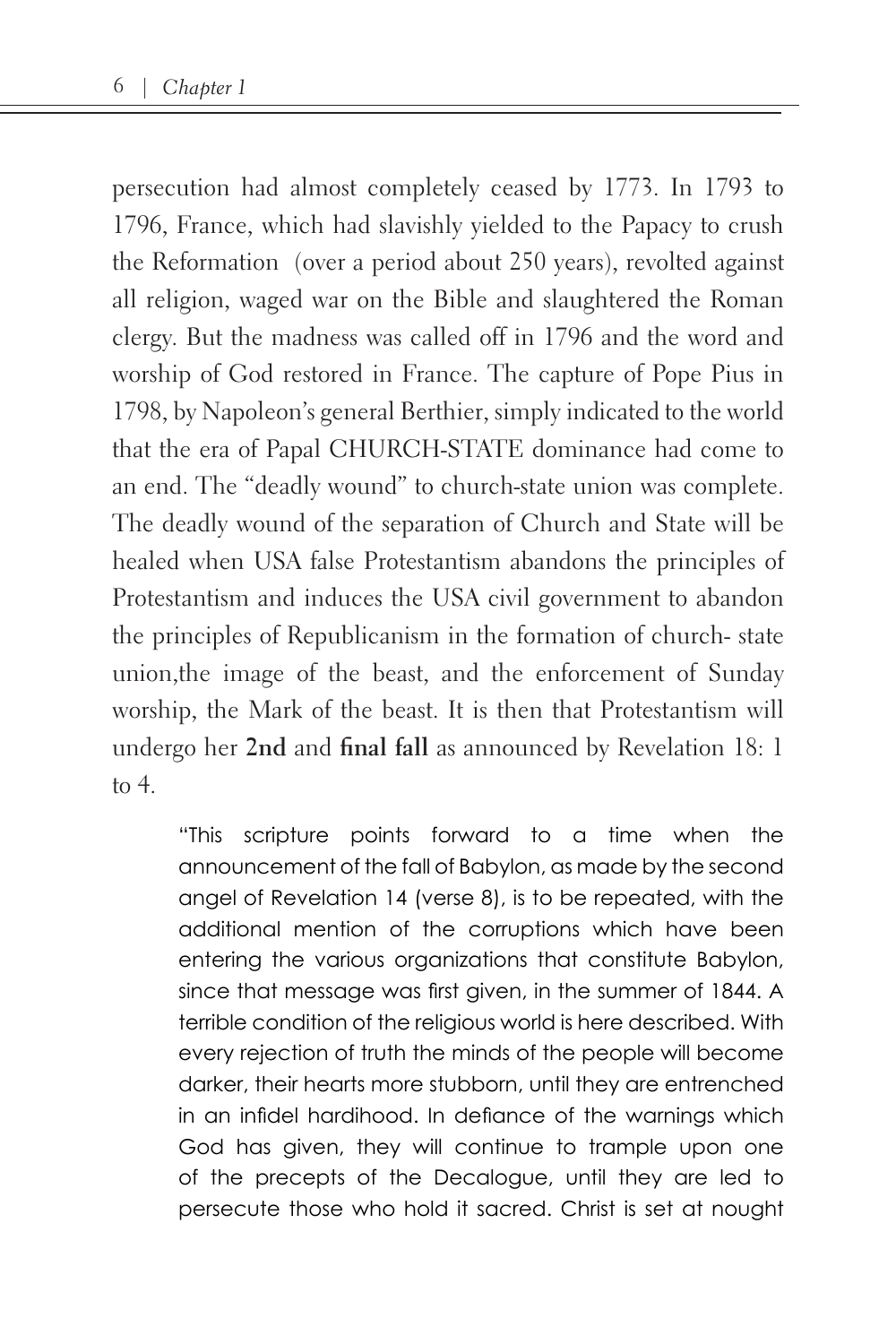persecution had almost completely ceased by 1773. In 1793 to 1796, France, which had slavishly yielded to the Papacy to crush the Reformation  (over a period about 250 years), revolted against all religion, waged war on the Bible and slaughtered the Roman clergy. But the madness was called off in 1796 and the word and worship of God restored in France. The capture of Pope Pius in 1798, by Napoleon's general Berthier, simply indicated to the world that the era of Papal CHURCH-STATE dominance had come to an end. The "deadly wound" to church-state union was complete. The deadly wound of the separation of Church and State will be healed when USA false Protestantism abandons the principles of Protestantism and induces the USA civil government to abandon the principles of Republicanism in the formation of church- state union,the image of the beast, and the enforcement of Sunday worship, the Mark of the beast. It is then that Protestantism will undergo her **2nd** and **final fall** as announced by Revelation 18: 1 to 4.

> "This scripture points forward to a time when the announcement of the fall of Babylon, as made by the second angel of Revelation 14 (verse 8), is to be repeated, with the additional mention of the corruptions which have been entering the various organizations that constitute Babylon, since that message was first given, in the summer of 1844. A terrible condition of the religious world is here described. With every rejection of truth the minds of the people will become darker, their hearts more stubborn, until they are entrenched in an infidel hardihood. In defiance of the warnings which God has given, they will continue to trample upon one of the precepts of the Decalogue, until they are led to persecute those who hold it sacred. Christ is set at nought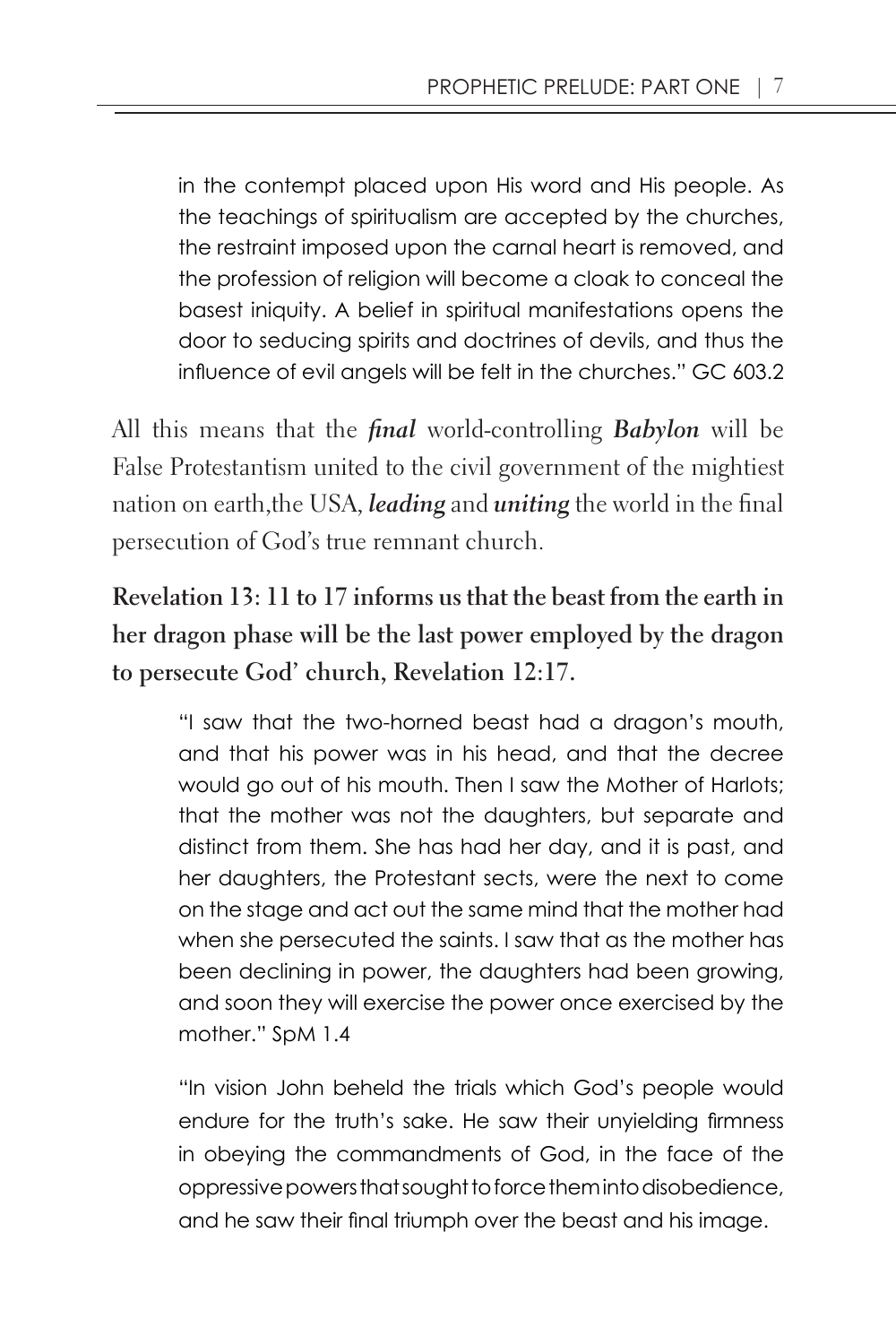> in the contempt placed upon His word and His people. As the teachings of spiritualism are accepted by the churches, the restraint imposed upon the carnal heart is removed, and the profession of religion will become a cloak to conceal the basest iniquity. A belief in spiritual manifestations opens the door to seducing spirits and doctrines of devils, and thus the influence of evil angels will be felt in the churches." GC 603.2

All this means that the ***final*** world-controlling ***Babylon*** will be False Protestantism united to the civil government of the mightiest nation on earth,the USA, ***leading*** and ***uniting*** the world in the final persecution of God's true remnant church.

**Revelation 13: 11 to 17 informs us that the beast from the earth in her dragon phase will be the last power employed by the dragon to persecute God' church, Revelation 12:17.**

> "I saw that the two-horned beast had a dragon's mouth, and that his power was in his head, and that the decree would go out of his mouth. Then I saw the Mother of Harlots; that the mother was not the daughters, but separate and distinct from them. She has had her day, and it is past, and her daughters, the Protestant sects, were the next to come on the stage and act out the same mind that the mother had when she persecuted the saints. I saw that as the mother has been declining in power, the daughters had been growing, and soon they will exercise the power once exercised by the mother." SpM 1.4

> "In vision John beheld the trials which God's people would endure for the truth's sake. He saw their unyielding firmness in obeying the commandments of God, in the face of the oppressive powers that sought to force them into disobedience, and he saw their final triumph over the beast and his image.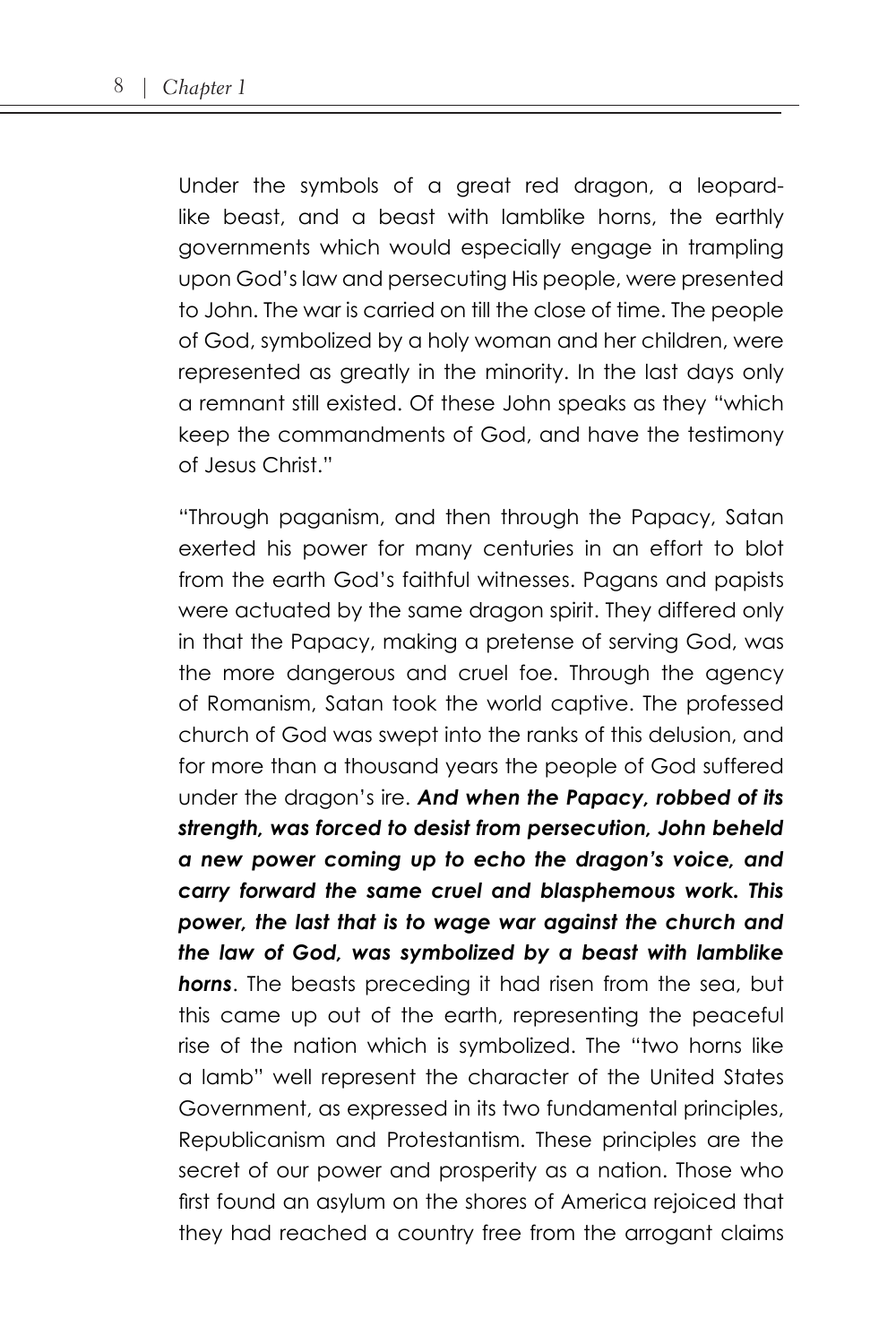Under the symbols of a great red dragon, a leopard-like beast, and a beast with lamblike horns, the earthly governments which would especially engage in trampling upon God's law and persecuting His people, were presented to John. The war is carried on till the close of time. The people of God, symbolized by a holy woman and her children, were represented as greatly in the minority. In the last days only a remnant still existed. Of these John speaks as they "which keep the commandments of God, and have the testimony of Jesus Christ."

"Through paganism, and then through the Papacy, Satan exerted his power for many centuries in an effort to blot from the earth God's faithful witnesses. Pagans and papists were actuated by the same dragon spirit. They differed only in that the Papacy, making a pretense of serving God, was the more dangerous and cruel foe. Through the agency of Romanism, Satan took the world captive. The professed church of God was swept into the ranks of this delusion, and for more than a thousand years the people of God suffered under the dragon's ire. ***And when the Papacy, robbed of its strength, was forced to desist from persecution, John beheld a new power coming up to echo the dragon's voice, and carry forward the same cruel and blasphemous work. This power, the last that is to wage war against the church and the law of God, was symbolized by a beast with lamblike horns***. The beasts preceding it had risen from the sea, but this came up out of the earth, representing the peaceful rise of the nation which is symbolized. The "two horns like a lamb" well represent the character of the United States Government, as expressed in its two fundamental principles, Republicanism and Protestantism. These principles are the secret of our power and prosperity as a nation. Those who first found an asylum on the shores of America rejoiced that they had reached a country free from the arrogant claims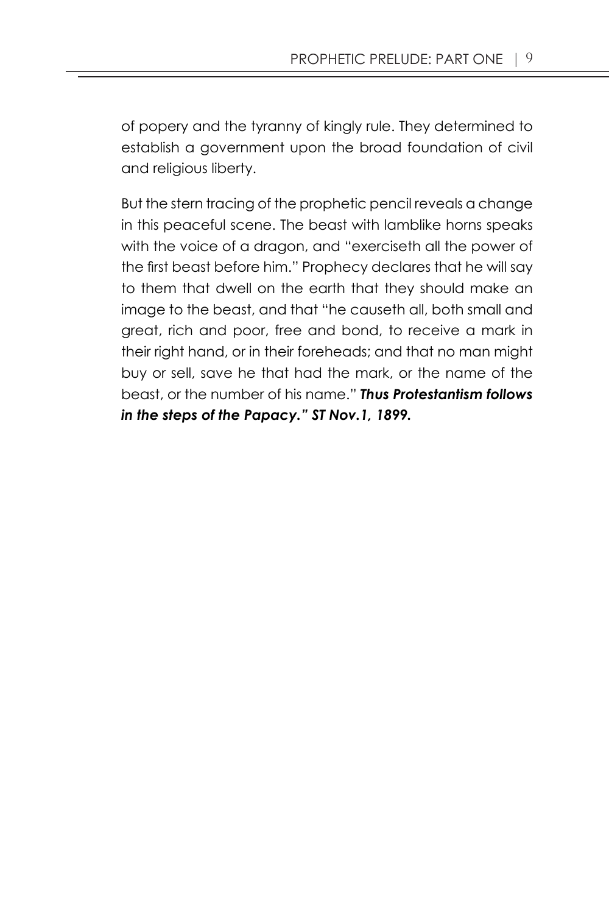of popery and the tyranny of kingly rule. They determined to establish a government upon the broad foundation of civil and religious liberty.

But the stern tracing of the prophetic pencil reveals a change in this peaceful scene. The beast with lamblike horns speaks with the voice of a dragon, and "exerciseth all the power of the first beast before him." Prophecy declares that he will say to them that dwell on the earth that they should make an image to the beast, and that "he causeth all, both small and great, rich and poor, free and bond, to receive a mark in their right hand, or in their foreheads; and that no man might buy or sell, save he that had the mark, or the name of the beast, or the number of his name." ***Thus Protestantism follows in the steps of the Papacy." ST Nov.1, 1899.***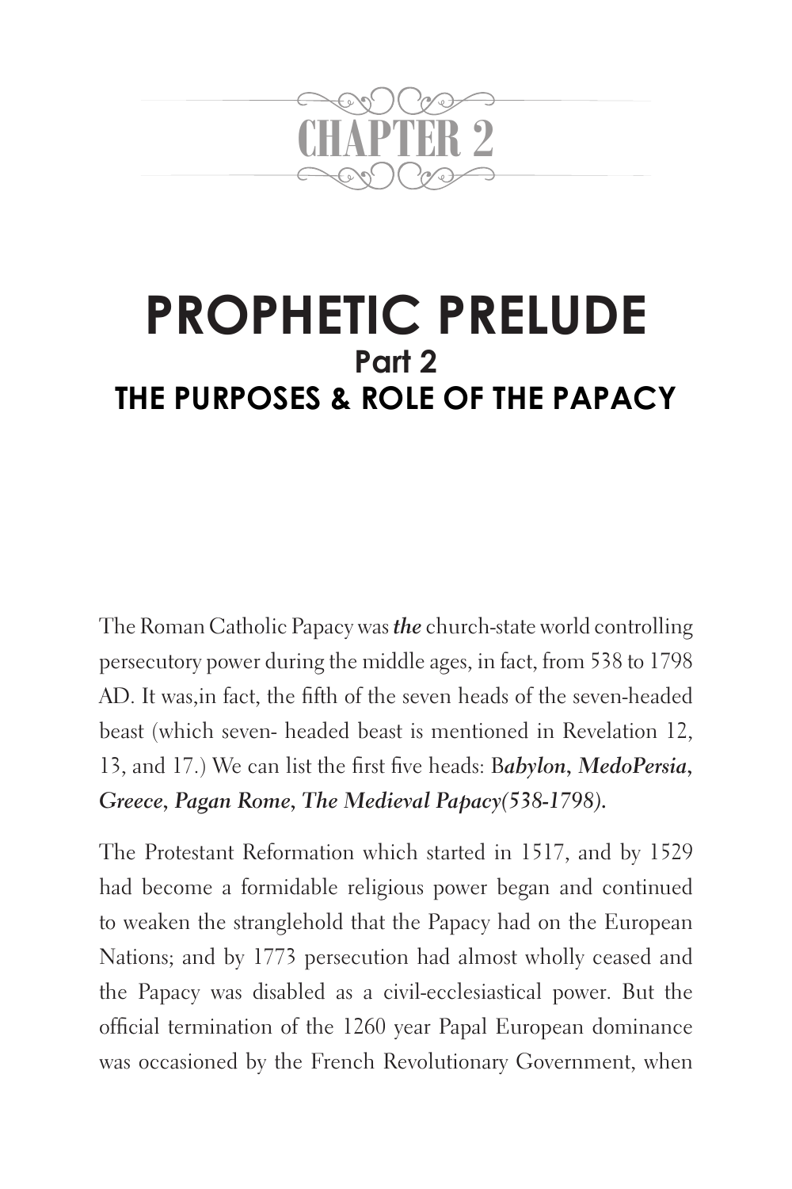# CHAPTER 2

## PROPHETIC PRELUDE

### Part 2

### THE PURPOSES & ROLE OF THE PAPACY

The Roman Catholic Papacy was ***the*** church-state world controlling persecutory power during the middle ages, in fact, from 538 to 1798 AD. It was,in fact, the fifth of the seven heads of the seven-headed beast (which seven- headed beast is mentioned in Revelation 12, 13, and 17.) We can list the first five heads: B***abylon***, ***MedoPersia***, ***Greece***, ***Pagan Rome***, ***The Medieval Papacy(538-1798)***.

The Protestant Reformation which started in 1517, and by 1529 had become a formidable religious power began and continued to weaken the stranglehold that the Papacy had on the European Nations; and by 1773 persecution had almost wholly ceased and the Papacy was disabled as a civil-ecclesiastical power. But the official termination of the 1260 year Papal European dominance was occasioned by the French Revolutionary Government, when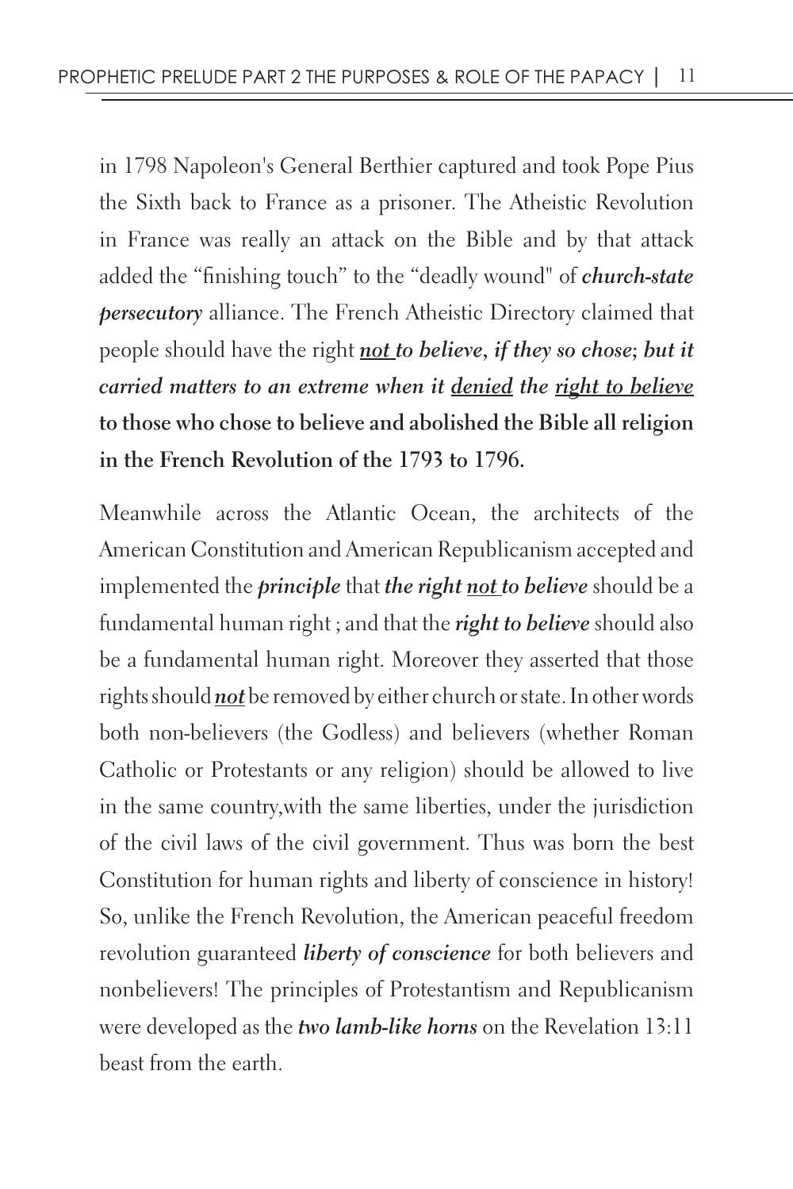in 1798 Napoleon's General Berthier captured and took Pope Pius the Sixth back to France as a prisoner. The Atheistic Revolution in France was really an attack on the Bible and by that attack added the "finishing touch" to the "deadly wound" of ***church-state persecutory*** alliance. The French Atheistic Directory claimed that people should have the right ***<u>not</u> to believe, if they so chose; but it carried matters to an extreme when it <u>denied</u> the <u>right to believe</u>*** **to those who chose to believe and abolished the Bible all religion in the French Revolution of the 1793 to 1796.**

Meanwhile across the Atlantic Ocean, the architects of the American Constitution and American Republicanism accepted and implemented the ***principle*** that ***the right <u>not</u> to believe*** should be a fundamental human right ; and that the ***right to believe*** should also be a fundamental human right. Moreover they asserted that those rights should ***<u>not</u>*** be removed by either church or state. In other words both non-believers (the Godless) and believers (whether Roman Catholic or Protestants or any religion) should be allowed to live in the same country,with the same liberties, under the jurisdiction of the civil laws of the civil government. Thus was born the best Constitution for human rights and liberty of conscience in history! So, unlike the French Revolution, the American peaceful freedom revolution guaranteed ***liberty of conscience*** for both believers and nonbelievers! The principles of Protestantism and Republicanism were developed as the ***two lamb-like horns*** on the Revelation 13:11 beast from the earth.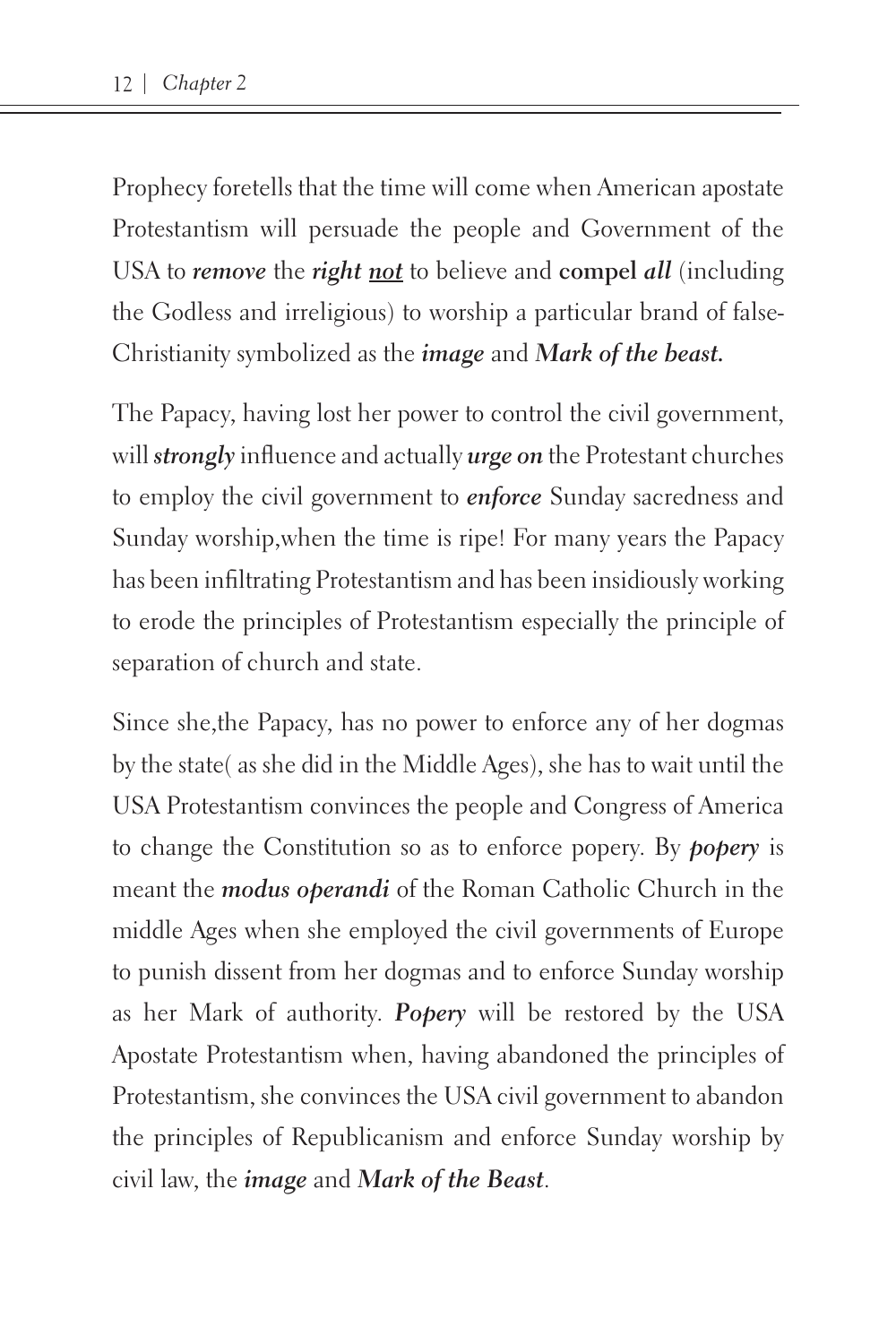Prophecy foretells that the time will come when American apostate Protestantism will persuade the people and Government of the USA to ***remove*** the ***right <u>not</u>*** to believe and **compel *all*** (including the Godless and irreligious) to worship a particular brand of false-Christianity symbolized as the ***image*** and ***Mark of the beast.***

The Papacy, having lost her power to control the civil government, will ***strongly*** influence and actually ***urge on*** the Protestant churches to employ the civil government to ***enforce*** Sunday sacredness and Sunday worship,when the time is ripe! For many years the Papacy has been infiltrating Protestantism and has been insidiously working to erode the principles of Protestantism especially the principle of separation of church and state.

Since she,the Papacy, has no power to enforce any of her dogmas by the state( as she did in the Middle Ages), she has to wait until the USA Protestantism convinces the people and Congress of America to change the Constitution so as to enforce popery. By ***popery*** is meant the ***modus operandi*** of the Roman Catholic Church in the middle Ages when she employed the civil governments of Europe to punish dissent from her dogmas and to enforce Sunday worship as her Mark of authority. ***Popery*** will be restored by the USA Apostate Protestantism when, having abandoned the principles of Protestantism, she convinces the USA civil government to abandon the principles of Republicanism and enforce Sunday worship by civil law, the ***image*** and ***Mark of the Beast***.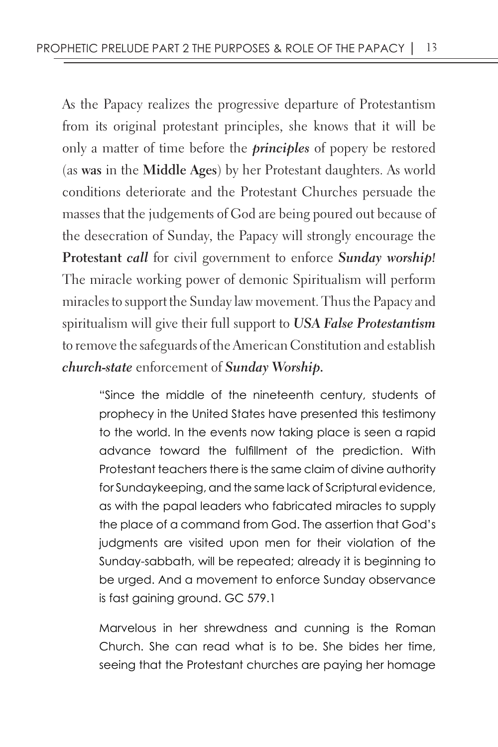As the Papacy realizes the progressive departure of Protestantism from its original protestant principles, she knows that it will be only a matter of time before the ***principles*** of popery be restored (as **was** in the **Middle Ages**) by her Protestant daughters. As world conditions deteriorate and the Protestant Churches persuade the masses that the judgements of God are being poured out because of the desecration of Sunday, the Papacy will strongly encourage the **Protestant *call*** for civil government to enforce ***Sunday worship!*** The miracle working power of demonic Spiritualism will perform miracles to support the Sunday law movement. Thus the Papacy and spiritualism will give their full support to ***USA False Protestantism*** to remove the safeguards of the American Constitution and establish ***church-state*** enforcement of ***Sunday Worship.***

> "Since the middle of the nineteenth century, students of prophecy in the United States have presented this testimony to the world. In the events now taking place is seen a rapid advance toward the fulfillment of the prediction. With Protestant teachers there is the same claim of divine authority for Sundaykeeping, and the same lack of Scriptural evidence, as with the papal leaders who fabricated miracles to supply the place of a command from God. The assertion that God's judgments are visited upon men for their violation of the Sunday-sabbath, will be repeated; already it is beginning to be urged. And a movement to enforce Sunday observance is fast gaining ground. GC 579.1
>
> Marvelous in her shrewdness and cunning is the Roman Church. She can read what is to be. She bides her time, seeing that the Protestant churches are paying her homage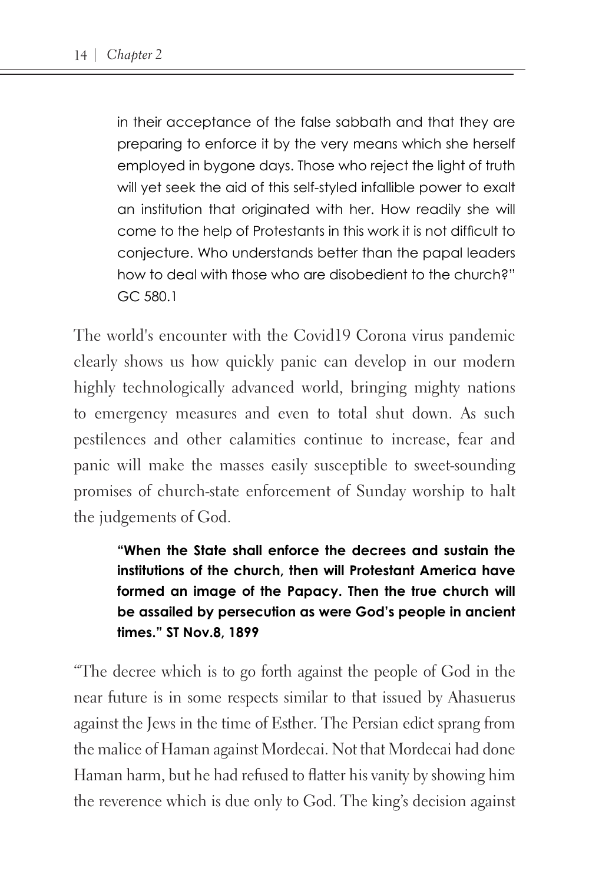> in their acceptance of the false sabbath and that they are preparing to enforce it by the very means which she herself employed in bygone days. Those who reject the light of truth will yet seek the aid of this self-styled infallible power to exalt an institution that originated with her. How readily she will come to the help of Protestants in this work it is not difficult to conjecture. Who understands better than the papal leaders how to deal with those who are disobedient to the church?" GC 580.1

The world's encounter with the Covid19 Corona virus pandemic clearly shows us how quickly panic can develop in our modern highly technologically advanced world, bringing mighty nations to emergency measures and even to total shut down. As such pestilences and other calamities continue to increase, fear and panic will make the masses easily susceptible to sweet-sounding promises of church-state enforcement of Sunday worship to halt the judgements of God.

> **"When the State shall enforce the decrees and sustain the institutions of the church, then will Protestant America have formed an image of the Papacy. Then the true church will be assailed by persecution as were God's people in ancient times." ST Nov.8, 1899**

"The decree which is to go forth against the people of God in the near future is in some respects similar to that issued by Ahasuerus against the Jews in the time of Esther. The Persian edict sprang from the malice of Haman against Mordecai. Not that Mordecai had done Haman harm, but he had refused to flatter his vanity by showing him the reverence which is due only to God. The king's decision against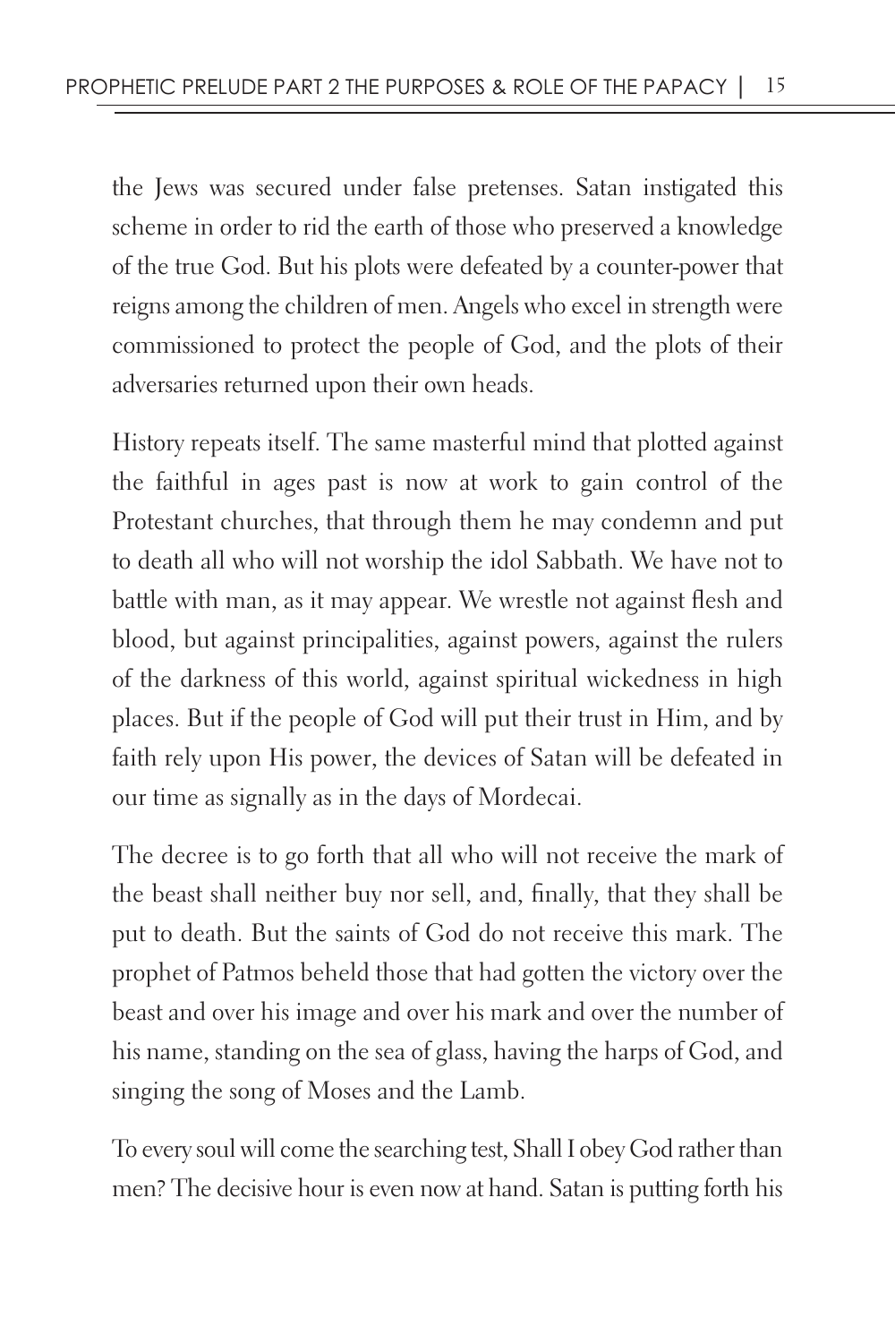the Jews was secured under false pretenses. Satan instigated this scheme in order to rid the earth of those who preserved a knowledge of the true God. But his plots were defeated by a counter-power that reigns among the children of men. Angels who excel in strength were commissioned to protect the people of God, and the plots of their adversaries returned upon their own heads.

History repeats itself. The same masterful mind that plotted against the faithful in ages past is now at work to gain control of the Protestant churches, that through them he may condemn and put to death all who will not worship the idol Sabbath. We have not to battle with man, as it may appear. We wrestle not against flesh and blood, but against principalities, against powers, against the rulers of the darkness of this world, against spiritual wickedness in high places. But if the people of God will put their trust in Him, and by faith rely upon His power, the devices of Satan will be defeated in our time as signally as in the days of Mordecai.

The decree is to go forth that all who will not receive the mark of the beast shall neither buy nor sell, and, finally, that they shall be put to death. But the saints of God do not receive this mark. The prophet of Patmos beheld those that had gotten the victory over the beast and over his image and over his mark and over the number of his name, standing on the sea of glass, having the harps of God, and singing the song of Moses and the Lamb.

To every soul will come the searching test, Shall I obey God rather than men? The decisive hour is even now at hand. Satan is putting forth his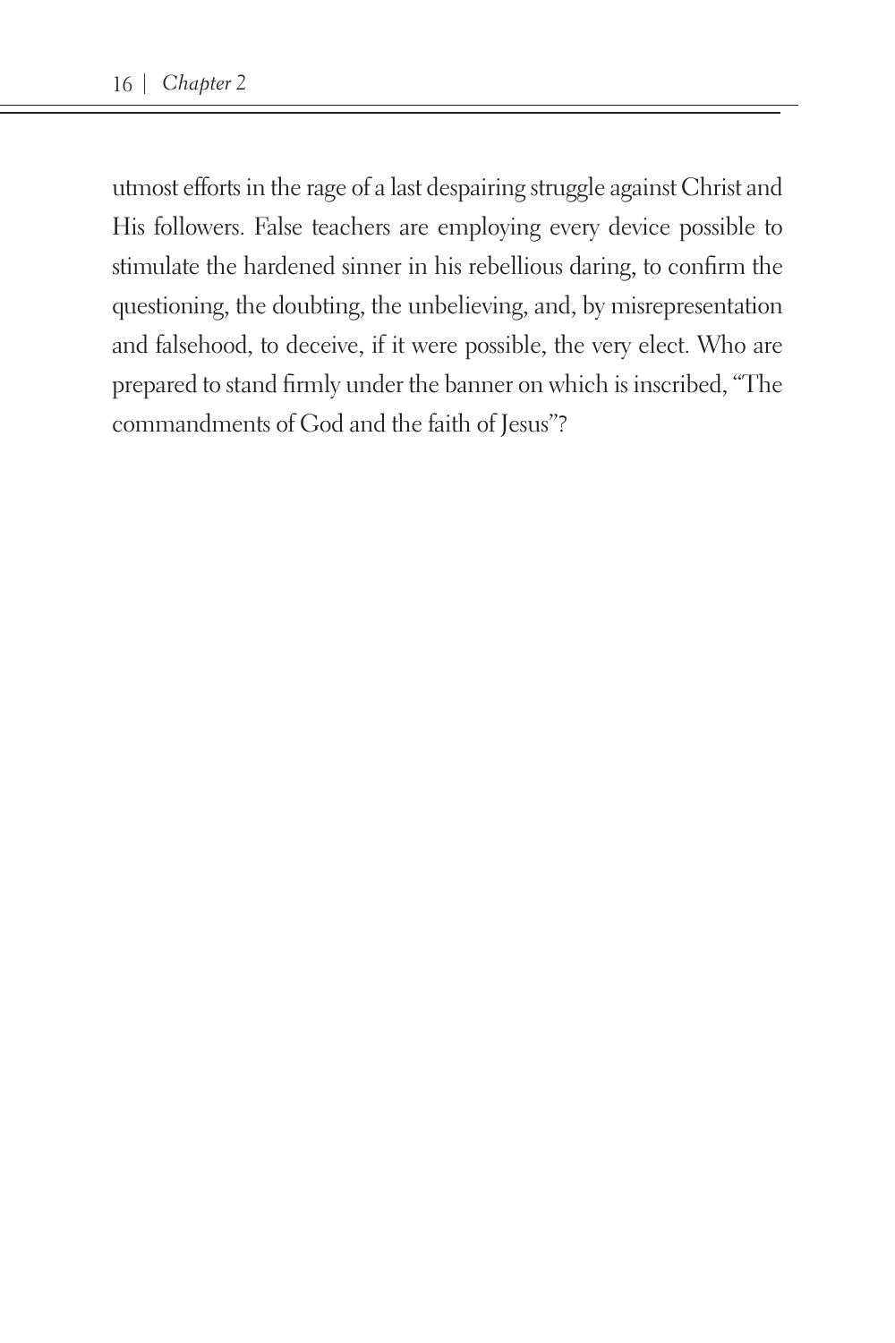utmost efforts in the rage of a last despairing struggle against Christ and His followers. False teachers are employing every device possible to stimulate the hardened sinner in his rebellious daring, to confirm the questioning, the doubting, the unbelieving, and, by misrepresentation and falsehood, to deceive, if it were possible, the very elect. Who are prepared to stand firmly under the banner on which is inscribed, "The commandments of God and the faith of Jesus"?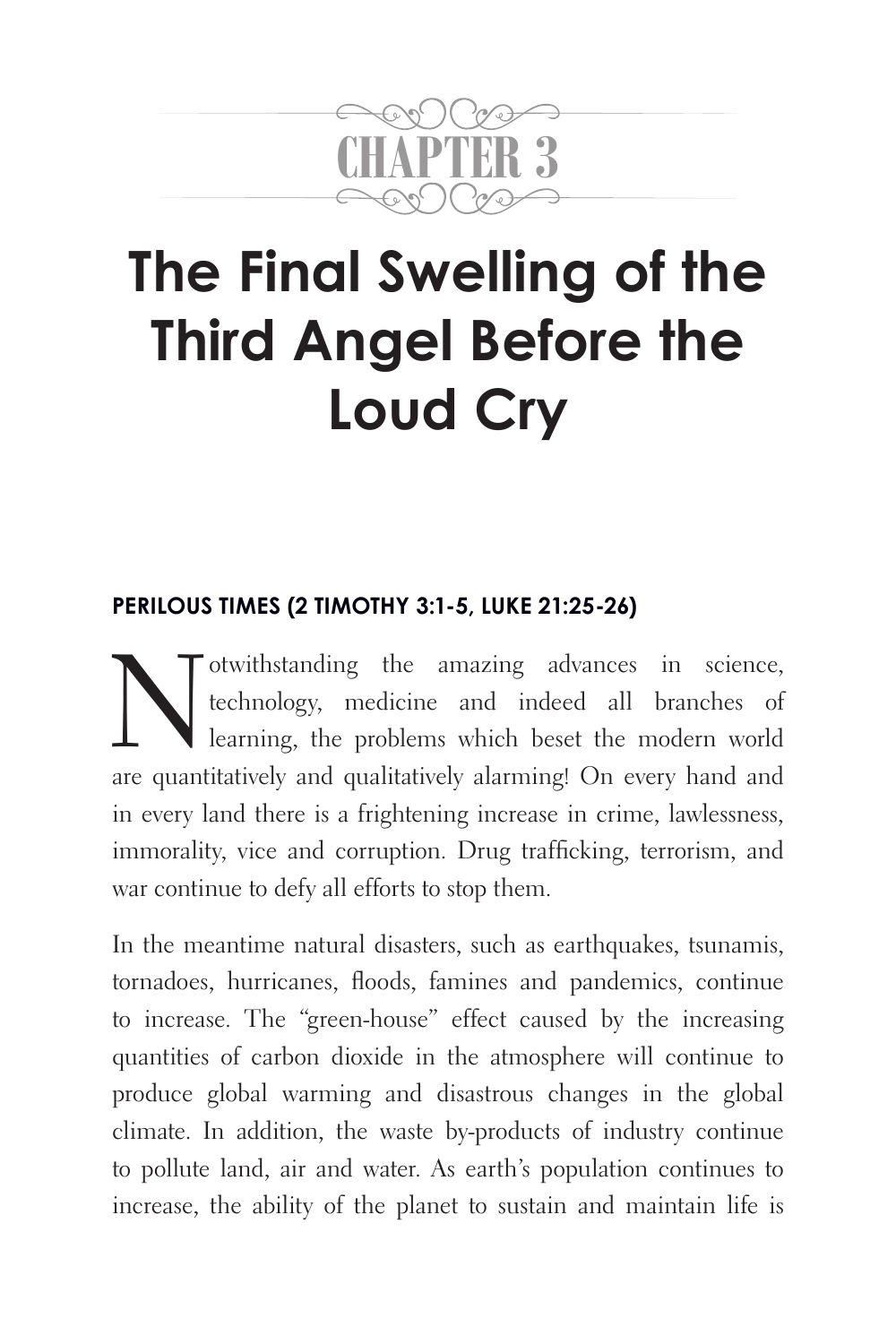# CHAPTER 3

# The Final Swelling of the Third Angel Before the Loud Cry

## PERILOUS TIMES (2 TIMOTHY 3:1-5, LUKE 21:25-26)

Notwithstanding the amazing advances in science, technology, medicine and indeed all branches of learning, the problems which beset the modern world are quantitatively and qualitatively alarming! On every hand and in every land there is a frightening increase in crime, lawlessness, immorality, vice and corruption. Drug trafficking, terrorism, and war continue to defy all efforts to stop them.

In the meantime natural disasters, such as earthquakes, tsunamis, tornadoes, hurricanes, floods, famines and pandemics, continue to increase. The "green-house" effect caused by the increasing quantities of carbon dioxide in the atmosphere will continue to produce global warming and disastrous changes in the global climate. In addition, the waste by-products of industry continue to pollute land, air and water. As earth's population continues to increase, the ability of the planet to sustain and maintain life is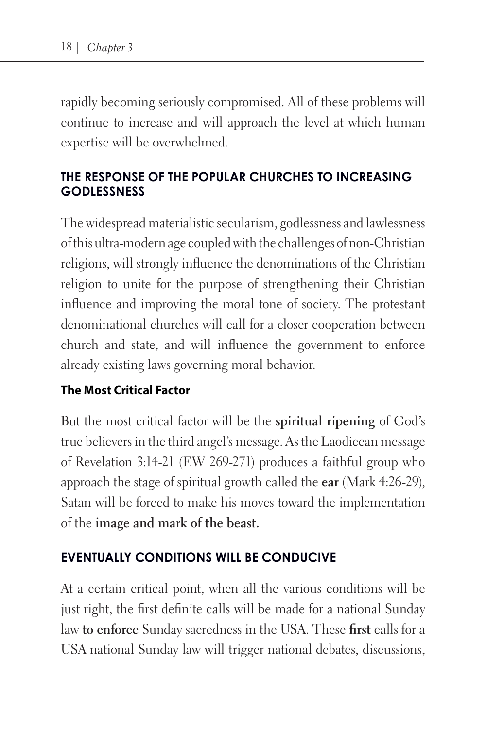rapidly becoming seriously compromised. All of these problems will continue to increase and will approach the level at which human expertise will be overwhelmed.

## THE RESPONSE OF THE POPULAR CHURCHES TO INCREASING GODLESSNESS

The widespread materialistic secularism, godlessness and lawlessness of this ultra-modern age coupled with the challenges of non-Christian religions, will strongly influence the denominations of the Christian religion to unite for the purpose of strengthening their Christian influence and improving the moral tone of society. The protestant denominational churches will call for a closer cooperation between church and state, and will influence the government to enforce already existing laws governing moral behavior.

### The Most Critical Factor

But the most critical factor will be the **spiritual ripening** of God's true believers in the third angel's message. As the Laodicean message of Revelation 3:14-21 (EW 269-271) produces a faithful group who approach the stage of spiritual growth called the **ear** (Mark 4:26-29), Satan will be forced to make his moves toward the implementation of the **image and mark of the beast.**

## EVENTUALLY CONDITIONS WILL BE CONDUCIVE

At a certain critical point, when all the various conditions will be just right, the first definite calls will be made for a national Sunday law **to enforce** Sunday sacredness in the USA. These **first** calls for a USA national Sunday law will trigger national debates, discussions,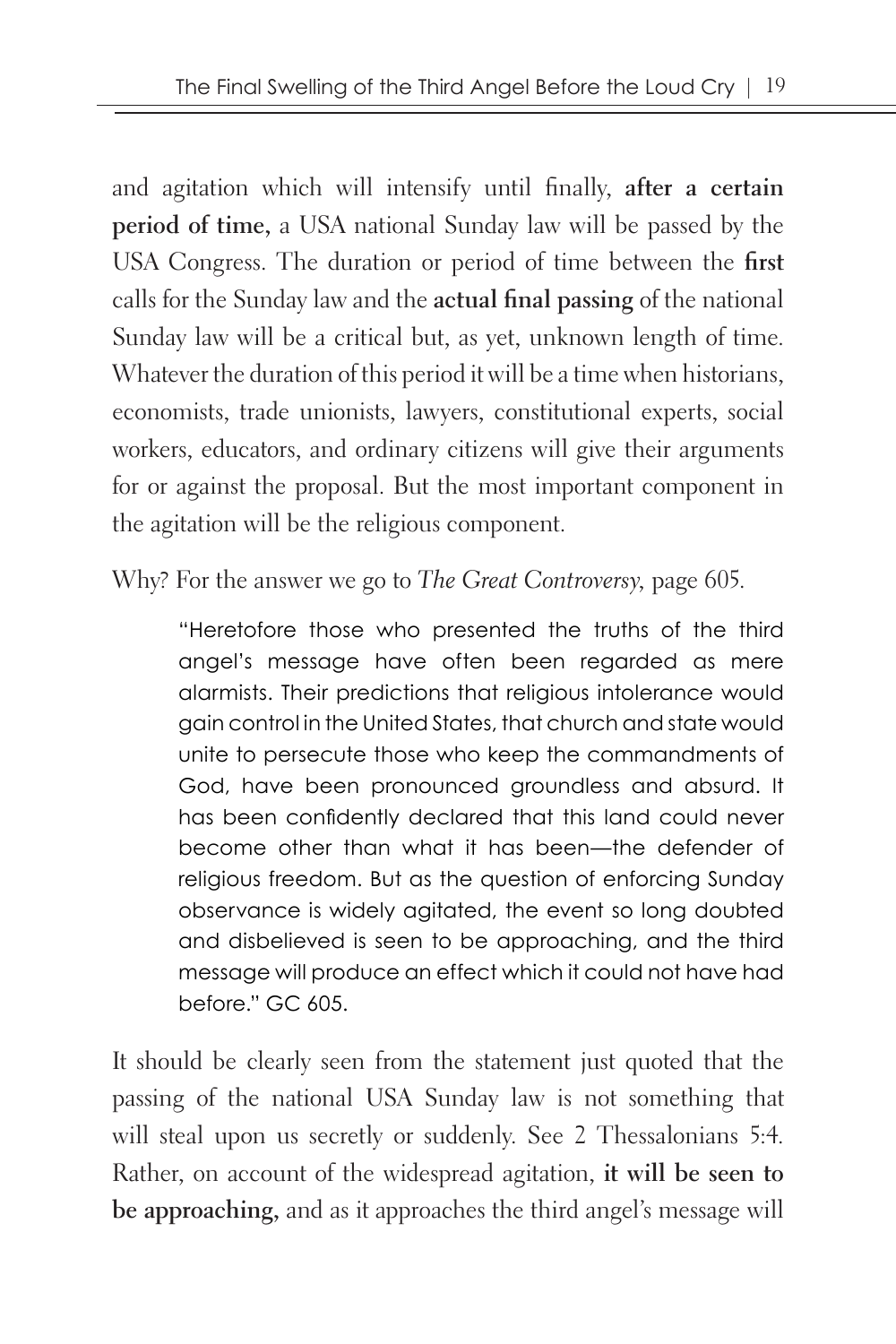and agitation which will intensify until finally, **after a certain period of time,** a USA national Sunday law will be passed by the USA Congress. The duration or period of time between the **first** calls for the Sunday law and the **actual final passing** of the national Sunday law will be a critical but, as yet, unknown length of time. Whatever the duration of this period it will be a time when historians, economists, trade unionists, lawyers, constitutional experts, social workers, educators, and ordinary citizens will give their arguments for or against the proposal. But the most important component in the agitation will be the religious component.

Why? For the answer we go to *The Great Controversy*, page 605.

> "Heretofore those who presented the truths of the third angel's message have often been regarded as mere alarmists. Their predictions that religious intolerance would gain control in the United States, that church and state would unite to persecute those who keep the commandments of God, have been pronounced groundless and absurd. It has been confidently declared that this land could never become other than what it has been—the defender of religious freedom. But as the question of enforcing Sunday observance is widely agitated, the event so long doubted and disbelieved is seen to be approaching, and the third message will produce an effect which it could not have had before." GC 605.

It should be clearly seen from the statement just quoted that the passing of the national USA Sunday law is not something that will steal upon us secretly or suddenly. See 2 Thessalonians 5:4. Rather, on account of the widespread agitation, **it will be seen to be approaching,** and as it approaches the third angel's message will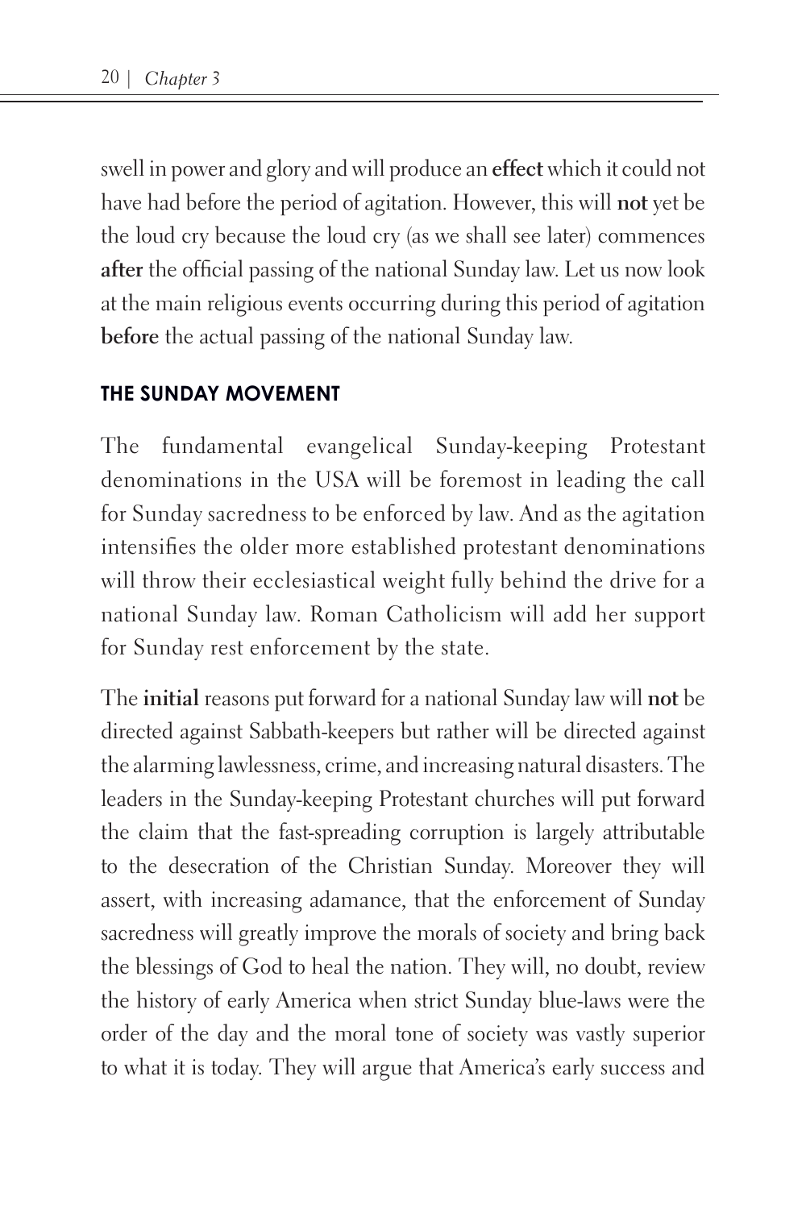swell in power and glory and will produce an **effect** which it could not have had before the period of agitation. However, this will **not** yet be the loud cry because the loud cry (as we shall see later) commences **after** the official passing of the national Sunday law. Let us now look at the main religious events occurring during this period of agitation **before** the actual passing of the national Sunday law.

### THE SUNDAY MOVEMENT

The fundamental evangelical Sunday-keeping Protestant denominations in the USA will be foremost in leading the call for Sunday sacredness to be enforced by law. And as the agitation intensifies the older more established protestant denominations will throw their ecclesiastical weight fully behind the drive for a national Sunday law. Roman Catholicism will add her support for Sunday rest enforcement by the state.

The **initial** reasons put forward for a national Sunday law will **not** be directed against Sabbath-keepers but rather will be directed against the alarming lawlessness, crime, and increasing natural disasters. The leaders in the Sunday-keeping Protestant churches will put forward the claim that the fast-spreading corruption is largely attributable to the desecration of the Christian Sunday. Moreover they will assert, with increasing adamance, that the enforcement of Sunday sacredness will greatly improve the morals of society and bring back the blessings of God to heal the nation. They will, no doubt, review the history of early America when strict Sunday blue-laws were the order of the day and the moral tone of society was vastly superior to what it is today. They will argue that America's early success and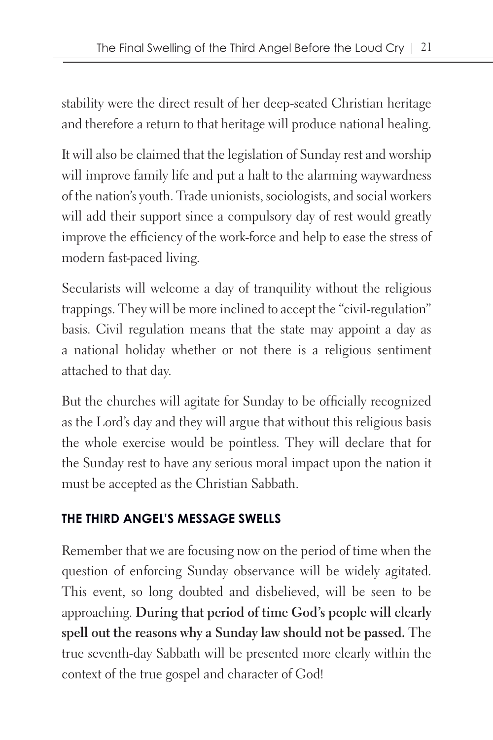stability were the direct result of her deep-seated Christian heritage and therefore a return to that heritage will produce national healing.

It will also be claimed that the legislation of Sunday rest and worship will improve family life and put a halt to the alarming waywardness of the nation's youth. Trade unionists, sociologists, and social workers will add their support since a compulsory day of rest would greatly improve the efficiency of the work-force and help to ease the stress of modern fast-paced living.

Secularists will welcome a day of tranquility without the religious trappings. They will be more inclined to accept the "civil-regulation" basis. Civil regulation means that the state may appoint a day as a national holiday whether or not there is a religious sentiment attached to that day.

But the churches will agitate for Sunday to be officially recognized as the Lord's day and they will argue that without this religious basis the whole exercise would be pointless. They will declare that for the Sunday rest to have any serious moral impact upon the nation it must be accepted as the Christian Sabbath.

### THE THIRD ANGEL'S MESSAGE SWELLS

Remember that we are focusing now on the period of time when the question of enforcing Sunday observance will be widely agitated. This event, so long doubted and disbelieved, will be seen to be approaching. **During that period of time God's people will clearly spell out the reasons why a Sunday law should not be passed.** The true seventh-day Sabbath will be presented more clearly within the context of the true gospel and character of God!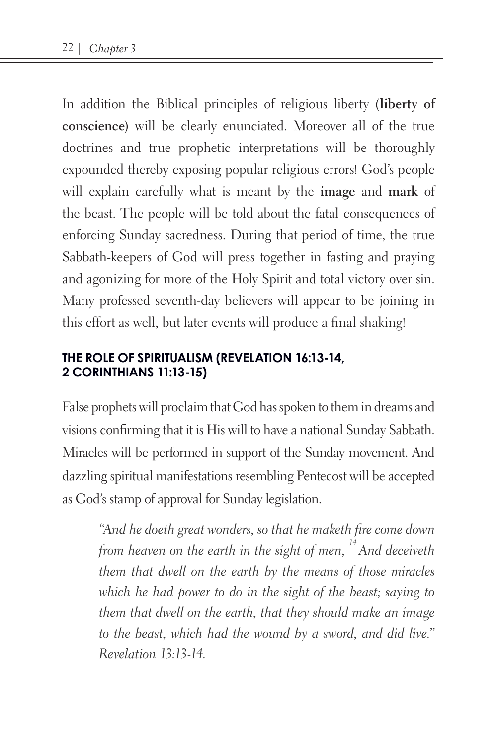In addition the Biblical principles of religious liberty (**liberty of conscience**) will be clearly enunciated. Moreover all of the true doctrines and true prophetic interpretations will be thoroughly expounded thereby exposing popular religious errors! God's people will explain carefully what is meant by the **image** and **mark** of the beast. The people will be told about the fatal consequences of enforcing Sunday sacredness. During that period of time, the true Sabbath-keepers of God will press together in fasting and praying and agonizing for more of the Holy Spirit and total victory over sin. Many professed seventh-day believers will appear to be joining in this effort as well, but later events will produce a final shaking!

### THE ROLE OF SPIRITUALISM (REVELATION 16:13-14, 2 CORINTHIANS 11:13-15)

False prophets will proclaim that God has spoken to them in dreams and visions confirming that it is His will to have a national Sunday Sabbath. Miracles will be performed in support of the Sunday movement. And dazzling spiritual manifestations resembling Pentecost will be accepted as God's stamp of approval for Sunday legislation.

> *"And he doeth great wonders, so that he maketh fire come down from heaven on the earth in the sight of men, [14] And deceiveth them that dwell on the earth by the means of those miracles which he had power to do in the sight of the beast; saying to them that dwell on the earth, that they should make an image to the beast, which had the wound by a sword, and did live." Revelation 13:13-14.*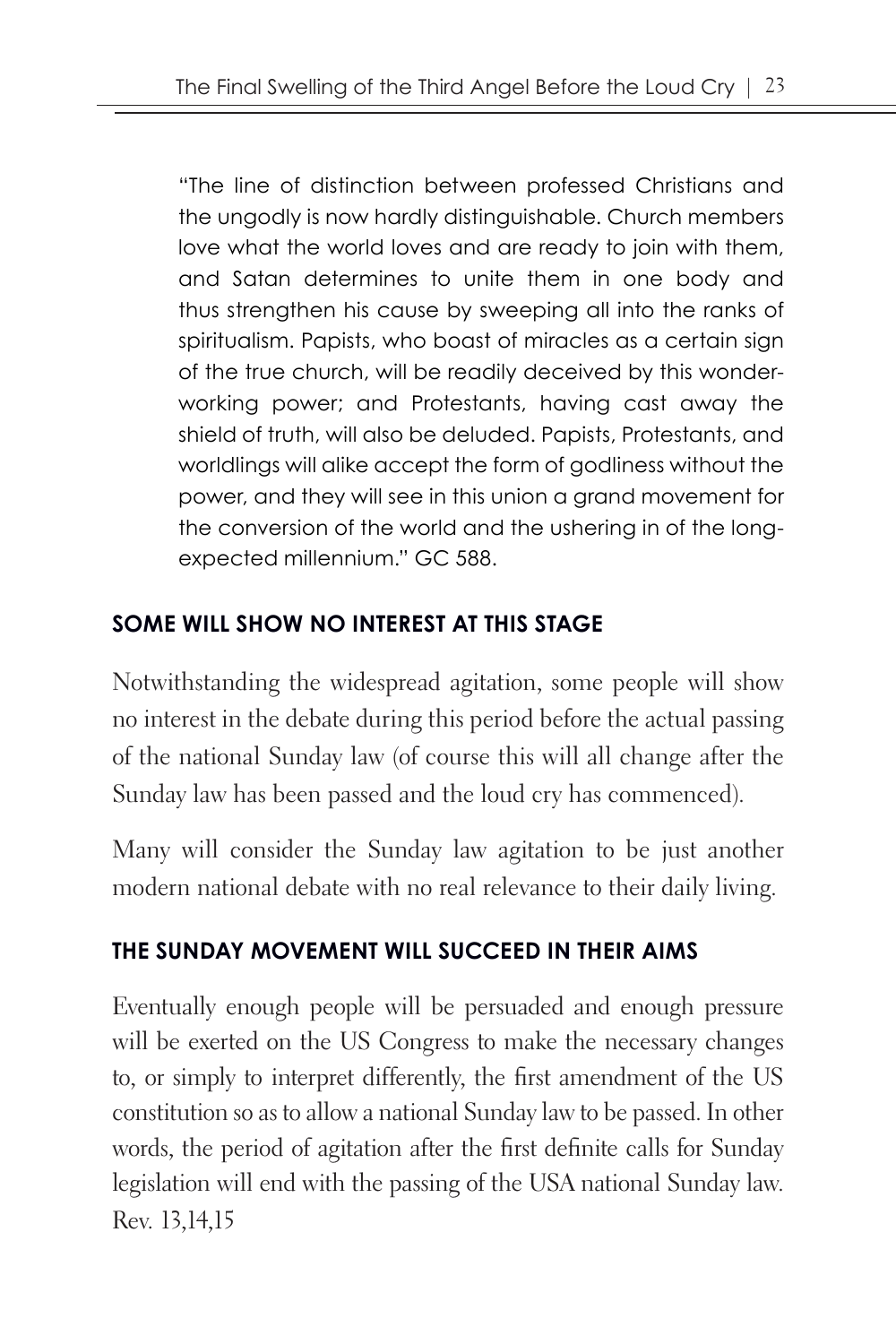> "The line of distinction between professed Christians and the ungodly is now hardly distinguishable. Church members love what the world loves and are ready to join with them, and Satan determines to unite them in one body and thus strengthen his cause by sweeping all into the ranks of spiritualism. Papists, who boast of miracles as a certain sign of the true church, will be readily deceived by this wonder-working power; and Protestants, having cast away the shield of truth, will also be deluded. Papists, Protestants, and worldlings will alike accept the form of godliness without the power, and they will see in this union a grand movement for the conversion of the world and the ushering in of the long-expected millennium." GC 588.

### SOME WILL SHOW NO INTEREST AT THIS STAGE

Notwithstanding the widespread agitation, some people will show no interest in the debate during this period before the actual passing of the national Sunday law (of course this will all change after the Sunday law has been passed and the loud cry has commenced).

Many will consider the Sunday law agitation to be just another modern national debate with no real relevance to their daily living.

### THE SUNDAY MOVEMENT WILL SUCCEED IN THEIR AIMS

Eventually enough people will be persuaded and enough pressure will be exerted on the US Congress to make the necessary changes to, or simply to interpret differently, the first amendment of the US constitution so as to allow a national Sunday law to be passed. In other words, the period of agitation after the first definite calls for Sunday legislation will end with the passing of the USA national Sunday law. Rev. 13,14,15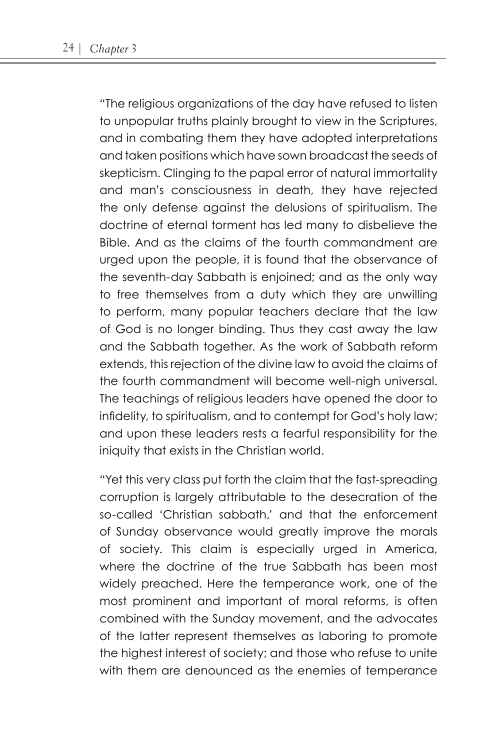"The religious organizations of the day have refused to listen to unpopular truths plainly brought to view in the Scriptures, and in combating them they have adopted interpretations and taken positions which have sown broadcast the seeds of skepticism. Clinging to the papal error of natural immortality and man's consciousness in death, they have rejected the only defense against the delusions of spiritualism. The doctrine of eternal torment has led many to disbelieve the Bible. And as the claims of the fourth commandment are urged upon the people, it is found that the observance of the seventh-day Sabbath is enjoined; and as the only way to free themselves from a duty which they are unwilling to perform, many popular teachers declare that the law of God is no longer binding. Thus they cast away the law and the Sabbath together. As the work of Sabbath reform extends, this rejection of the divine law to avoid the claims of the fourth commandment will become well-nigh universal. The teachings of religious leaders have opened the door to infidelity, to spiritualism, and to contempt for God's holy law; and upon these leaders rests a fearful responsibility for the iniquity that exists in the Christian world.

"Yet this very class put forth the claim that the fast-spreading corruption is largely attributable to the desecration of the so-called 'Christian sabbath,' and that the enforcement of Sunday observance would greatly improve the morals of society. This claim is especially urged in America, where the doctrine of the true Sabbath has been most widely preached. Here the temperance work, one of the most prominent and important of moral reforms, is often combined with the Sunday movement, and the advocates of the latter represent themselves as laboring to promote the highest interest of society; and those who refuse to unite with them are denounced as the enemies of temperance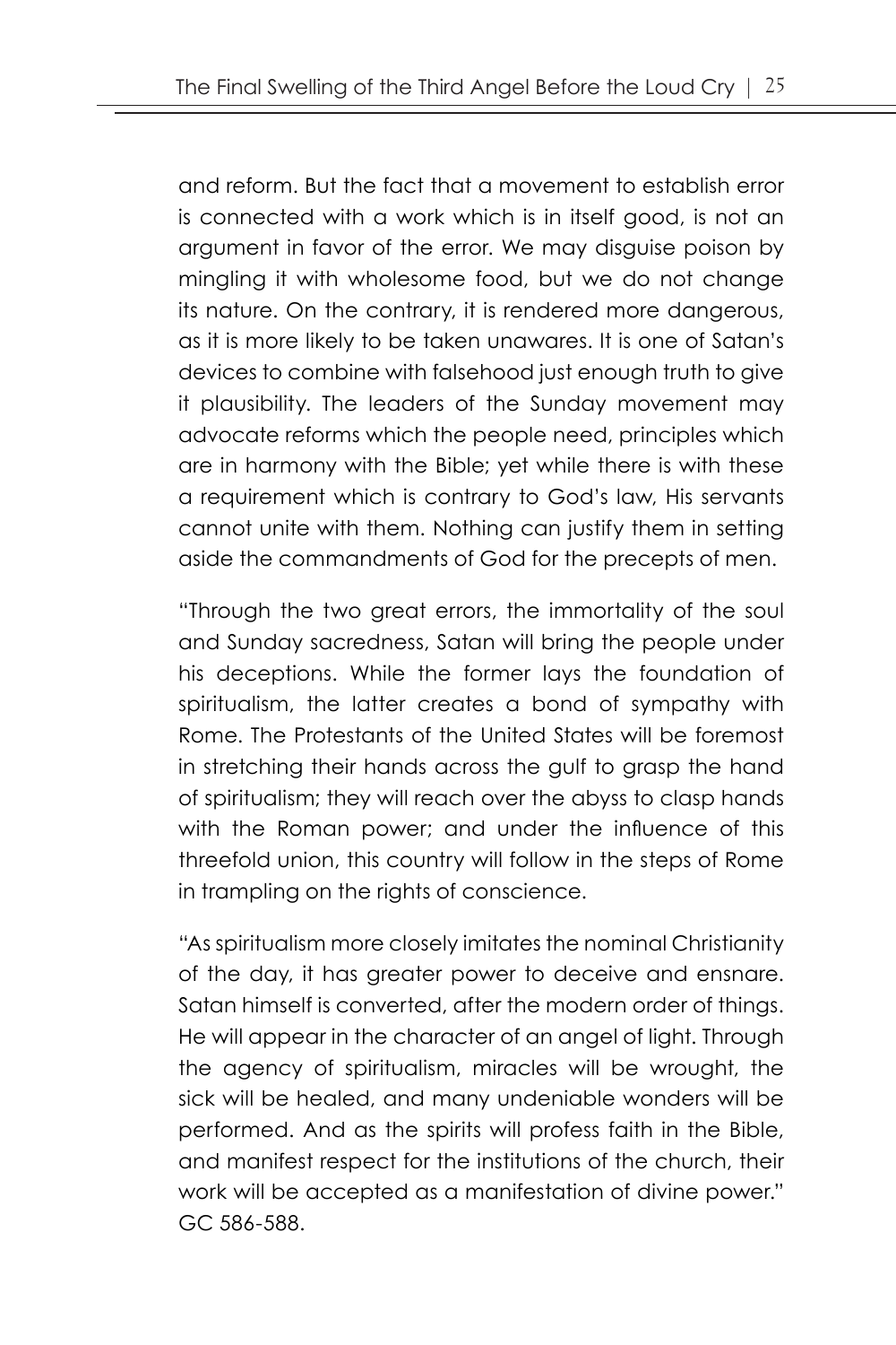and reform. But the fact that a movement to establish error is connected with a work which is in itself good, is not an argument in favor of the error. We may disguise poison by mingling it with wholesome food, but we do not change its nature. On the contrary, it is rendered more dangerous, as it is more likely to be taken unawares. It is one of Satan's devices to combine with falsehood just enough truth to give it plausibility. The leaders of the Sunday movement may advocate reforms which the people need, principles which are in harmony with the Bible; yet while there is with these a requirement which is contrary to God's law, His servants cannot unite with them. Nothing can justify them in setting aside the commandments of God for the precepts of men.

"Through the two great errors, the immortality of the soul and Sunday sacredness, Satan will bring the people under his deceptions. While the former lays the foundation of spiritualism, the latter creates a bond of sympathy with Rome. The Protestants of the United States will be foremost in stretching their hands across the gulf to grasp the hand of spiritualism; they will reach over the abyss to clasp hands with the Roman power; and under the influence of this threefold union, this country will follow in the steps of Rome in trampling on the rights of conscience.

"As spiritualism more closely imitates the nominal Christianity of the day, it has greater power to deceive and ensnare. Satan himself is converted, after the modern order of things. He will appear in the character of an angel of light. Through the agency of spiritualism, miracles will be wrought, the sick will be healed, and many undeniable wonders will be performed. And as the spirits will profess faith in the Bible, and manifest respect for the institutions of the church, their work will be accepted as a manifestation of divine power." GC 586-588.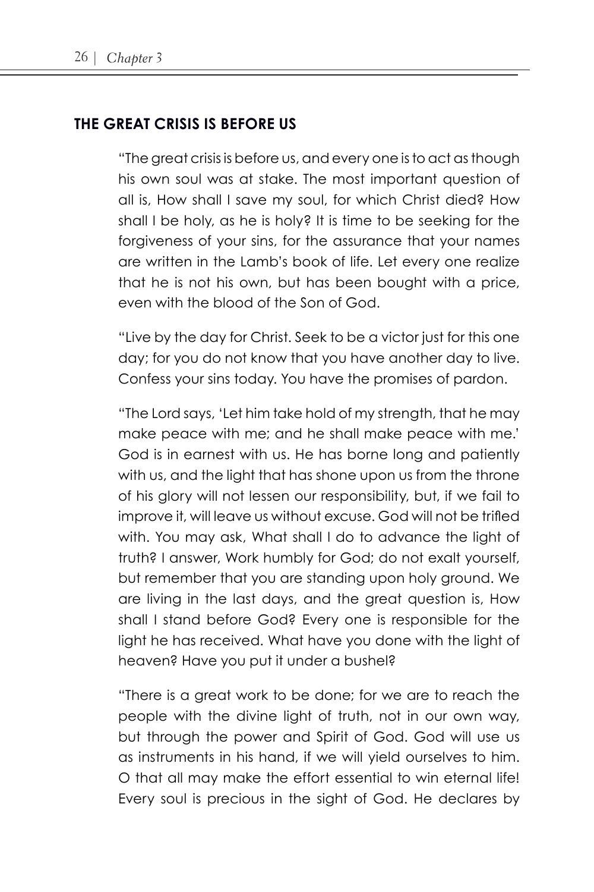## THE GREAT CRISIS IS BEFORE US

"The great crisis is before us, and every one is to act as though his own soul was at stake. The most important question of all is, How shall I save my soul, for which Christ died? How shall I be holy, as he is holy? It is time to be seeking for the forgiveness of your sins, for the assurance that your names are written in the Lamb's book of life. Let every one realize that he is not his own, but has been bought with a price, even with the blood of the Son of God.

"Live by the day for Christ. Seek to be a victor just for this one day; for you do not know that you have another day to live. Confess your sins today. You have the promises of pardon.

"The Lord says, 'Let him take hold of my strength, that he may make peace with me; and he shall make peace with me.' God is in earnest with us. He has borne long and patiently with us, and the light that has shone upon us from the throne of his glory will not lessen our responsibility, but, if we fail to improve it, will leave us without excuse. God will not be trifled with. You may ask, What shall I do to advance the light of truth? I answer, Work humbly for God; do not exalt yourself, but remember that you are standing upon holy ground. We are living in the last days, and the great question is, How shall I stand before God? Every one is responsible for the light he has received. What have you done with the light of heaven? Have you put it under a bushel?

"There is a great work to be done; for we are to reach the people with the divine light of truth, not in our own way, but through the power and Spirit of God. God will use us as instruments in his hand, if we will yield ourselves to him. O that all may make the effort essential to win eternal life! Every soul is precious in the sight of God. He declares by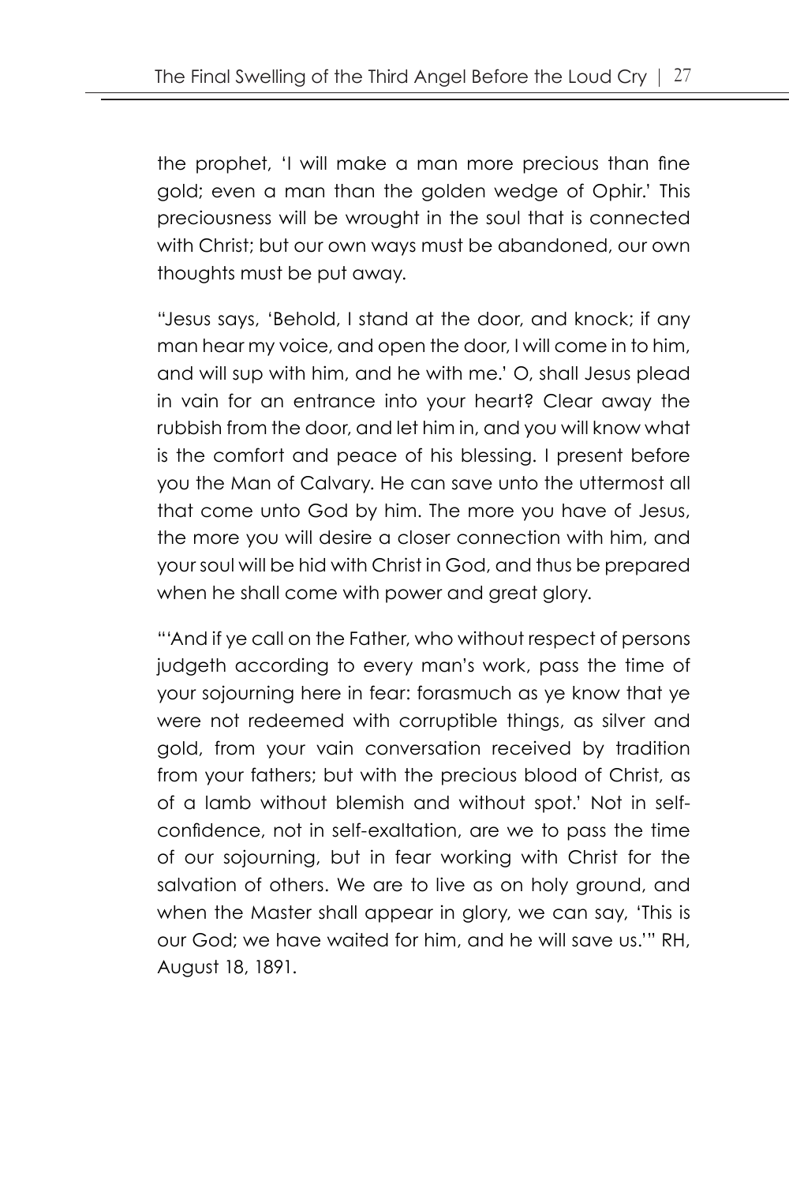the prophet, 'I will make a man more precious than fine gold; even a man than the golden wedge of Ophir.' This preciousness will be wrought in the soul that is connected with Christ; but our own ways must be abandoned, our own thoughts must be put away.

"Jesus says, 'Behold, I stand at the door, and knock; if any man hear my voice, and open the door, I will come in to him, and will sup with him, and he with me.' O, shall Jesus plead in vain for an entrance into your heart? Clear away the rubbish from the door, and let him in, and you will know what is the comfort and peace of his blessing. I present before you the Man of Calvary. He can save unto the uttermost all that come unto God by him. The more you have of Jesus, the more you will desire a closer connection with him, and your soul will be hid with Christ in God, and thus be prepared when he shall come with power and great glory.

"'And if ye call on the Father, who without respect of persons judgeth according to every man's work, pass the time of your sojourning here in fear: forasmuch as ye know that ye were not redeemed with corruptible things, as silver and gold, from your vain conversation received by tradition from your fathers; but with the precious blood of Christ, as of a lamb without blemish and without spot.' Not in self-confidence, not in self-exaltation, are we to pass the time of our sojourning, but in fear working with Christ for the salvation of others. We are to live as on holy ground, and when the Master shall appear in glory, we can say, 'This is our God; we have waited for him, and he will save us.'" RH, August 18, 1891.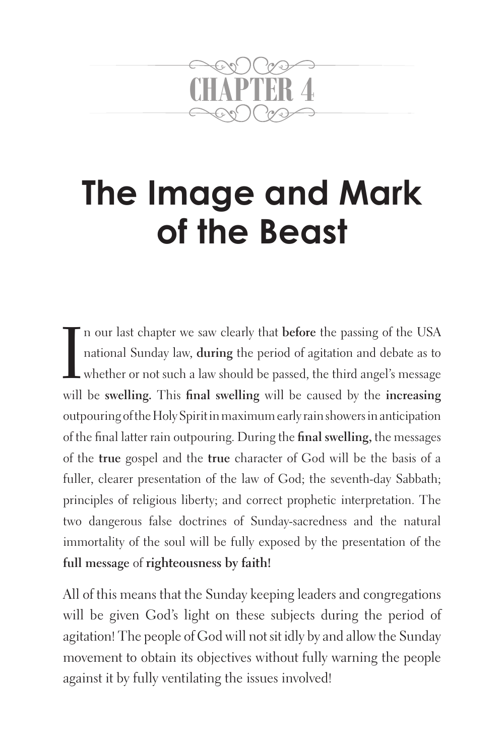# CHAPTER 4

# The Image and Mark of the Beast

In our last chapter we saw clearly that **before** the passing of the USA national Sunday law, **during** the period of agitation and debate as to whether or not such a law should be passed, the third angel's message will be **swelling.** This **final swelling** will be caused by the **increasing** outpouring of the Holy Spirit in maximum early rain showers in anticipation of the final latter rain outpouring. During the **final swelling,** the messages of the **true** gospel and the **true** character of God will be the basis of a fuller, clearer presentation of the law of God; the seventh-day Sabbath; principles of religious liberty; and correct prophetic interpretation. The two dangerous false doctrines of Sunday-sacredness and the natural immortality of the soul will be fully exposed by the presentation of the **full message** of **righteousness by faith!**

All of this means that the Sunday keeping leaders and congregations will be given God's light on these subjects during the period of agitation! The people of God will not sit idly by and allow the Sunday movement to obtain its objectives without fully warning the people against it by fully ventilating the issues involved!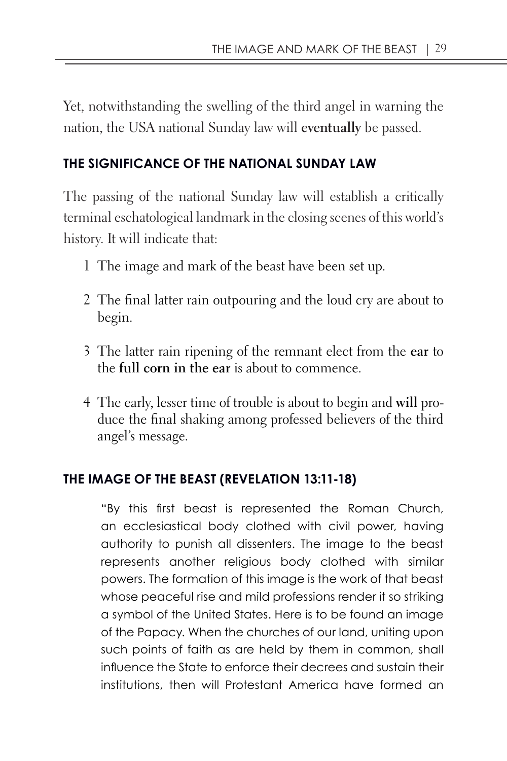Yet, notwithstanding the swelling of the third angel in warning the nation, the USA national Sunday law will **eventually** be passed.

## THE SIGNIFICANCE OF THE NATIONAL SUNDAY LAW

The passing of the national Sunday law will establish a critically terminal eschatological landmark in the closing scenes of this world's history. It will indicate that:

1. The image and mark of the beast have been set up.
2. The final latter rain outpouring and the loud cry are about to begin.
3. The latter rain ripening of the remnant elect from the **ear** to the **full corn in the ear** is about to commence.
4. The early, lesser time of trouble is about to begin and **will** produce the final shaking among professed believers of the third angel's message.

## THE IMAGE OF THE BEAST (REVELATION 13:11-18)

> "By this first beast is represented the Roman Church, an ecclesiastical body clothed with civil power, having authority to punish all dissenters. The image to the beast represents another religious body clothed with similar powers. The formation of this image is the work of that beast whose peaceful rise and mild professions render it so striking a symbol of the United States. Here is to be found an image of the Papacy. When the churches of our land, uniting upon such points of faith as are held by them in common, shall influence the State to enforce their decrees and sustain their institutions, then will Protestant America have formed an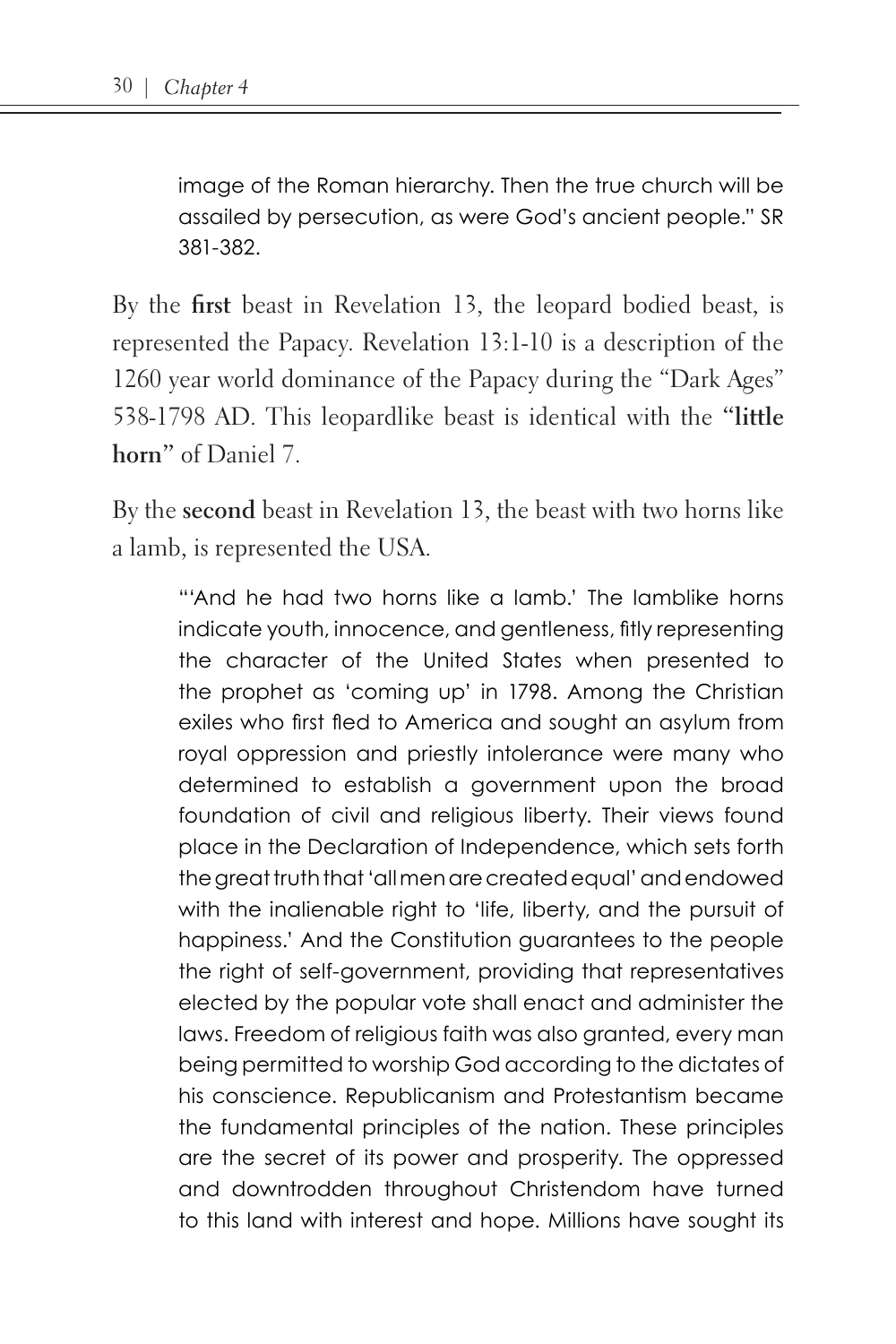> image of the Roman hierarchy. Then the true church will be assailed by persecution, as were God's ancient people." SR 381-382.

By the **first** beast in Revelation 13, the leopard bodied beast, is represented the Papacy. Revelation 13:1-10 is a description of the 1260 year world dominance of the Papacy during the "Dark Ages" 538-1798 AD. This leopardlike beast is identical with the "**little horn**" of Daniel 7.

By the **second** beast in Revelation 13, the beast with two horns like a lamb, is represented the USA.

> "'And he had two horns like a lamb.' The lamblike horns indicate youth, innocence, and gentleness, fitly representing the character of the United States when presented to the prophet as 'coming up' in 1798. Among the Christian exiles who first fled to America and sought an asylum from royal oppression and priestly intolerance were many who determined to establish a government upon the broad foundation of civil and religious liberty. Their views found place in the Declaration of Independence, which sets forth the great truth that 'all men are created equal' and endowed with the inalienable right to 'life, liberty, and the pursuit of happiness.' And the Constitution guarantees to the people the right of self-government, providing that representatives elected by the popular vote shall enact and administer the laws. Freedom of religious faith was also granted, every man being permitted to worship God according to the dictates of his conscience. Republicanism and Protestantism became the fundamental principles of the nation. These principles are the secret of its power and prosperity. The oppressed and downtrodden throughout Christendom have turned to this land with interest and hope. Millions have sought its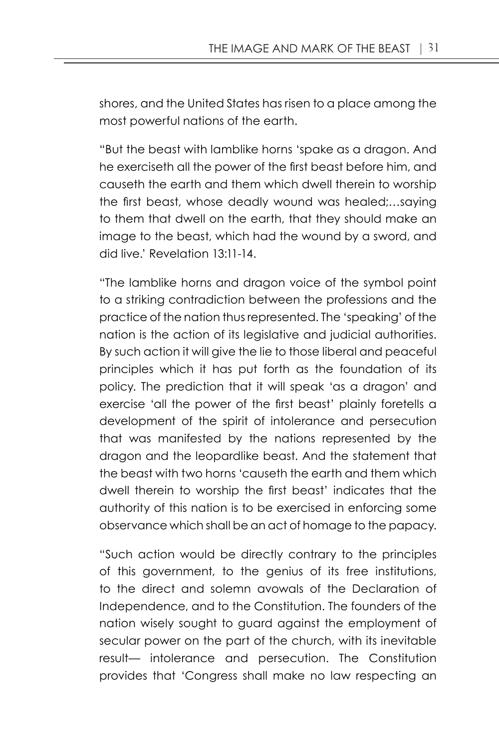shores, and the United States has risen to a place among the most powerful nations of the earth.

"But the beast with lamblike horns 'spake as a dragon. And he exerciseth all the power of the first beast before him, and causeth the earth and them which dwell therein to worship the first beast, whose deadly wound was healed;…saying to them that dwell on the earth, that they should make an image to the beast, which had the wound by a sword, and did live.' Revelation 13:11-14.

"The lamblike horns and dragon voice of the symbol point to a striking contradiction between the professions and the practice of the nation thus represented. The 'speaking' of the nation is the action of its legislative and judicial authorities. By such action it will give the lie to those liberal and peaceful principles which it has put forth as the foundation of its policy. The prediction that it will speak 'as a dragon' and exercise 'all the power of the first beast' plainly foretells a development of the spirit of intolerance and persecution that was manifested by the nations represented by the dragon and the leopardlike beast. And the statement that the beast with two horns 'causeth the earth and them which dwell therein to worship the first beast' indicates that the authority of this nation is to be exercised in enforcing some observance which shall be an act of homage to the papacy.

"Such action would be directly contrary to the principles of this government, to the genius of its free institutions, to the direct and solemn avowals of the Declaration of Independence, and to the Constitution. The founders of the nation wisely sought to guard against the employment of secular power on the part of the church, with its inevitable result— intolerance and persecution. The Constitution provides that 'Congress shall make no law respecting an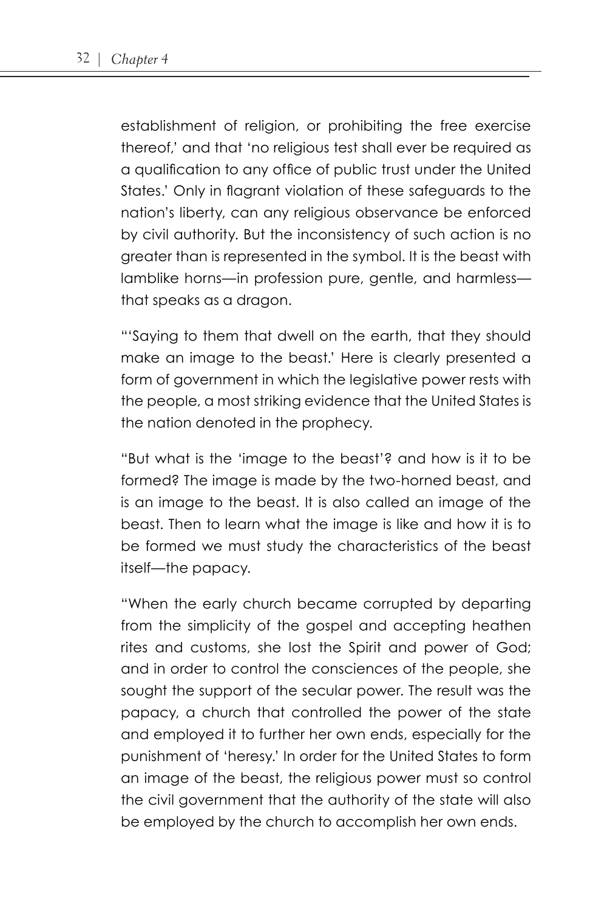establishment of religion, or prohibiting the free exercise thereof,' and that 'no religious test shall ever be required as a qualification to any office of public trust under the United States.' Only in flagrant violation of these safeguards to the nation's liberty, can any religious observance be enforced by civil authority. But the inconsistency of such action is no greater than is represented in the symbol. It is the beast with lamblike horns—in profession pure, gentle, and harmless—that speaks as a dragon.

"'Saying to them that dwell on the earth, that they should make an image to the beast.' Here is clearly presented a form of government in which the legislative power rests with the people, a most striking evidence that the United States is the nation denoted in the prophecy.

"But what is the 'image to the beast'? and how is it to be formed? The image is made by the two-horned beast, and is an image to the beast. It is also called an image of the beast. Then to learn what the image is like and how it is to be formed we must study the characteristics of the beast itself—the papacy.

"When the early church became corrupted by departing from the simplicity of the gospel and accepting heathen rites and customs, she lost the Spirit and power of God; and in order to control the consciences of the people, she sought the support of the secular power. The result was the papacy, a church that controlled the power of the state and employed it to further her own ends, especially for the punishment of 'heresy.' In order for the United States to form an image of the beast, the religious power must so control the civil government that the authority of the state will also be employed by the church to accomplish her own ends.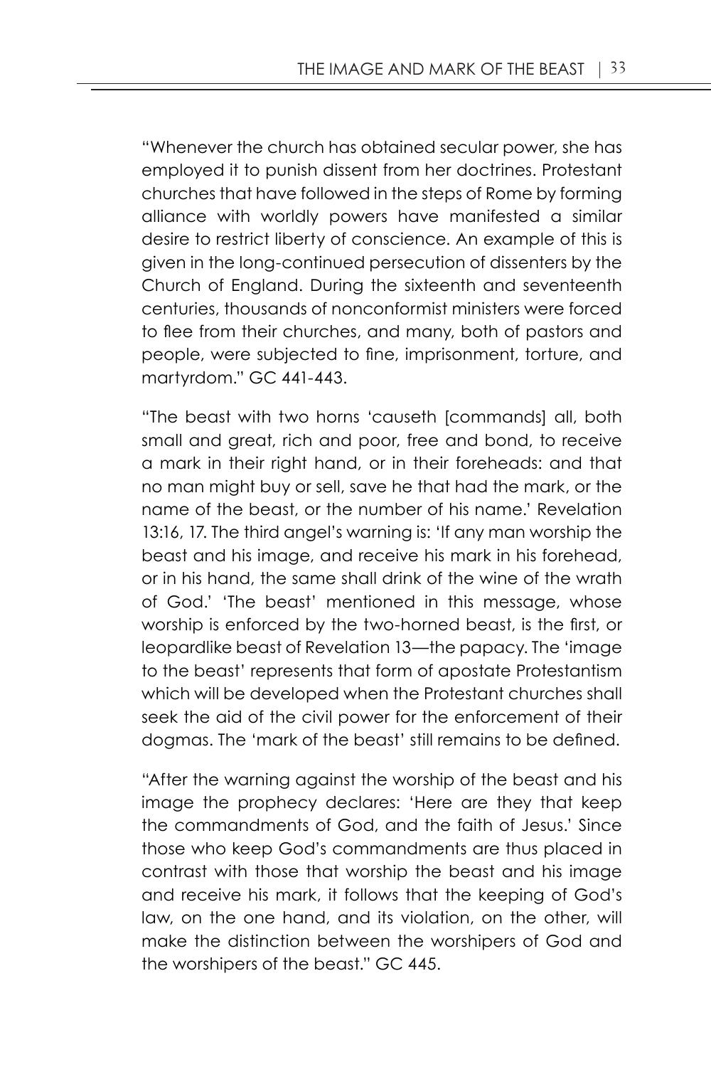"Whenever the church has obtained secular power, she has employed it to punish dissent from her doctrines. Protestant churches that have followed in the steps of Rome by forming alliance with worldly powers have manifested a similar desire to restrict liberty of conscience. An example of this is given in the long-continued persecution of dissenters by the Church of England. During the sixteenth and seventeenth centuries, thousands of nonconformist ministers were forced to flee from their churches, and many, both of pastors and people, were subjected to fine, imprisonment, torture, and martyrdom." GC 441-443.

"The beast with two horns 'causeth [commands] all, both small and great, rich and poor, free and bond, to receive a mark in their right hand, or in their foreheads: and that no man might buy or sell, save he that had the mark, or the name of the beast, or the number of his name.' Revelation 13:16, 17. The third angel's warning is: 'If any man worship the beast and his image, and receive his mark in his forehead, or in his hand, the same shall drink of the wine of the wrath of God.' 'The beast' mentioned in this message, whose worship is enforced by the two-horned beast, is the first, or leopardlike beast of Revelation 13—the papacy. The 'image to the beast' represents that form of apostate Protestantism which will be developed when the Protestant churches shall seek the aid of the civil power for the enforcement of their dogmas. The 'mark of the beast' still remains to be defined.

"After the warning against the worship of the beast and his image the prophecy declares: 'Here are they that keep the commandments of God, and the faith of Jesus.' Since those who keep God's commandments are thus placed in contrast with those that worship the beast and his image and receive his mark, it follows that the keeping of God's law, on the one hand, and its violation, on the other, will make the distinction between the worshipers of God and the worshipers of the beast." GC 445.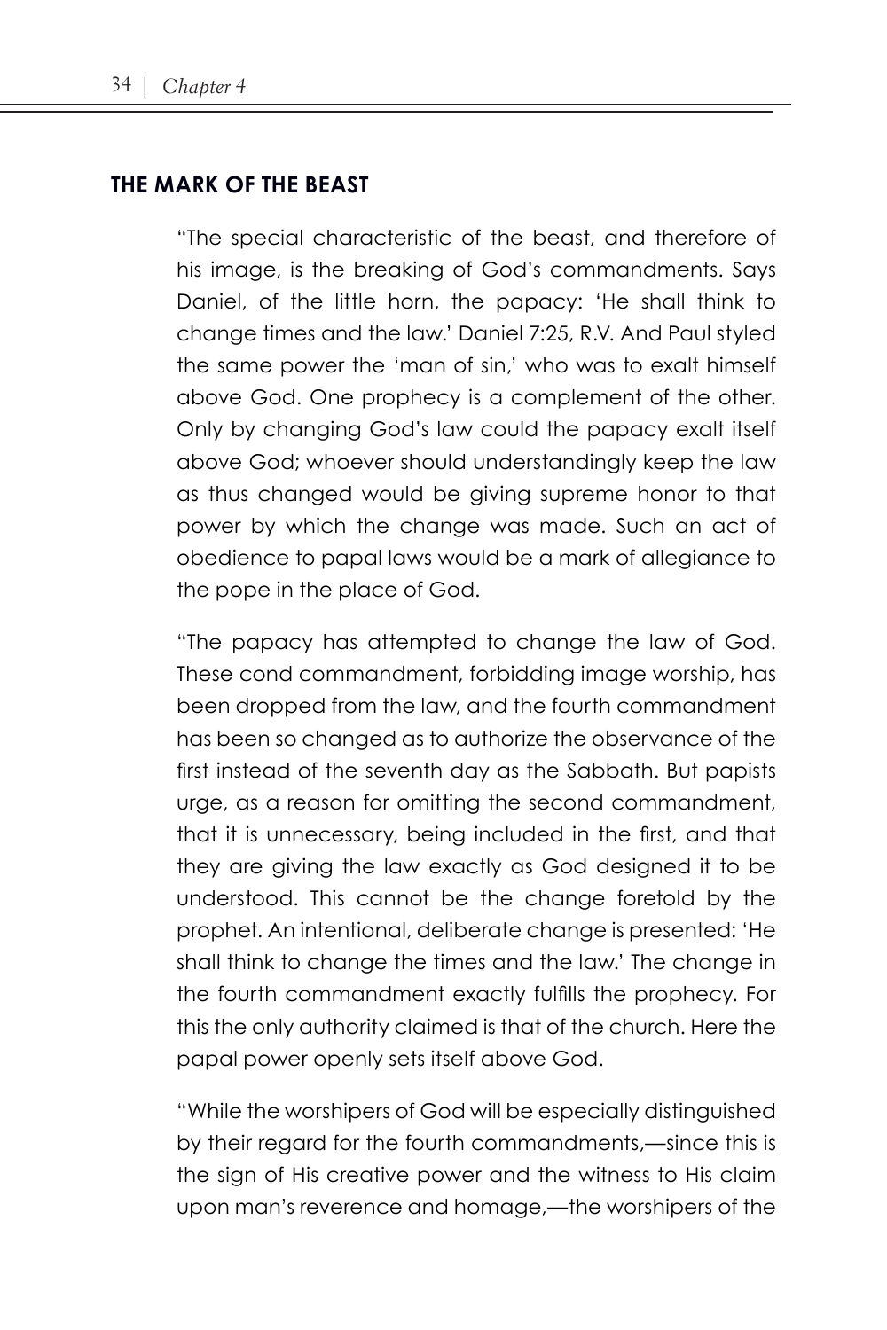## THE MARK OF THE BEAST

"The special characteristic of the beast, and therefore of his image, is the breaking of God's commandments. Says Daniel, of the little horn, the papacy: 'He shall think to change times and the law.' Daniel 7:25, R.V. And Paul styled the same power the 'man of sin,' who was to exalt himself above God. One prophecy is a complement of the other. Only by changing God's law could the papacy exalt itself above God; whoever should understandingly keep the law as thus changed would be giving supreme honor to that power by which the change was made. Such an act of obedience to papal laws would be a mark of allegiance to the pope in the place of God.

"The papacy has attempted to change the law of God. These cond commandment, forbidding image worship, has been dropped from the law, and the fourth commandment has been so changed as to authorize the observance of the first instead of the seventh day as the Sabbath. But papists urge, as a reason for omitting the second commandment, that it is unnecessary, being included in the first, and that they are giving the law exactly as God designed it to be understood. This cannot be the change foretold by the prophet. An intentional, deliberate change is presented: 'He shall think to change the times and the law.' The change in the fourth commandment exactly fulfills the prophecy. For this the only authority claimed is that of the church. Here the papal power openly sets itself above God.

"While the worshipers of God will be especially distinguished by their regard for the fourth commandments,—since this is the sign of His creative power and the witness to His claim upon man's reverence and homage,—the worshipers of the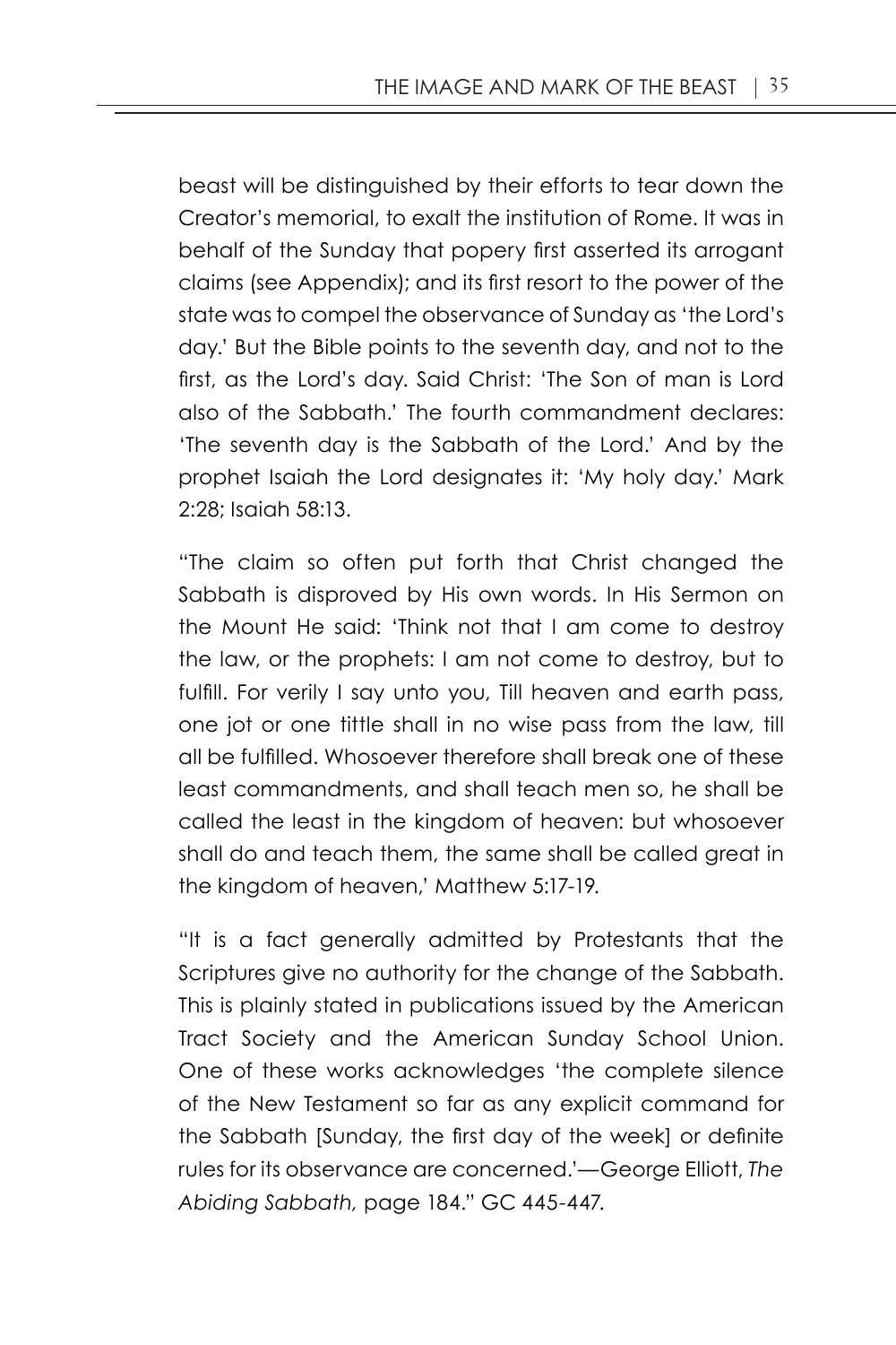beast will be distinguished by their efforts to tear down the Creator's memorial, to exalt the institution of Rome. It was in behalf of the Sunday that popery first asserted its arrogant claims (see Appendix); and its first resort to the power of the state was to compel the observance of Sunday as 'the Lord's day.' But the Bible points to the seventh day, and not to the first, as the Lord's day. Said Christ: 'The Son of man is Lord also of the Sabbath.' The fourth commandment declares: 'The seventh day is the Sabbath of the Lord.' And by the prophet Isaiah the Lord designates it: 'My holy day.' Mark 2:28; Isaiah 58:13.

"The claim so often put forth that Christ changed the Sabbath is disproved by His own words. In His Sermon on the Mount He said: 'Think not that I am come to destroy the law, or the prophets: I am not come to destroy, but to fulfill. For verily I say unto you, Till heaven and earth pass, one jot or one tittle shall in no wise pass from the law, till all be fulfilled. Whosoever therefore shall break one of these least commandments, and shall teach men so, he shall be called the least in the kingdom of heaven: but whosoever shall do and teach them, the same shall be called great in the kingdom of heaven,' Matthew 5:17-19.

"It is a fact generally admitted by Protestants that the Scriptures give no authority for the change of the Sabbath. This is plainly stated in publications issued by the American Tract Society and the American Sunday School Union. One of these works acknowledges 'the complete silence of the New Testament so far as any explicit command for the Sabbath [Sunday, the first day of the week] or definite rules for its observance are concerned.'—George Elliott, *The Abiding Sabbath,* page 184." GC 445-447.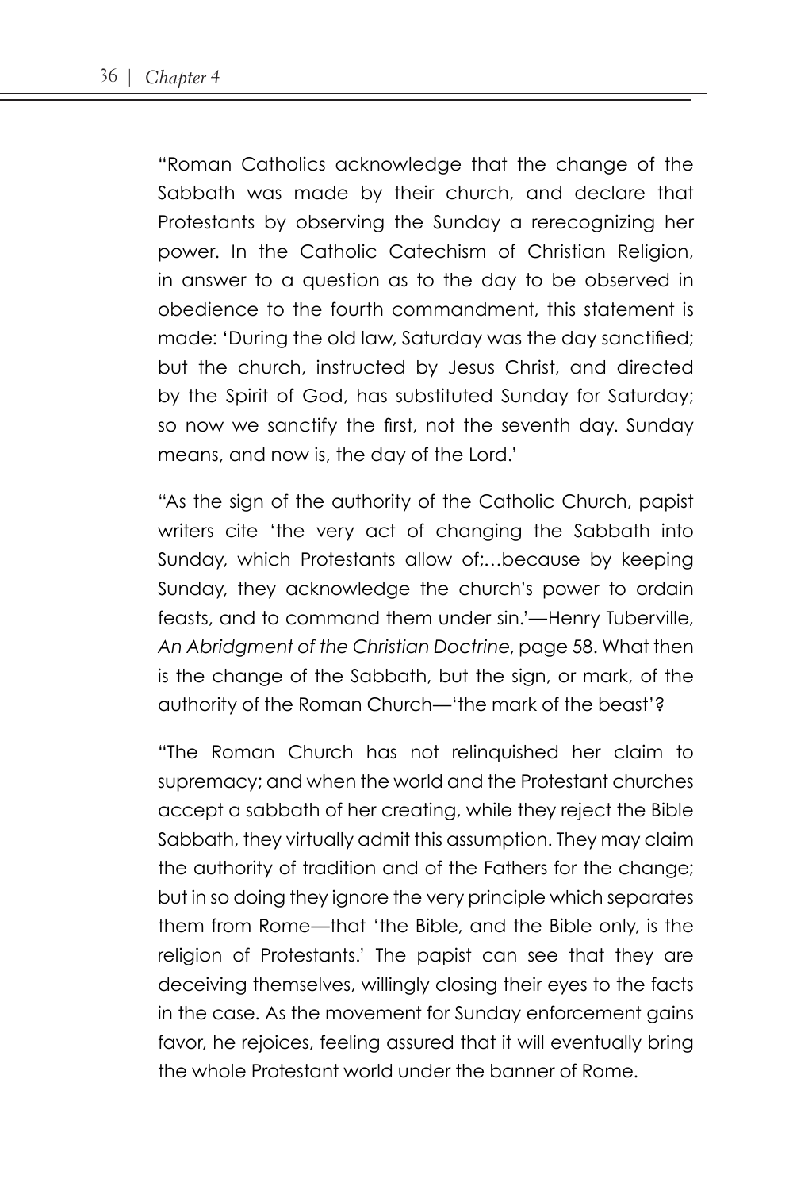"Roman Catholics acknowledge that the change of the Sabbath was made by their church, and declare that Protestants by observing the Sunday a rerecognizing her power. In the Catholic Catechism of Christian Religion, in answer to a question as to the day to be observed in obedience to the fourth commandment, this statement is made: 'During the old law, Saturday was the day sanctified; but the church, instructed by Jesus Christ, and directed by the Spirit of God, has substituted Sunday for Saturday; so now we sanctify the first, not the seventh day. Sunday means, and now is, the day of the Lord.'

"As the sign of the authority of the Catholic Church, papist writers cite 'the very act of changing the Sabbath into Sunday, which Protestants allow of;…because by keeping Sunday, they acknowledge the church's power to ordain feasts, and to command them under sin.'—Henry Tuberville, *An Abridgment of the Christian Doctrine*, page 58. What then is the change of the Sabbath, but the sign, or mark, of the authority of the Roman Church—'the mark of the beast'?

"The Roman Church has not relinquished her claim to supremacy; and when the world and the Protestant churches accept a sabbath of her creating, while they reject the Bible Sabbath, they virtually admit this assumption. They may claim the authority of tradition and of the Fathers for the change; but in so doing they ignore the very principle which separates them from Rome—that 'the Bible, and the Bible only, is the religion of Protestants.' The papist can see that they are deceiving themselves, willingly closing their eyes to the facts in the case. As the movement for Sunday enforcement gains favor, he rejoices, feeling assured that it will eventually bring the whole Protestant world under the banner of Rome.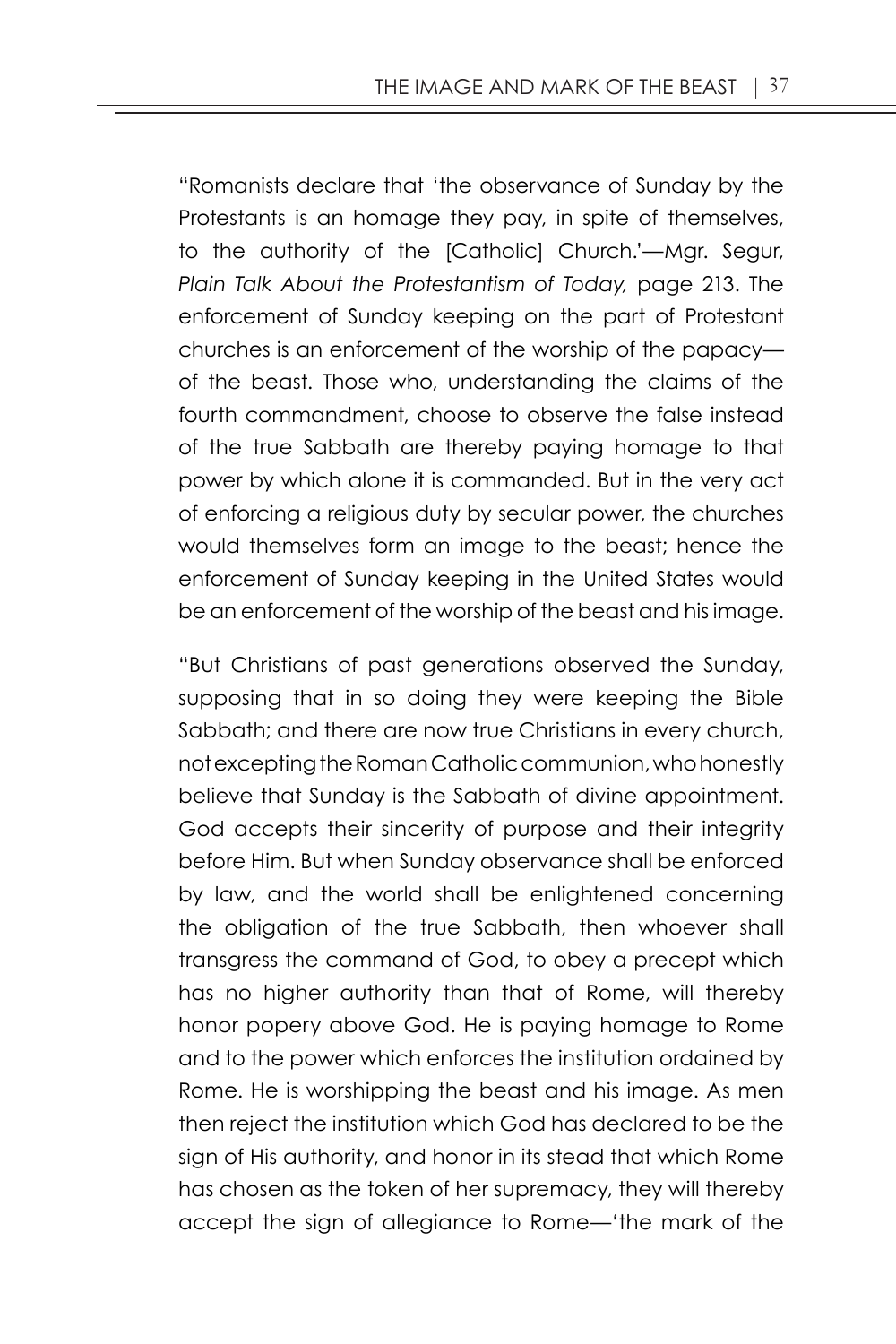"Romanists declare that 'the observance of Sunday by the Protestants is an homage they pay, in spite of themselves, to the authority of the [Catholic] Church.'—Mgr. Segur, *Plain Talk About the Protestantism of Today,* page 213. The enforcement of Sunday keeping on the part of Protestant churches is an enforcement of the worship of the papacy—of the beast. Those who, understanding the claims of the fourth commandment, choose to observe the false instead of the true Sabbath are thereby paying homage to that power by which alone it is commanded. But in the very act of enforcing a religious duty by secular power, the churches would themselves form an image to the beast; hence the enforcement of Sunday keeping in the United States would be an enforcement of the worship of the beast and his image.

"But Christians of past generations observed the Sunday, supposing that in so doing they were keeping the Bible Sabbath; and there are now true Christians in every church, not excepting the Roman Catholic communion, who honestly believe that Sunday is the Sabbath of divine appointment. God accepts their sincerity of purpose and their integrity before Him. But when Sunday observance shall be enforced by law, and the world shall be enlightened concerning the obligation of the true Sabbath, then whoever shall transgress the command of God, to obey a precept which has no higher authority than that of Rome, will thereby honor popery above God. He is paying homage to Rome and to the power which enforces the institution ordained by Rome. He is worshipping the beast and his image. As men then reject the institution which God has declared to be the sign of His authority, and honor in its stead that which Rome has chosen as the token of her supremacy, they will thereby accept the sign of allegiance to Rome—'the mark of the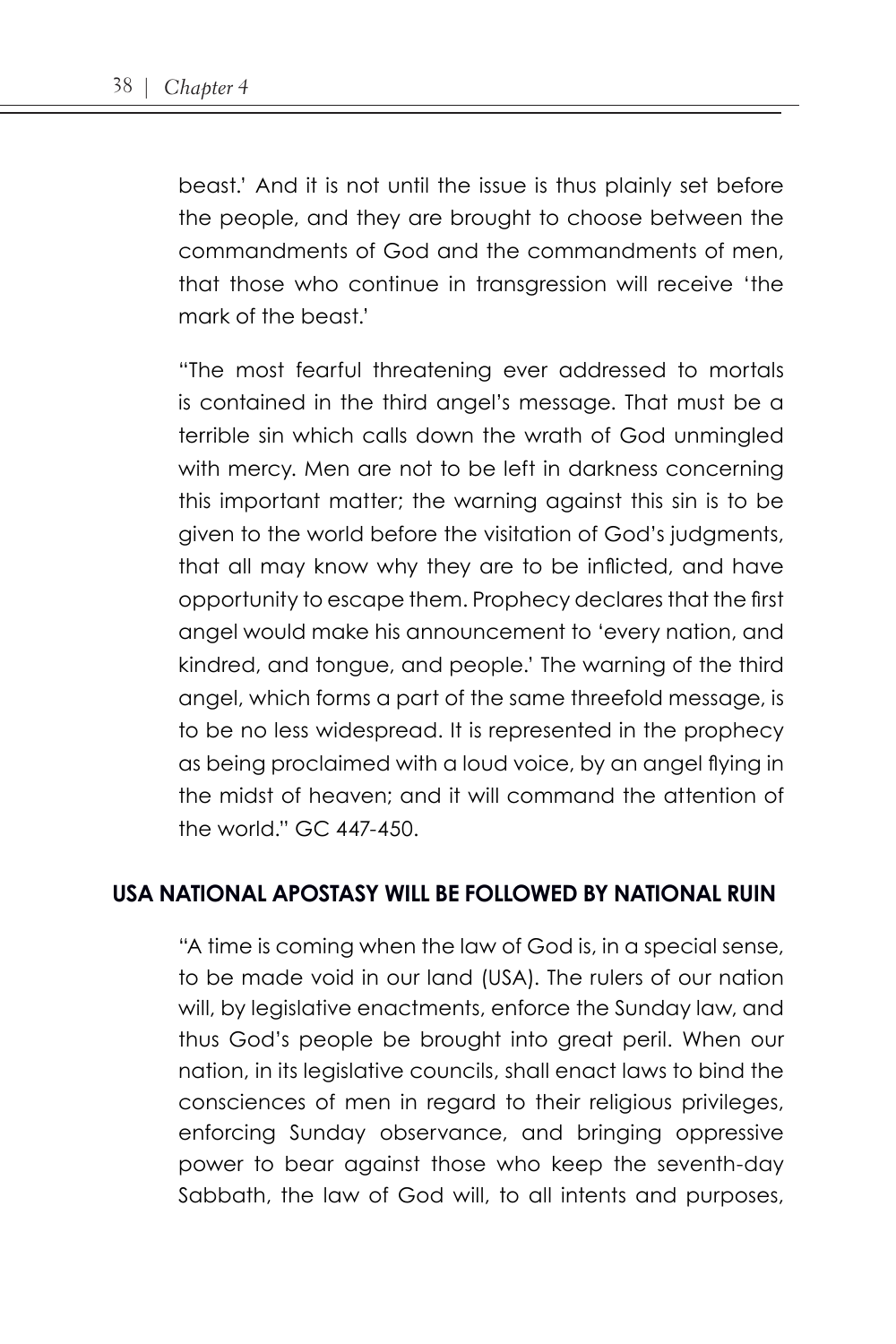beast.' And it is not until the issue is thus plainly set before the people, and they are brought to choose between the commandments of God and the commandments of men, that those who continue in transgression will receive 'the mark of the beast.'

"The most fearful threatening ever addressed to mortals is contained in the third angel's message. That must be a terrible sin which calls down the wrath of God unmingled with mercy. Men are not to be left in darkness concerning this important matter; the warning against this sin is to be given to the world before the visitation of God's judgments, that all may know why they are to be inflicted, and have opportunity to escape them. Prophecy declares that the first angel would make his announcement to 'every nation, and kindred, and tongue, and people.' The warning of the third angel, which forms a part of the same threefold message, is to be no less widespread. It is represented in the prophecy as being proclaimed with a loud voice, by an angel flying in the midst of heaven; and it will command the attention of the world." GC 447-450.

## USA NATIONAL APOSTASY WILL BE FOLLOWED BY NATIONAL RUIN

"A time is coming when the law of God is, in a special sense, to be made void in our land (USA). The rulers of our nation will, by legislative enactments, enforce the Sunday law, and thus God's people be brought into great peril. When our nation, in its legislative councils, shall enact laws to bind the consciences of men in regard to their religious privileges, enforcing Sunday observance, and bringing oppressive power to bear against those who keep the seventh-day Sabbath, the law of God will, to all intents and purposes,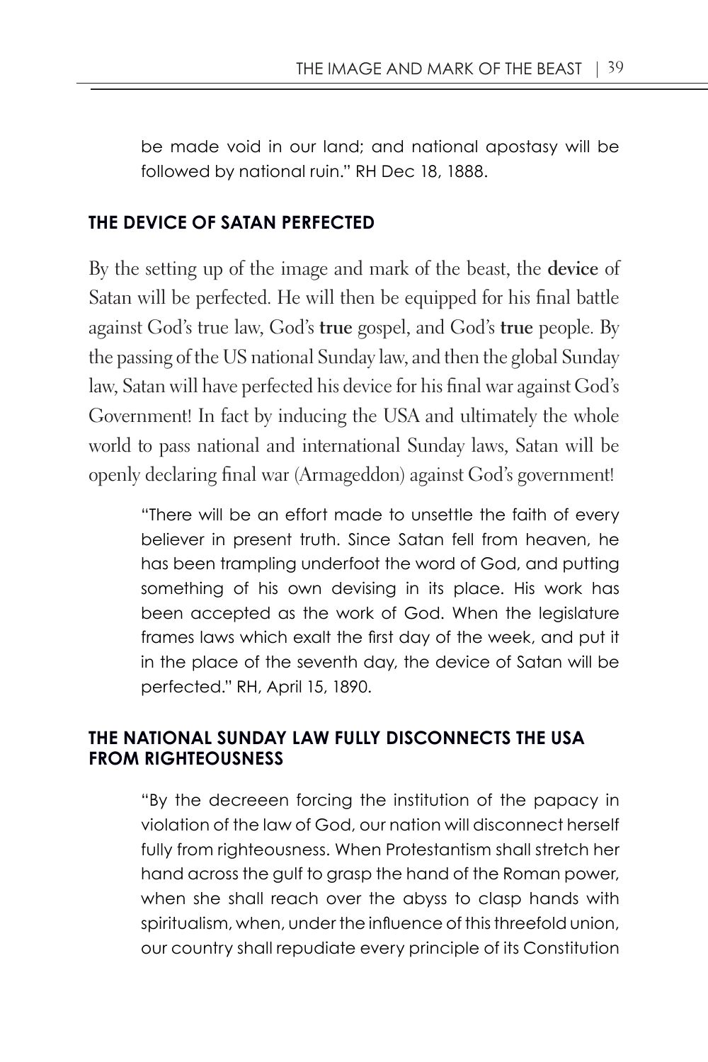be made void in our land; and national apostasy will be followed by national ruin." RH Dec 18, 1888.

### THE DEVICE OF SATAN PERFECTED

By the setting up of the image and mark of the beast, the **device** of Satan will be perfected. He will then be equipped for his final battle against God's true law, God's **true** gospel, and God's **true** people. By the passing of the US national Sunday law, and then the global Sunday law, Satan will have perfected his device for his final war against God's Government! In fact by inducing the USA and ultimately the whole world to pass national and international Sunday laws, Satan will be openly declaring final war (Armageddon) against God's government!

> "There will be an effort made to unsettle the faith of every believer in present truth. Since Satan fell from heaven, he has been trampling underfoot the word of God, and putting something of his own devising in its place. His work has been accepted as the work of God. When the legislature frames laws which exalt the first day of the week, and put it in the place of the seventh day, the device of Satan will be perfected." RH, April 15, 1890.

### THE NATIONAL SUNDAY LAW FULLY DISCONNECTS THE USA FROM RIGHTEOUSNESS

> "By the decreeen forcing the institution of the papacy in violation of the law of God, our nation will disconnect herself fully from righteousness. When Protestantism shall stretch her hand across the gulf to grasp the hand of the Roman power, when she shall reach over the abyss to clasp hands with spiritualism, when, under the influence of this threefold union, our country shall repudiate every principle of its Constitution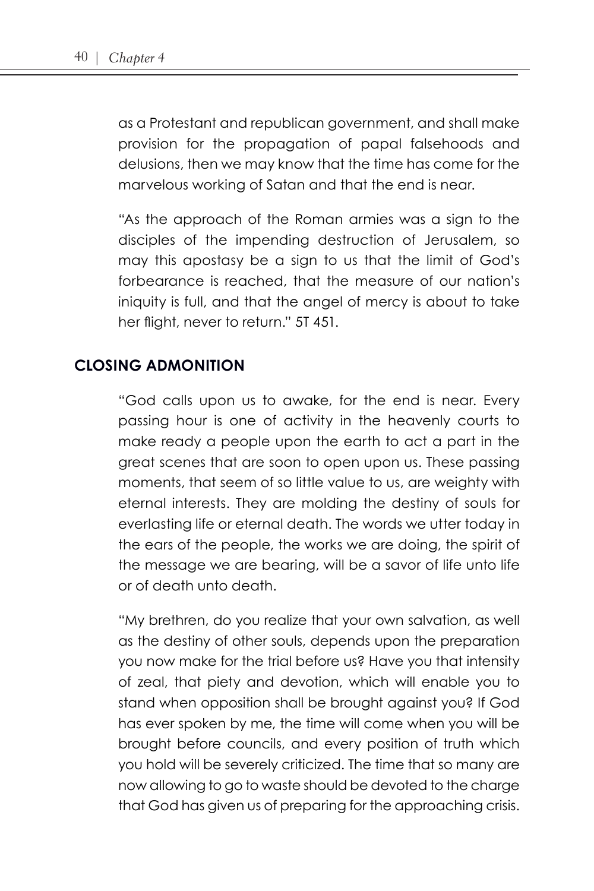as a Protestant and republican government, and shall make provision for the propagation of papal falsehoods and delusions, then we may know that the time has come for the marvelous working of Satan and that the end is near.

"As the approach of the Roman armies was a sign to the disciples of the impending destruction of Jerusalem, so may this apostasy be a sign to us that the limit of God's forbearance is reached, that the measure of our nation's iniquity is full, and that the angel of mercy is about to take her flight, never to return." 5T 451.

## CLOSING ADMONITION

"God calls upon us to awake, for the end is near. Every passing hour is one of activity in the heavenly courts to make ready a people upon the earth to act a part in the great scenes that are soon to open upon us. These passing moments, that seem of so little value to us, are weighty with eternal interests. They are molding the destiny of souls for everlasting life or eternal death. The words we utter today in the ears of the people, the works we are doing, the spirit of the message we are bearing, will be a savor of life unto life or of death unto death.

"My brethren, do you realize that your own salvation, as well as the destiny of other souls, depends upon the preparation you now make for the trial before us? Have you that intensity of zeal, that piety and devotion, which will enable you to stand when opposition shall be brought against you? If God has ever spoken by me, the time will come when you will be brought before councils, and every position of truth which you hold will be severely criticized. The time that so many are now allowing to go to waste should be devoted to the charge that God has given us of preparing for the approaching crisis.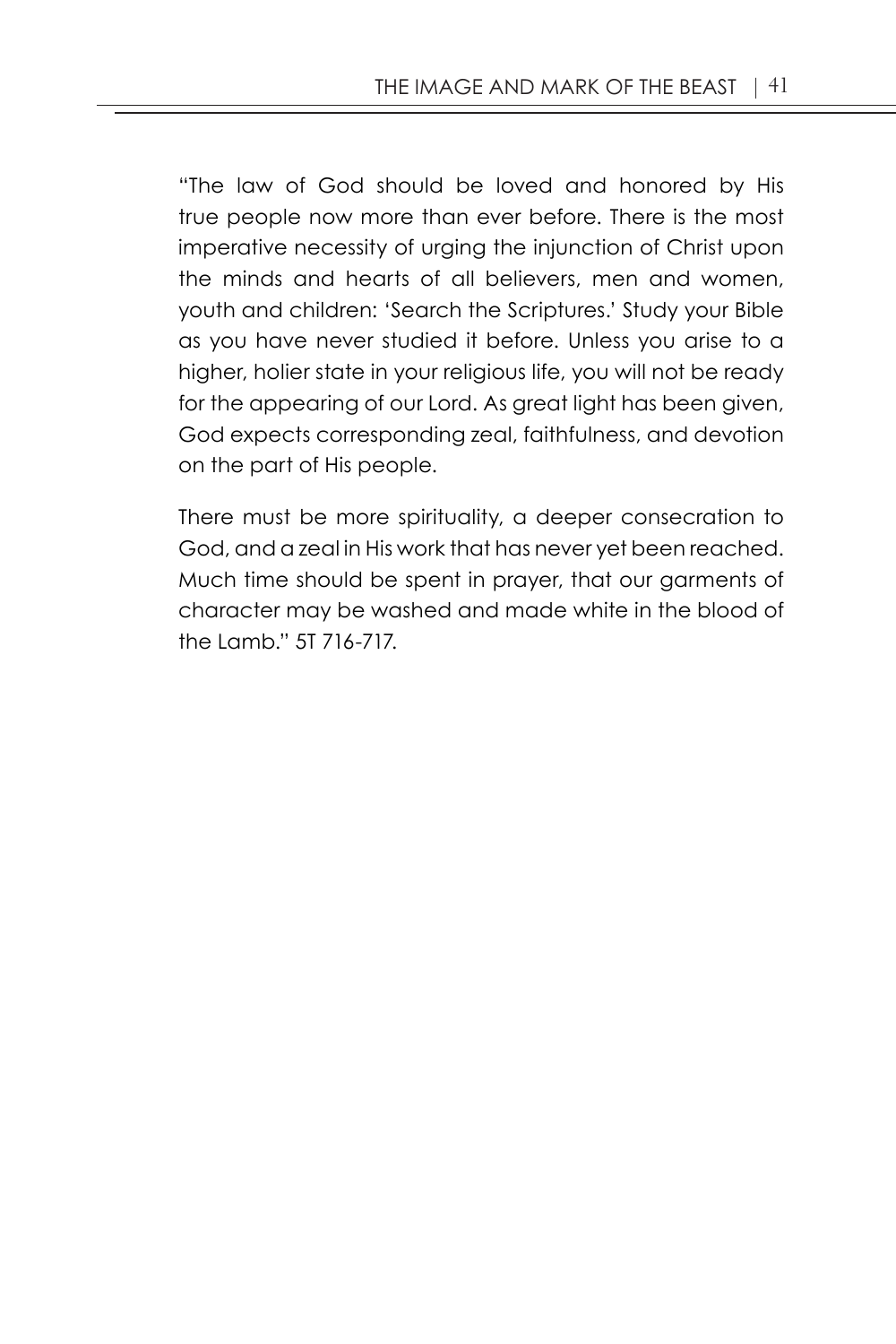"The law of God should be loved and honored by His true people now more than ever before. There is the most imperative necessity of urging the injunction of Christ upon the minds and hearts of all believers, men and women, youth and children: 'Search the Scriptures.' Study your Bible as you have never studied it before. Unless you arise to a higher, holier state in your religious life, you will not be ready for the appearing of our Lord. As great light has been given, God expects corresponding zeal, faithfulness, and devotion on the part of His people.

There must be more spirituality, a deeper consecration to God, and a zeal in His work that has never yet been reached. Much time should be spent in prayer, that our garments of character may be washed and made white in the blood of the Lamb." 5T 716-717.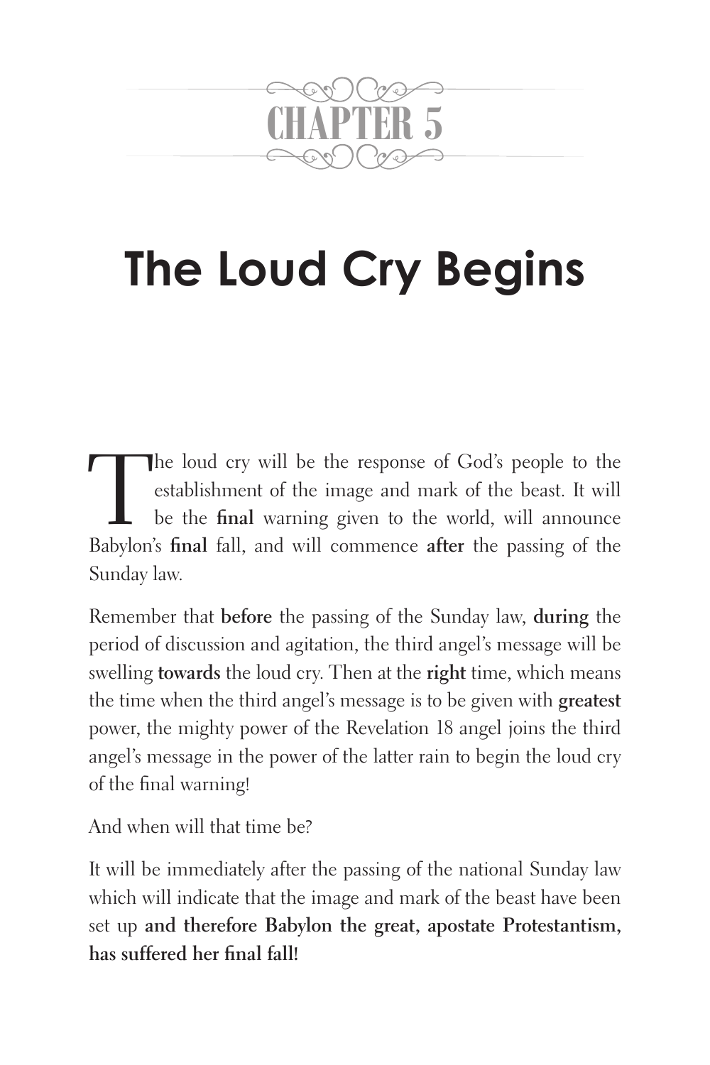# CHAPTER 5

# The Loud Cry Begins

The loud cry will be the response of God's people to the establishment of the image and mark of the beast. It will be the **final** warning given to the world, will announce Babylon's **final** fall, and will commence **after** the passing of the Sunday law.

Remember that **before** the passing of the Sunday law, **during** the period of discussion and agitation, the third angel's message will be swelling **towards** the loud cry. Then at the **right** time, which means the time when the third angel's message is to be given with **greatest** power, the mighty power of the Revelation 18 angel joins the third angel's message in the power of the latter rain to begin the loud cry of the final warning!

And when will that time be?

It will be immediately after the passing of the national Sunday law which will indicate that the image and mark of the beast have been set up **and therefore Babylon the great, apostate Protestantism, has suffered her final fall!**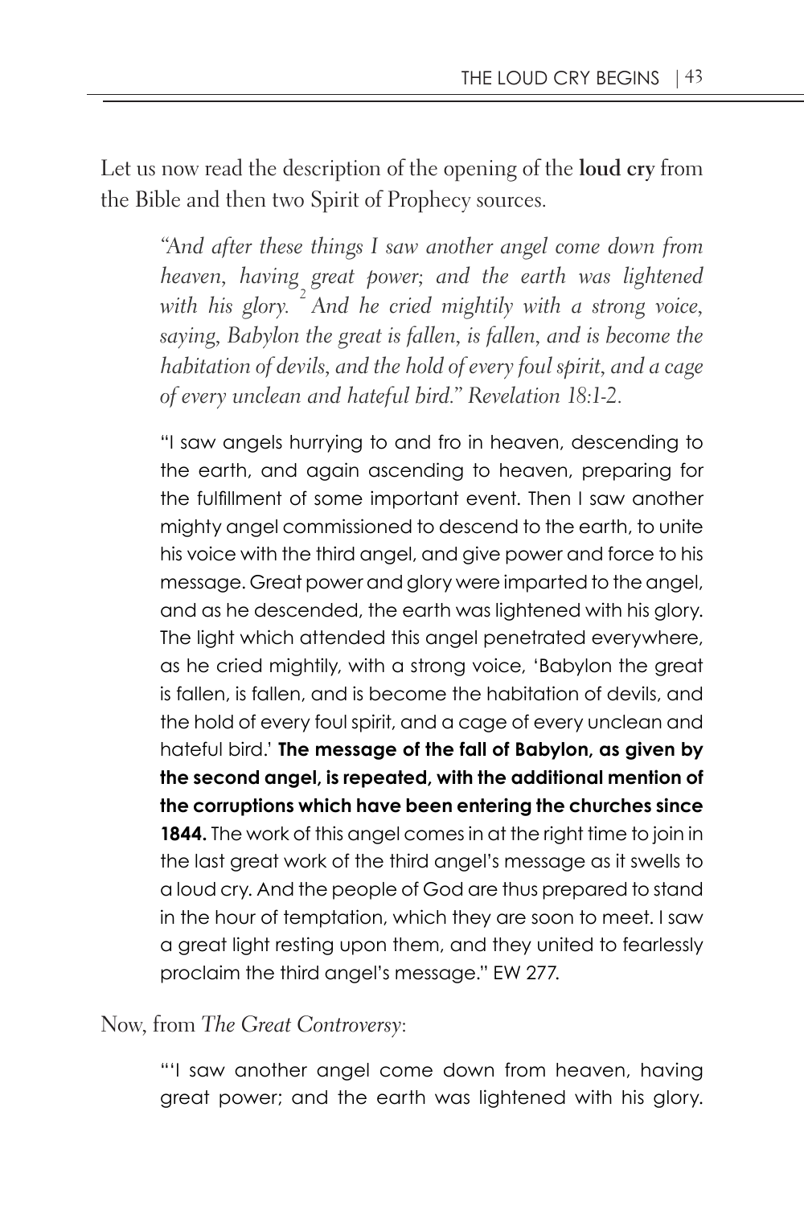Let us now read the description of the opening of the **loud cry** from the Bible and then two Spirit of Prophecy sources.

> *"And after these things I saw another angel come down from heaven, having great power; and the earth was lightened with his glory.* [2] *And he cried mightily with a strong voice, saying, Babylon the great is fallen, is fallen, and is become the habitation of devils, and the hold of every foul spirit, and a cage of every unclean and hateful bird." Revelation 18:1-2.*

> "I saw angels hurrying to and fro in heaven, descending to the earth, and again ascending to heaven, preparing for the fulfillment of some important event. Then I saw another mighty angel commissioned to descend to the earth, to unite his voice with the third angel, and give power and force to his message. Great power and glory were imparted to the angel, and as he descended, the earth was lightened with his glory. The light which attended this angel penetrated everywhere, as he cried mightily, with a strong voice, 'Babylon the great is fallen, is fallen, and is become the habitation of devils, and the hold of every foul spirit, and a cage of every unclean and hateful bird.' **The message of the fall of Babylon, as given by the second angel, is repeated, with the additional mention of the corruptions which have been entering the churches since 1844.** The work of this angel comes in at the right time to join in the last great work of the third angel's message as it swells to a loud cry. And the people of God are thus prepared to stand in the hour of temptation, which they are soon to meet. I saw a great light resting upon them, and they united to fearlessly proclaim the third angel's message." EW 277.

Now, from *The Great Controversy*:

> "'I saw another angel come down from heaven, having great power; and the earth was lightened with his glory.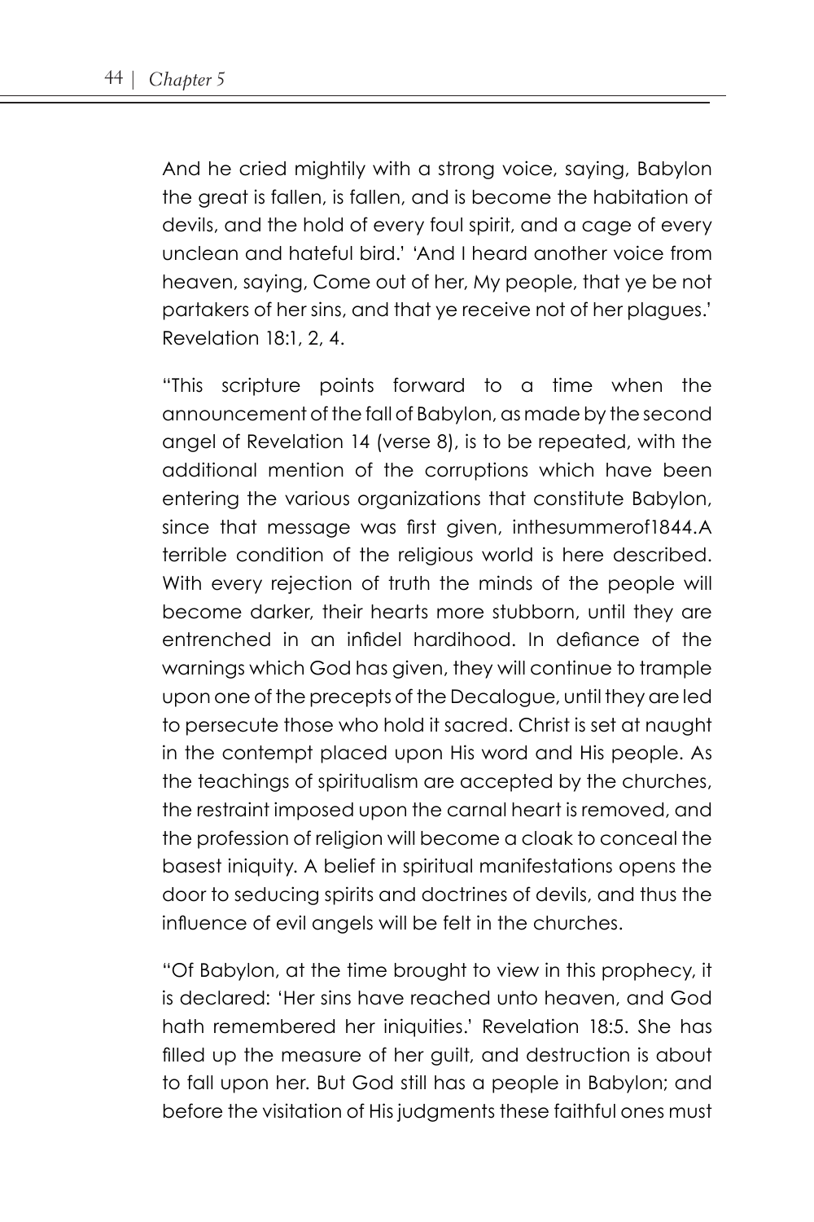And he cried mightily with a strong voice, saying, Babylon the great is fallen, is fallen, and is become the habitation of devils, and the hold of every foul spirit, and a cage of every unclean and hateful bird.' 'And I heard another voice from heaven, saying, Come out of her, My people, that ye be not partakers of her sins, and that ye receive not of her plagues.' Revelation 18:1, 2, 4.

"This scripture points forward to a time when the announcement of the fall of Babylon, as made by the second angel of Revelation 14 (verse 8), is to be repeated, with the additional mention of the corruptions which have been entering the various organizations that constitute Babylon, since that message was first given, inthesummerof1844.A terrible condition of the religious world is here described. With every rejection of truth the minds of the people will become darker, their hearts more stubborn, until they are entrenched in an infidel hardihood. In defiance of the warnings which God has given, they will continue to trample upon one of the precepts of the Decalogue, until they are led to persecute those who hold it sacred. Christ is set at naught in the contempt placed upon His word and His people. As the teachings of spiritualism are accepted by the churches, the restraint imposed upon the carnal heart is removed, and the profession of religion will become a cloak to conceal the basest iniquity. A belief in spiritual manifestations opens the door to seducing spirits and doctrines of devils, and thus the influence of evil angels will be felt in the churches.

"Of Babylon, at the time brought to view in this prophecy, it is declared: 'Her sins have reached unto heaven, and God hath remembered her iniquities.' Revelation 18:5. She has filled up the measure of her guilt, and destruction is about to fall upon her. But God still has a people in Babylon; and before the visitation of His judgments these faithful ones must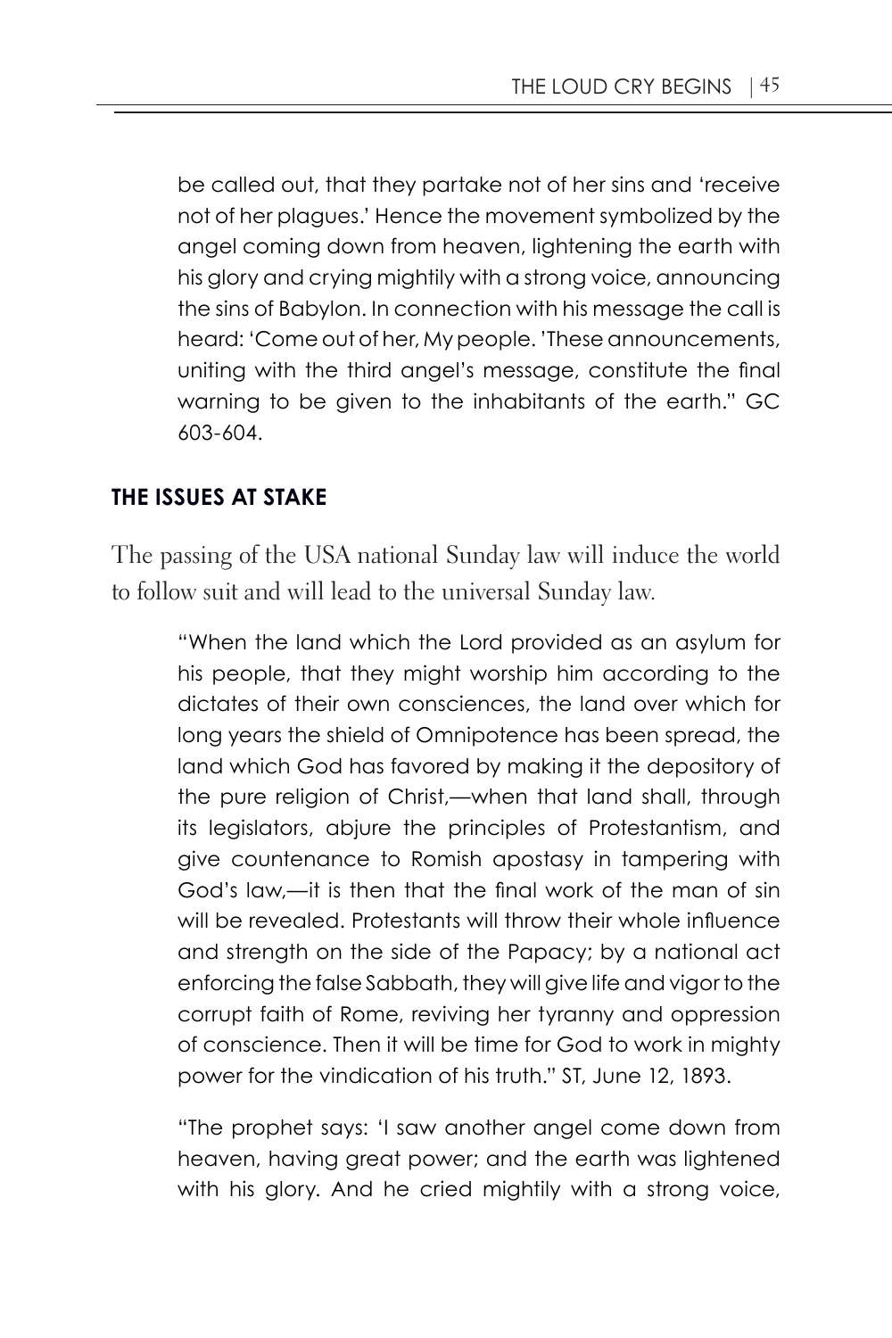> be called out, that they partake not of her sins and 'receive not of her plagues.' Hence the movement symbolized by the angel coming down from heaven, lightening the earth with his glory and crying mightily with a strong voice, announcing the sins of Babylon. In connection with his message the call is heard: 'Come out of her, My people. 'These announcements, uniting with the third angel's message, constitute the final warning to be given to the inhabitants of the earth." GC 603-604.

## THE ISSUES AT STAKE

The passing of the USA national Sunday law will induce the world to follow suit and will lead to the universal Sunday law.

> "When the land which the Lord provided as an asylum for his people, that they might worship him according to the dictates of their own consciences, the land over which for long years the shield of Omnipotence has been spread, the land which God has favored by making it the depository of the pure religion of Christ,—when that land shall, through its legislators, abjure the principles of Protestantism, and give countenance to Romish apostasy in tampering with God's law,—it is then that the final work of the man of sin will be revealed. Protestants will throw their whole influence and strength on the side of the Papacy; by a national act enforcing the false Sabbath, they will give life and vigor to the corrupt faith of Rome, reviving her tyranny and oppression of conscience. Then it will be time for God to work in mighty power for the vindication of his truth." ST, June 12, 1893.

> "The prophet says: 'I saw another angel come down from heaven, having great power; and the earth was lightened with his glory. And he cried mightily with a strong voice,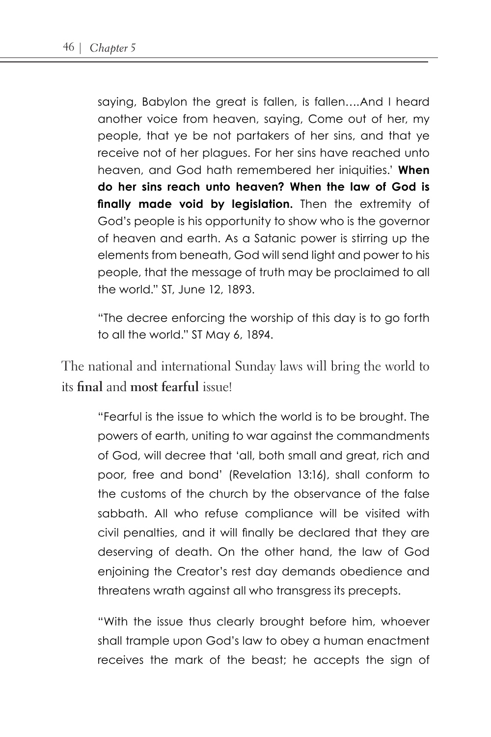> saying, Babylon the great is fallen, is fallen….And I heard another voice from heaven, saying, Come out of her, my people, that ye be not partakers of her sins, and that ye receive not of her plagues. For her sins have reached unto heaven, and God hath remembered her iniquities.' **When do her sins reach unto heaven? When the law of God is finally made void by legislation.** Then the extremity of God's people is his opportunity to show who is the governor of heaven and earth. As a Satanic power is stirring up the elements from beneath, God will send light and power to his people, that the message of truth may be proclaimed to all the world." ST, June 12, 1893.

> "The decree enforcing the worship of this day is to go forth to all the world." ST May 6, 1894.

The national and international Sunday laws will bring the world to its **final** and **most fearful** issue!

> "Fearful is the issue to which the world is to be brought. The powers of earth, uniting to war against the commandments of God, will decree that 'all, both small and great, rich and poor, free and bond' (Revelation 13:16), shall conform to the customs of the church by the observance of the false sabbath. All who refuse compliance will be visited with civil penalties, and it will finally be declared that they are deserving of death. On the other hand, the law of God enjoining the Creator's rest day demands obedience and threatens wrath against all who transgress its precepts.

> "With the issue thus clearly brought before him, whoever shall trample upon God's law to obey a human enactment receives the mark of the beast; he accepts the sign of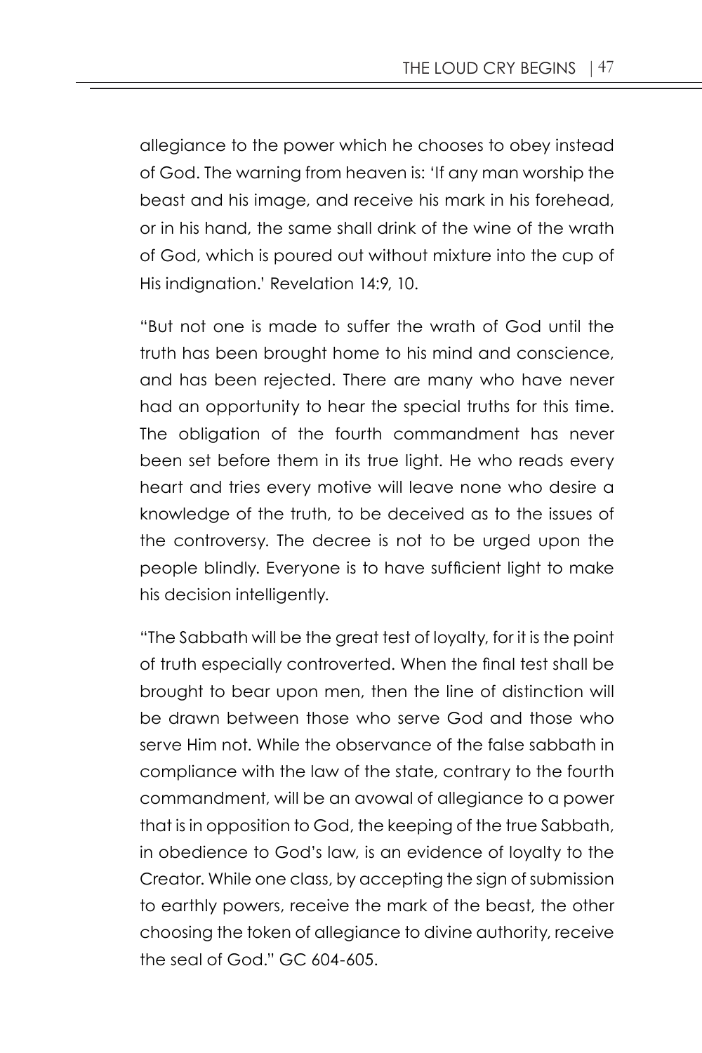allegiance to the power which he chooses to obey instead of God. The warning from heaven is: 'If any man worship the beast and his image, and receive his mark in his forehead, or in his hand, the same shall drink of the wine of the wrath of God, which is poured out without mixture into the cup of His indignation.' Revelation 14:9, 10.

"But not one is made to suffer the wrath of God until the truth has been brought home to his mind and conscience, and has been rejected. There are many who have never had an opportunity to hear the special truths for this time. The obligation of the fourth commandment has never been set before them in its true light. He who reads every heart and tries every motive will leave none who desire a knowledge of the truth, to be deceived as to the issues of the controversy. The decree is not to be urged upon the people blindly. Everyone is to have sufficient light to make his decision intelligently.

"The Sabbath will be the great test of loyalty, for it is the point of truth especially controverted. When the final test shall be brought to bear upon men, then the line of distinction will be drawn between those who serve God and those who serve Him not. While the observance of the false sabbath in compliance with the law of the state, contrary to the fourth commandment, will be an avowal of allegiance to a power that is in opposition to God, the keeping of the true Sabbath, in obedience to God's law, is an evidence of loyalty to the Creator. While one class, by accepting the sign of submission to earthly powers, receive the mark of the beast, the other choosing the token of allegiance to divine authority, receive the seal of God." GC 604-605.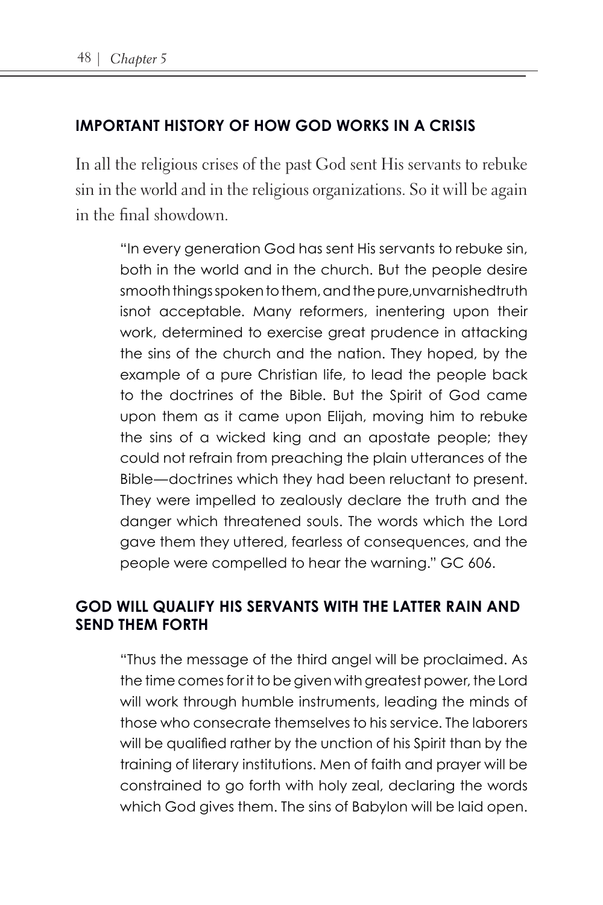## IMPORTANT HISTORY OF HOW GOD WORKS IN A CRISIS

In all the religious crises of the past God sent His servants to rebuke sin in the world and in the religious organizations. So it will be again in the final showdown.

> "In every generation God has sent His servants to rebuke sin, both in the world and in the church. But the people desire smooth things spoken to them, and the pure,unvarnishedtruth isnot acceptable. Many reformers, inentering upon their work, determined to exercise great prudence in attacking the sins of the church and the nation. They hoped, by the example of a pure Christian life, to lead the people back to the doctrines of the Bible. But the Spirit of God came upon them as it came upon Elijah, moving him to rebuke the sins of a wicked king and an apostate people; they could not refrain from preaching the plain utterances of the Bible—doctrines which they had been reluctant to present. They were impelled to zealously declare the truth and the danger which threatened souls. The words which the Lord gave them they uttered, fearless of consequences, and the people were compelled to hear the warning." GC 606.

## GOD WILL QUALIFY HIS SERVANTS WITH THE LATTER RAIN AND SEND THEM FORTH

> "Thus the message of the third angel will be proclaimed. As the time comes for it to be given with greatest power, the Lord will work through humble instruments, leading the minds of those who consecrate themselves to his service. The laborers will be qualified rather by the unction of his Spirit than by the training of literary institutions. Men of faith and prayer will be constrained to go forth with holy zeal, declaring the words which God gives them. The sins of Babylon will be laid open.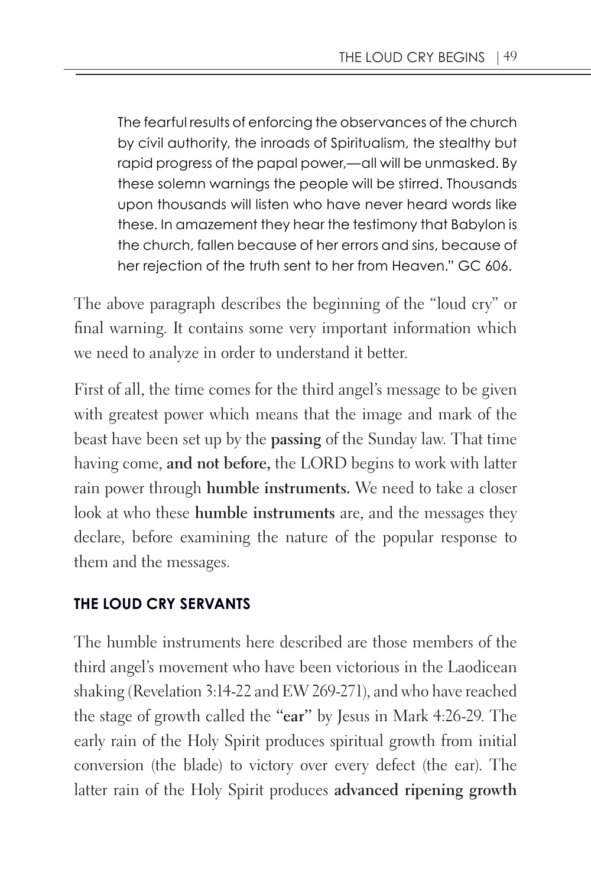> The fearful results of enforcing the observances of the church by civil authority, the inroads of Spiritualism, the stealthy but rapid progress of the papal power,—all will be unmasked. By these solemn warnings the people will be stirred. Thousands upon thousands will listen who have never heard words like these. In amazement they hear the testimony that Babylon is the church, fallen because of her errors and sins, because of her rejection of the truth sent to her from Heaven." GC 606.

The above paragraph describes the beginning of the "loud cry" or final warning. It contains some very important information which we need to analyze in order to understand it better.

First of all, the time comes for the third angel's message to be given with greatest power which means that the image and mark of the beast have been set up by the **passing** of the Sunday law. That time having come, **and not before,** the LORD begins to work with latter rain power through **humble instruments.** We need to take a closer look at who these **humble instruments** are, and the messages they declare, before examining the nature of the popular response to them and the messages.

### THE LOUD CRY SERVANTS

The humble instruments here described are those members of the third angel's movement who have been victorious in the Laodicean shaking (Revelation 3:14-22 and EW 269-271), and who have reached the stage of growth called the "**ear**" by Jesus in Mark 4:26-29. The early rain of the Holy Spirit produces spiritual growth from initial conversion (the blade) to victory over every defect (the ear). The latter rain of the Holy Spirit produces **advanced ripening growth**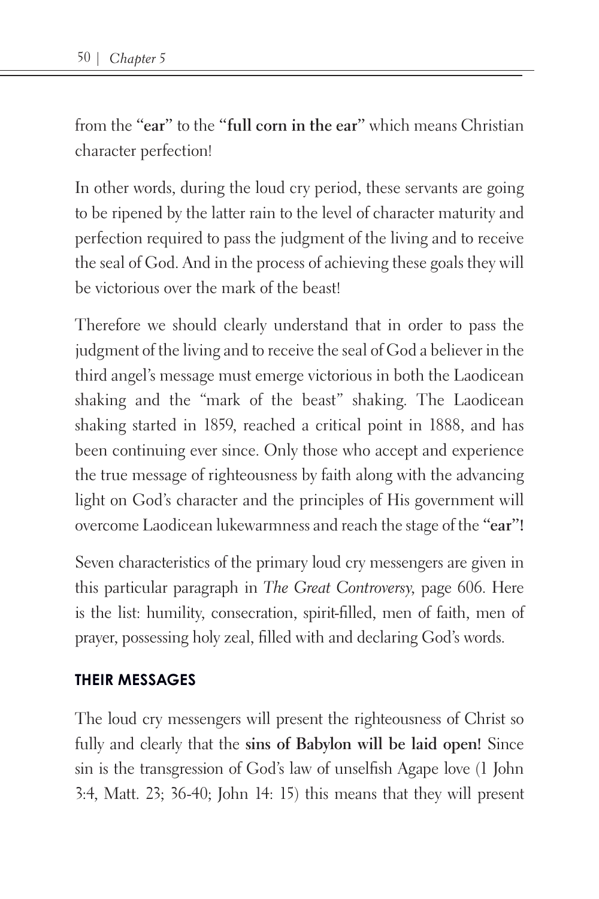from the "**ear**" to the "**full corn in the ear**" which means Christian character perfection!

In other words, during the loud cry period, these servants are going to be ripened by the latter rain to the level of character maturity and perfection required to pass the judgment of the living and to receive the seal of God. And in the process of achieving these goals they will be victorious over the mark of the beast!

Therefore we should clearly understand that in order to pass the judgment of the living and to receive the seal of God a believer in the third angel's message must emerge victorious in both the Laodicean shaking and the "mark of the beast" shaking. The Laodicean shaking started in 1859, reached a critical point in 1888, and has been continuing ever since. Only those who accept and experience the true message of righteousness by faith along with the advancing light on God's character and the principles of His government will overcome Laodicean lukewarmness and reach the stage of the "**ear**"!

Seven characteristics of the primary loud cry messengers are given in this particular paragraph in *The Great Controversy*, page 606. Here is the list: humility, consecration, spirit-filled, men of faith, men of prayer, possessing holy zeal, filled with and declaring God's words.

## THEIR MESSAGES

The loud cry messengers will present the righteousness of Christ so fully and clearly that the **sins of Babylon will be laid open!** Since sin is the transgression of God's law of unselfish Agape love (1 John 3:4, Matt. 23; 36-40; John 14: 15) this means that they will present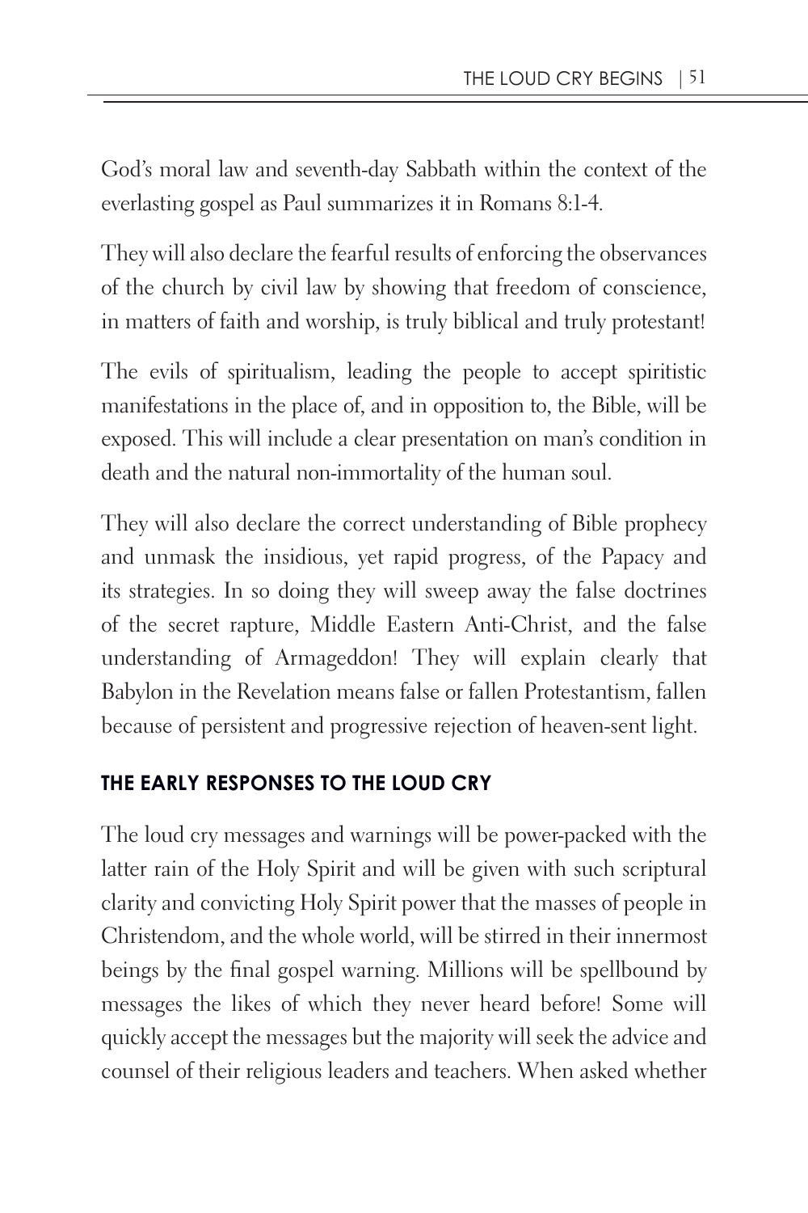God's moral law and seventh-day Sabbath within the context of the everlasting gospel as Paul summarizes it in Romans 8:1-4.

They will also declare the fearful results of enforcing the observances of the church by civil law by showing that freedom of conscience, in matters of faith and worship, is truly biblical and truly protestant!

The evils of spiritualism, leading the people to accept spiritistic manifestations in the place of, and in opposition to, the Bible, will be exposed. This will include a clear presentation on man's condition in death and the natural non-immortality of the human soul.

They will also declare the correct understanding of Bible prophecy and unmask the insidious, yet rapid progress, of the Papacy and its strategies. In so doing they will sweep away the false doctrines of the secret rapture, Middle Eastern Anti-Christ, and the false understanding of Armageddon! They will explain clearly that Babylon in the Revelation means false or fallen Protestantism, fallen because of persistent and progressive rejection of heaven-sent light.

## THE EARLY RESPONSES TO THE LOUD CRY

The loud cry messages and warnings will be power-packed with the latter rain of the Holy Spirit and will be given with such scriptural clarity and convicting Holy Spirit power that the masses of people in Christendom, and the whole world, will be stirred in their innermost beings by the final gospel warning. Millions will be spellbound by messages the likes of which they never heard before! Some will quickly accept the messages but the majority will seek the advice and counsel of their religious leaders and teachers. When asked whether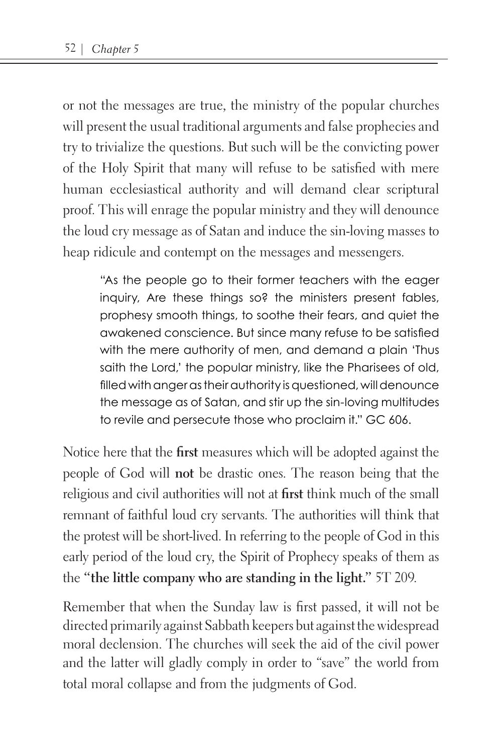or not the messages are true, the ministry of the popular churches will present the usual traditional arguments and false prophecies and try to trivialize the questions. But such will be the convicting power of the Holy Spirit that many will refuse to be satisfied with mere human ecclesiastical authority and will demand clear scriptural proof. This will enrage the popular ministry and they will denounce the loud cry message as of Satan and induce the sin-loving masses to heap ridicule and contempt on the messages and messengers.

> "As the people go to their former teachers with the eager inquiry, Are these things so? the ministers present fables, prophesy smooth things, to soothe their fears, and quiet the awakened conscience. But since many refuse to be satisfied with the mere authority of men, and demand a plain 'Thus saith the Lord,' the popular ministry, like the Pharisees of old, filled with anger as their authority is questioned, will denounce the message as of Satan, and stir up the sin-loving multitudes to revile and persecute those who proclaim it." GC 606.

Notice here that the **first** measures which will be adopted against the people of God will **not** be drastic ones. The reason being that the religious and civil authorities will not at **first** think much of the small remnant of faithful loud cry servants. The authorities will think that the protest will be short-lived. In referring to the people of God in this early period of the loud cry, the Spirit of Prophecy speaks of them as the **"the little company who are standing in the light."** 5T 209.

Remember that when the Sunday law is first passed, it will not be directed primarily against Sabbath keepers but against the widespread moral declension. The churches will seek the aid of the civil power and the latter will gladly comply in order to "save" the world from total moral collapse and from the judgments of God.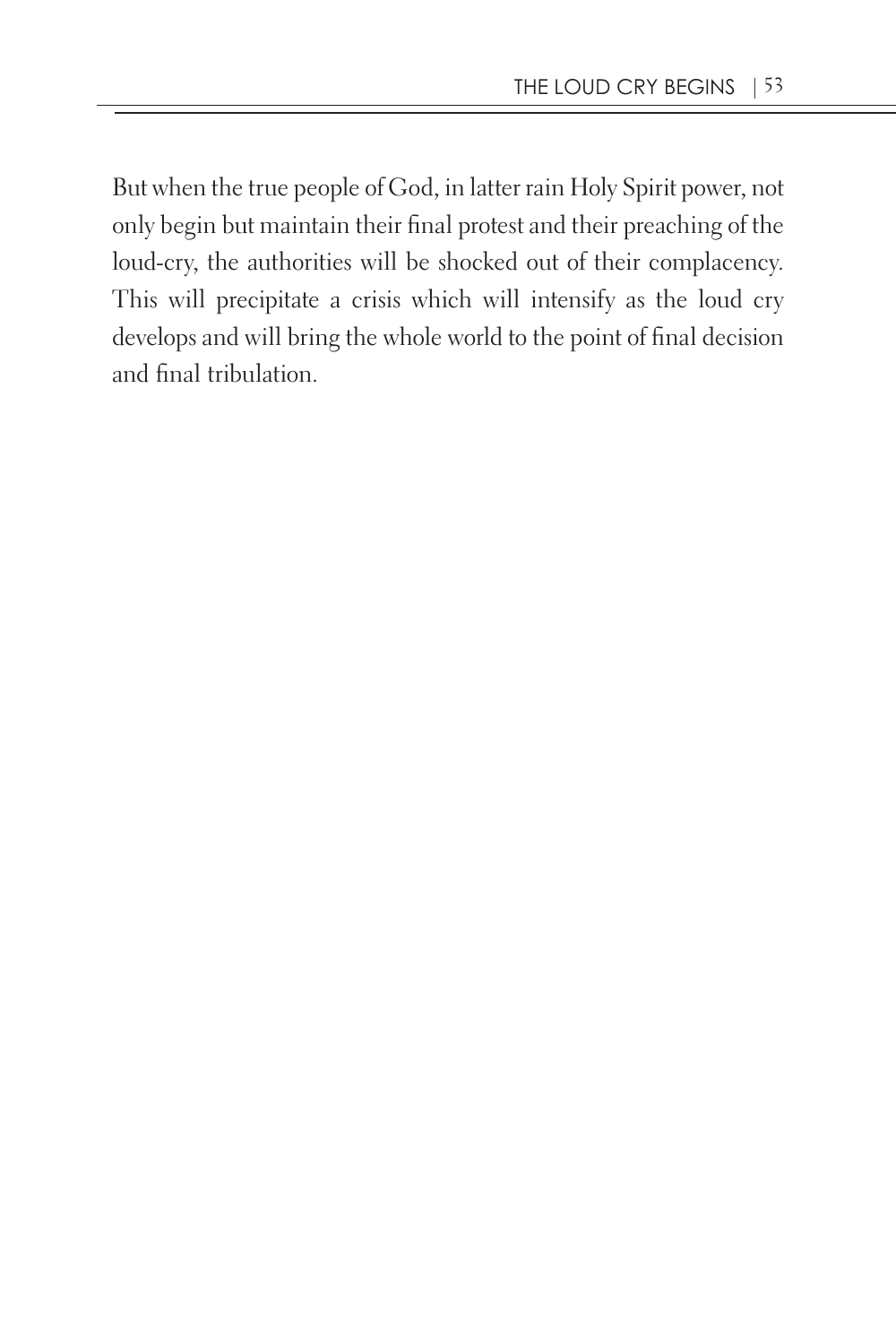But when the true people of God, in latter rain Holy Spirit power, not only begin but maintain their final protest and their preaching of the loud-cry, the authorities will be shocked out of their complacency. This will precipitate a crisis which will intensify as the loud cry develops and will bring the whole world to the point of final decision and final tribulation.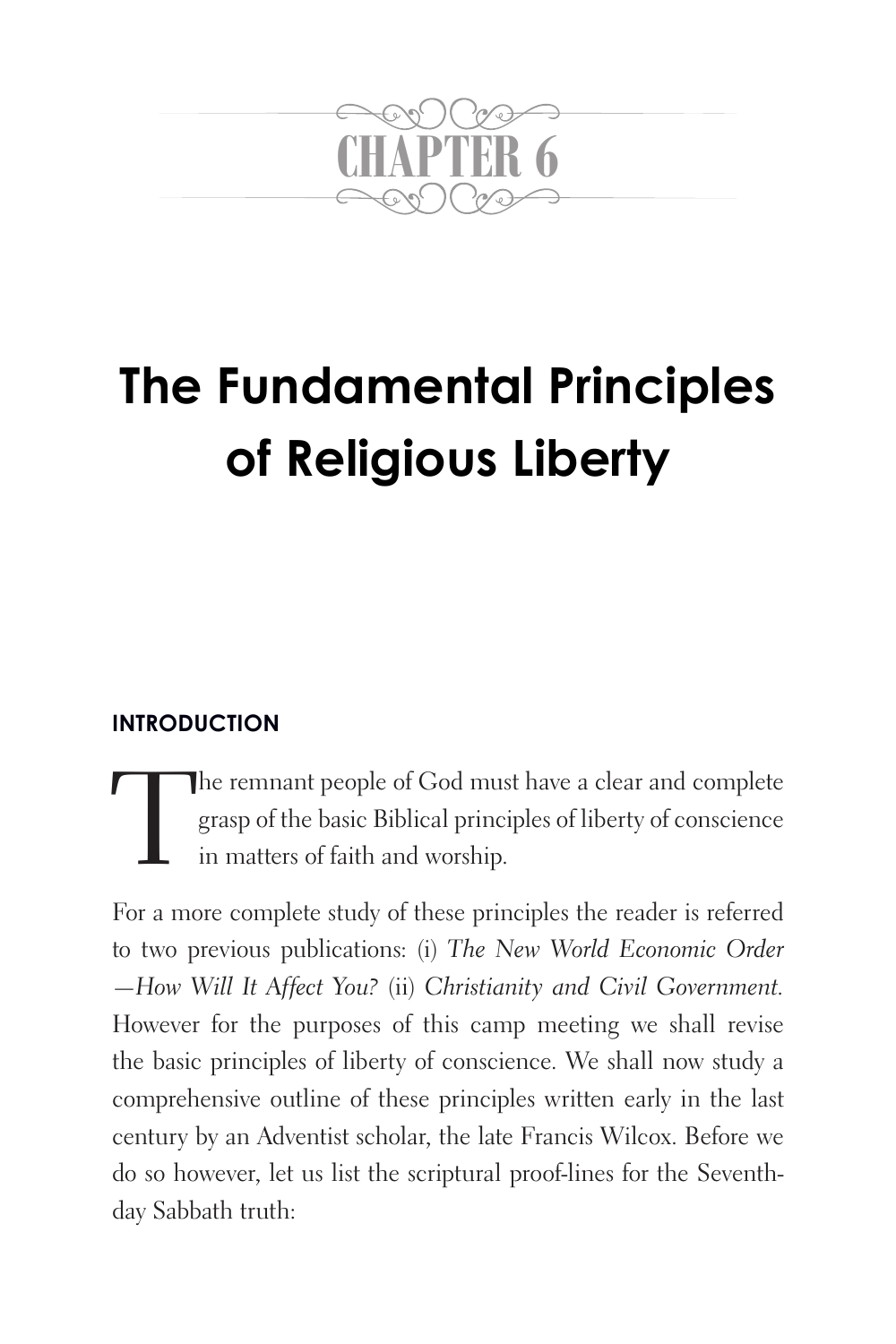# CHAPTER 6

# The Fundamental Principles of Religious Liberty

### INTRODUCTION

The remnant people of God must have a clear and complete grasp of the basic Biblical principles of liberty of conscience in matters of faith and worship.

For a more complete study of these principles the reader is referred to two previous publications: (i) *The New World Economic Order —How Will It Affect You?* (ii) *Christianity and Civil Government.* However for the purposes of this camp meeting we shall revise the basic principles of liberty of conscience. We shall now study a comprehensive outline of these principles written early in the last century by an Adventist scholar, the late Francis Wilcox. Before we do so however, let us list the scriptural proof-lines for the Seventh-day Sabbath truth: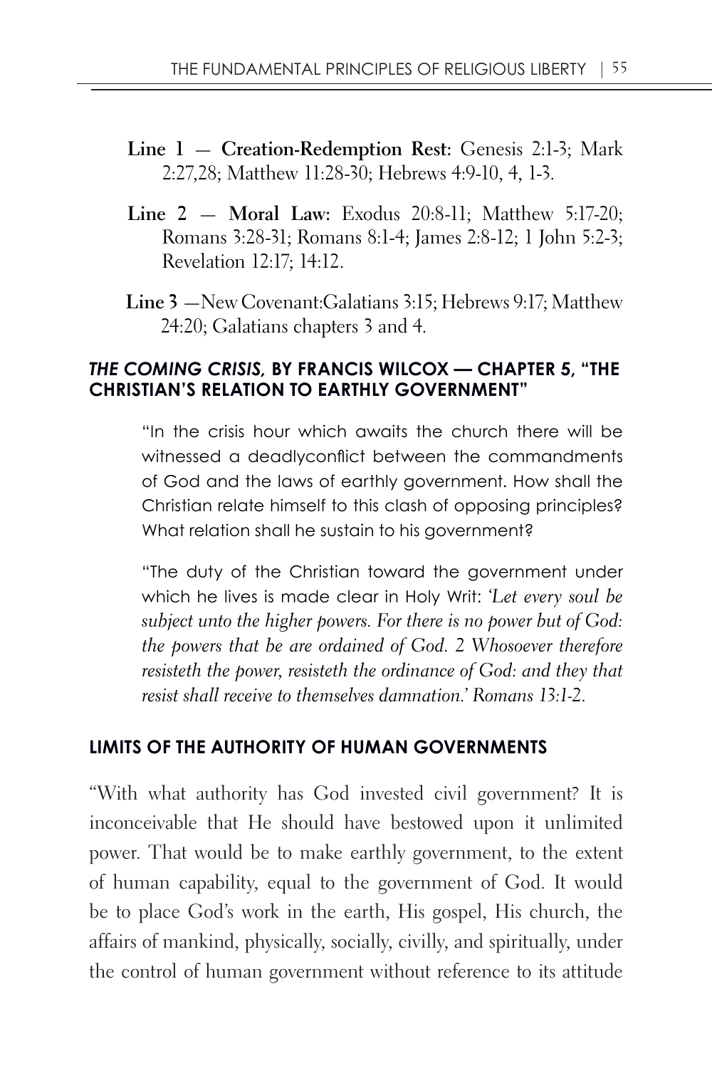**Line 1 — Creation-Redemption Rest:** Genesis 2:1-3; Mark 2:27,28; Matthew 11:28-30; Hebrews 4:9-10, 4, 1-3.

**Line 2 — Moral Law:** Exodus 20:8-11; Matthew 5:17-20; Romans 3:28-31; Romans 8:1-4; James 2:8-12; 1 John 5:2-3; Revelation 12:17; 14:12.

**Line 3** —New Covenant:Galatians 3:15; Hebrews 9:17; Matthew 24:20; Galatians chapters 3 and 4.

### *THE COMING CRISIS,* BY FRANCIS WILCOX — CHAPTER 5, "THE CHRISTIAN'S RELATION TO EARTHLY GOVERNMENT"

> "In the crisis hour which awaits the church there will be witnessed a deadlyconflict between the commandments of God and the laws of earthly government. How shall the Christian relate himself to this clash of opposing principles? What relation shall he sustain to his government?
>
> "The duty of the Christian toward the government under which he lives is made clear in Holy Writ: *'Let every soul be subject unto the higher powers. For there is no power but of God: the powers that be are ordained of God. 2 Whosoever therefore resisteth the power, resisteth the ordinance of God: and they that resist shall receive to themselves damnation.' Romans 13:1-2.*

### LIMITS OF THE AUTHORITY OF HUMAN GOVERNMENTS

"With what authority has God invested civil government? It is inconceivable that He should have bestowed upon it unlimited power. That would be to make earthly government, to the extent of human capability, equal to the government of God. It would be to place God's work in the earth, His gospel, His church, the affairs of mankind, physically, socially, civilly, and spiritually, under the control of human government without reference to its attitude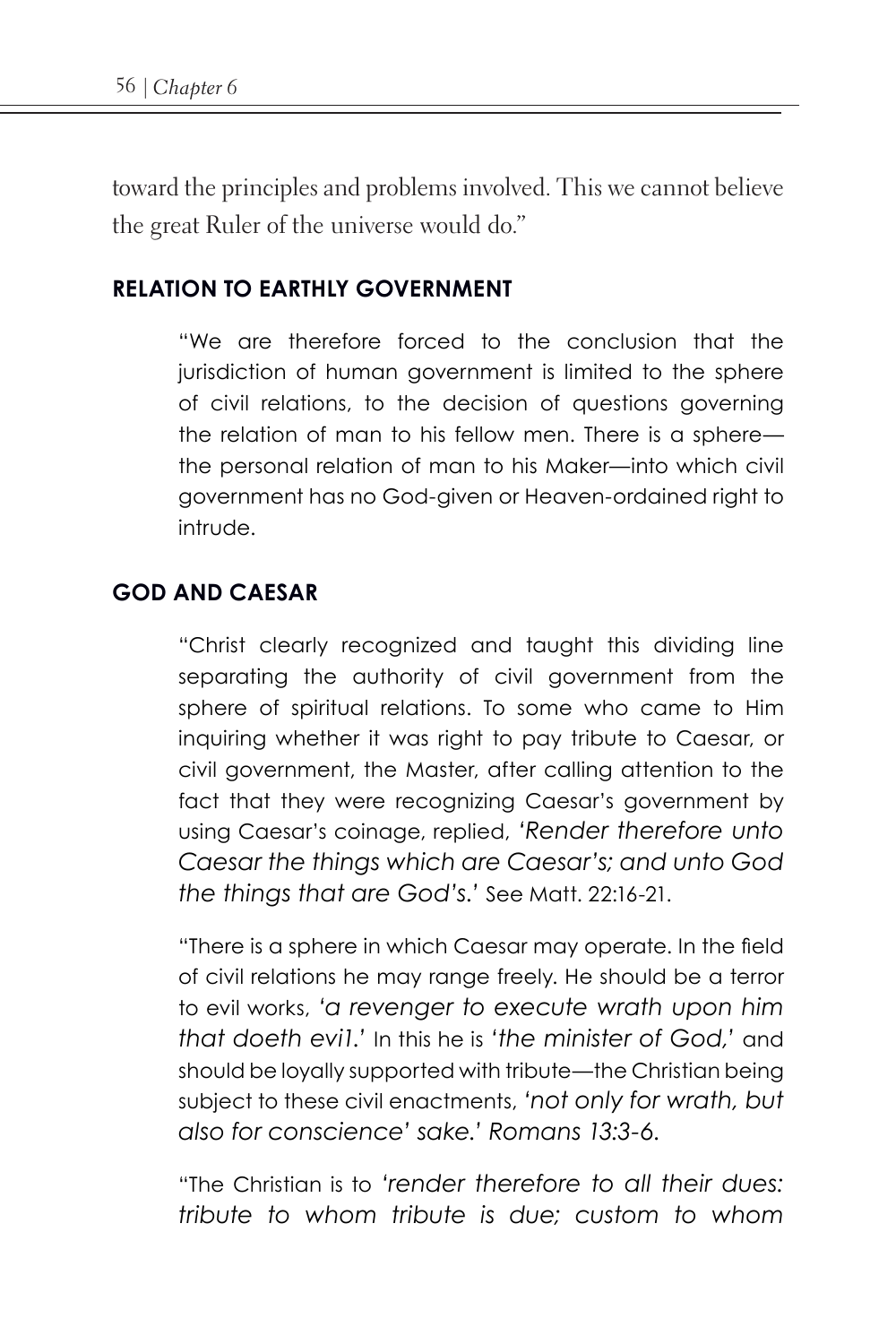toward the principles and problems involved. This we cannot believe the great Ruler of the universe would do."

## RELATION TO EARTHLY GOVERNMENT

"We are therefore forced to the conclusion that the jurisdiction of human government is limited to the sphere of civil relations, to the decision of questions governing the relation of man to his fellow men. There is a sphere—the personal relation of man to his Maker—into which civil government has no God-given or Heaven-ordained right to intrude.

## GOD AND CAESAR

"Christ clearly recognized and taught this dividing line separating the authority of civil government from the sphere of spiritual relations. To some who came to Him inquiring whether it was right to pay tribute to Caesar, or civil government, the Master, after calling attention to the fact that they were recognizing Caesar's government by using Caesar's coinage, replied, *'Render therefore unto Caesar the things which are Caesar's; and unto God the things that are God's.'* See Matt. 22:16-21.

"There is a sphere in which Caesar may operate. In the field of civil relations he may range freely. He should be a terror to evil works, *'a revenger to execute wrath upon him that doeth evi1.'* In this he is *'the minister of God,'* and should be loyally supported with tribute—the Christian being subject to these civil enactments, *'not only for wrath, but also for conscience' sake.' Romans 13:3-6.*

"The Christian is to *'render therefore to all their dues: tribute to whom tribute is due; custom to whom*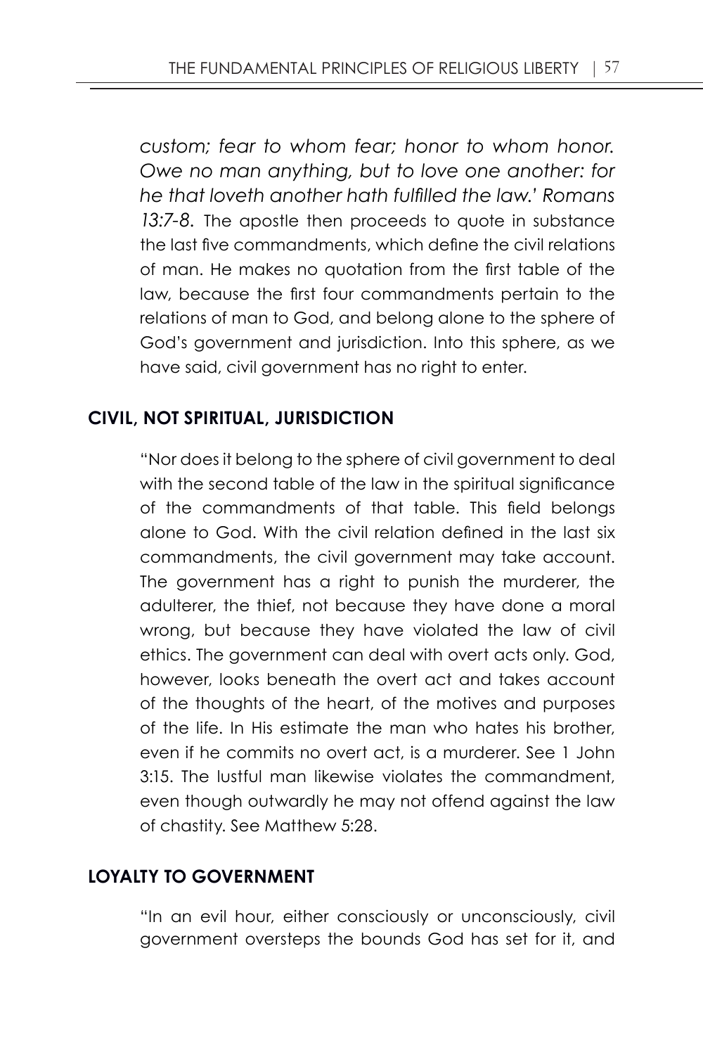*custom; fear to whom fear; honor to whom honor. Owe no man anything, but to love one another: for he that loveth another hath fulfilled the law.' Romans 13:7-8.* The apostle then proceeds to quote in substance the last five commandments, which define the civil relations of man. He makes no quotation from the first table of the law, because the first four commandments pertain to the relations of man to God, and belong alone to the sphere of God's government and jurisdiction. Into this sphere, as we have said, civil government has no right to enter.

## CIVIL, NOT SPIRITUAL, JURISDICTION

"Nor does it belong to the sphere of civil government to deal with the second table of the law in the spiritual significance of the commandments of that table. This field belongs alone to God. With the civil relation defined in the last six commandments, the civil government may take account. The government has a right to punish the murderer, the adulterer, the thief, not because they have done a moral wrong, but because they have violated the law of civil ethics. The government can deal with overt acts only. God, however, looks beneath the overt act and takes account of the thoughts of the heart, of the motives and purposes of the life. In His estimate the man who hates his brother, even if he commits no overt act, is a murderer. See 1 John 3:15. The lustful man likewise violates the commandment, even though outwardly he may not offend against the law of chastity. See Matthew 5:28.

## LOYALTY TO GOVERNMENT

"In an evil hour, either consciously or unconsciously, civil government oversteps the bounds God has set for it, and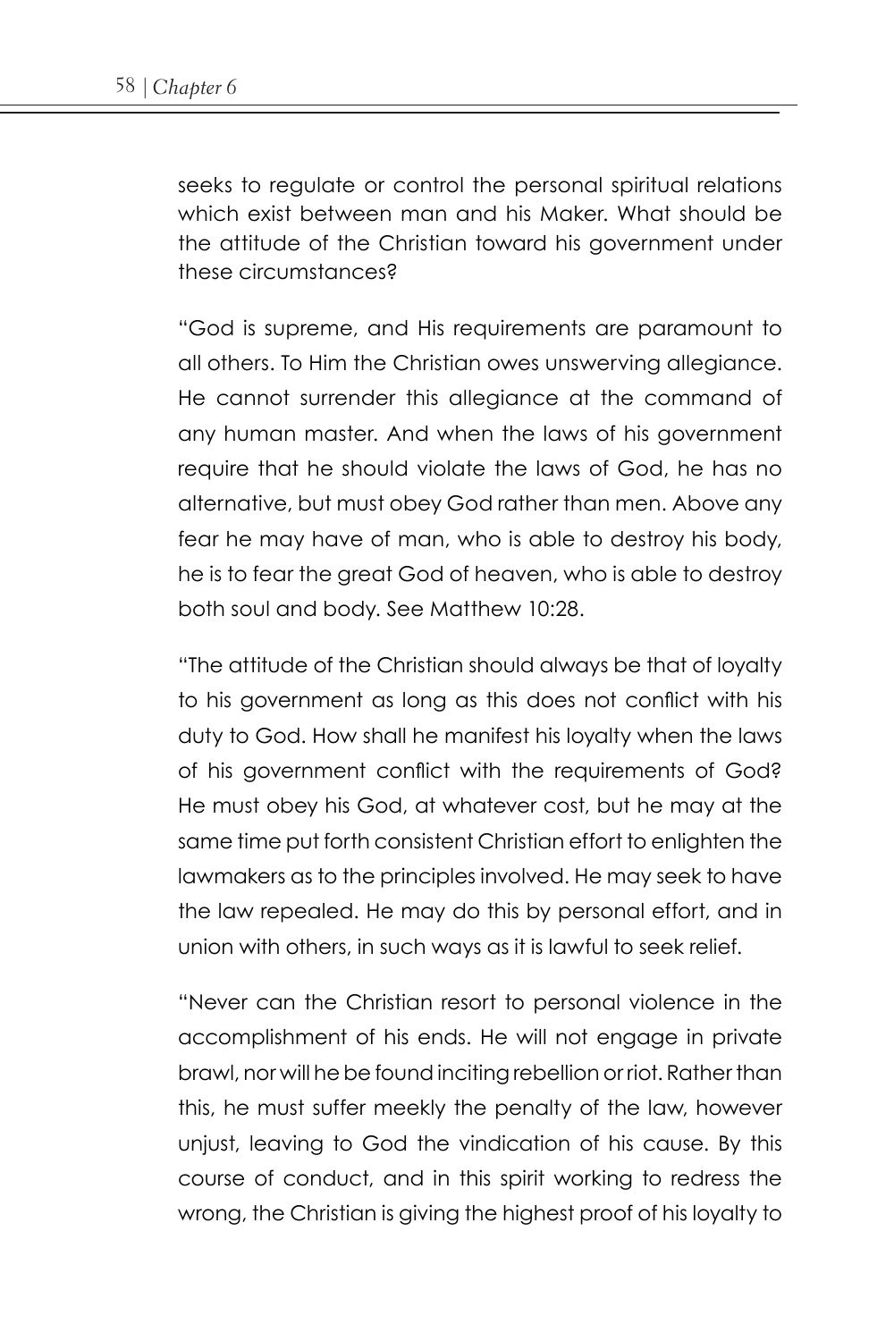seeks to regulate or control the personal spiritual relations which exist between man and his Maker. What should be the attitude of the Christian toward his government under these circumstances?

"God is supreme, and His requirements are paramount to all others. To Him the Christian owes unswerving allegiance. He cannot surrender this allegiance at the command of any human master. And when the laws of his government require that he should violate the laws of God, he has no alternative, but must obey God rather than men. Above any fear he may have of man, who is able to destroy his body, he is to fear the great God of heaven, who is able to destroy both soul and body. See Matthew 10:28.

"The attitude of the Christian should always be that of loyalty to his government as long as this does not conflict with his duty to God. How shall he manifest his loyalty when the laws of his government conflict with the requirements of God? He must obey his God, at whatever cost, but he may at the same time put forth consistent Christian effort to enlighten the lawmakers as to the principles involved. He may seek to have the law repealed. He may do this by personal effort, and in union with others, in such ways as it is lawful to seek relief.

"Never can the Christian resort to personal violence in the accomplishment of his ends. He will not engage in private brawl, nor will he be found inciting rebellion or riot. Rather than this, he must suffer meekly the penalty of the law, however unjust, leaving to God the vindication of his cause. By this course of conduct, and in this spirit working to redress the wrong, the Christian is giving the highest proof of his loyalty to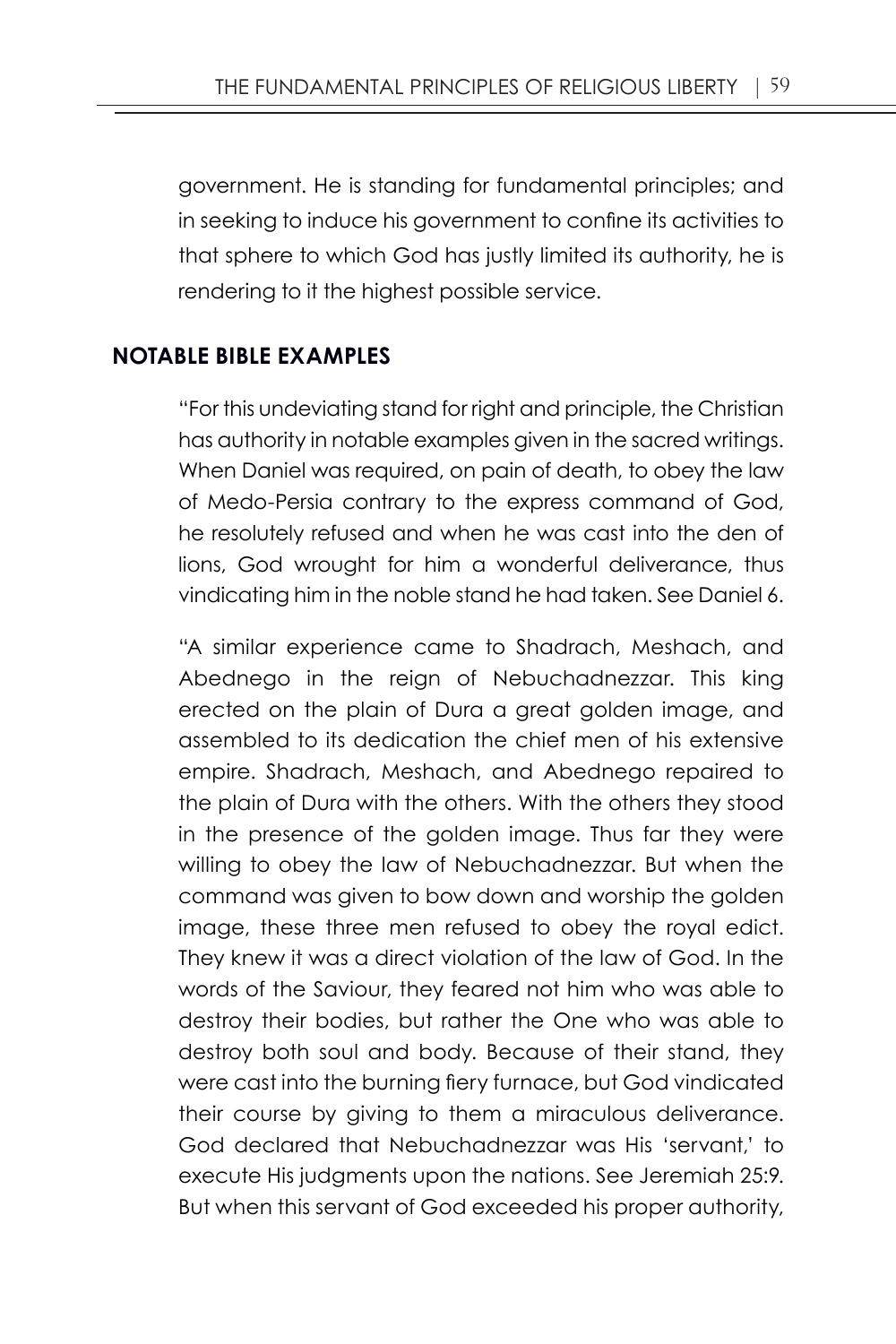government. He is standing for fundamental principles; and in seeking to induce his government to confine its activities to that sphere to which God has justly limited its authority, he is rendering to it the highest possible service.

## NOTABLE BIBLE EXAMPLES

"For this undeviating stand for right and principle, the Christian has authority in notable examples given in the sacred writings. When Daniel was required, on pain of death, to obey the law of Medo-Persia contrary to the express command of God, he resolutely refused and when he was cast into the den of lions, God wrought for him a wonderful deliverance, thus vindicating him in the noble stand he had taken. See Daniel 6.

"A similar experience came to Shadrach, Meshach, and Abednego in the reign of Nebuchadnezzar. This king erected on the plain of Dura a great golden image, and assembled to its dedication the chief men of his extensive empire. Shadrach, Meshach, and Abednego repaired to the plain of Dura with the others. With the others they stood in the presence of the golden image. Thus far they were willing to obey the law of Nebuchadnezzar. But when the command was given to bow down and worship the golden image, these three men refused to obey the royal edict. They knew it was a direct violation of the law of God. In the words of the Saviour, they feared not him who was able to destroy their bodies, but rather the One who was able to destroy both soul and body. Because of their stand, they were cast into the burning fiery furnace, but God vindicated their course by giving to them a miraculous deliverance. God declared that Nebuchadnezzar was His 'servant,' to execute His judgments upon the nations. See Jeremiah 25:9. But when this servant of God exceeded his proper authority,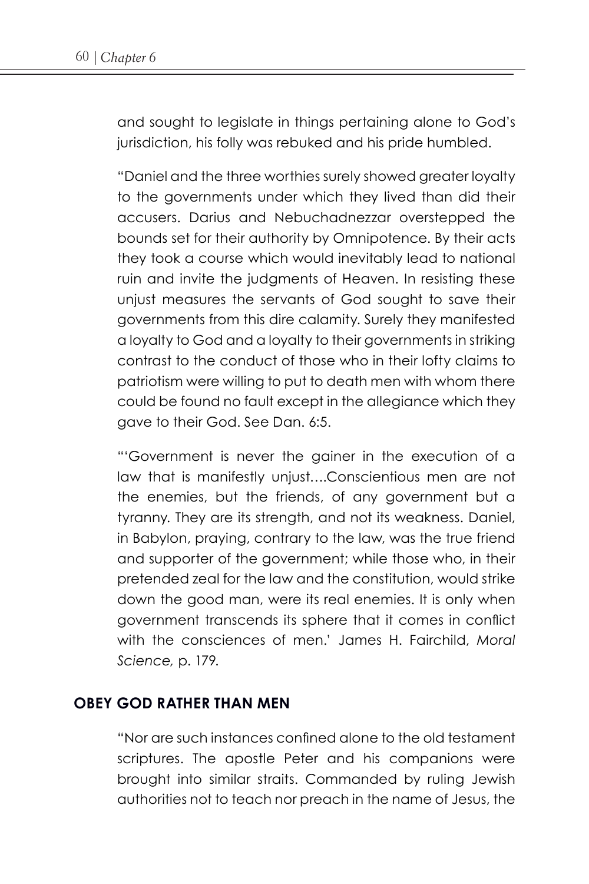and sought to legislate in things pertaining alone to God's jurisdiction, his folly was rebuked and his pride humbled.

"Daniel and the three worthies surely showed greater loyalty to the governments under which they lived than did their accusers. Darius and Nebuchadnezzar overstepped the bounds set for their authority by Omnipotence. By their acts they took a course which would inevitably lead to national ruin and invite the judgments of Heaven. In resisting these unjust measures the servants of God sought to save their governments from this dire calamity. Surely they manifested a loyalty to God and a loyalty to their governments in striking contrast to the conduct of those who in their lofty claims to patriotism were willing to put to death men with whom there could be found no fault except in the allegiance which they gave to their God. See Dan. 6:5.

"'Government is never the gainer in the execution of a law that is manifestly unjust….Conscientious men are not the enemies, but the friends, of any government but a tyranny. They are its strength, and not its weakness. Daniel, in Babylon, praying, contrary to the law, was the true friend and supporter of the government; while those who, in their pretended zeal for the law and the constitution, would strike down the good man, were its real enemies. It is only when government transcends its sphere that it comes in conflict with the consciences of men.' James H. Fairchild, *Moral Science,* p. 179.

## OBEY GOD RATHER THAN MEN

"Nor are such instances confined alone to the old testament scriptures. The apostle Peter and his companions were brought into similar straits. Commanded by ruling Jewish authorities not to teach nor preach in the name of Jesus, the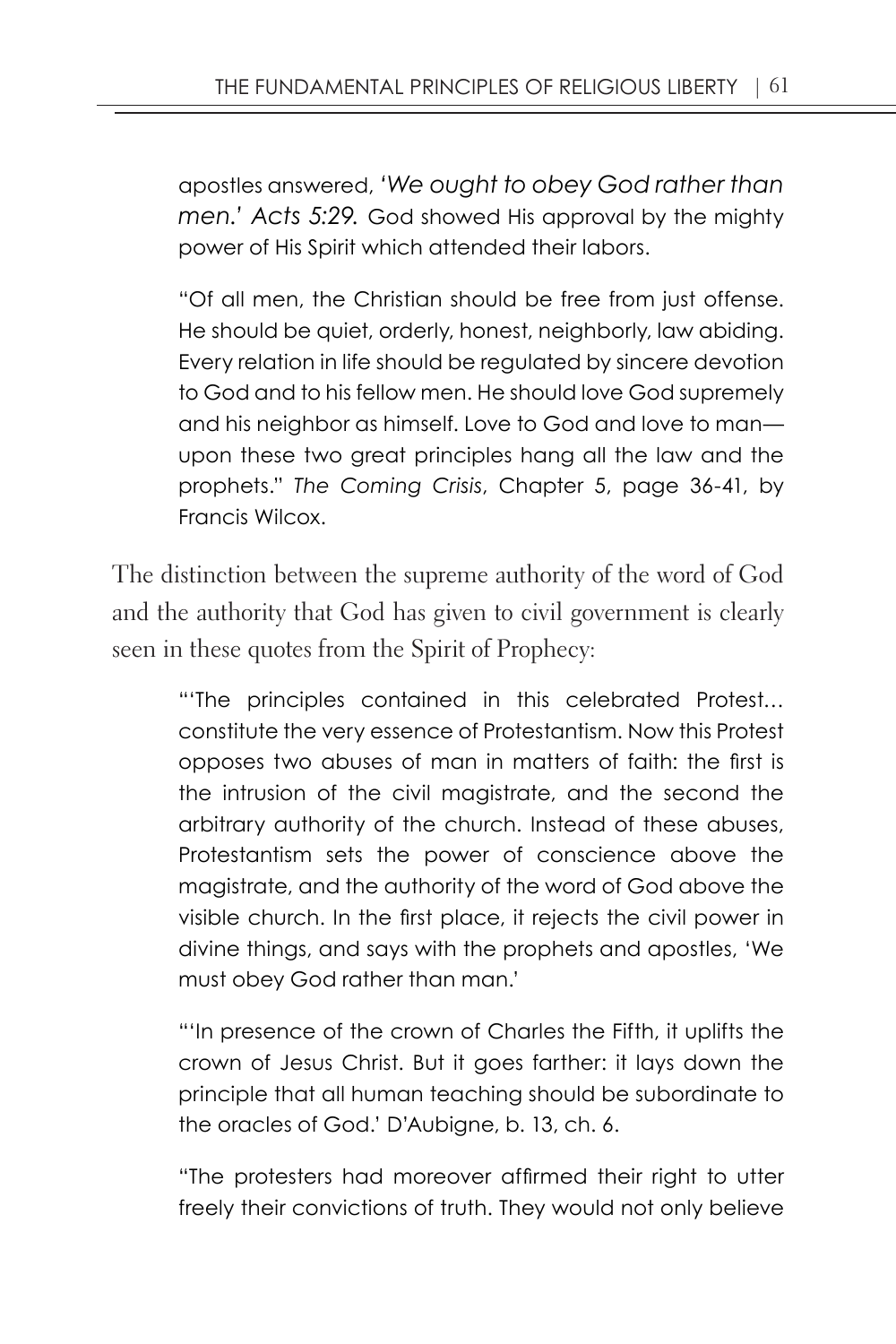> apostles answered, *'We ought to obey God rather than men.' Acts 5:29.* God showed His approval by the mighty power of His Spirit which attended their labors.
>
> "Of all men, the Christian should be free from just offense. He should be quiet, orderly, honest, neighborly, law abiding. Every relation in life should be regulated by sincere devotion to God and to his fellow men. He should love God supremely and his neighbor as himself. Love to God and love to man—upon these two great principles hang all the law and the prophets." *The Coming Crisis*, Chapter 5, page 36-41, by Francis Wilcox.

The distinction between the supreme authority of the word of God and the authority that God has given to civil government is clearly seen in these quotes from the Spirit of Prophecy:

> "'The principles contained in this celebrated Protest… constitute the very essence of Protestantism. Now this Protest opposes two abuses of man in matters of faith: the first is the intrusion of the civil magistrate, and the second the arbitrary authority of the church. Instead of these abuses, Protestantism sets the power of conscience above the magistrate, and the authority of the word of God above the visible church. In the first place, it rejects the civil power in divine things, and says with the prophets and apostles, 'We must obey God rather than man.'
>
> "'In presence of the crown of Charles the Fifth, it uplifts the crown of Jesus Christ. But it goes farther: it lays down the principle that all human teaching should be subordinate to the oracles of God.' D'Aubigne, b. 13, ch. 6.
>
> "The protesters had moreover affirmed their right to utter freely their convictions of truth. They would not only believe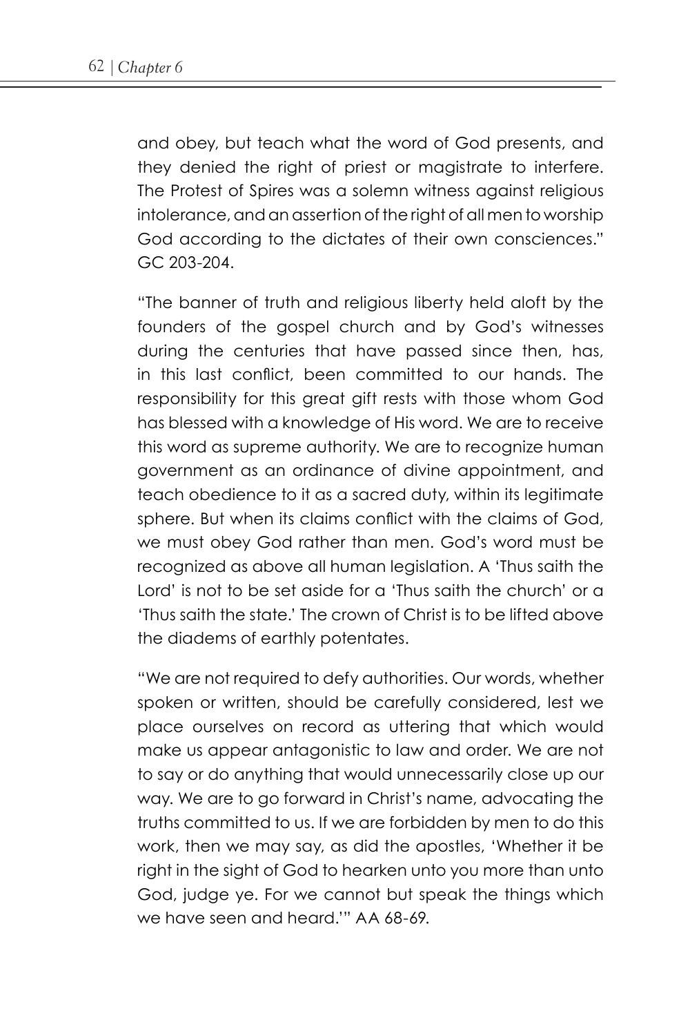and obey, but teach what the word of God presents, and they denied the right of priest or magistrate to interfere. The Protest of Spires was a solemn witness against religious intolerance, and an assertion of the right of all men to worship God according to the dictates of their own consciences." GC 203-204.

"The banner of truth and religious liberty held aloft by the founders of the gospel church and by God's witnesses during the centuries that have passed since then, has, in this last conflict, been committed to our hands. The responsibility for this great gift rests with those whom God has blessed with a knowledge of His word. We are to receive this word as supreme authority. We are to recognize human government as an ordinance of divine appointment, and teach obedience to it as a sacred duty, within its legitimate sphere. But when its claims conflict with the claims of God, we must obey God rather than men. God's word must be recognized as above all human legislation. A 'Thus saith the Lord' is not to be set aside for a 'Thus saith the church' or a 'Thus saith the state.' The crown of Christ is to be lifted above the diadems of earthly potentates.

"We are not required to defy authorities. Our words, whether spoken or written, should be carefully considered, lest we place ourselves on record as uttering that which would make us appear antagonistic to law and order. We are not to say or do anything that would unnecessarily close up our way. We are to go forward in Christ's name, advocating the truths committed to us. If we are forbidden by men to do this work, then we may say, as did the apostles, 'Whether it be right in the sight of God to hearken unto you more than unto God, judge ye. For we cannot but speak the things which we have seen and heard.'" AA 68-69.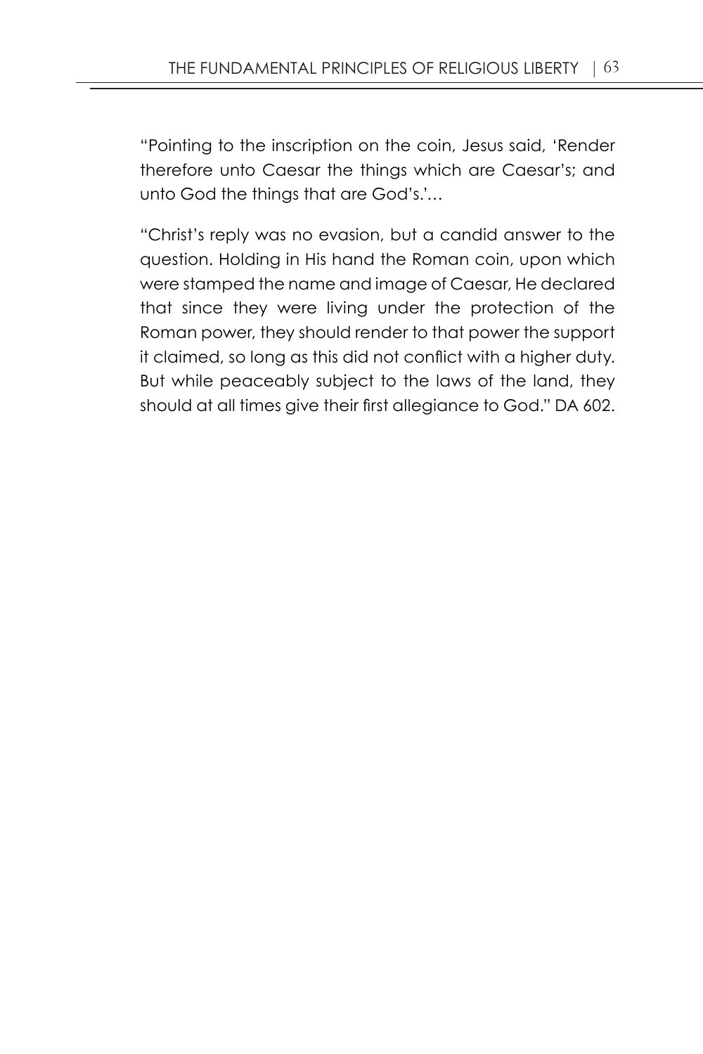"Pointing to the inscription on the coin, Jesus said, 'Render therefore unto Caesar the things which are Caesar's; and unto God the things that are God's.'…

"Christ's reply was no evasion, but a candid answer to the question. Holding in His hand the Roman coin, upon which were stamped the name and image of Caesar, He declared that since they were living under the protection of the Roman power, they should render to that power the support it claimed, so long as this did not conflict with a higher duty. But while peaceably subject to the laws of the land, they should at all times give their first allegiance to God." DA 602.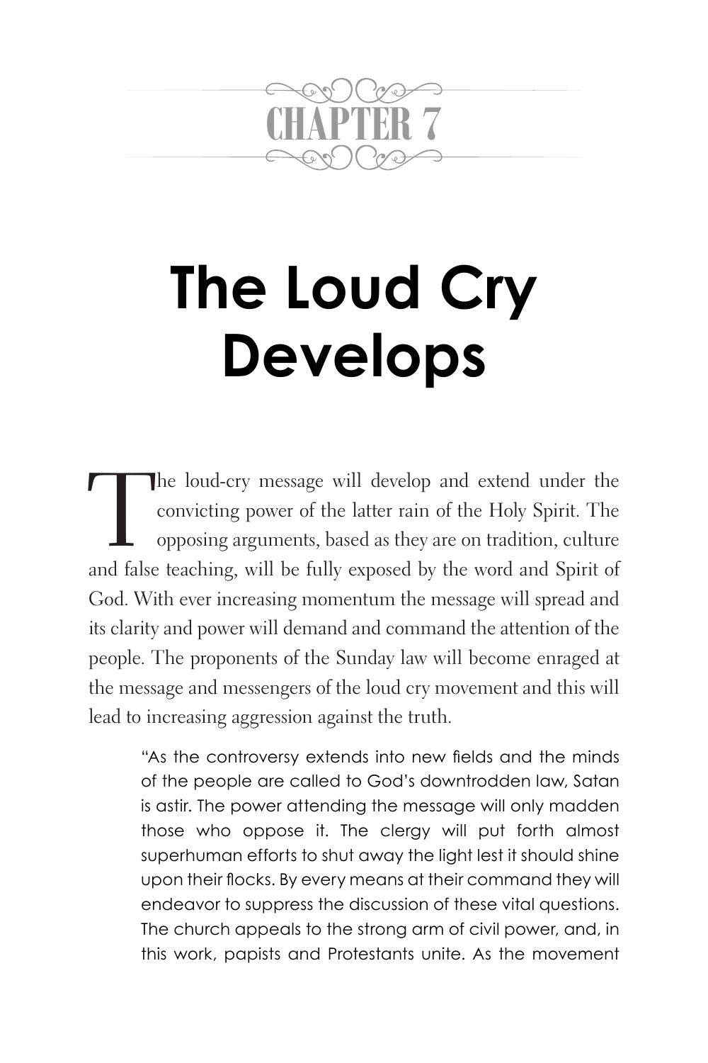# CHAPTER 7

# The Loud Cry Develops

The loud-cry message will develop and extend under the convicting power of the latter rain of the Holy Spirit. The opposing arguments, based as they are on tradition, culture and false teaching, will be fully exposed by the word and Spirit of God. With ever increasing momentum the message will spread and its clarity and power will demand and command the attention of the people. The proponents of the Sunday law will become enraged at the message and messengers of the loud cry movement and this will lead to increasing aggression against the truth.

> "As the controversy extends into new fields and the minds of the people are called to God's downtrodden law, Satan is astir. The power attending the message will only madden those who oppose it. The clergy will put forth almost superhuman efforts to shut away the light lest it should shine upon their flocks. By every means at their command they will endeavor to suppress the discussion of these vital questions. The church appeals to the strong arm of civil power, and, in this work, papists and Protestants unite. As the movement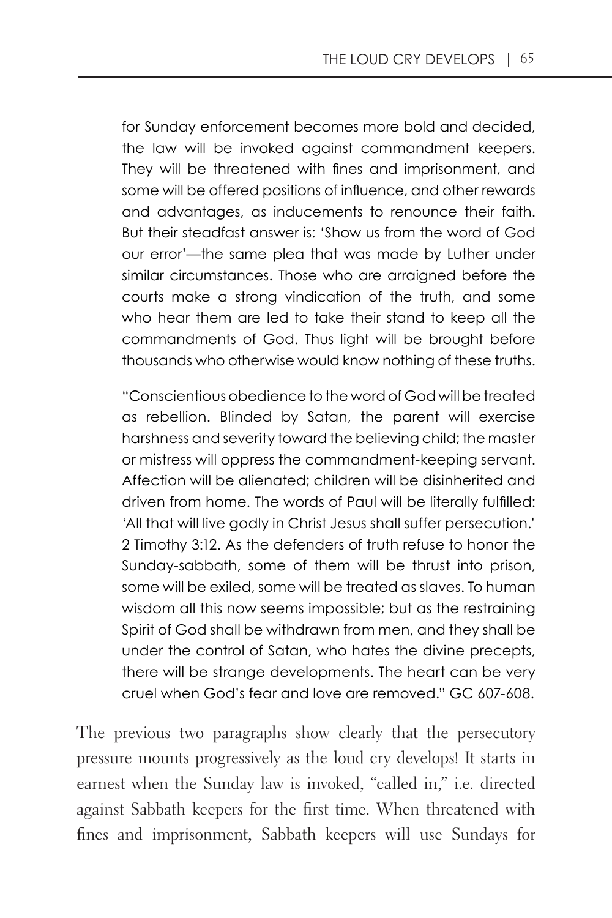> for Sunday enforcement becomes more bold and decided, the law will be invoked against commandment keepers. They will be threatened with fines and imprisonment, and some will be offered positions of influence, and other rewards and advantages, as inducements to renounce their faith. But their steadfast answer is: 'Show us from the word of God our error'—the same plea that was made by Luther under similar circumstances. Those who are arraigned before the courts make a strong vindication of the truth, and some who hear them are led to take their stand to keep all the commandments of God. Thus light will be brought before thousands who otherwise would know nothing of these truths.
>
> "Conscientious obedience to the word of God will be treated as rebellion. Blinded by Satan, the parent will exercise harshness and severity toward the believing child; the master or mistress will oppress the commandment-keeping servant. Affection will be alienated; children will be disinherited and driven from home. The words of Paul will be literally fulfilled: 'All that will live godly in Christ Jesus shall suffer persecution.' 2 Timothy 3:12. As the defenders of truth refuse to honor the Sunday-sabbath, some of them will be thrust into prison, some will be exiled, some will be treated as slaves. To human wisdom all this now seems impossible; but as the restraining Spirit of God shall be withdrawn from men, and they shall be under the control of Satan, who hates the divine precepts, there will be strange developments. The heart can be very cruel when God's fear and love are removed." GC 607-608.

The previous two paragraphs show clearly that the persecutory pressure mounts progressively as the loud cry develops! It starts in earnest when the Sunday law is invoked, "called in," i.e. directed against Sabbath keepers for the first time. When threatened with fines and imprisonment, Sabbath keepers will use Sundays for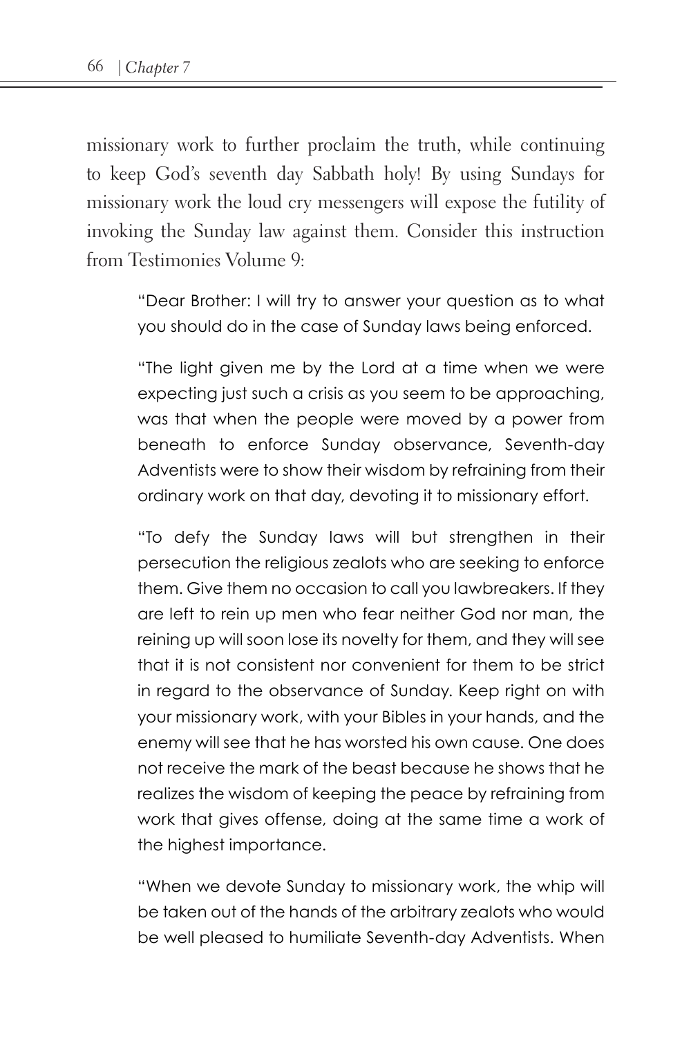missionary work to further proclaim the truth, while continuing to keep God's seventh day Sabbath holy! By using Sundays for missionary work the loud cry messengers will expose the futility of invoking the Sunday law against them. Consider this instruction from Testimonies Volume 9:

> "Dear Brother: I will try to answer your question as to what you should do in the case of Sunday laws being enforced.
>
> "The light given me by the Lord at a time when we were expecting just such a crisis as you seem to be approaching, was that when the people were moved by a power from beneath to enforce Sunday observance, Seventh-day Adventists were to show their wisdom by refraining from their ordinary work on that day, devoting it to missionary effort.
>
> "To defy the Sunday laws will but strengthen in their persecution the religious zealots who are seeking to enforce them. Give them no occasion to call you lawbreakers. If they are left to rein up men who fear neither God nor man, the reining up will soon lose its novelty for them, and they will see that it is not consistent nor convenient for them to be strict in regard to the observance of Sunday. Keep right on with your missionary work, with your Bibles in your hands, and the enemy will see that he has worsted his own cause. One does not receive the mark of the beast because he shows that he realizes the wisdom of keeping the peace by refraining from work that gives offense, doing at the same time a work of the highest importance.
>
> "When we devote Sunday to missionary work, the whip will be taken out of the hands of the arbitrary zealots who would be well pleased to humiliate Seventh-day Adventists. When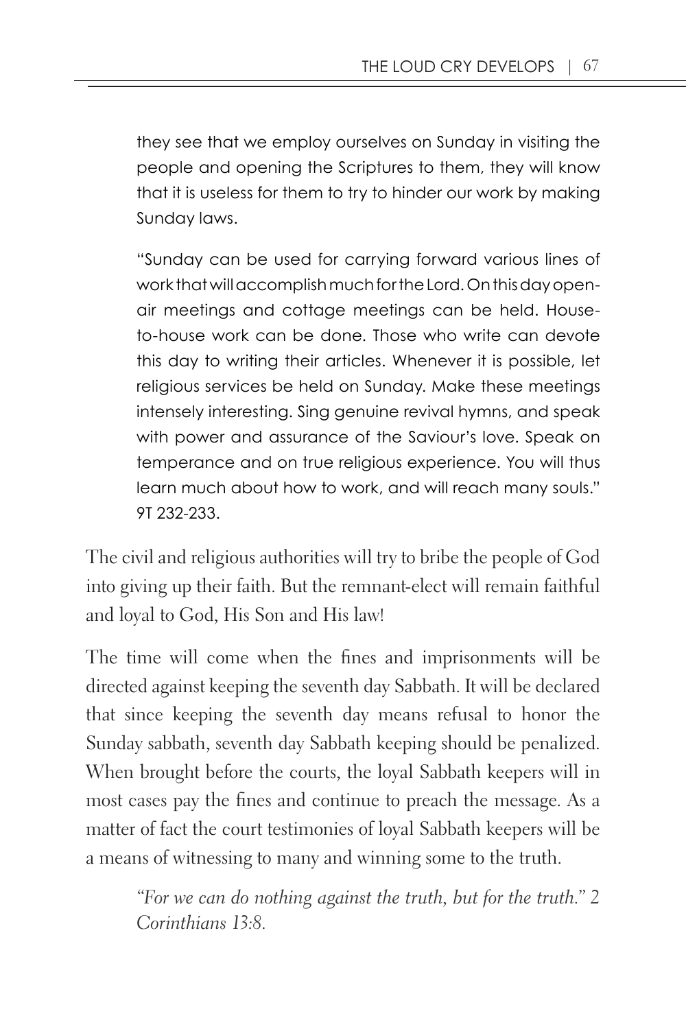> they see that we employ ourselves on Sunday in visiting the people and opening the Scriptures to them, they will know that it is useless for them to try to hinder our work by making Sunday laws.
>
> "Sunday can be used for carrying forward various lines of work that will accomplish much for the Lord. On this day open-air meetings and cottage meetings can be held. House-to-house work can be done. Those who write can devote this day to writing their articles. Whenever it is possible, let religious services be held on Sunday. Make these meetings intensely interesting. Sing genuine revival hymns, and speak with power and assurance of the Saviour's love. Speak on temperance and on true religious experience. You will thus learn much about how to work, and will reach many souls." 9T 232-233.

The civil and religious authorities will try to bribe the people of God into giving up their faith. But the remnant-elect will remain faithful and loyal to God, His Son and His law!

The time will come when the fines and imprisonments will be directed against keeping the seventh day Sabbath. It will be declared that since keeping the seventh day means refusal to honor the Sunday sabbath, seventh day Sabbath keeping should be penalized. When brought before the courts, the loyal Sabbath keepers will in most cases pay the fines and continue to preach the message. As a matter of fact the court testimonies of loyal Sabbath keepers will be a means of witnessing to many and winning some to the truth.

> *"For we can do nothing against the truth, but for the truth." 2 Corinthians 13:8.*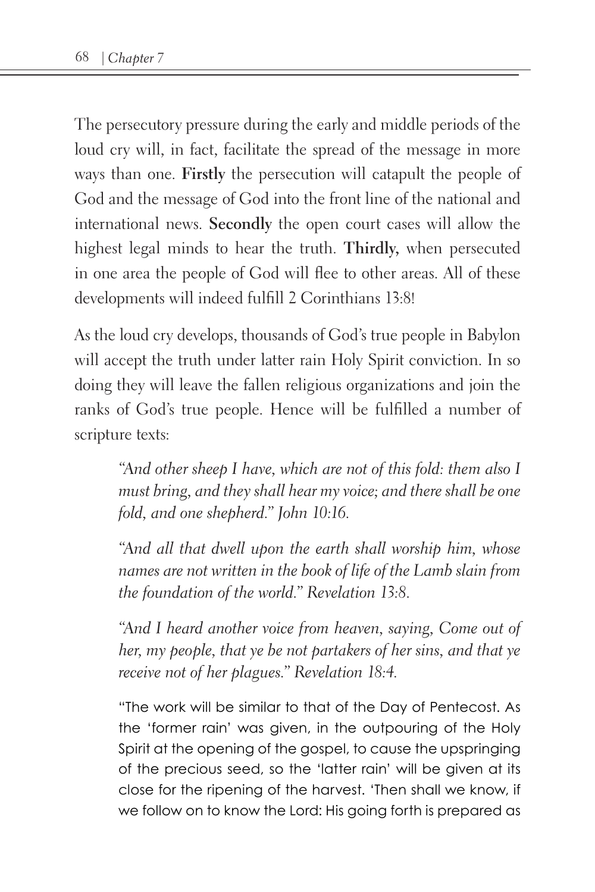The persecutory pressure during the early and middle periods of the loud cry will, in fact, facilitate the spread of the message in more ways than one. **Firstly** the persecution will catapult the people of God and the message of God into the front line of the national and international news. **Secondly** the open court cases will allow the highest legal minds to hear the truth. **Thirdly,** when persecuted in one area the people of God will flee to other areas. All of these developments will indeed fulfill 2 Corinthians 13:8!

As the loud cry develops, thousands of God's true people in Babylon will accept the truth under latter rain Holy Spirit conviction. In so doing they will leave the fallen religious organizations and join the ranks of God's true people. Hence will be fulfilled a number of scripture texts:

> *"And other sheep I have, which are not of this fold: them also I must bring, and they shall hear my voice; and there shall be one fold, and one shepherd." John 10:16.*

> *"And all that dwell upon the earth shall worship him, whose names are not written in the book of life of the Lamb slain from the foundation of the world." Revelation 13:8.*

> *"And I heard another voice from heaven, saying, Come out of her, my people, that ye be not partakers of her sins, and that ye receive not of her plagues." Revelation 18:4.*

> "The work will be similar to that of the Day of Pentecost. As the 'former rain' was given, in the outpouring of the Holy Spirit at the opening of the gospel, to cause the upspringing of the precious seed, so the 'latter rain' will be given at its close for the ripening of the harvest. 'Then shall we know, if we follow on to know the Lord: His going forth is prepared as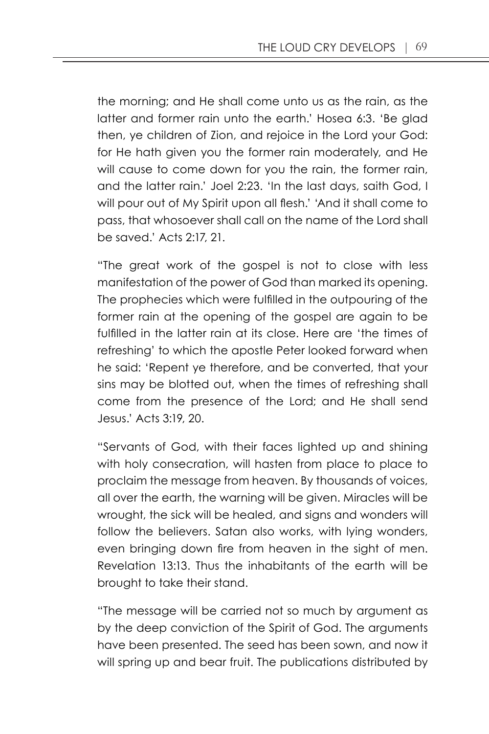the morning; and He shall come unto us as the rain, as the latter and former rain unto the earth.' Hosea 6:3. 'Be glad then, ye children of Zion, and rejoice in the Lord your God: for He hath given you the former rain moderately, and He will cause to come down for you the rain, the former rain, and the latter rain.' Joel 2:23. 'In the last days, saith God, I will pour out of My Spirit upon all flesh.' 'And it shall come to pass, that whosoever shall call on the name of the Lord shall be saved.' Acts 2:17, 21.

"The great work of the gospel is not to close with less manifestation of the power of God than marked its opening. The prophecies which were fulfilled in the outpouring of the former rain at the opening of the gospel are again to be fulfilled in the latter rain at its close. Here are 'the times of refreshing' to which the apostle Peter looked forward when he said: 'Repent ye therefore, and be converted, that your sins may be blotted out, when the times of refreshing shall come from the presence of the Lord; and He shall send Jesus.' Acts 3:19, 20.

"Servants of God, with their faces lighted up and shining with holy consecration, will hasten from place to place to proclaim the message from heaven. By thousands of voices, all over the earth, the warning will be given. Miracles will be wrought, the sick will be healed, and signs and wonders will follow the believers. Satan also works, with lying wonders, even bringing down fire from heaven in the sight of men. Revelation 13:13. Thus the inhabitants of the earth will be brought to take their stand.

"The message will be carried not so much by argument as by the deep conviction of the Spirit of God. The arguments have been presented. The seed has been sown, and now it will spring up and bear fruit. The publications distributed by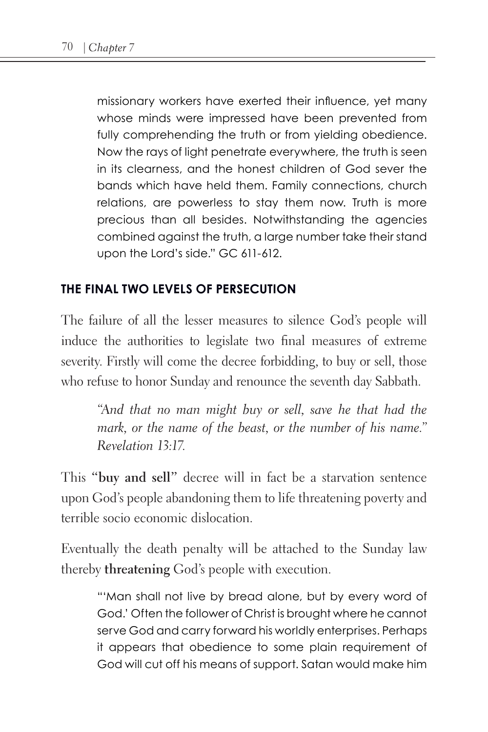> missionary workers have exerted their influence, yet many whose minds were impressed have been prevented from fully comprehending the truth or from yielding obedience. Now the rays of light penetrate everywhere, the truth is seen in its clearness, and the honest children of God sever the bands which have held them. Family connections, church relations, are powerless to stay them now. Truth is more precious than all besides. Notwithstanding the agencies combined against the truth, a large number take their stand upon the Lord's side." GC 611-612.

## THE FINAL TWO LEVELS OF PERSECUTION

The failure of all the lesser measures to silence God's people will induce the authorities to legislate two final measures of extreme severity. Firstly will come the decree forbidding, to buy or sell, those who refuse to honor Sunday and renounce the seventh day Sabbath.

> *"And that no man might buy or sell, save he that had the mark, or the name of the beast, or the number of his name." Revelation 13:17.*

This "**buy and sell**" decree will in fact be a starvation sentence upon God's people abandoning them to life threatening poverty and terrible socio economic dislocation.

Eventually the death penalty will be attached to the Sunday law thereby **threatening** God's people with execution.

> "'Man shall not live by bread alone, but by every word of God.' Often the follower of Christ is brought where he cannot serve God and carry forward his worldly enterprises. Perhaps it appears that obedience to some plain requirement of God will cut off his means of support. Satan would make him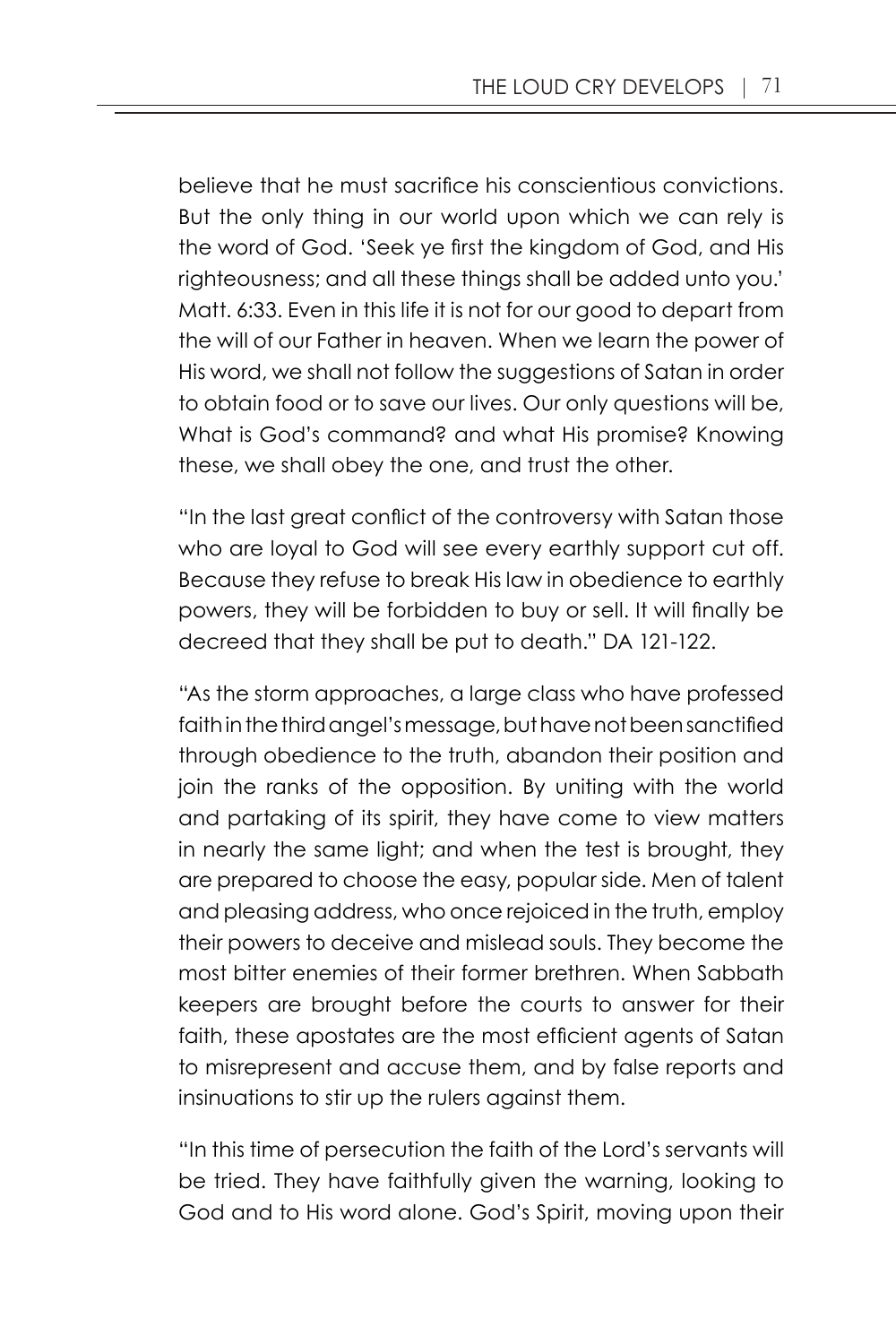believe that he must sacrifice his conscientious convictions. But the only thing in our world upon which we can rely is the word of God. 'Seek ye first the kingdom of God, and His righteousness; and all these things shall be added unto you.' Matt. 6:33. Even in this life it is not for our good to depart from the will of our Father in heaven. When we learn the power of His word, we shall not follow the suggestions of Satan in order to obtain food or to save our lives. Our only questions will be, What is God's command? and what His promise? Knowing these, we shall obey the one, and trust the other.

"In the last great conflict of the controversy with Satan those who are loyal to God will see every earthly support cut off. Because they refuse to break His law in obedience to earthly powers, they will be forbidden to buy or sell. It will finally be decreed that they shall be put to death." DA 121-122.

"As the storm approaches, a large class who have professed faith in the third angel's message, but have not been sanctified through obedience to the truth, abandon their position and join the ranks of the opposition. By uniting with the world and partaking of its spirit, they have come to view matters in nearly the same light; and when the test is brought, they are prepared to choose the easy, popular side. Men of talent and pleasing address, who once rejoiced in the truth, employ their powers to deceive and mislead souls. They become the most bitter enemies of their former brethren. When Sabbath keepers are brought before the courts to answer for their faith, these apostates are the most efficient agents of Satan to misrepresent and accuse them, and by false reports and insinuations to stir up the rulers against them.

"In this time of persecution the faith of the Lord's servants will be tried. They have faithfully given the warning, looking to God and to His word alone. God's Spirit, moving upon their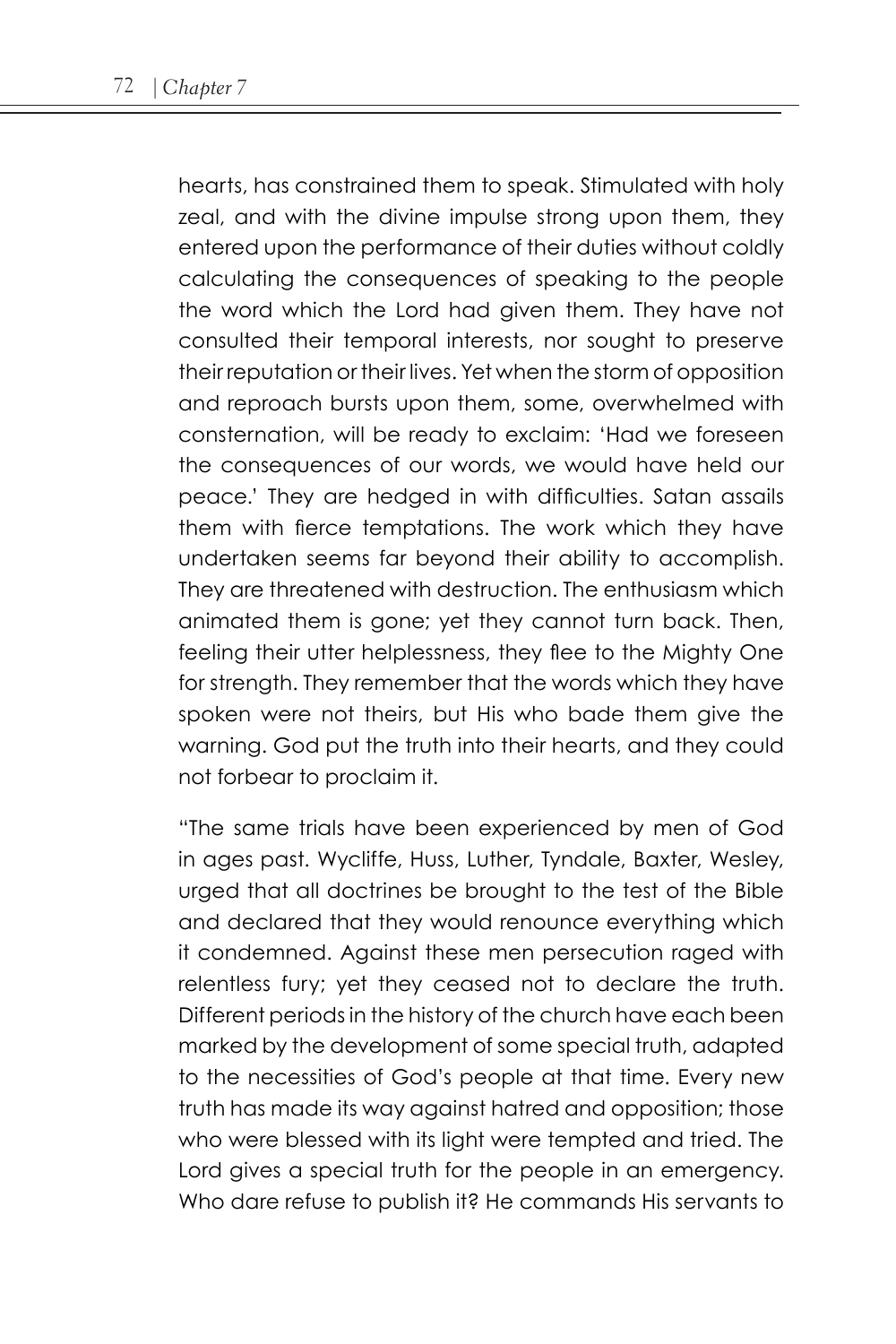hearts, has constrained them to speak. Stimulated with holy zeal, and with the divine impulse strong upon them, they entered upon the performance of their duties without coldly calculating the consequences of speaking to the people the word which the Lord had given them. They have not consulted their temporal interests, nor sought to preserve their reputation or their lives. Yet when the storm of opposition and reproach bursts upon them, some, overwhelmed with consternation, will be ready to exclaim: 'Had we foreseen the consequences of our words, we would have held our peace.' They are hedged in with difficulties. Satan assails them with fierce temptations. The work which they have undertaken seems far beyond their ability to accomplish. They are threatened with destruction. The enthusiasm which animated them is gone; yet they cannot turn back. Then, feeling their utter helplessness, they flee to the Mighty One for strength. They remember that the words which they have spoken were not theirs, but His who bade them give the warning. God put the truth into their hearts, and they could not forbear to proclaim it.

"The same trials have been experienced by men of God in ages past. Wycliffe, Huss, Luther, Tyndale, Baxter, Wesley, urged that all doctrines be brought to the test of the Bible and declared that they would renounce everything which it condemned. Against these men persecution raged with relentless fury; yet they ceased not to declare the truth. Different periods in the history of the church have each been marked by the development of some special truth, adapted to the necessities of God's people at that time. Every new truth has made its way against hatred and opposition; those who were blessed with its light were tempted and tried. The Lord gives a special truth for the people in an emergency. Who dare refuse to publish it? He commands His servants to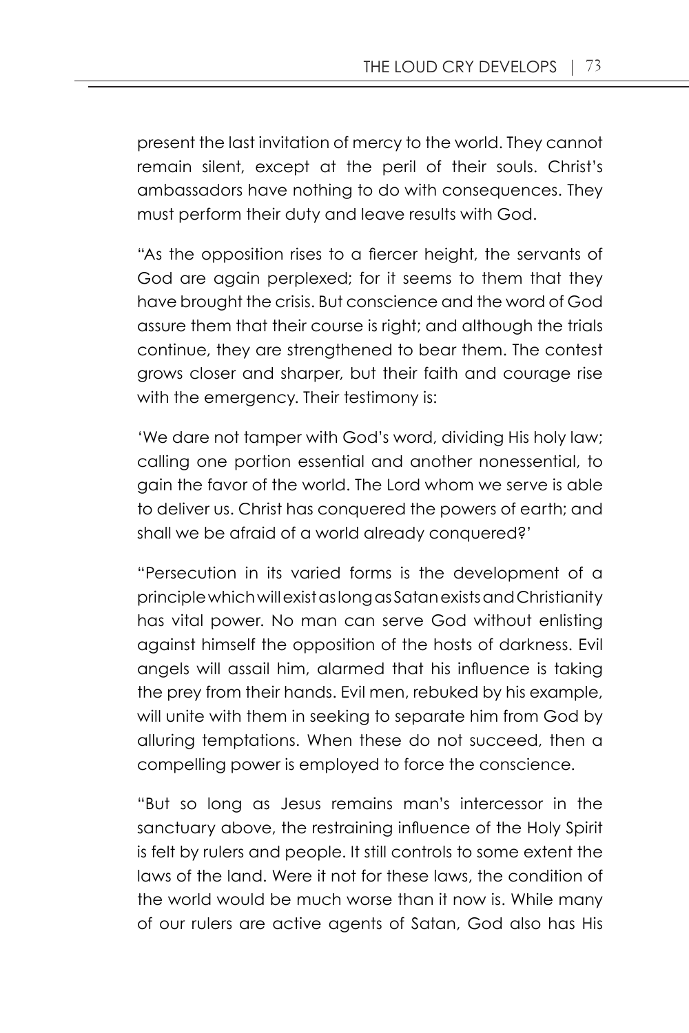present the last invitation of mercy to the world. They cannot remain silent, except at the peril of their souls. Christ's ambassadors have nothing to do with consequences. They must perform their duty and leave results with God.

"As the opposition rises to a fiercer height, the servants of God are again perplexed; for it seems to them that they have brought the crisis. But conscience and the word of God assure them that their course is right; and although the trials continue, they are strengthened to bear them. The contest grows closer and sharper, but their faith and courage rise with the emergency. Their testimony is:

'We dare not tamper with God's word, dividing His holy law; calling one portion essential and another nonessential, to gain the favor of the world. The Lord whom we serve is able to deliver us. Christ has conquered the powers of earth; and shall we be afraid of a world already conquered?'

"Persecution in its varied forms is the development of a principle which will exist as long as Satan exists and Christianity has vital power. No man can serve God without enlisting against himself the opposition of the hosts of darkness. Evil angels will assail him, alarmed that his influence is taking the prey from their hands. Evil men, rebuked by his example, will unite with them in seeking to separate him from God by alluring temptations. When these do not succeed, then a compelling power is employed to force the conscience.

"But so long as Jesus remains man's intercessor in the sanctuary above, the restraining influence of the Holy Spirit is felt by rulers and people. It still controls to some extent the laws of the land. Were it not for these laws, the condition of the world would be much worse than it now is. While many of our rulers are active agents of Satan, God also has His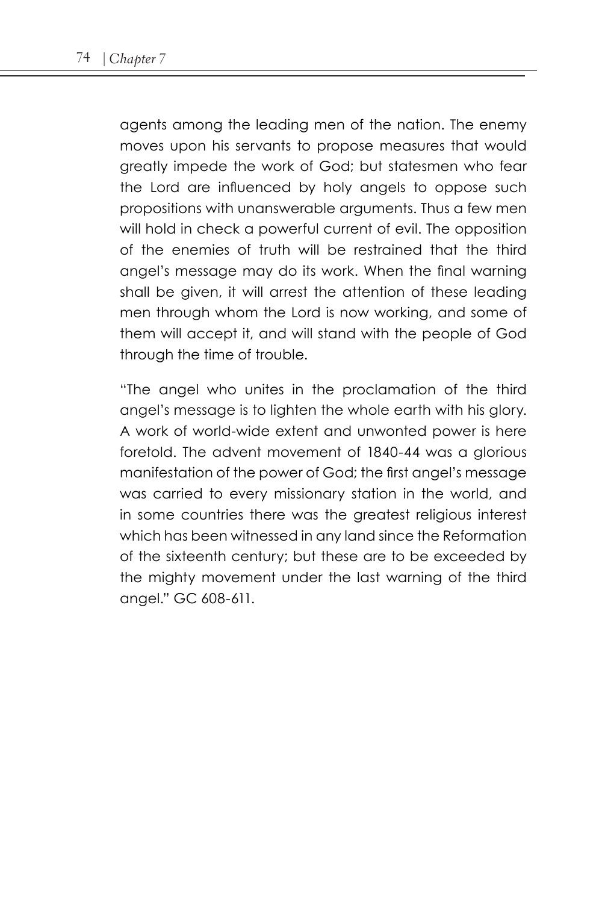agents among the leading men of the nation. The enemy moves upon his servants to propose measures that would greatly impede the work of God; but statesmen who fear the Lord are influenced by holy angels to oppose such propositions with unanswerable arguments. Thus a few men will hold in check a powerful current of evil. The opposition of the enemies of truth will be restrained that the third angel's message may do its work. When the final warning shall be given, it will arrest the attention of these leading men through whom the Lord is now working, and some of them will accept it, and will stand with the people of God through the time of trouble.

"The angel who unites in the proclamation of the third angel's message is to lighten the whole earth with his glory. A work of world-wide extent and unwonted power is here foretold. The advent movement of 1840-44 was a glorious manifestation of the power of God; the first angel's message was carried to every missionary station in the world, and in some countries there was the greatest religious interest which has been witnessed in any land since the Reformation of the sixteenth century; but these are to be exceeded by the mighty movement under the last warning of the third angel." GC 608-611.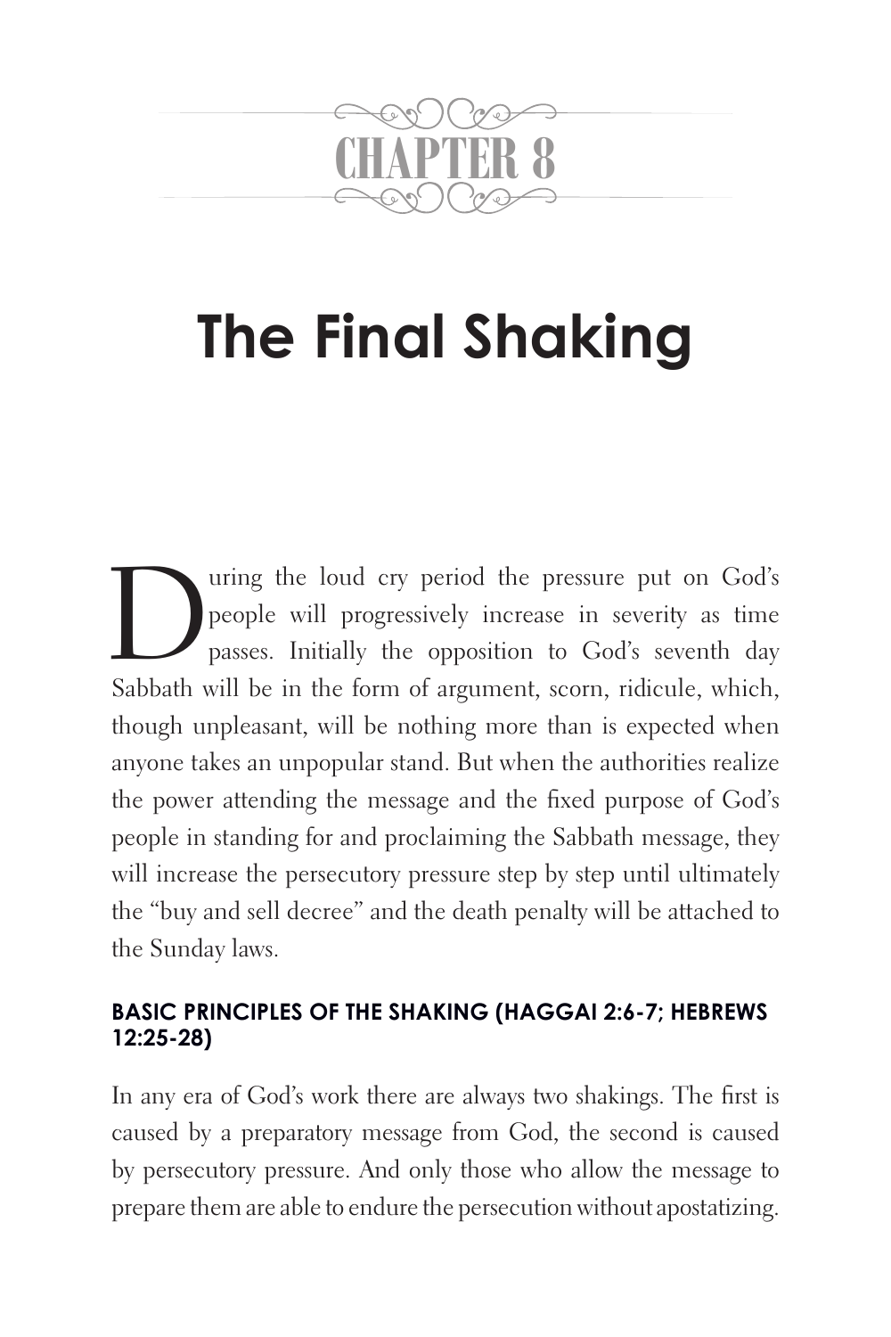# CHAPTER 8

# The Final Shaking

During the loud cry period the pressure put on God's people will progressively increase in severity as time passes. Initially the opposition to God's seventh day Sabbath will be in the form of argument, scorn, ridicule, which, though unpleasant, will be nothing more than is expected when anyone takes an unpopular stand. But when the authorities realize the power attending the message and the fixed purpose of God's people in standing for and proclaiming the Sabbath message, they will increase the persecutory pressure step by step until ultimately the "buy and sell decree" and the death penalty will be attached to the Sunday laws.

### BASIC PRINCIPLES OF THE SHAKING (HAGGAI 2:6-7; HEBREWS 12:25-28)

In any era of God's work there are always two shakings. The first is caused by a preparatory message from God, the second is caused by persecutory pressure. And only those who allow the message to prepare them are able to endure the persecution without apostatizing.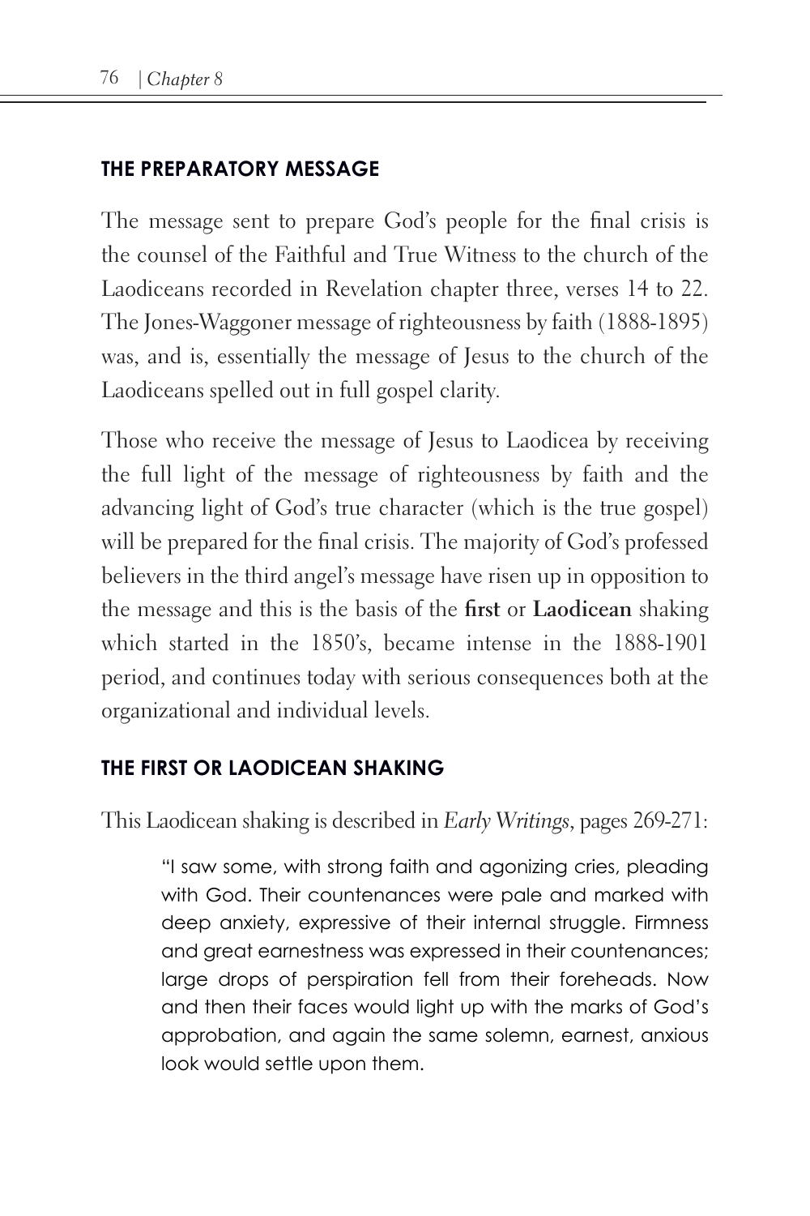## THE PREPARATORY MESSAGE

The message sent to prepare God's people for the final crisis is the counsel of the Faithful and True Witness to the church of the Laodiceans recorded in Revelation chapter three, verses 14 to 22. The Jones-Waggoner message of righteousness by faith (1888-1895) was, and is, essentially the message of Jesus to the church of the Laodiceans spelled out in full gospel clarity.

Those who receive the message of Jesus to Laodicea by receiving the full light of the message of righteousness by faith and the advancing light of God's true character (which is the true gospel) will be prepared for the final crisis. The majority of God's professed believers in the third angel's message have risen up in opposition to the message and this is the basis of the **first** or **Laodicean** shaking which started in the 1850's, became intense in the 1888-1901 period, and continues today with serious consequences both at the organizational and individual levels.

## THE FIRST OR LAODICEAN SHAKING

This Laodicean shaking is described in *Early Writings*, pages 269-271:

> "I saw some, with strong faith and agonizing cries, pleading with God. Their countenances were pale and marked with deep anxiety, expressive of their internal struggle. Firmness and great earnestness was expressed in their countenances; large drops of perspiration fell from their foreheads. Now and then their faces would light up with the marks of God's approbation, and again the same solemn, earnest, anxious look would settle upon them.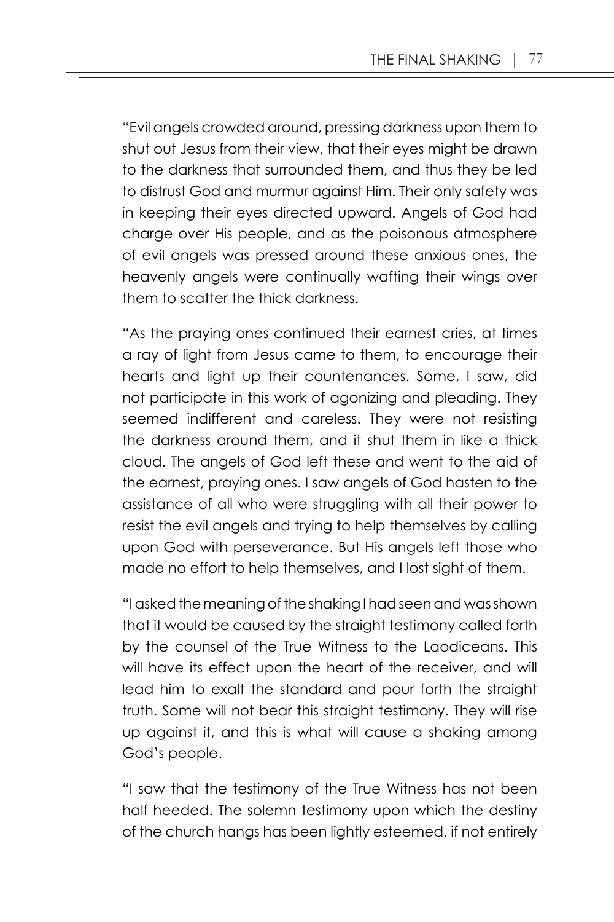"Evil angels crowded around, pressing darkness upon them to shut out Jesus from their view, that their eyes might be drawn to the darkness that surrounded them, and thus they be led to distrust God and murmur against Him. Their only safety was in keeping their eyes directed upward. Angels of God had charge over His people, and as the poisonous atmosphere of evil angels was pressed around these anxious ones, the heavenly angels were continually wafting their wings over them to scatter the thick darkness.

"As the praying ones continued their earnest cries, at times a ray of light from Jesus came to them, to encourage their hearts and light up their countenances. Some, I saw, did not participate in this work of agonizing and pleading. They seemed indifferent and careless. They were not resisting the darkness around them, and it shut them in like a thick cloud. The angels of God left these and went to the aid of the earnest, praying ones. I saw angels of God hasten to the assistance of all who were struggling with all their power to resist the evil angels and trying to help themselves by calling upon God with perseverance. But His angels left those who made no effort to help themselves, and I lost sight of them.

"I asked the meaning of the shaking I had seen and was shown that it would be caused by the straight testimony called forth by the counsel of the True Witness to the Laodiceans. This will have its effect upon the heart of the receiver, and will lead him to exalt the standard and pour forth the straight truth. Some will not bear this straight testimony. They will rise up against it, and this is what will cause a shaking among God's people.

"I saw that the testimony of the True Witness has not been half heeded. The solemn testimony upon which the destiny of the church hangs has been lightly esteemed, if not entirely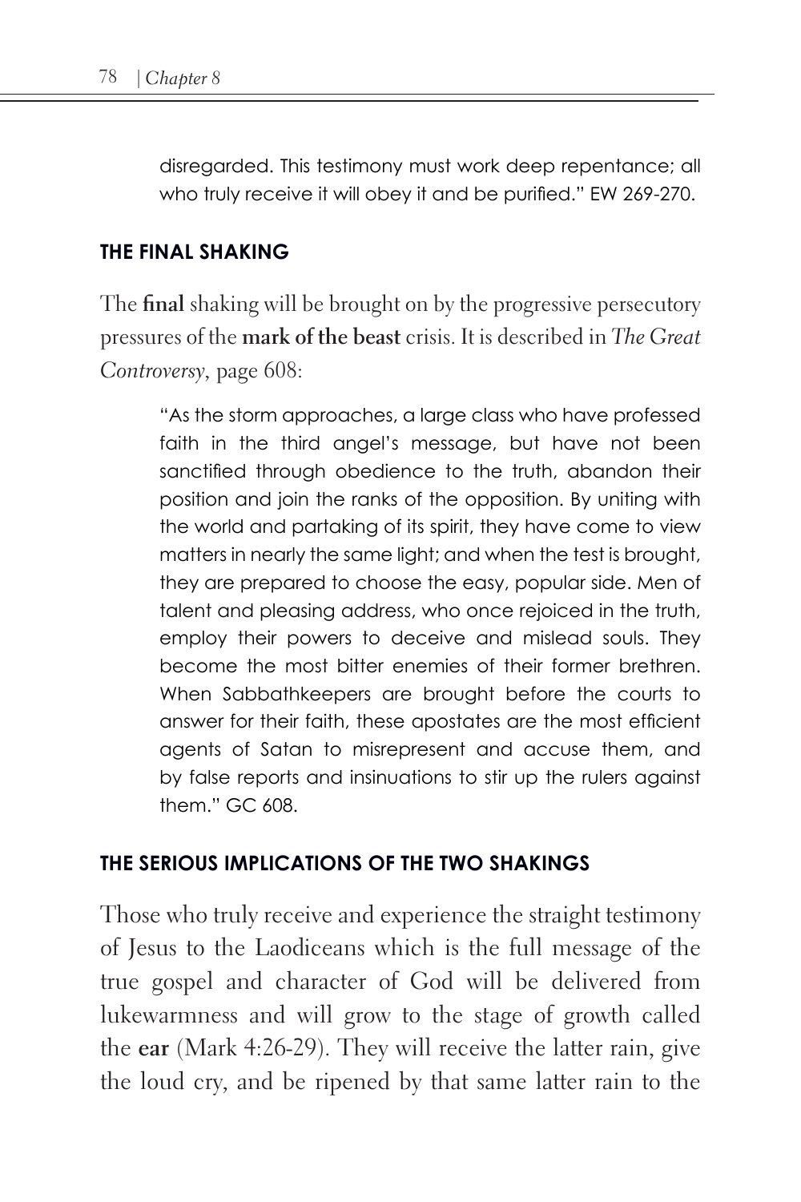> disregarded. This testimony must work deep repentance; all who truly receive it will obey it and be purified." EW 269-270.

### THE FINAL SHAKING

The **final** shaking will be brought on by the progressive persecutory pressures of the **mark of the beast** crisis. It is described in *The Great Controversy*, page 608:

> "As the storm approaches, a large class who have professed faith in the third angel's message, but have not been sanctified through obedience to the truth, abandon their position and join the ranks of the opposition. By uniting with the world and partaking of its spirit, they have come to view matters in nearly the same light; and when the test is brought, they are prepared to choose the easy, popular side. Men of talent and pleasing address, who once rejoiced in the truth, employ their powers to deceive and mislead souls. They become the most bitter enemies of their former brethren. When Sabbathkeepers are brought before the courts to answer for their faith, these apostates are the most efficient agents of Satan to misrepresent and accuse them, and by false reports and insinuations to stir up the rulers against them." GC 608.

### THE SERIOUS IMPLICATIONS OF THE TWO SHAKINGS

Those who truly receive and experience the straight testimony of Jesus to the Laodiceans which is the full message of the true gospel and character of God will be delivered from lukewarmness and will grow to the stage of growth called the **ear** (Mark 4:26-29). They will receive the latter rain, give the loud cry, and be ripened by that same latter rain to the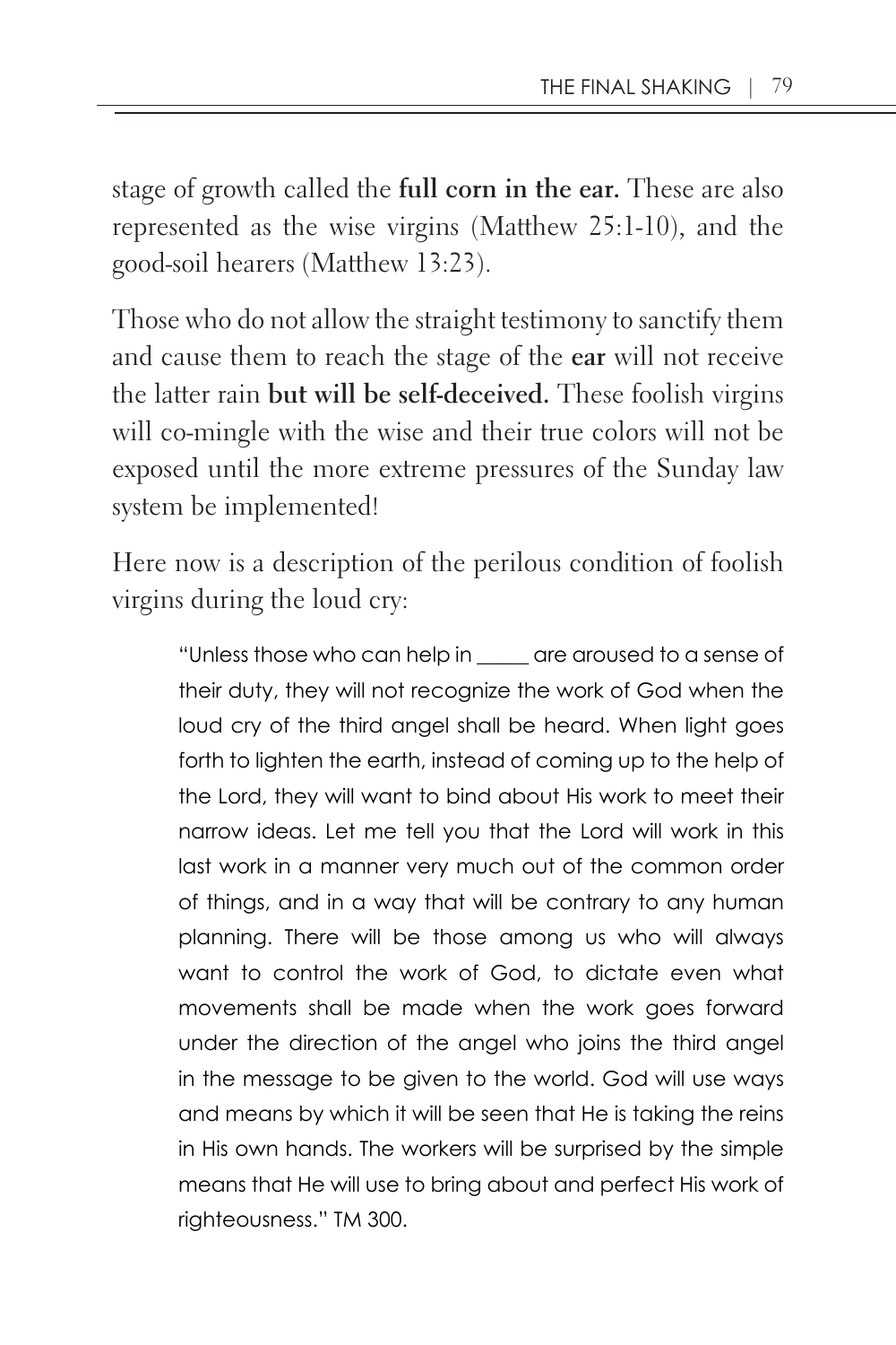stage of growth called the **full corn in the ear.** These are also represented as the wise virgins (Matthew 25:1-10), and the good-soil hearers (Matthew 13:23).

Those who do not allow the straight testimony to sanctify them and cause them to reach the stage of the **ear** will not receive the latter rain **but will be self-deceived.** These foolish virgins will co-mingle with the wise and their true colors will not be exposed until the more extreme pressures of the Sunday law system be implemented!

Here now is a description of the perilous condition of foolish virgins during the loud cry:

> "Unless those who can help in _____ are aroused to a sense of their duty, they will not recognize the work of God when the loud cry of the third angel shall be heard. When light goes forth to lighten the earth, instead of coming up to the help of the Lord, they will want to bind about His work to meet their narrow ideas. Let me tell you that the Lord will work in this last work in a manner very much out of the common order of things, and in a way that will be contrary to any human planning. There will be those among us who will always want to control the work of God, to dictate even what movements shall be made when the work goes forward under the direction of the angel who joins the third angel in the message to be given to the world. God will use ways and means by which it will be seen that He is taking the reins in His own hands. The workers will be surprised by the simple means that He will use to bring about and perfect His work of righteousness." TM 300.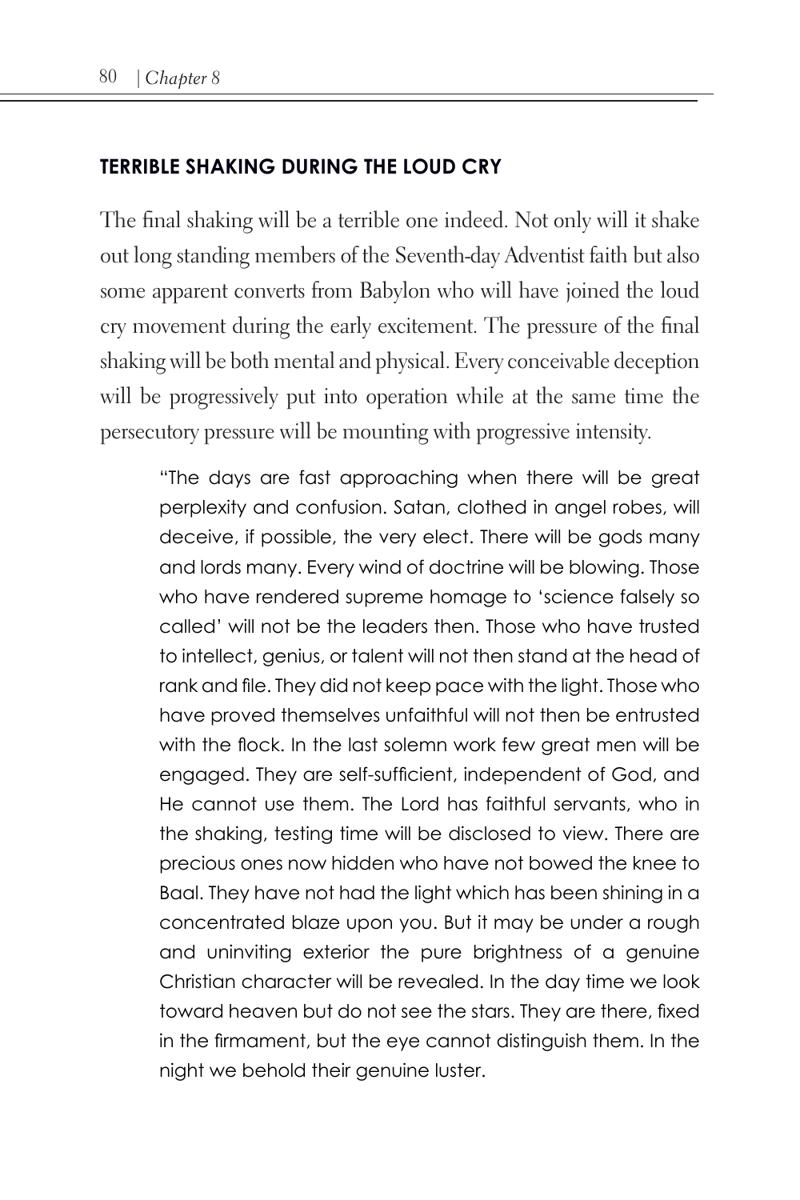## TERRIBLE SHAKING DURING THE LOUD CRY

The final shaking will be a terrible one indeed. Not only will it shake out long standing members of the Seventh-day Adventist faith but also some apparent converts from Babylon who will have joined the loud cry movement during the early excitement. The pressure of the final shaking will be both mental and physical. Every conceivable deception will be progressively put into operation while at the same time the persecutory pressure will be mounting with progressive intensity.

> "The days are fast approaching when there will be great perplexity and confusion. Satan, clothed in angel robes, will deceive, if possible, the very elect. There will be gods many and lords many. Every wind of doctrine will be blowing. Those who have rendered supreme homage to 'science falsely so called' will not be the leaders then. Those who have trusted to intellect, genius, or talent will not then stand at the head of rank and file. They did not keep pace with the light. Those who have proved themselves unfaithful will not then be entrusted with the flock. In the last solemn work few great men will be engaged. They are self-sufficient, independent of God, and He cannot use them. The Lord has faithful servants, who in the shaking, testing time will be disclosed to view. There are precious ones now hidden who have not bowed the knee to Baal. They have not had the light which has been shining in a concentrated blaze upon you. But it may be under a rough and uninviting exterior the pure brightness of a genuine Christian character will be revealed. In the day time we look toward heaven but do not see the stars. They are there, fixed in the firmament, but the eye cannot distinguish them. In the night we behold their genuine luster.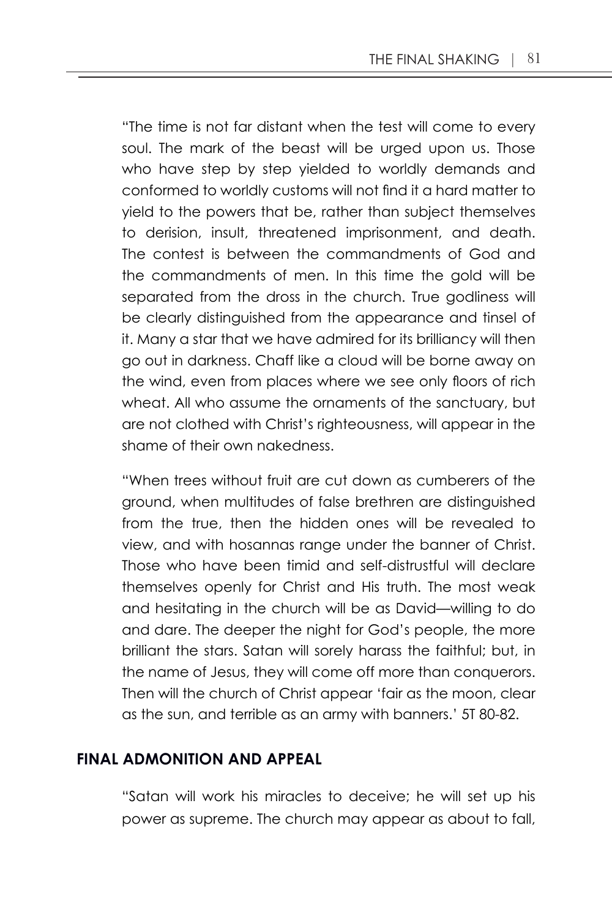"The time is not far distant when the test will come to every soul. The mark of the beast will be urged upon us. Those who have step by step yielded to worldly demands and conformed to worldly customs will not find it a hard matter to yield to the powers that be, rather than subject themselves to derision, insult, threatened imprisonment, and death. The contest is between the commandments of God and the commandments of men. In this time the gold will be separated from the dross in the church. True godliness will be clearly distinguished from the appearance and tinsel of it. Many a star that we have admired for its brilliancy will then go out in darkness. Chaff like a cloud will be borne away on the wind, even from places where we see only floors of rich wheat. All who assume the ornaments of the sanctuary, but are not clothed with Christ's righteousness, will appear in the shame of their own nakedness.

"When trees without fruit are cut down as cumberers of the ground, when multitudes of false brethren are distinguished from the true, then the hidden ones will be revealed to view, and with hosannas range under the banner of Christ. Those who have been timid and self-distrustful will declare themselves openly for Christ and His truth. The most weak and hesitating in the church will be as David—willing to do and dare. The deeper the night for God's people, the more brilliant the stars. Satan will sorely harass the faithful; but, in the name of Jesus, they will come off more than conquerors. Then will the church of Christ appear 'fair as the moon, clear as the sun, and terrible as an army with banners.' 5T 80-82.

## FINAL ADMONITION AND APPEAL

"Satan will work his miracles to deceive; he will set up his power as supreme. The church may appear as about to fall,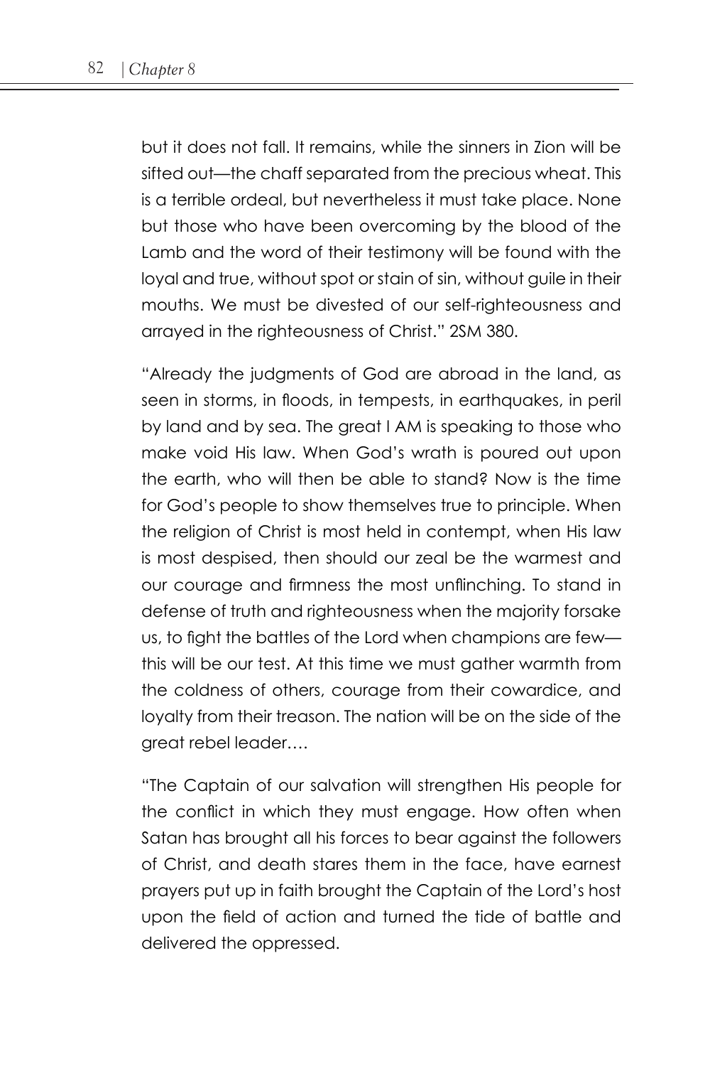but it does not fall. It remains, while the sinners in Zion will be sifted out—the chaff separated from the precious wheat. This is a terrible ordeal, but nevertheless it must take place. None but those who have been overcoming by the blood of the Lamb and the word of their testimony will be found with the loyal and true, without spot or stain of sin, without guile in their mouths. We must be divested of our self-righteousness and arrayed in the righteousness of Christ." 2SM 380.

"Already the judgments of God are abroad in the land, as seen in storms, in floods, in tempests, in earthquakes, in peril by land and by sea. The great I AM is speaking to those who make void His law. When God's wrath is poured out upon the earth, who will then be able to stand? Now is the time for God's people to show themselves true to principle. When the religion of Christ is most held in contempt, when His law is most despised, then should our zeal be the warmest and our courage and firmness the most unflinching. To stand in defense of truth and righteousness when the majority forsake us, to fight the battles of the Lord when champions are few—this will be our test. At this time we must gather warmth from the coldness of others, courage from their cowardice, and loyalty from their treason. The nation will be on the side of the great rebel leader….

"The Captain of our salvation will strengthen His people for the conflict in which they must engage. How often when Satan has brought all his forces to bear against the followers of Christ, and death stares them in the face, have earnest prayers put up in faith brought the Captain of the Lord's host upon the field of action and turned the tide of battle and delivered the oppressed.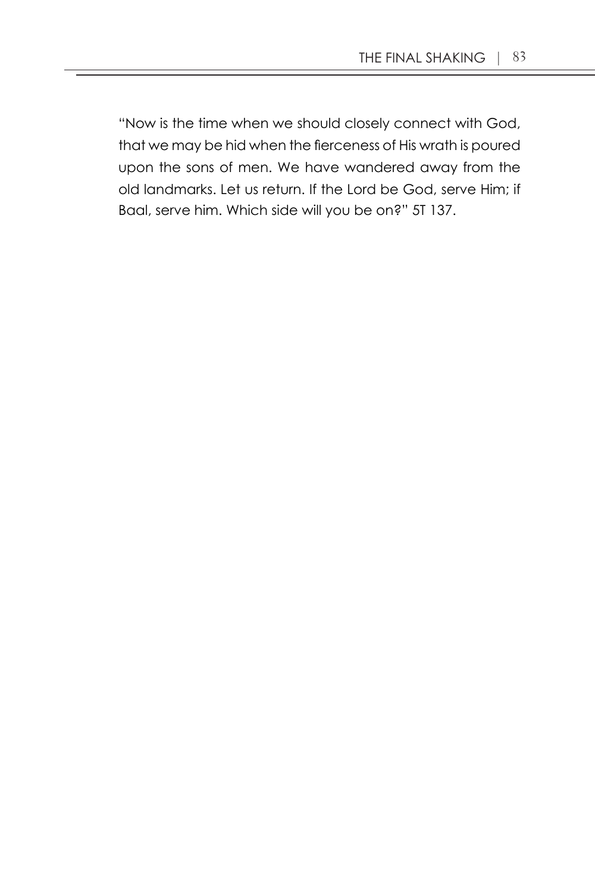"Now is the time when we should closely connect with God, that we may be hid when the fierceness of His wrath is poured upon the sons of men. We have wandered away from the old landmarks. Let us return. If the Lord be God, serve Him; if Baal, serve him. Which side will you be on?" 5T 137.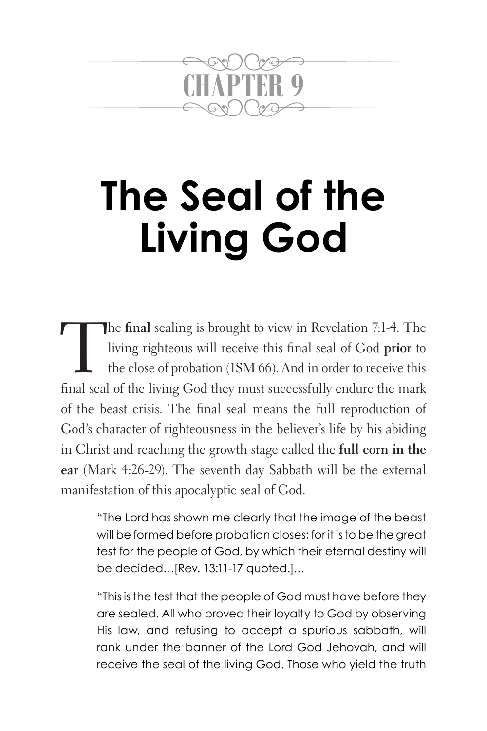# CHAPTER 9

# The Seal of the Living God

The **final** sealing is brought to view in Revelation 7:1-4. The living righteous will receive this final seal of God **prior** to the close of probation (1SM 66). And in order to receive this final seal of the living God they must successfully endure the mark of the beast crisis. The final seal means the full reproduction of God's character of righteousness in the believer's life by his abiding in Christ and reaching the growth stage called the **full corn in the ear** (Mark 4:26-29). The seventh day Sabbath will be the external manifestation of this apocalyptic seal of God.

> "The Lord has shown me clearly that the image of the beast will be formed before probation closes; for it is to be the great test for the people of God, by which their eternal destiny will be decided…[Rev. 13:11-17 quoted.]…
>
> "This is the test that the people of God must have before they are sealed. All who proved their loyalty to God by observing His law, and refusing to accept a spurious sabbath, will rank under the banner of the Lord God Jehovah, and will receive the seal of the living God. Those who yield the truth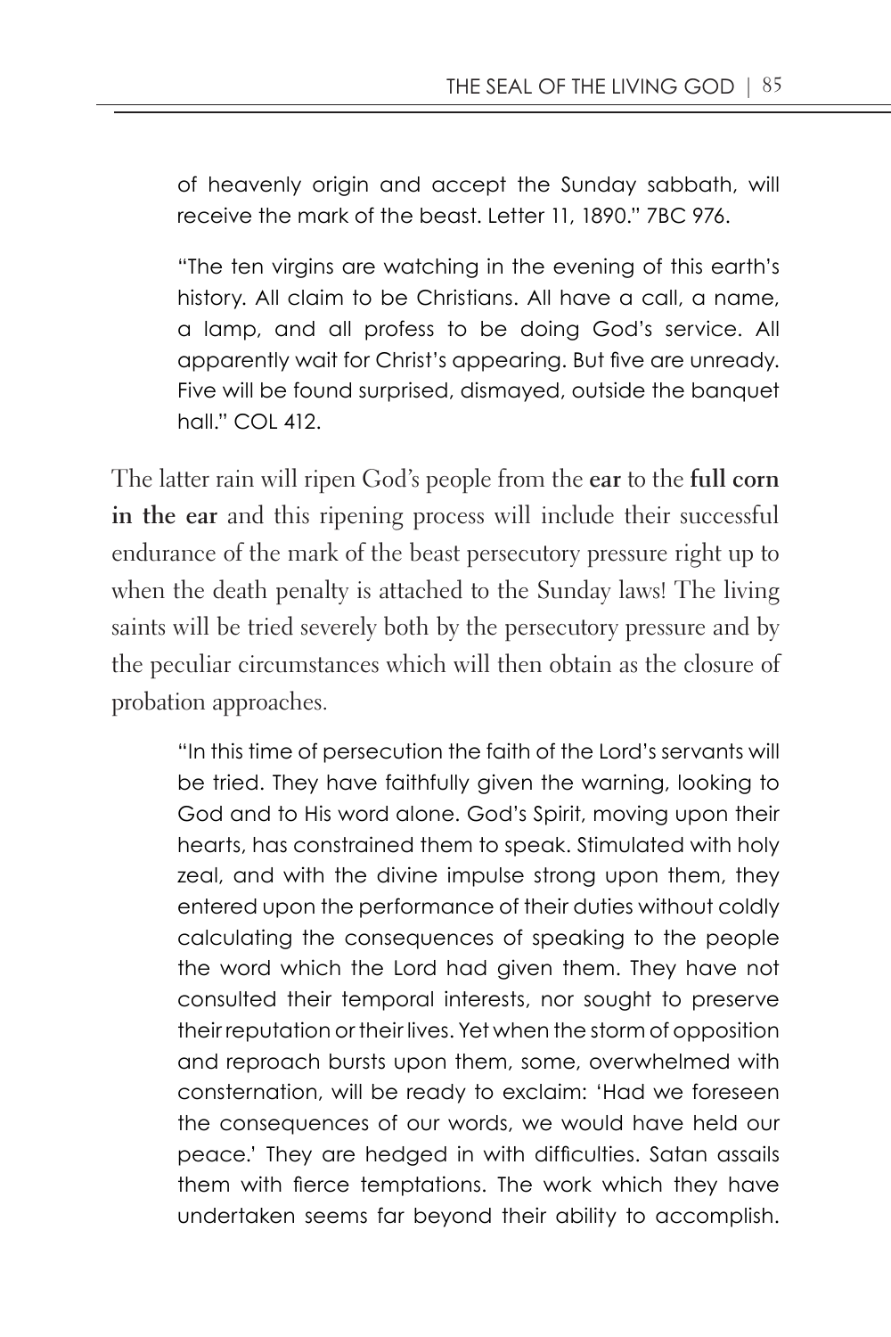> of heavenly origin and accept the Sunday sabbath, will receive the mark of the beast. Letter 11, 1890." 7BC 976.

> "The ten virgins are watching in the evening of this earth's history. All claim to be Christians. All have a call, a name, a lamp, and all profess to be doing God's service. All apparently wait for Christ's appearing. But five are unready. Five will be found surprised, dismayed, outside the banquet hall." COL 412.

The latter rain will ripen God's people from the **ear** to the **full corn in the ear** and this ripening process will include their successful endurance of the mark of the beast persecutory pressure right up to when the death penalty is attached to the Sunday laws! The living saints will be tried severely both by the persecutory pressure and by the peculiar circumstances which will then obtain as the closure of probation approaches.

> "In this time of persecution the faith of the Lord's servants will be tried. They have faithfully given the warning, looking to God and to His word alone. God's Spirit, moving upon their hearts, has constrained them to speak. Stimulated with holy zeal, and with the divine impulse strong upon them, they entered upon the performance of their duties without coldly calculating the consequences of speaking to the people the word which the Lord had given them. They have not consulted their temporal interests, nor sought to preserve their reputation or their lives. Yet when the storm of opposition and reproach bursts upon them, some, overwhelmed with consternation, will be ready to exclaim: 'Had we foreseen the consequences of our words, we would have held our peace.' They are hedged in with difficulties. Satan assails them with fierce temptations. The work which they have undertaken seems far beyond their ability to accomplish.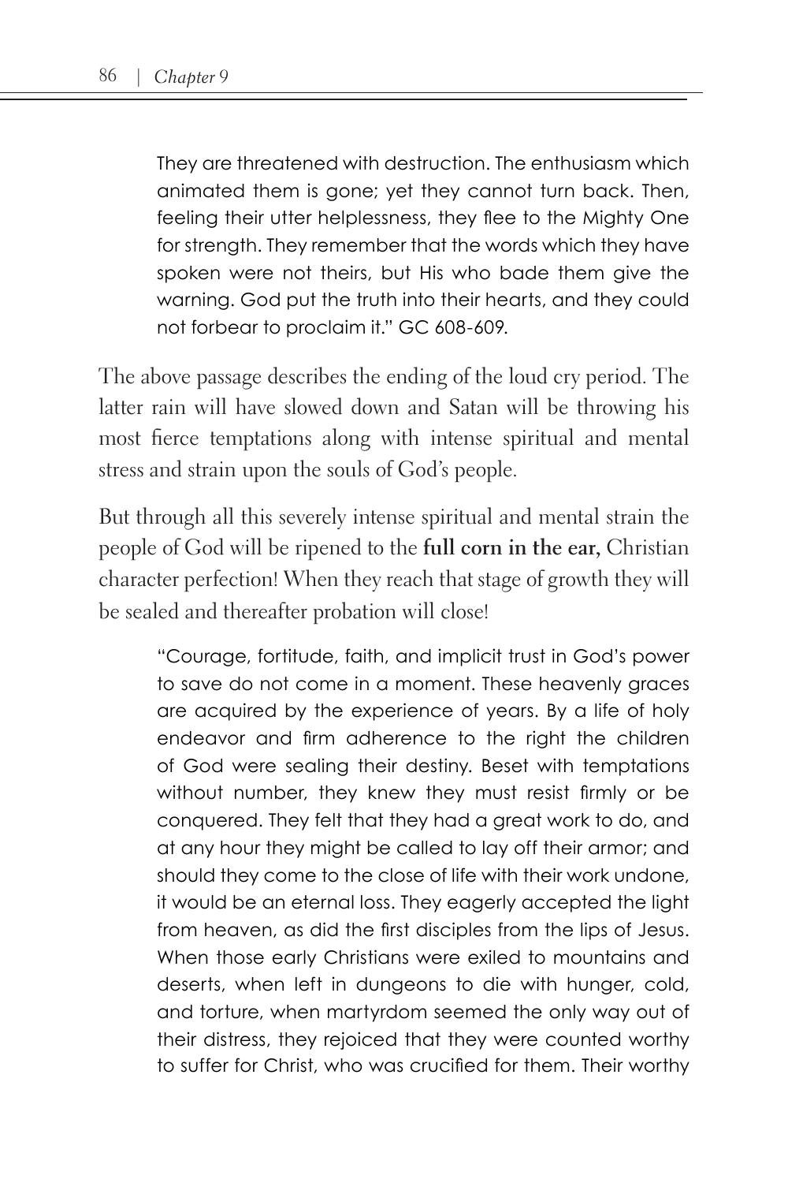> They are threatened with destruction. The enthusiasm which animated them is gone; yet they cannot turn back. Then, feeling their utter helplessness, they flee to the Mighty One for strength. They remember that the words which they have spoken were not theirs, but His who bade them give the warning. God put the truth into their hearts, and they could not forbear to proclaim it." GC 608-609.

The above passage describes the ending of the loud cry period. The latter rain will have slowed down and Satan will be throwing his most fierce temptations along with intense spiritual and mental stress and strain upon the souls of God's people.

But through all this severely intense spiritual and mental strain the people of God will be ripened to the **full corn in the ear,** Christian character perfection! When they reach that stage of growth they will be sealed and thereafter probation will close!

> "Courage, fortitude, faith, and implicit trust in God's power to save do not come in a moment. These heavenly graces are acquired by the experience of years. By a life of holy endeavor and firm adherence to the right the children of God were sealing their destiny. Beset with temptations without number, they knew they must resist firmly or be conquered. They felt that they had a great work to do, and at any hour they might be called to lay off their armor; and should they come to the close of life with their work undone, it would be an eternal loss. They eagerly accepted the light from heaven, as did the first disciples from the lips of Jesus. When those early Christians were exiled to mountains and deserts, when left in dungeons to die with hunger, cold, and torture, when martyrdom seemed the only way out of their distress, they rejoiced that they were counted worthy to suffer for Christ, who was crucified for them. Their worthy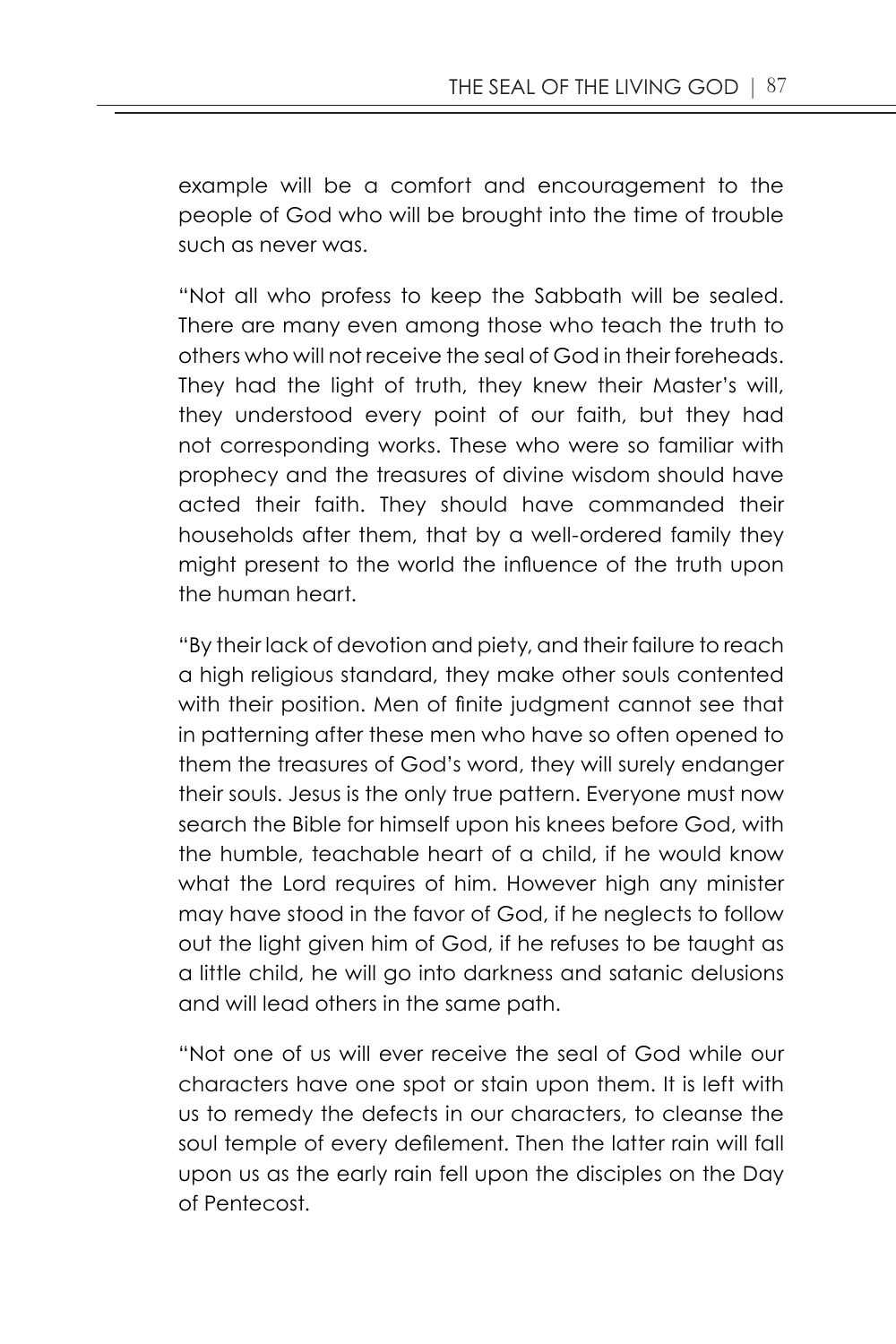example will be a comfort and encouragement to the people of God who will be brought into the time of trouble such as never was.

"Not all who profess to keep the Sabbath will be sealed. There are many even among those who teach the truth to others who will not receive the seal of God in their foreheads. They had the light of truth, they knew their Master's will, they understood every point of our faith, but they had not corresponding works. These who were so familiar with prophecy and the treasures of divine wisdom should have acted their faith. They should have commanded their households after them, that by a well-ordered family they might present to the world the influence of the truth upon the human heart.

"By their lack of devotion and piety, and their failure to reach a high religious standard, they make other souls contented with their position. Men of finite judgment cannot see that in patterning after these men who have so often opened to them the treasures of God's word, they will surely endanger their souls. Jesus is the only true pattern. Everyone must now search the Bible for himself upon his knees before God, with the humble, teachable heart of a child, if he would know what the Lord requires of him. However high any minister may have stood in the favor of God, if he neglects to follow out the light given him of God, if he refuses to be taught as a little child, he will go into darkness and satanic delusions and will lead others in the same path.

"Not one of us will ever receive the seal of God while our characters have one spot or stain upon them. It is left with us to remedy the defects in our characters, to cleanse the soul temple of every defilement. Then the latter rain will fall upon us as the early rain fell upon the disciples on the Day of Pentecost.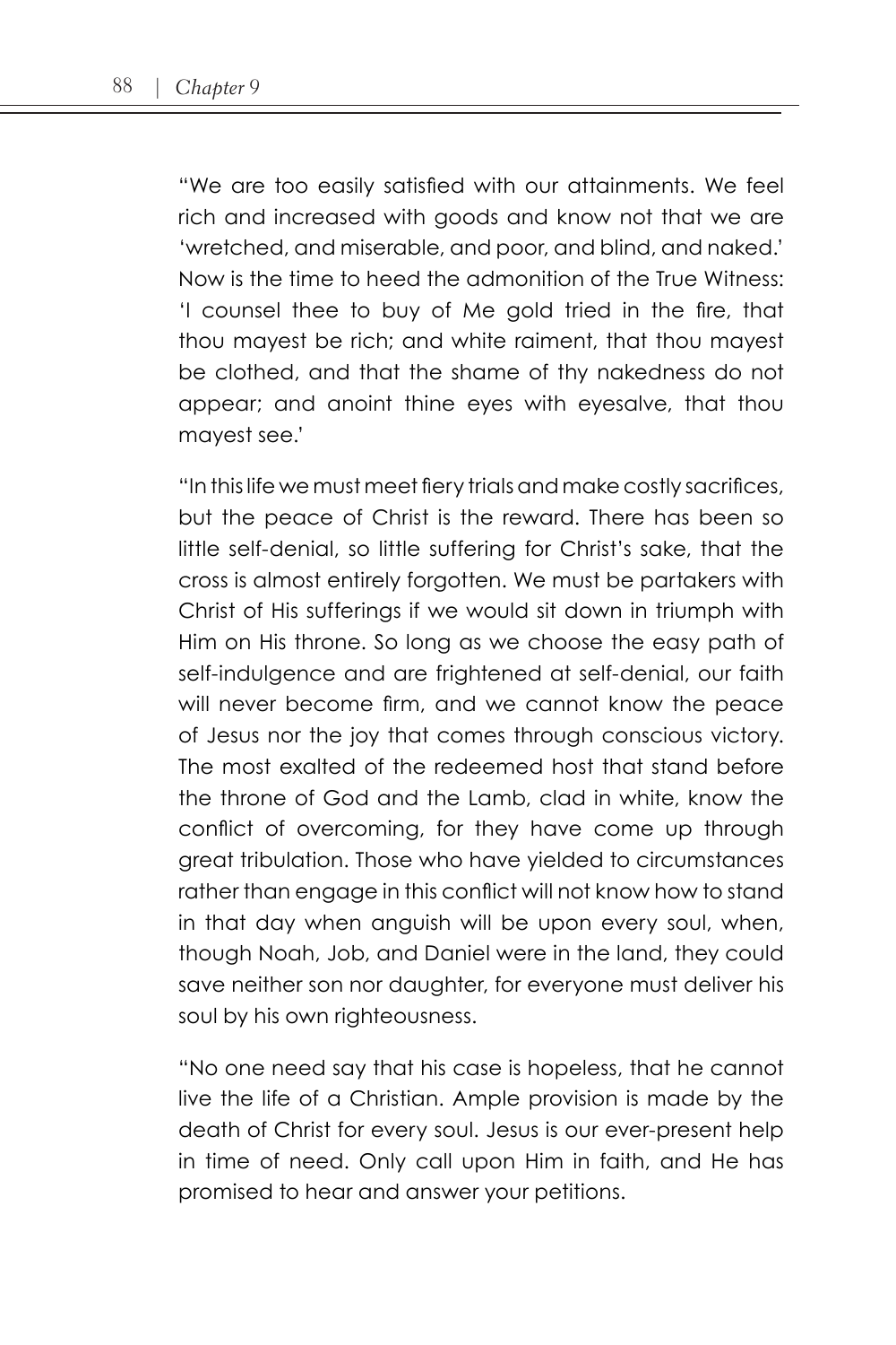"We are too easily satisfied with our attainments. We feel rich and increased with goods and know not that we are 'wretched, and miserable, and poor, and blind, and naked.' Now is the time to heed the admonition of the True Witness: 'I counsel thee to buy of Me gold tried in the fire, that thou mayest be rich; and white raiment, that thou mayest be clothed, and that the shame of thy nakedness do not appear; and anoint thine eyes with eyesalve, that thou mayest see.'

"In this life we must meet fiery trials and make costly sacrifices, but the peace of Christ is the reward. There has been so little self-denial, so little suffering for Christ's sake, that the cross is almost entirely forgotten. We must be partakers with Christ of His sufferings if we would sit down in triumph with Him on His throne. So long as we choose the easy path of self-indulgence and are frightened at self-denial, our faith will never become firm, and we cannot know the peace of Jesus nor the joy that comes through conscious victory. The most exalted of the redeemed host that stand before the throne of God and the Lamb, clad in white, know the conflict of overcoming, for they have come up through great tribulation. Those who have yielded to circumstances rather than engage in this conflict will not know how to stand in that day when anguish will be upon every soul, when, though Noah, Job, and Daniel were in the land, they could save neither son nor daughter, for everyone must deliver his soul by his own righteousness.

"No one need say that his case is hopeless, that he cannot live the life of a Christian. Ample provision is made by the death of Christ for every soul. Jesus is our ever-present help in time of need. Only call upon Him in faith, and He has promised to hear and answer your petitions.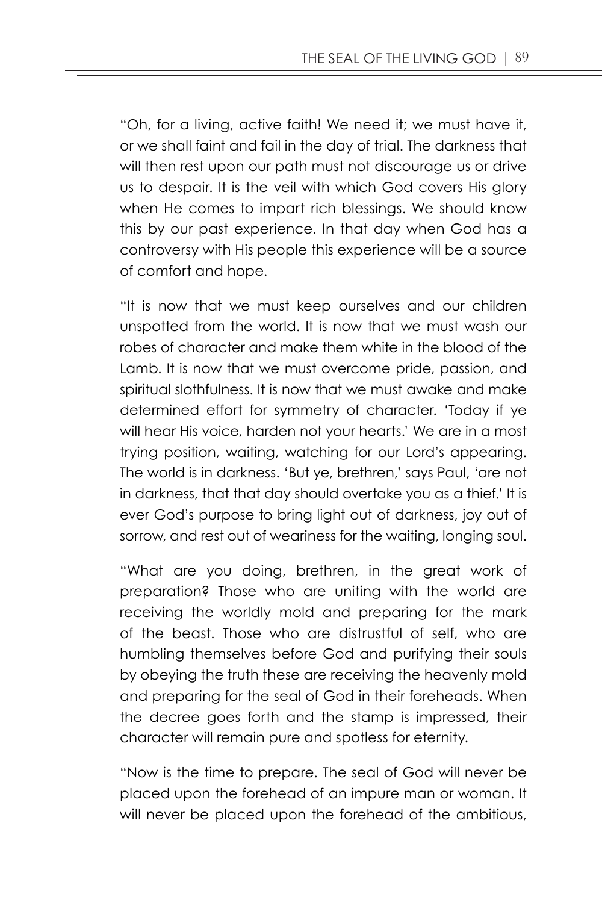"Oh, for a living, active faith! We need it; we must have it, or we shall faint and fail in the day of trial. The darkness that will then rest upon our path must not discourage us or drive us to despair. It is the veil with which God covers His glory when He comes to impart rich blessings. We should know this by our past experience. In that day when God has a controversy with His people this experience will be a source of comfort and hope.

"It is now that we must keep ourselves and our children unspotted from the world. It is now that we must wash our robes of character and make them white in the blood of the Lamb. It is now that we must overcome pride, passion, and spiritual slothfulness. It is now that we must awake and make determined effort for symmetry of character. 'Today if ye will hear His voice, harden not your hearts.' We are in a most trying position, waiting, watching for our Lord's appearing. The world is in darkness. 'But ye, brethren,' says Paul, 'are not in darkness, that that day should overtake you as a thief.' It is ever God's purpose to bring light out of darkness, joy out of sorrow, and rest out of weariness for the waiting, longing soul.

"What are you doing, brethren, in the great work of preparation? Those who are uniting with the world are receiving the worldly mold and preparing for the mark of the beast. Those who are distrustful of self, who are humbling themselves before God and purifying their souls by obeying the truth these are receiving the heavenly mold and preparing for the seal of God in their foreheads. When the decree goes forth and the stamp is impressed, their character will remain pure and spotless for eternity.

"Now is the time to prepare. The seal of God will never be placed upon the forehead of an impure man or woman. It will never be placed upon the forehead of the ambitious,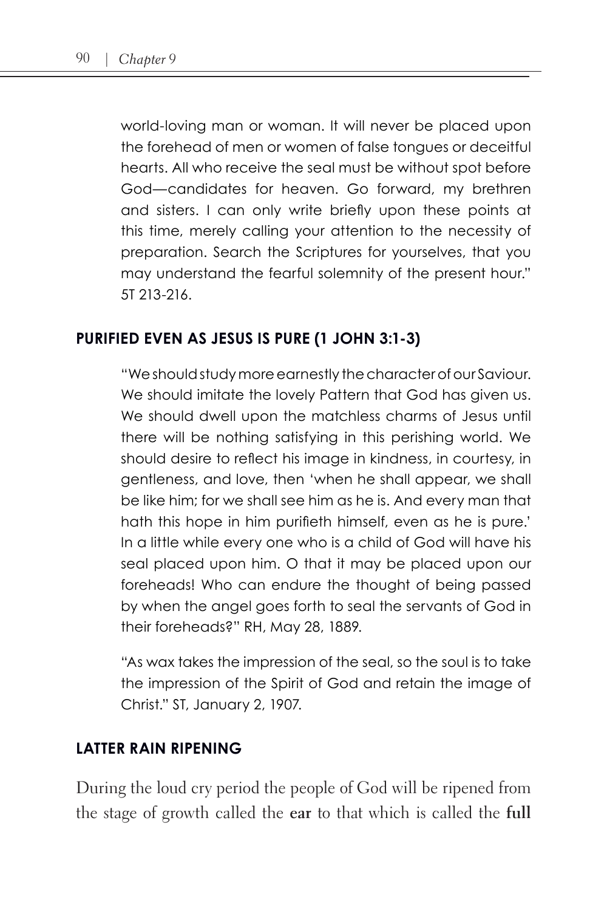world-loving man or woman. It will never be placed upon the forehead of men or women of false tongues or deceitful hearts. All who receive the seal must be without spot before God—candidates for heaven. Go forward, my brethren and sisters. I can only write briefly upon these points at this time, merely calling your attention to the necessity of preparation. Search the Scriptures for yourselves, that you may understand the fearful solemnity of the present hour." 5T 213-216.

## PURIFIED EVEN AS JESUS IS PURE (1 JOHN 3:1-3)

"We should study more earnestly the character of our Saviour. We should imitate the lovely Pattern that God has given us. We should dwell upon the matchless charms of Jesus until there will be nothing satisfying in this perishing world. We should desire to reflect his image in kindness, in courtesy, in gentleness, and love, then 'when he shall appear, we shall be like him; for we shall see him as he is. And every man that hath this hope in him purifieth himself, even as he is pure.' In a little while every one who is a child of God will have his seal placed upon him. O that it may be placed upon our foreheads! Who can endure the thought of being passed by when the angel goes forth to seal the servants of God in their foreheads?" RH, May 28, 1889.

"As wax takes the impression of the seal, so the soul is to take the impression of the Spirit of God and retain the image of Christ." ST, January 2, 1907.

## LATTER RAIN RIPENING

During the loud cry period the people of God will be ripened from the stage of growth called the **ear** to that which is called the **full**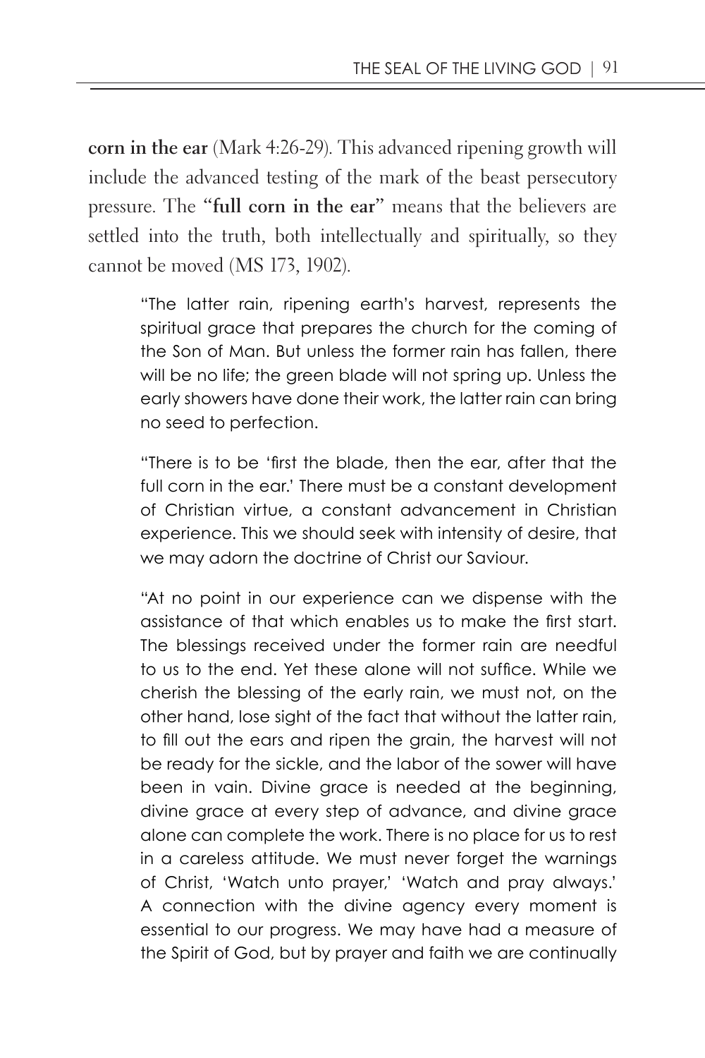**corn in the ear** (Mark 4:26-29). This advanced ripening growth will include the advanced testing of the mark of the beast persecutory pressure. The "**full corn in the ear**" means that the believers are settled into the truth, both intellectually and spiritually, so they cannot be moved (MS 173, 1902).

> "The latter rain, ripening earth's harvest, represents the spiritual grace that prepares the church for the coming of the Son of Man. But unless the former rain has fallen, there will be no life; the green blade will not spring up. Unless the early showers have done their work, the latter rain can bring no seed to perfection.
>
> "There is to be 'first the blade, then the ear, after that the full corn in the ear.' There must be a constant development of Christian virtue, a constant advancement in Christian experience. This we should seek with intensity of desire, that we may adorn the doctrine of Christ our Saviour.
>
> "At no point in our experience can we dispense with the assistance of that which enables us to make the first start. The blessings received under the former rain are needful to us to the end. Yet these alone will not suffice. While we cherish the blessing of the early rain, we must not, on the other hand, lose sight of the fact that without the latter rain, to fill out the ears and ripen the grain, the harvest will not be ready for the sickle, and the labor of the sower will have been in vain. Divine grace is needed at the beginning, divine grace at every step of advance, and divine grace alone can complete the work. There is no place for us to rest in a careless attitude. We must never forget the warnings of Christ, 'Watch unto prayer,' 'Watch and pray always.' A connection with the divine agency every moment is essential to our progress. We may have had a measure of the Spirit of God, but by prayer and faith we are continually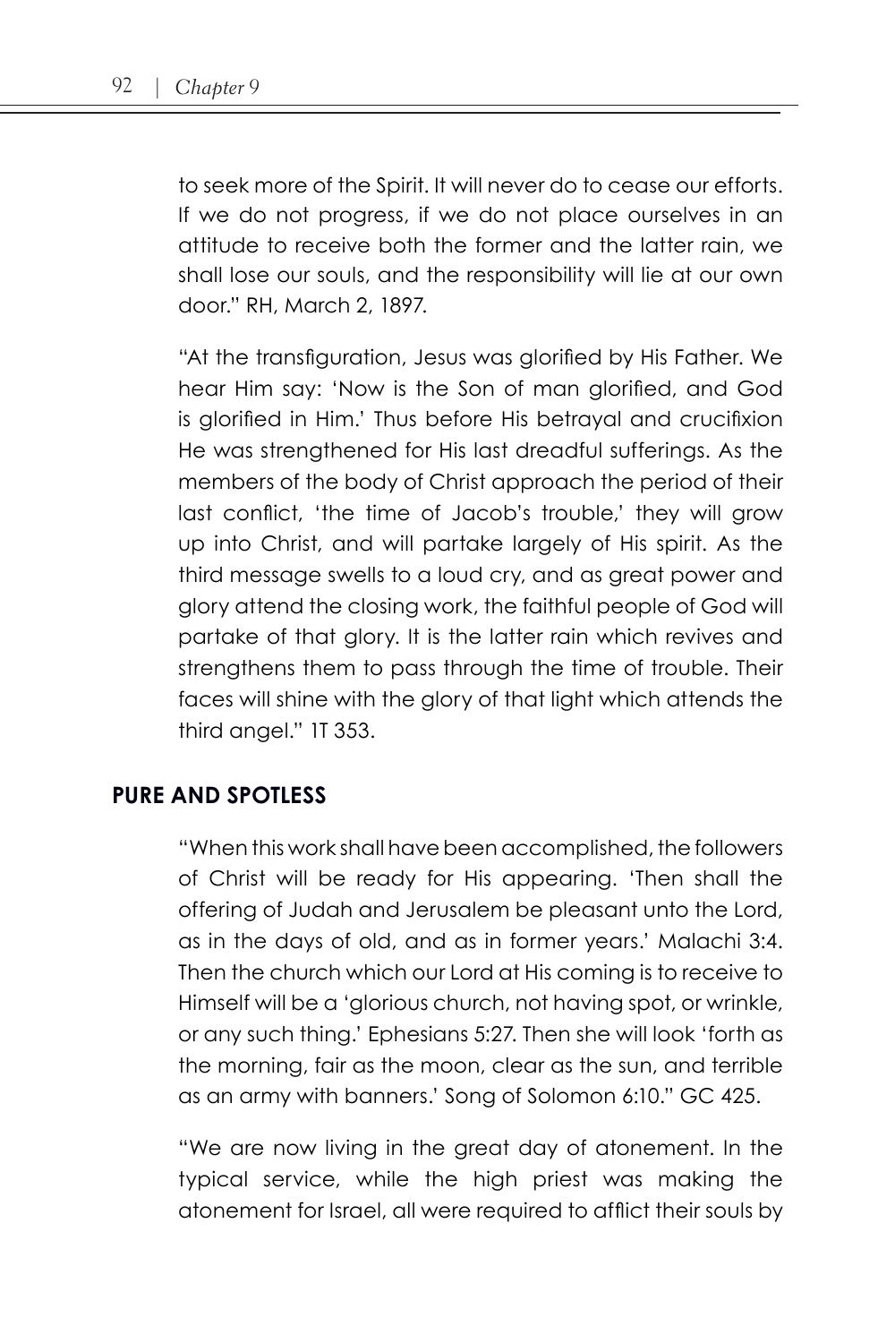to seek more of the Spirit. It will never do to cease our efforts. If we do not progress, if we do not place ourselves in an attitude to receive both the former and the latter rain, we shall lose our souls, and the responsibility will lie at our own door." RH, March 2, 1897.

"At the transfiguration, Jesus was glorified by His Father. We hear Him say: 'Now is the Son of man glorified, and God is glorified in Him.' Thus before His betrayal and crucifixion He was strengthened for His last dreadful sufferings. As the members of the body of Christ approach the period of their last conflict, 'the time of Jacob's trouble,' they will grow up into Christ, and will partake largely of His spirit. As the third message swells to a loud cry, and as great power and glory attend the closing work, the faithful people of God will partake of that glory. It is the latter rain which revives and strengthens them to pass through the time of trouble. Their faces will shine with the glory of that light which attends the third angel." 1T 353.

## PURE AND SPOTLESS

"When this work shall have been accomplished, the followers of Christ will be ready for His appearing. 'Then shall the offering of Judah and Jerusalem be pleasant unto the Lord, as in the days of old, and as in former years.' Malachi 3:4. Then the church which our Lord at His coming is to receive to Himself will be a 'glorious church, not having spot, or wrinkle, or any such thing.' Ephesians 5:27. Then she will look 'forth as the morning, fair as the moon, clear as the sun, and terrible as an army with banners.' Song of Solomon 6:10." GC 425.

"We are now living in the great day of atonement. In the typical service, while the high priest was making the atonement for Israel, all were required to afflict their souls by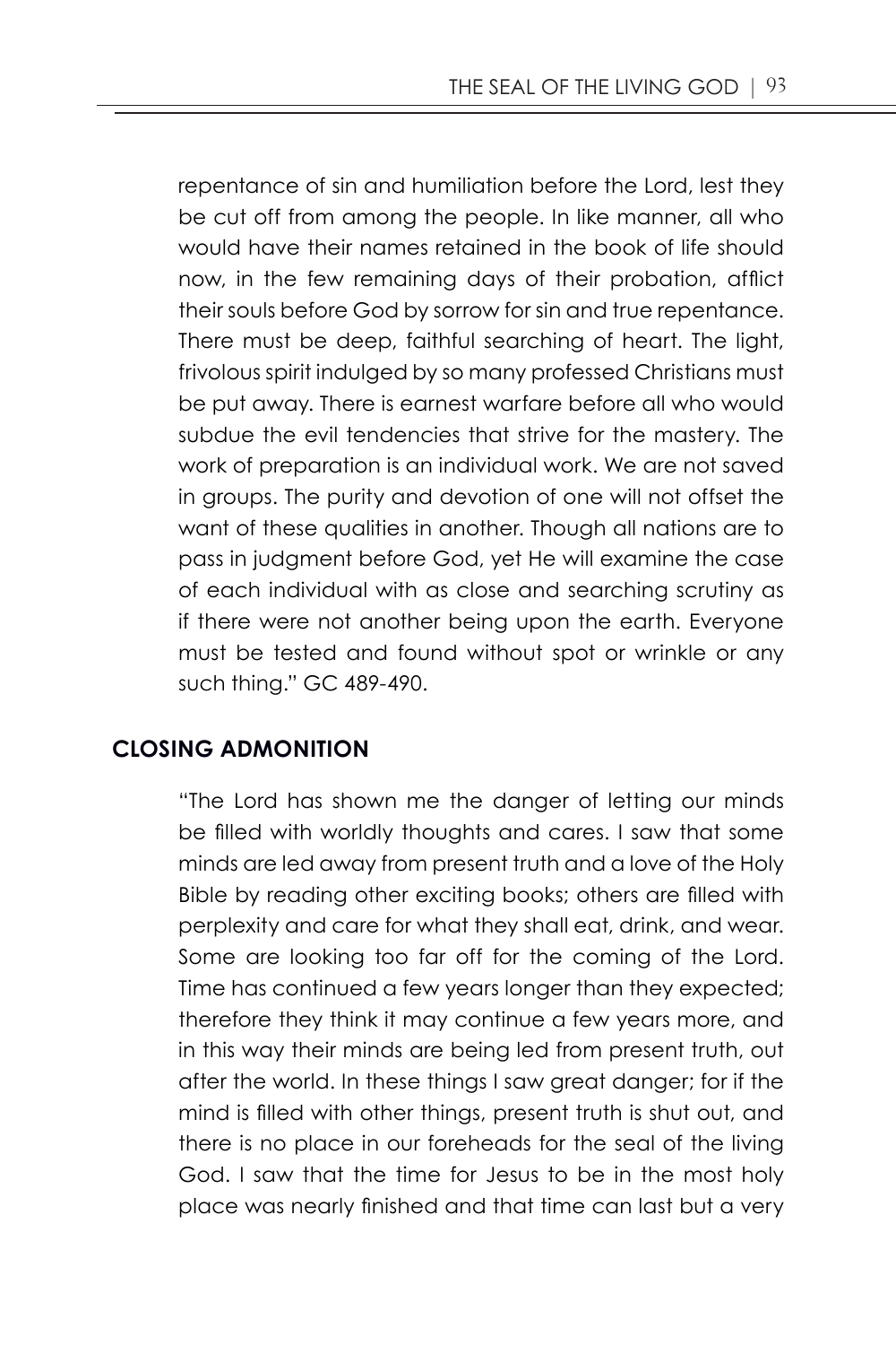repentance of sin and humiliation before the Lord, lest they be cut off from among the people. In like manner, all who would have their names retained in the book of life should now, in the few remaining days of their probation, afflict their souls before God by sorrow for sin and true repentance. There must be deep, faithful searching of heart. The light, frivolous spirit indulged by so many professed Christians must be put away. There is earnest warfare before all who would subdue the evil tendencies that strive for the mastery. The work of preparation is an individual work. We are not saved in groups. The purity and devotion of one will not offset the want of these qualities in another. Though all nations are to pass in judgment before God, yet He will examine the case of each individual with as close and searching scrutiny as if there were not another being upon the earth. Everyone must be tested and found without spot or wrinkle or any such thing." GC 489-490.

## CLOSING ADMONITION

"The Lord has shown me the danger of letting our minds be filled with worldly thoughts and cares. I saw that some minds are led away from present truth and a love of the Holy Bible by reading other exciting books; others are filled with perplexity and care for what they shall eat, drink, and wear. Some are looking too far off for the coming of the Lord. Time has continued a few years longer than they expected; therefore they think it may continue a few years more, and in this way their minds are being led from present truth, out after the world. In these things I saw great danger; for if the mind is filled with other things, present truth is shut out, and there is no place in our foreheads for the seal of the living God. I saw that the time for Jesus to be in the most holy place was nearly finished and that time can last but a very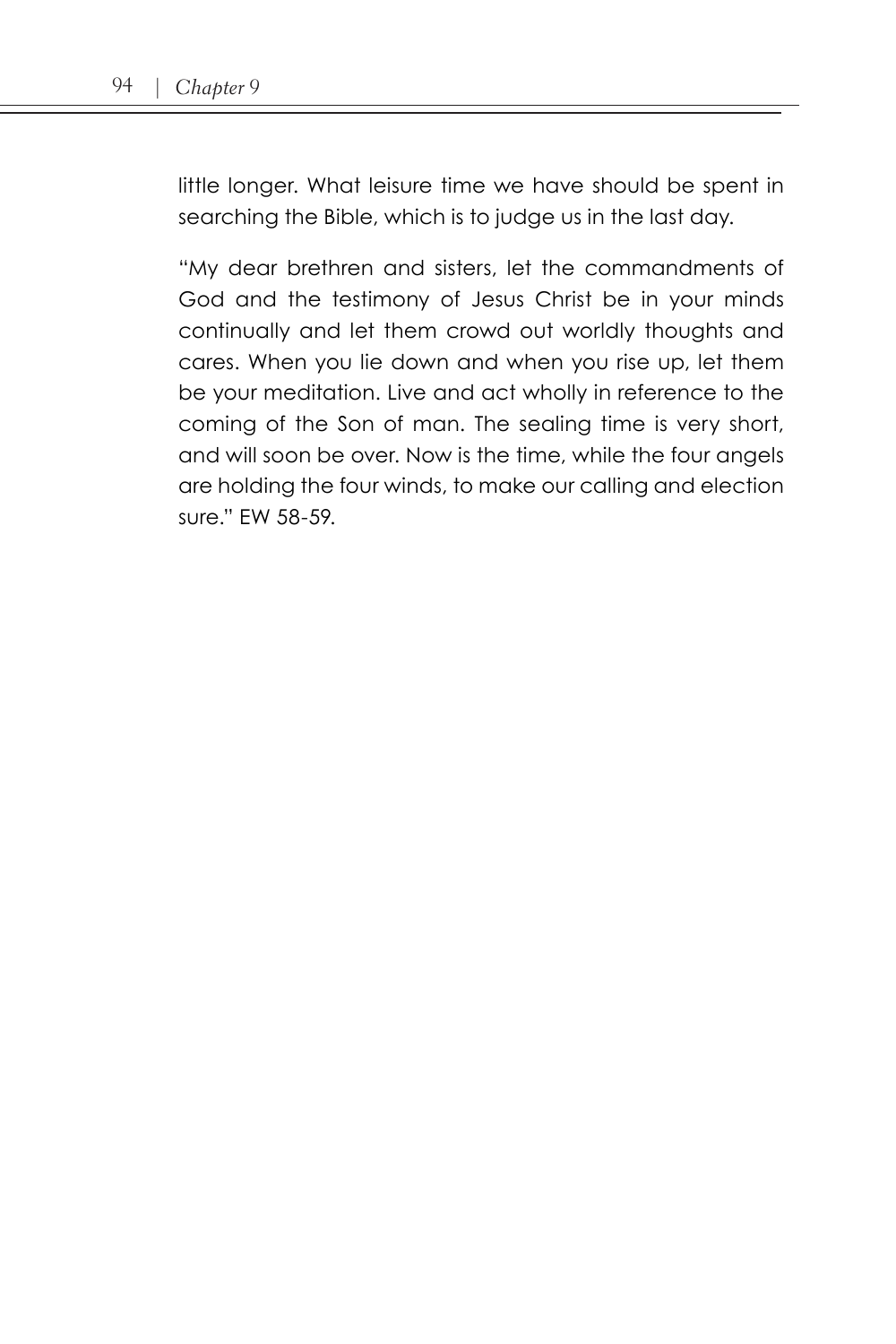little longer. What leisure time we have should be spent in searching the Bible, which is to judge us in the last day.

"My dear brethren and sisters, let the commandments of God and the testimony of Jesus Christ be in your minds continually and let them crowd out worldly thoughts and cares. When you lie down and when you rise up, let them be your meditation. Live and act wholly in reference to the coming of the Son of man. The sealing time is very short, and will soon be over. Now is the time, while the four angels are holding the four winds, to make our calling and election sure." EW 58-59.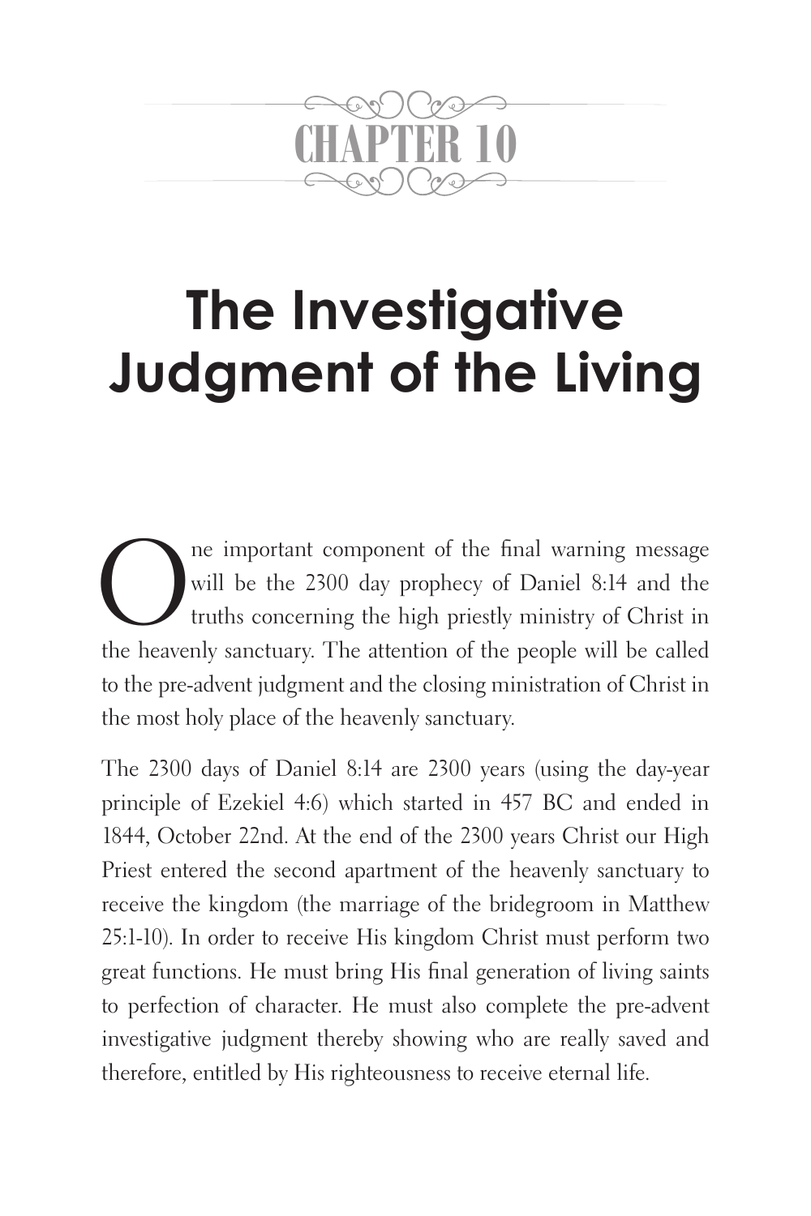# CHAPTER 10

# The Investigative Judgment of the Living

One important component of the final warning message will be the 2300 day prophecy of Daniel 8:14 and the truths concerning the high priestly ministry of Christ in the heavenly sanctuary. The attention of the people will be called to the pre-advent judgment and the closing ministration of Christ in the most holy place of the heavenly sanctuary.

The 2300 days of Daniel 8:14 are 2300 years (using the day-year principle of Ezekiel 4:6) which started in 457 BC and ended in 1844, October 22nd. At the end of the 2300 years Christ our High Priest entered the second apartment of the heavenly sanctuary to receive the kingdom (the marriage of the bridegroom in Matthew 25:1-10). In order to receive His kingdom Christ must perform two great functions. He must bring His final generation of living saints to perfection of character. He must also complete the pre-advent investigative judgment thereby showing who are really saved and therefore, entitled by His righteousness to receive eternal life.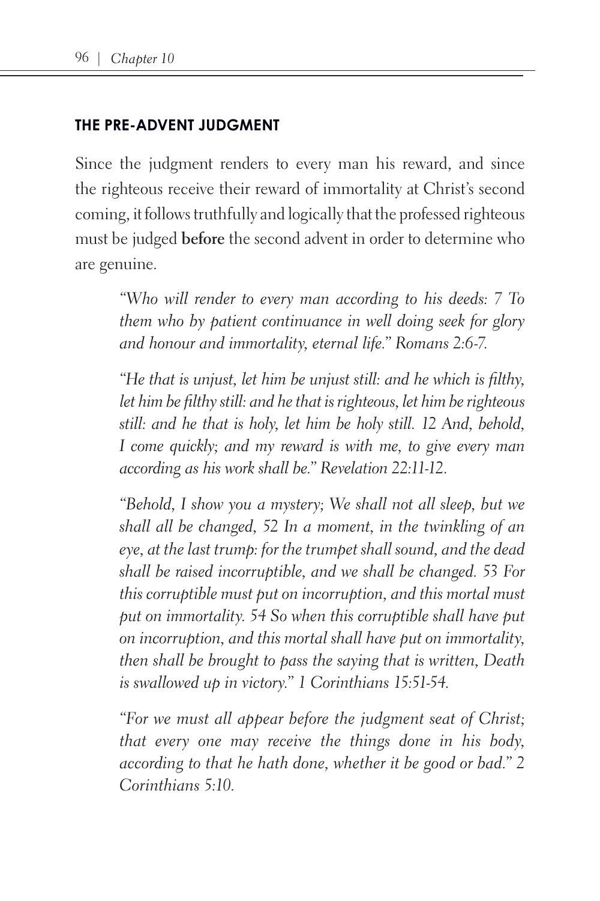## THE PRE-ADVENT JUDGMENT

Since the judgment renders to every man his reward, and since the righteous receive their reward of immortality at Christ's second coming, it follows truthfully and logically that the professed righteous must be judged **before** the second advent in order to determine who are genuine.

> *"Who will render to every man according to his deeds: 7 To them who by patient continuance in well doing seek for glory and honour and immortality, eternal life." Romans 2:6-7.*

> *"He that is unjust, let him be unjust still: and he which is filthy, let him be filthy still: and he that is righteous, let him be righteous still: and he that is holy, let him be holy still. 12 And, behold, I come quickly; and my reward is with me, to give every man according as his work shall be." Revelation 22:11-12.*

> *"Behold, I show you a mystery; We shall not all sleep, but we shall all be changed, 52 In a moment, in the twinkling of an eye, at the last trump: for the trumpet shall sound, and the dead shall be raised incorruptible, and we shall be changed. 53 For this corruptible must put on incorruption, and this mortal must put on immortality. 54 So when this corruptible shall have put on incorruption, and this mortal shall have put on immortality, then shall be brought to pass the saying that is written, Death is swallowed up in victory." 1 Corinthians 15:51-54.*

> *"For we must all appear before the judgment seat of Christ; that every one may receive the things done in his body, according to that he hath done, whether it be good or bad." 2 Corinthians 5:10.*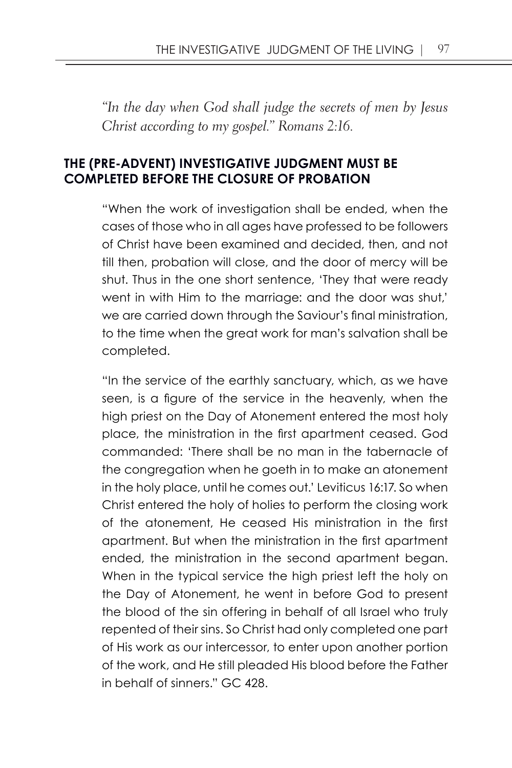*"In the day when God shall judge the secrets of men by Jesus Christ according to my gospel." Romans 2:16.*

### THE (PRE-ADVENT) INVESTIGATIVE JUDGMENT MUST BE COMPLETED BEFORE THE CLOSURE OF PROBATION

> "When the work of investigation shall be ended, when the cases of those who in all ages have professed to be followers of Christ have been examined and decided, then, and not till then, probation will close, and the door of mercy will be shut. Thus in the one short sentence, 'They that were ready went in with Him to the marriage: and the door was shut,' we are carried down through the Saviour's final ministration, to the time when the great work for man's salvation shall be completed.
>
> "In the service of the earthly sanctuary, which, as we have seen, is a figure of the service in the heavenly, when the high priest on the Day of Atonement entered the most holy place, the ministration in the first apartment ceased. God commanded: 'There shall be no man in the tabernacle of the congregation when he goeth in to make an atonement in the holy place, until he comes out.' Leviticus 16:17. So when Christ entered the holy of holies to perform the closing work of the atonement, He ceased His ministration in the first apartment. But when the ministration in the first apartment ended, the ministration in the second apartment began. When in the typical service the high priest left the holy on the Day of Atonement, he went in before God to present the blood of the sin offering in behalf of all Israel who truly repented of their sins. So Christ had only completed one part of His work as our intercessor, to enter upon another portion of the work, and He still pleaded His blood before the Father in behalf of sinners." GC 428.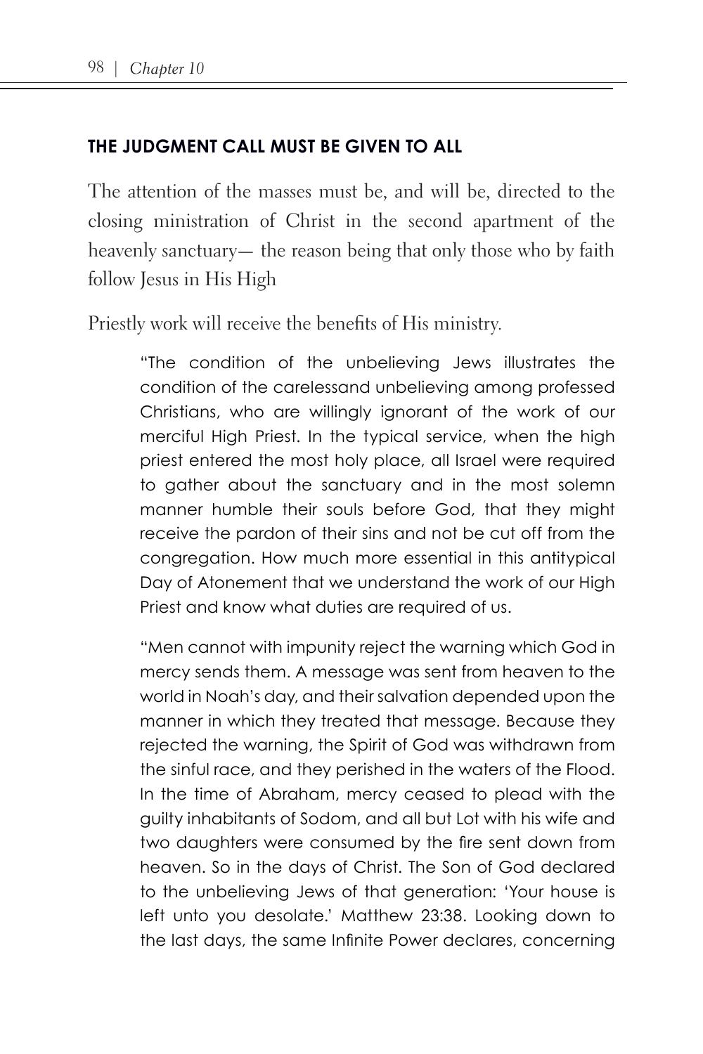## THE JUDGMENT CALL MUST BE GIVEN TO ALL

The attention of the masses must be, and will be, directed to the closing ministration of Christ in the second apartment of the heavenly sanctuary— the reason being that only those who by faith follow Jesus in His High

Priestly work will receive the benefits of His ministry.

> "The condition of the unbelieving Jews illustrates the condition of the carelessand unbelieving among professed Christians, who are willingly ignorant of the work of our merciful High Priest. In the typical service, when the high priest entered the most holy place, all Israel were required to gather about the sanctuary and in the most solemn manner humble their souls before God, that they might receive the pardon of their sins and not be cut off from the congregation. How much more essential in this antitypical Day of Atonement that we understand the work of our High Priest and know what duties are required of us.
>
> "Men cannot with impunity reject the warning which God in mercy sends them. A message was sent from heaven to the world in Noah's day, and their salvation depended upon the manner in which they treated that message. Because they rejected the warning, the Spirit of God was withdrawn from the sinful race, and they perished in the waters of the Flood. In the time of Abraham, mercy ceased to plead with the guilty inhabitants of Sodom, and all but Lot with his wife and two daughters were consumed by the fire sent down from heaven. So in the days of Christ. The Son of God declared to the unbelieving Jews of that generation: 'Your house is left unto you desolate.' Matthew 23:38. Looking down to the last days, the same Infinite Power declares, concerning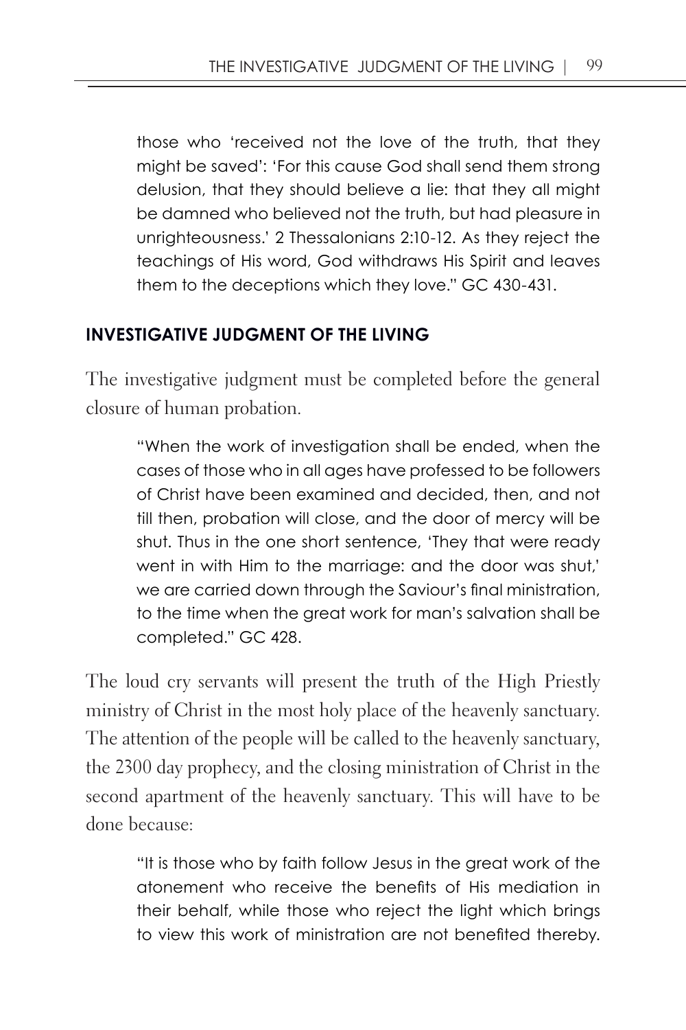> those who 'received not the love of the truth, that they might be saved': 'For this cause God shall send them strong delusion, that they should believe a lie: that they all might be damned who believed not the truth, but had pleasure in unrighteousness.' 2 Thessalonians 2:10-12. As they reject the teachings of His word, God withdraws His Spirit and leaves them to the deceptions which they love." GC 430-431.

### INVESTIGATIVE JUDGMENT OF THE LIVING

The investigative judgment must be completed before the general closure of human probation.

> "When the work of investigation shall be ended, when the cases of those who in all ages have professed to be followers of Christ have been examined and decided, then, and not till then, probation will close, and the door of mercy will be shut. Thus in the one short sentence, 'They that were ready went in with Him to the marriage: and the door was shut,' we are carried down through the Saviour's final ministration, to the time when the great work for man's salvation shall be completed." GC 428.

The loud cry servants will present the truth of the High Priestly ministry of Christ in the most holy place of the heavenly sanctuary. The attention of the people will be called to the heavenly sanctuary, the 2300 day prophecy, and the closing ministration of Christ in the second apartment of the heavenly sanctuary. This will have to be done because:

> "It is those who by faith follow Jesus in the great work of the atonement who receive the benefits of His mediation in their behalf, while those who reject the light which brings to view this work of ministration are not benefited thereby.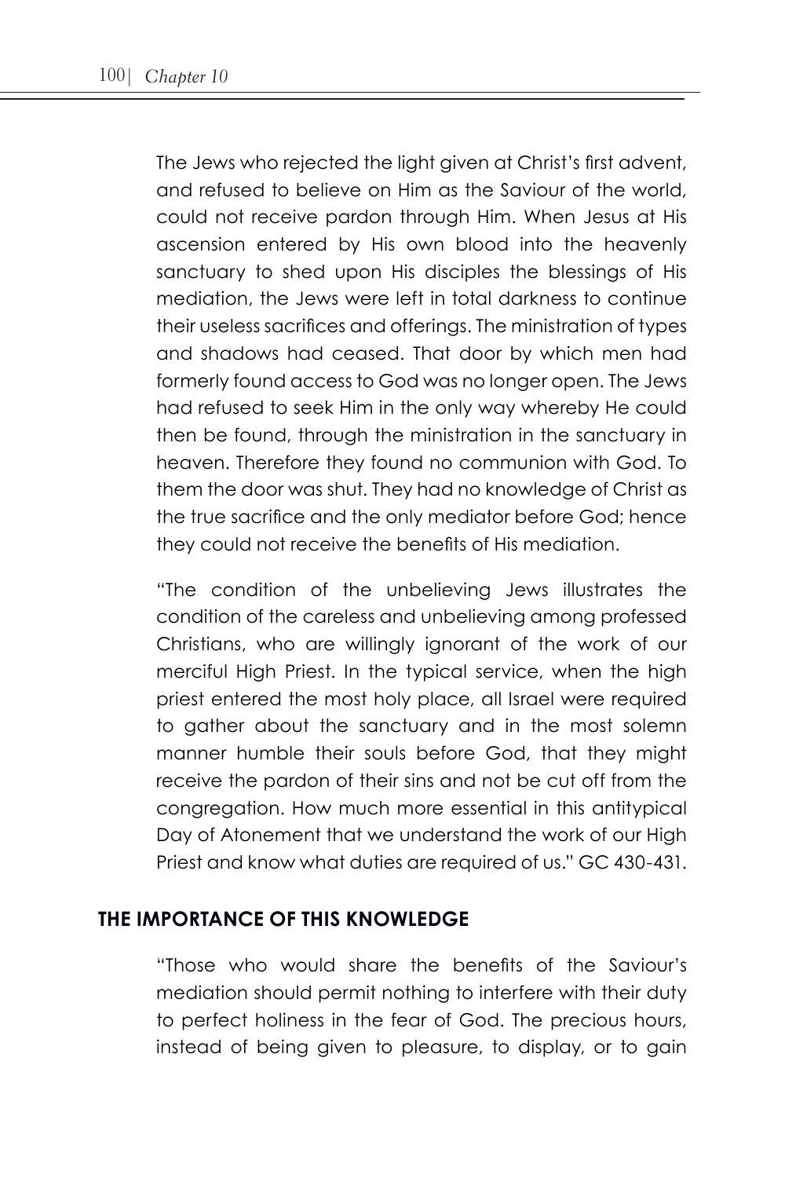The Jews who rejected the light given at Christ's first advent, and refused to believe on Him as the Saviour of the world, could not receive pardon through Him. When Jesus at His ascension entered by His own blood into the heavenly sanctuary to shed upon His disciples the blessings of His mediation, the Jews were left in total darkness to continue their useless sacrifices and offerings. The ministration of types and shadows had ceased. That door by which men had formerly found access to God was no longer open. The Jews had refused to seek Him in the only way whereby He could then be found, through the ministration in the sanctuary in heaven. Therefore they found no communion with God. To them the door was shut. They had no knowledge of Christ as the true sacrifice and the only mediator before God; hence they could not receive the benefits of His mediation.

"The condition of the unbelieving Jews illustrates the condition of the careless and unbelieving among professed Christians, who are willingly ignorant of the work of our merciful High Priest. In the typical service, when the high priest entered the most holy place, all Israel were required to gather about the sanctuary and in the most solemn manner humble their souls before God, that they might receive the pardon of their sins and not be cut off from the congregation. How much more essential in this antitypical Day of Atonement that we understand the work of our High Priest and know what duties are required of us." GC 430-431.

## THE IMPORTANCE OF THIS KNOWLEDGE

"Those who would share the benefits of the Saviour's mediation should permit nothing to interfere with their duty to perfect holiness in the fear of God. The precious hours, instead of being given to pleasure, to display, or to gain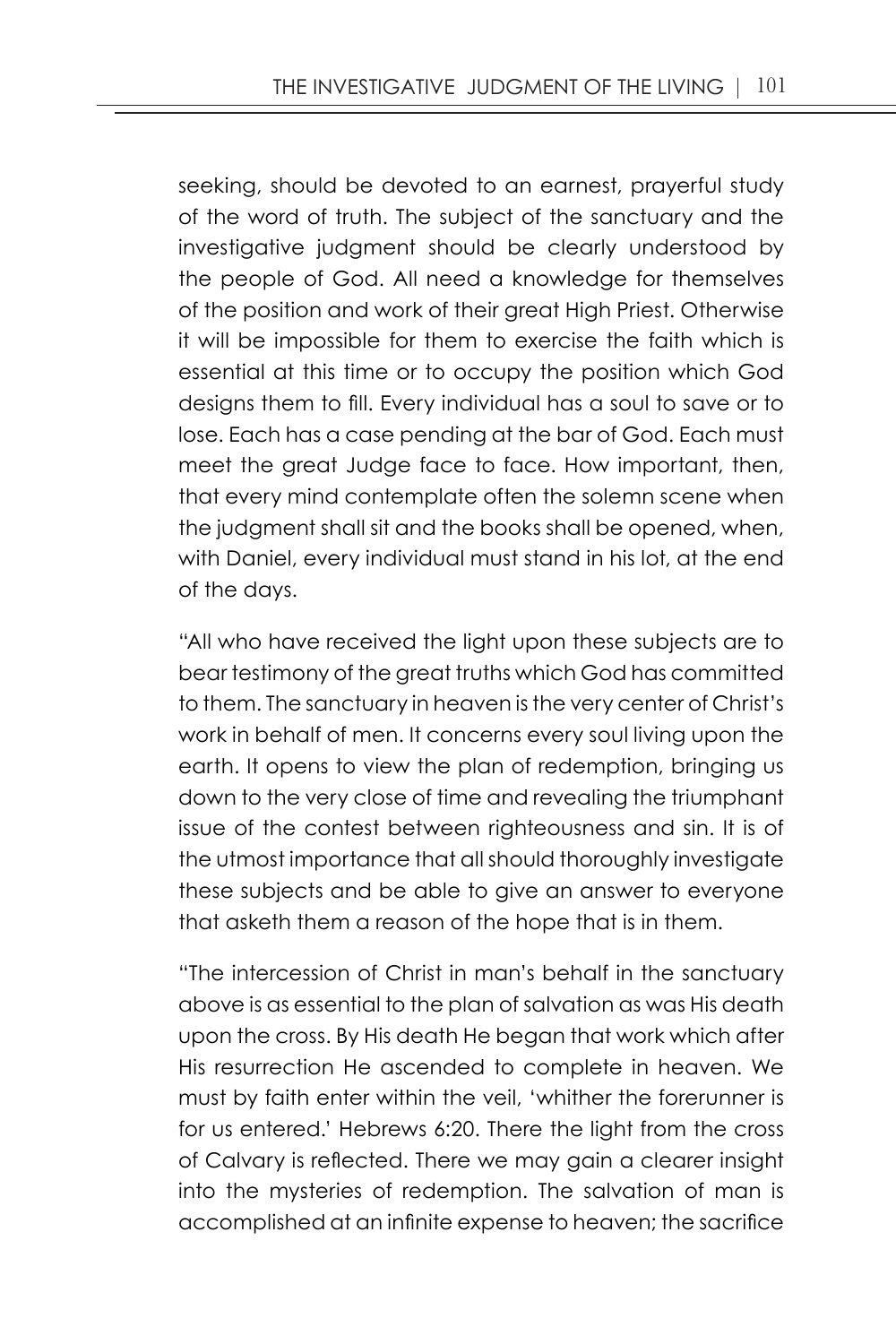seeking, should be devoted to an earnest, prayerful study of the word of truth. The subject of the sanctuary and the investigative judgment should be clearly understood by the people of God. All need a knowledge for themselves of the position and work of their great High Priest. Otherwise it will be impossible for them to exercise the faith which is essential at this time or to occupy the position which God designs them to fill. Every individual has a soul to save or to lose. Each has a case pending at the bar of God. Each must meet the great Judge face to face. How important, then, that every mind contemplate often the solemn scene when the judgment shall sit and the books shall be opened, when, with Daniel, every individual must stand in his lot, at the end of the days.

"All who have received the light upon these subjects are to bear testimony of the great truths which God has committed to them. The sanctuary in heaven is the very center of Christ's work in behalf of men. It concerns every soul living upon the earth. It opens to view the plan of redemption, bringing us down to the very close of time and revealing the triumphant issue of the contest between righteousness and sin. It is of the utmost importance that all should thoroughly investigate these subjects and be able to give an answer to everyone that asketh them a reason of the hope that is in them.

"The intercession of Christ in man's behalf in the sanctuary above is as essential to the plan of salvation as was His death upon the cross. By His death He began that work which after His resurrection He ascended to complete in heaven. We must by faith enter within the veil, 'whither the forerunner is for us entered.' Hebrews 6:20. There the light from the cross of Calvary is reflected. There we may gain a clearer insight into the mysteries of redemption. The salvation of man is accomplished at an infinite expense to heaven; the sacrifice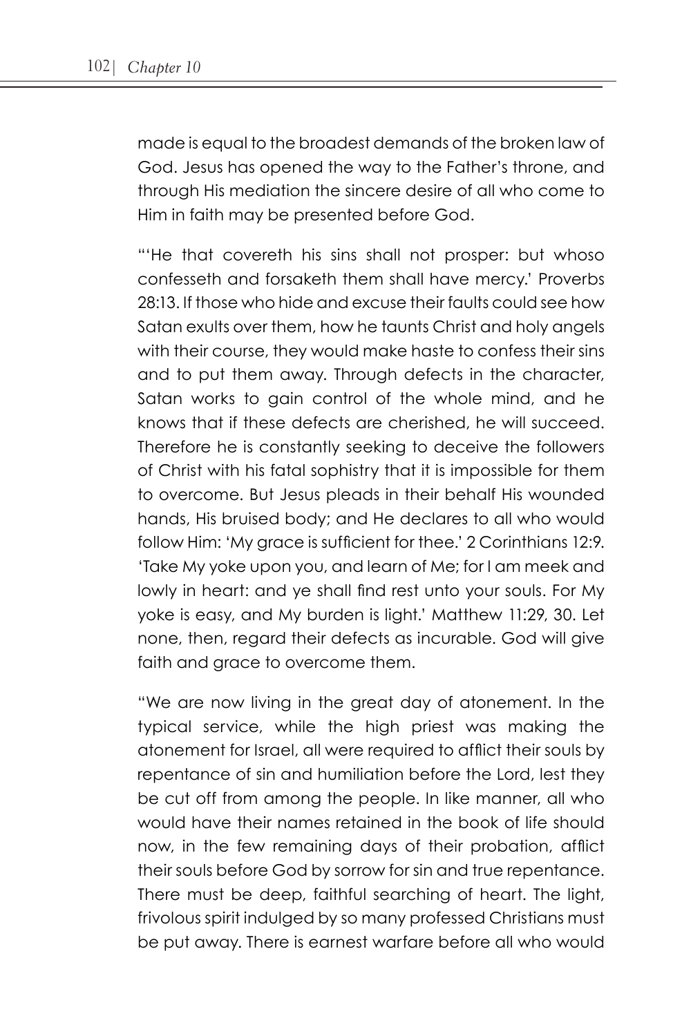made is equal to the broadest demands of the broken law of God. Jesus has opened the way to the Father's throne, and through His mediation the sincere desire of all who come to Him in faith may be presented before God.

"'He that covereth his sins shall not prosper: but whoso confesseth and forsaketh them shall have mercy.' Proverbs 28:13. If those who hide and excuse their faults could see how Satan exults over them, how he taunts Christ and holy angels with their course, they would make haste to confess their sins and to put them away. Through defects in the character, Satan works to gain control of the whole mind, and he knows that if these defects are cherished, he will succeed. Therefore he is constantly seeking to deceive the followers of Christ with his fatal sophistry that it is impossible for them to overcome. But Jesus pleads in their behalf His wounded hands, His bruised body; and He declares to all who would follow Him: 'My grace is sufficient for thee.' 2 Corinthians 12:9. 'Take My yoke upon you, and learn of Me; for I am meek and lowly in heart: and ye shall find rest unto your souls. For My yoke is easy, and My burden is light.' Matthew 11:29, 30. Let none, then, regard their defects as incurable. God will give faith and grace to overcome them.

"We are now living in the great day of atonement. In the typical service, while the high priest was making the atonement for Israel, all were required to afflict their souls by repentance of sin and humiliation before the Lord, lest they be cut off from among the people. In like manner, all who would have their names retained in the book of life should now, in the few remaining days of their probation, afflict their souls before God by sorrow for sin and true repentance. There must be deep, faithful searching of heart. The light, frivolous spirit indulged by so many professed Christians must be put away. There is earnest warfare before all who would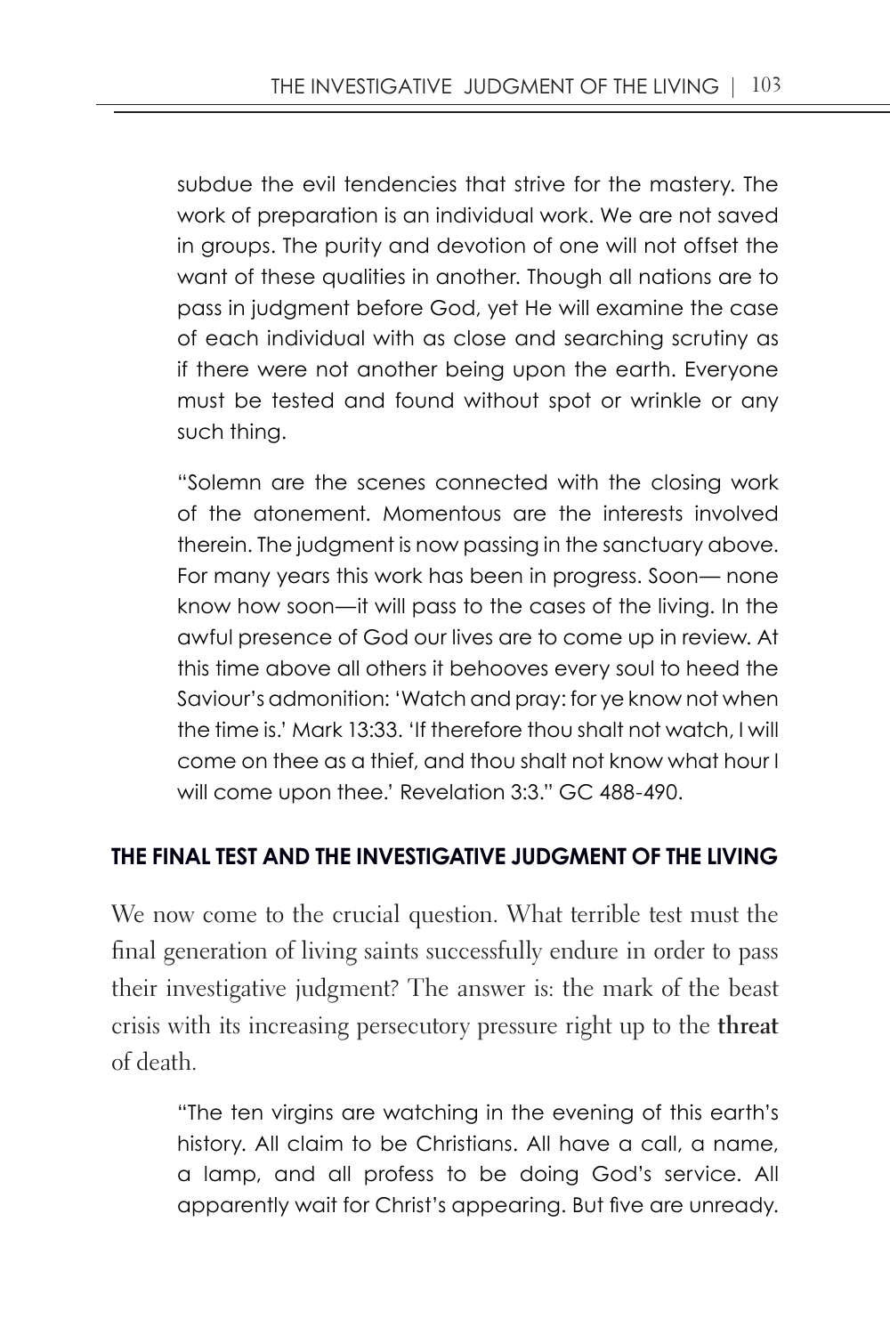subdue the evil tendencies that strive for the mastery. The work of preparation is an individual work. We are not saved in groups. The purity and devotion of one will not offset the want of these qualities in another. Though all nations are to pass in judgment before God, yet He will examine the case of each individual with as close and searching scrutiny as if there were not another being upon the earth. Everyone must be tested and found without spot or wrinkle or any such thing.

"Solemn are the scenes connected with the closing work of the atonement. Momentous are the interests involved therein. The judgment is now passing in the sanctuary above. For many years this work has been in progress. Soon— none know how soon—it will pass to the cases of the living. In the awful presence of God our lives are to come up in review. At this time above all others it behooves every soul to heed the Saviour's admonition: 'Watch and pray: for ye know not when the time is.' Mark 13:33. 'If therefore thou shalt not watch, I will come on thee as a thief, and thou shalt not know what hour I will come upon thee.' Revelation 3:3." GC 488-490.

## THE FINAL TEST AND THE INVESTIGATIVE JUDGMENT OF THE LIVING

We now come to the crucial question. What terrible test must the final generation of living saints successfully endure in order to pass their investigative judgment? The answer is: the mark of the beast crisis with its increasing persecutory pressure right up to the **threat** of death.

"The ten virgins are watching in the evening of this earth's history. All claim to be Christians. All have a call, a name, a lamp, and all profess to be doing God's service. All apparently wait for Christ's appearing. But five are unready.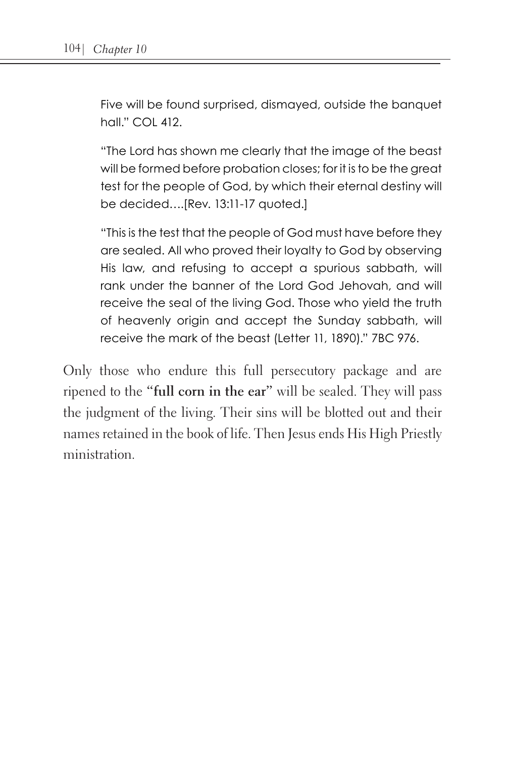> Five will be found surprised, dismayed, outside the banquet hall." COL 412.
>
> "The Lord has shown me clearly that the image of the beast will be formed before probation closes; for it is to be the great test for the people of God, by which their eternal destiny will be decided….[Rev. 13:11-17 quoted.]
>
> "This is the test that the people of God must have before they are sealed. All who proved their loyalty to God by observing His law, and refusing to accept a spurious sabbath, will rank under the banner of the Lord God Jehovah, and will receive the seal of the living God. Those who yield the truth of heavenly origin and accept the Sunday sabbath, will receive the mark of the beast (Letter 11, 1890)." 7BC 976.

Only those who endure this full persecutory package and are ripened to the "**full corn in the ear**" will be sealed. They will pass the judgment of the living. Their sins will be blotted out and their names retained in the book of life. Then Jesus ends His High Priestly ministration.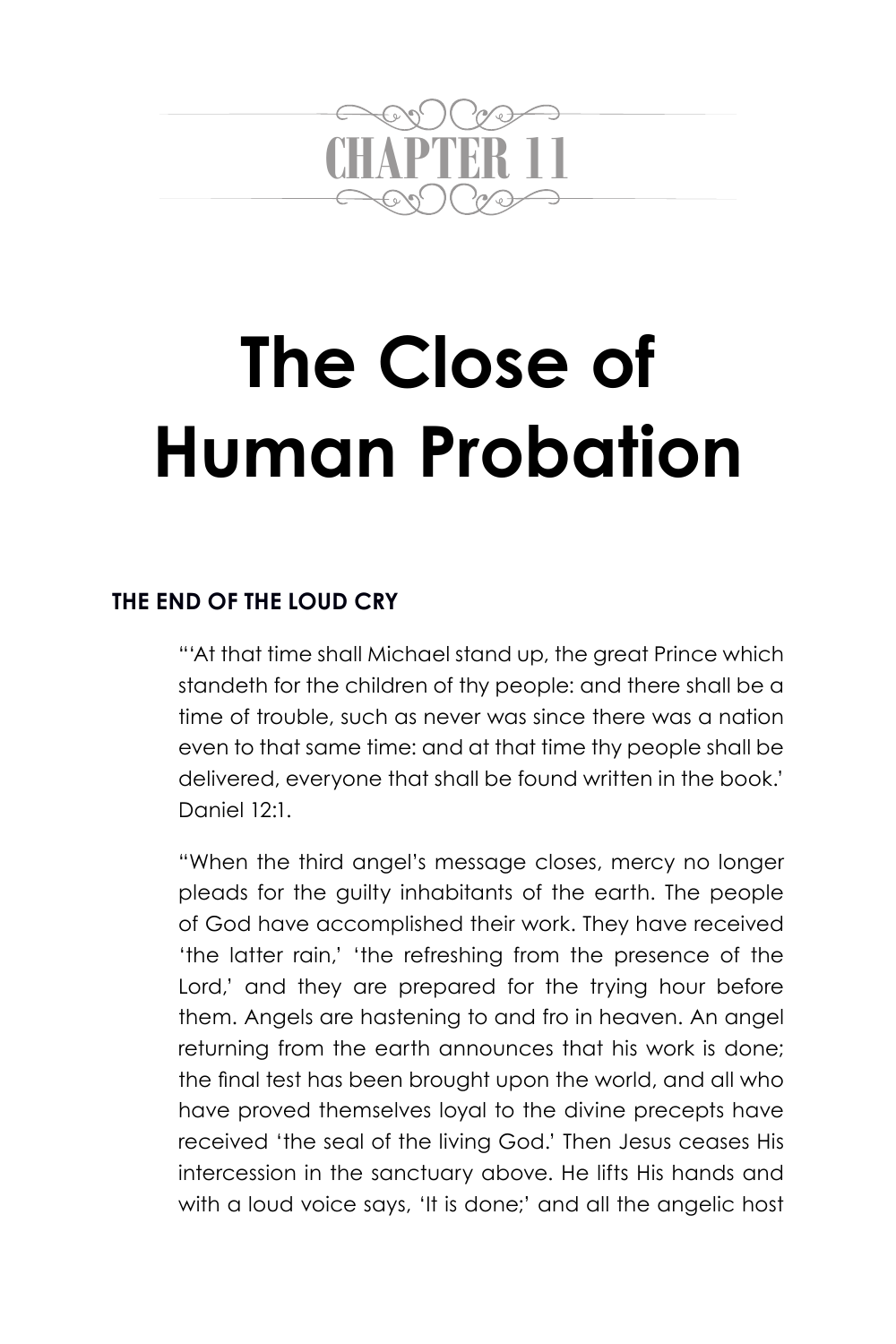CHAPTER 11

# The Close of Human Probation

### THE END OF THE LOUD CRY

"'At that time shall Michael stand up, the great Prince which standeth for the children of thy people: and there shall be a time of trouble, such as never was since there was a nation even to that same time: and at that time thy people shall be delivered, everyone that shall be found written in the book.' Daniel 12:1.

"When the third angel's message closes, mercy no longer pleads for the guilty inhabitants of the earth. The people of God have accomplished their work. They have received 'the latter rain,' 'the refreshing from the presence of the Lord,' and they are prepared for the trying hour before them. Angels are hastening to and fro in heaven. An angel returning from the earth announces that his work is done; the final test has been brought upon the world, and all who have proved themselves loyal to the divine precepts have received 'the seal of the living God.' Then Jesus ceases His intercession in the sanctuary above. He lifts His hands and with a loud voice says, 'It is done;' and all the angelic host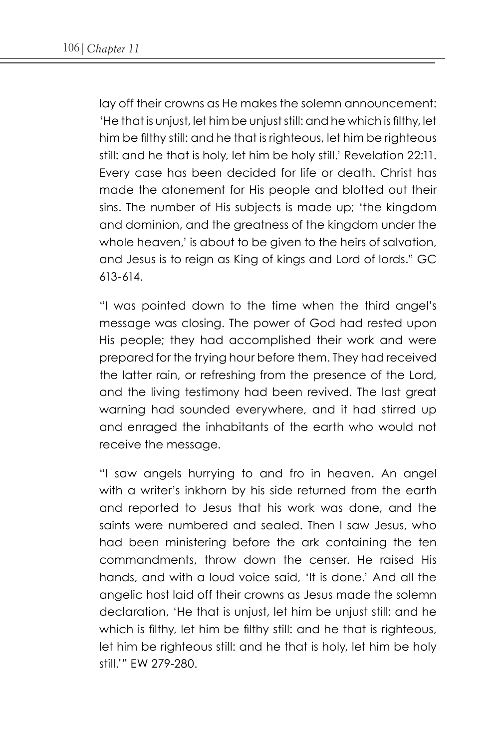lay off their crowns as He makes the solemn announcement: 'He that is unjust, let him be unjust still: and he which is filthy, let him be filthy still: and he that is righteous, let him be righteous still: and he that is holy, let him be holy still.' Revelation 22:11. Every case has been decided for life or death. Christ has made the atonement for His people and blotted out their sins. The number of His subjects is made up; 'the kingdom and dominion, and the greatness of the kingdom under the whole heaven,' is about to be given to the heirs of salvation, and Jesus is to reign as King of kings and Lord of lords." GC 613-614.

"I was pointed down to the time when the third angel's message was closing. The power of God had rested upon His people; they had accomplished their work and were prepared for the trying hour before them. They had received the latter rain, or refreshing from the presence of the Lord, and the living testimony had been revived. The last great warning had sounded everywhere, and it had stirred up and enraged the inhabitants of the earth who would not receive the message.

"I saw angels hurrying to and fro in heaven. An angel with a writer's inkhorn by his side returned from the earth and reported to Jesus that his work was done, and the saints were numbered and sealed. Then I saw Jesus, who had been ministering before the ark containing the ten commandments, throw down the censer. He raised His hands, and with a loud voice said, 'It is done.' And all the angelic host laid off their crowns as Jesus made the solemn declaration, 'He that is unjust, let him be unjust still: and he which is filthy, let him be filthy still: and he that is righteous, let him be righteous still: and he that is holy, let him be holy still.'" EW 279-280.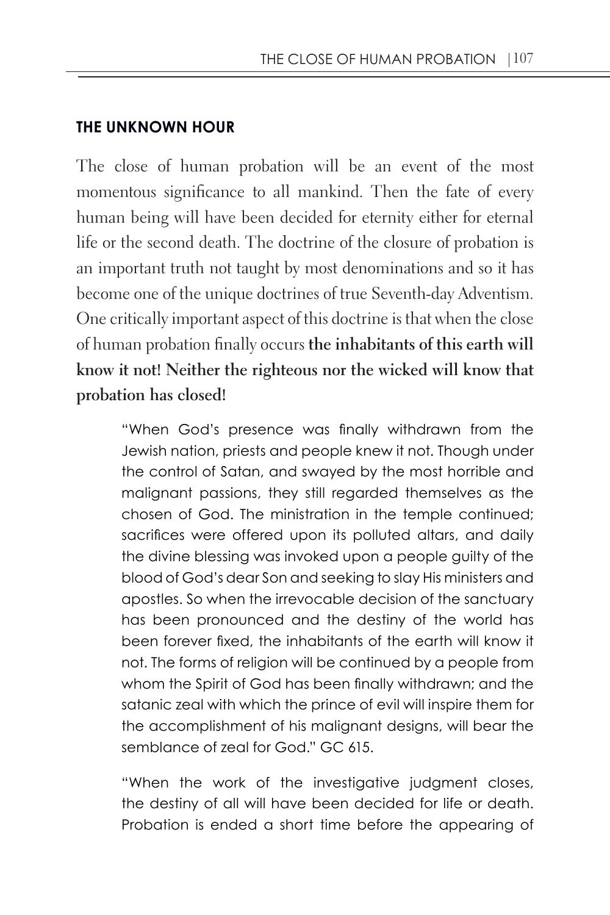## THE UNKNOWN HOUR

The close of human probation will be an event of the most momentous significance to all mankind. Then the fate of every human being will have been decided for eternity either for eternal life or the second death. The doctrine of the closure of probation is an important truth not taught by most denominations and so it has become one of the unique doctrines of true Seventh-day Adventism. One critically important aspect of this doctrine is that when the close of human probation finally occurs **the inhabitants of this earth will know it not! Neither the righteous nor the wicked will know that probation has closed!**

> "When God's presence was finally withdrawn from the Jewish nation, priests and people knew it not. Though under the control of Satan, and swayed by the most horrible and malignant passions, they still regarded themselves as the chosen of God. The ministration in the temple continued; sacrifices were offered upon its polluted altars, and daily the divine blessing was invoked upon a people guilty of the blood of God's dear Son and seeking to slay His ministers and apostles. So when the irrevocable decision of the sanctuary has been pronounced and the destiny of the world has been forever fixed, the inhabitants of the earth will know it not. The forms of religion will be continued by a people from whom the Spirit of God has been finally withdrawn; and the satanic zeal with which the prince of evil will inspire them for the accomplishment of his malignant designs, will bear the semblance of zeal for God." GC 615.

> "When the work of the investigative judgment closes, the destiny of all will have been decided for life or death. Probation is ended a short time before the appearing of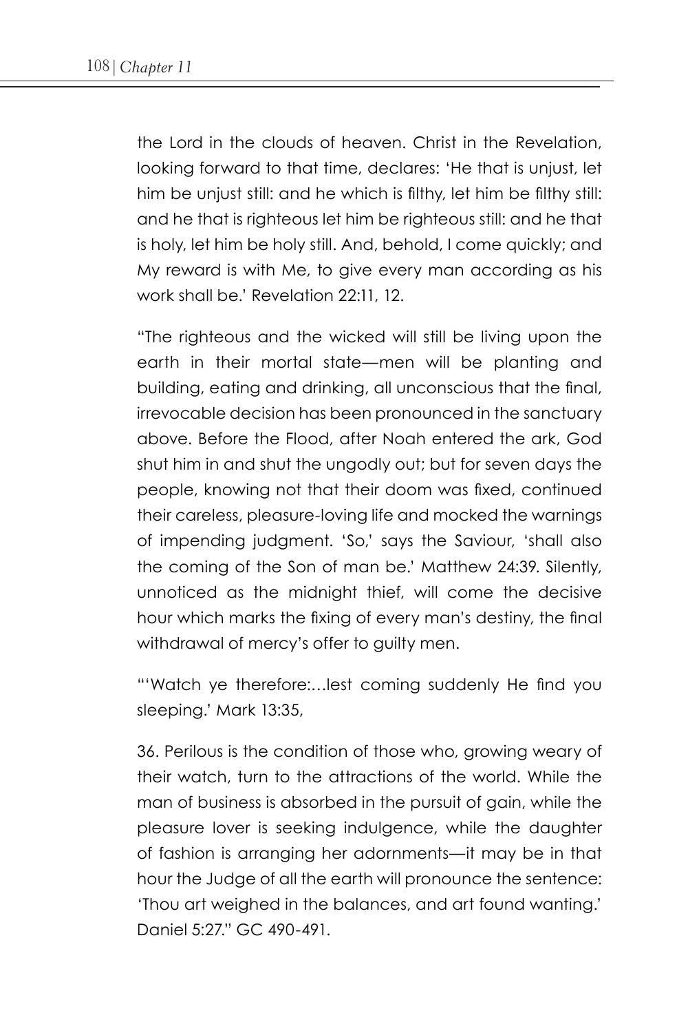the Lord in the clouds of heaven. Christ in the Revelation, looking forward to that time, declares: 'He that is unjust, let him be unjust still: and he which is filthy, let him be filthy still: and he that is righteous let him be righteous still: and he that is holy, let him be holy still. And, behold, I come quickly; and My reward is with Me, to give every man according as his work shall be.' Revelation 22:11, 12.

"The righteous and the wicked will still be living upon the earth in their mortal state—men will be planting and building, eating and drinking, all unconscious that the final, irrevocable decision has been pronounced in the sanctuary above. Before the Flood, after Noah entered the ark, God shut him in and shut the ungodly out; but for seven days the people, knowing not that their doom was fixed, continued their careless, pleasure-loving life and mocked the warnings of impending judgment. 'So,' says the Saviour, 'shall also the coming of the Son of man be.' Matthew 24:39. Silently, unnoticed as the midnight thief, will come the decisive hour which marks the fixing of every man's destiny, the final withdrawal of mercy's offer to guilty men.

"'Watch ye therefore:…lest coming suddenly He find you sleeping.' Mark 13:35,

36. Perilous is the condition of those who, growing weary of their watch, turn to the attractions of the world. While the man of business is absorbed in the pursuit of gain, while the pleasure lover is seeking indulgence, while the daughter of fashion is arranging her adornments—it may be in that hour the Judge of all the earth will pronounce the sentence: 'Thou art weighed in the balances, and art found wanting.' Daniel 5:27." GC 490-491.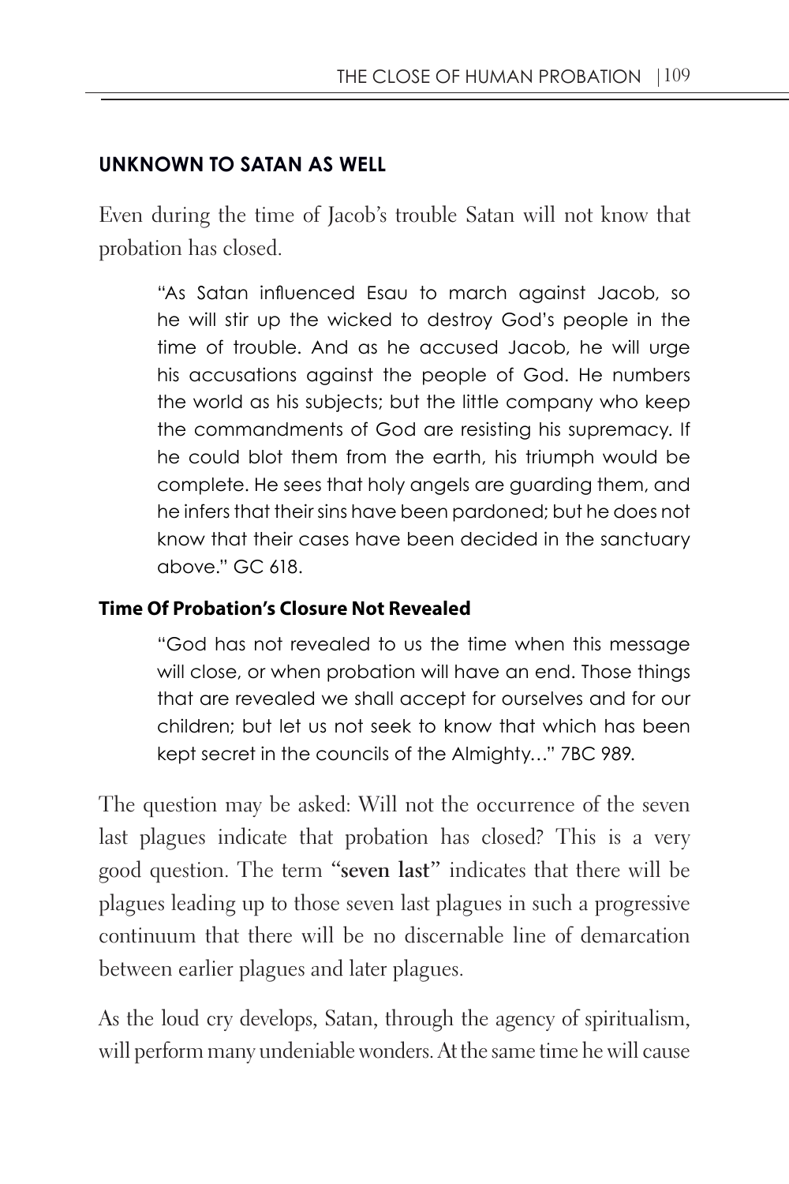## UNKNOWN TO SATAN AS WELL

Even during the time of Jacob's trouble Satan will not know that probation has closed.

> "As Satan influenced Esau to march against Jacob, so he will stir up the wicked to destroy God's people in the time of trouble. And as he accused Jacob, he will urge his accusations against the people of God. He numbers the world as his subjects; but the little company who keep the commandments of God are resisting his supremacy. If he could blot them from the earth, his triumph would be complete. He sees that holy angels are guarding them, and he infers that their sins have been pardoned; but he does not know that their cases have been decided in the sanctuary above." GC 618.

### Time Of Probation's Closure Not Revealed

> "God has not revealed to us the time when this message will close, or when probation will have an end. Those things that are revealed we shall accept for ourselves and for our children; but let us not seek to know that which has been kept secret in the councils of the Almighty…" 7BC 989.

The question may be asked: Will not the occurrence of the seven last plagues indicate that probation has closed? This is a very good question. The term "**seven last**" indicates that there will be plagues leading up to those seven last plagues in such a progressive continuum that there will be no discernable line of demarcation between earlier plagues and later plagues.

As the loud cry develops, Satan, through the agency of spiritualism, will perform many undeniable wonders. At the same time he will cause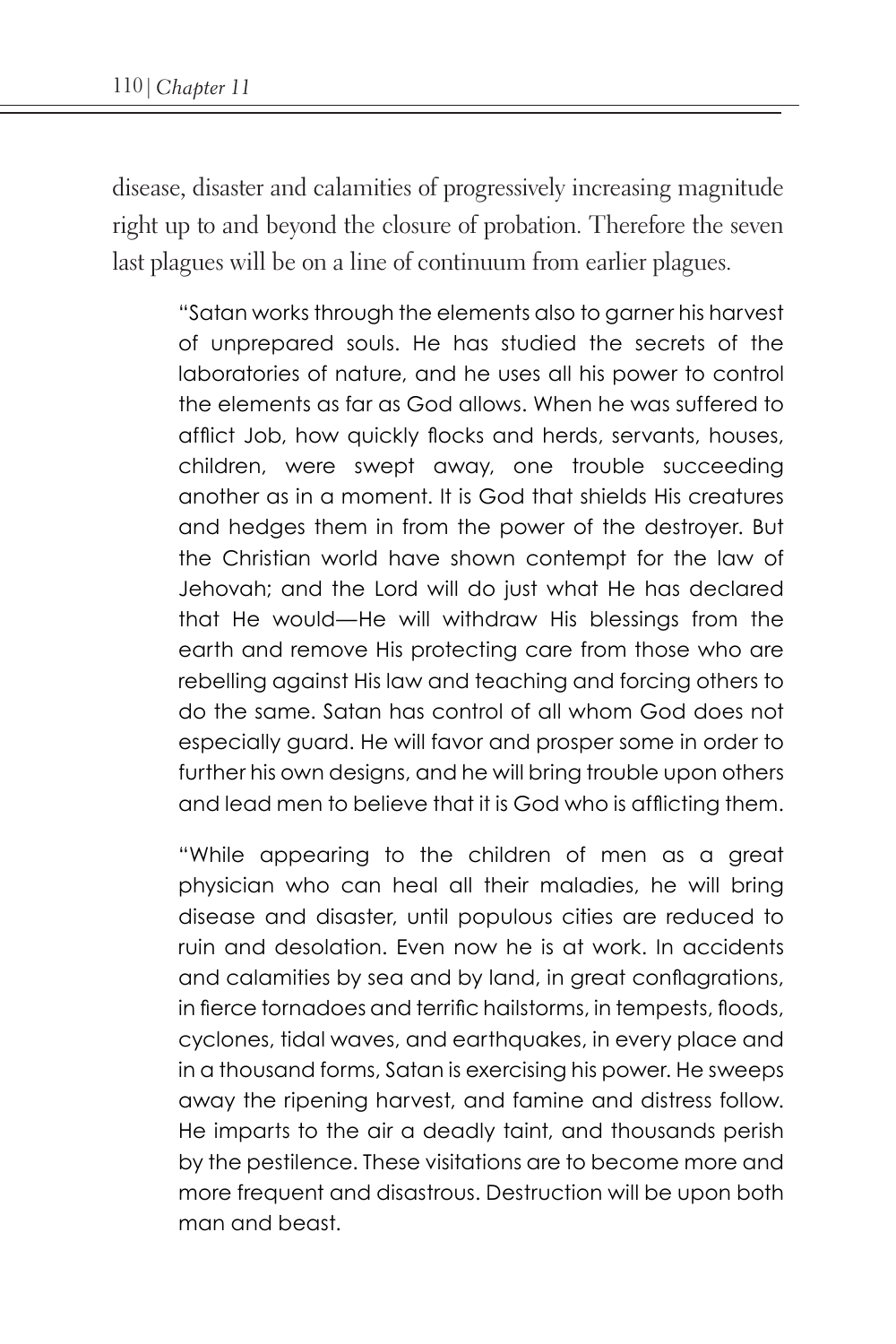disease, disaster and calamities of progressively increasing magnitude right up to and beyond the closure of probation. Therefore the seven last plagues will be on a line of continuum from earlier plagues.

> "Satan works through the elements also to garner his harvest of unprepared souls. He has studied the secrets of the laboratories of nature, and he uses all his power to control the elements as far as God allows. When he was suffered to afflict Job, how quickly flocks and herds, servants, houses, children, were swept away, one trouble succeeding another as in a moment. It is God that shields His creatures and hedges them in from the power of the destroyer. But the Christian world have shown contempt for the law of Jehovah; and the Lord will do just what He has declared that He would—He will withdraw His blessings from the earth and remove His protecting care from those who are rebelling against His law and teaching and forcing others to do the same. Satan has control of all whom God does not especially guard. He will favor and prosper some in order to further his own designs, and he will bring trouble upon others and lead men to believe that it is God who is afflicting them.
>
> "While appearing to the children of men as a great physician who can heal all their maladies, he will bring disease and disaster, until populous cities are reduced to ruin and desolation. Even now he is at work. In accidents and calamities by sea and by land, in great conflagrations, in fierce tornadoes and terrific hailstorms, in tempests, floods, cyclones, tidal waves, and earthquakes, in every place and in a thousand forms, Satan is exercising his power. He sweeps away the ripening harvest, and famine and distress follow. He imparts to the air a deadly taint, and thousands perish by the pestilence. These visitations are to become more and more frequent and disastrous. Destruction will be upon both man and beast.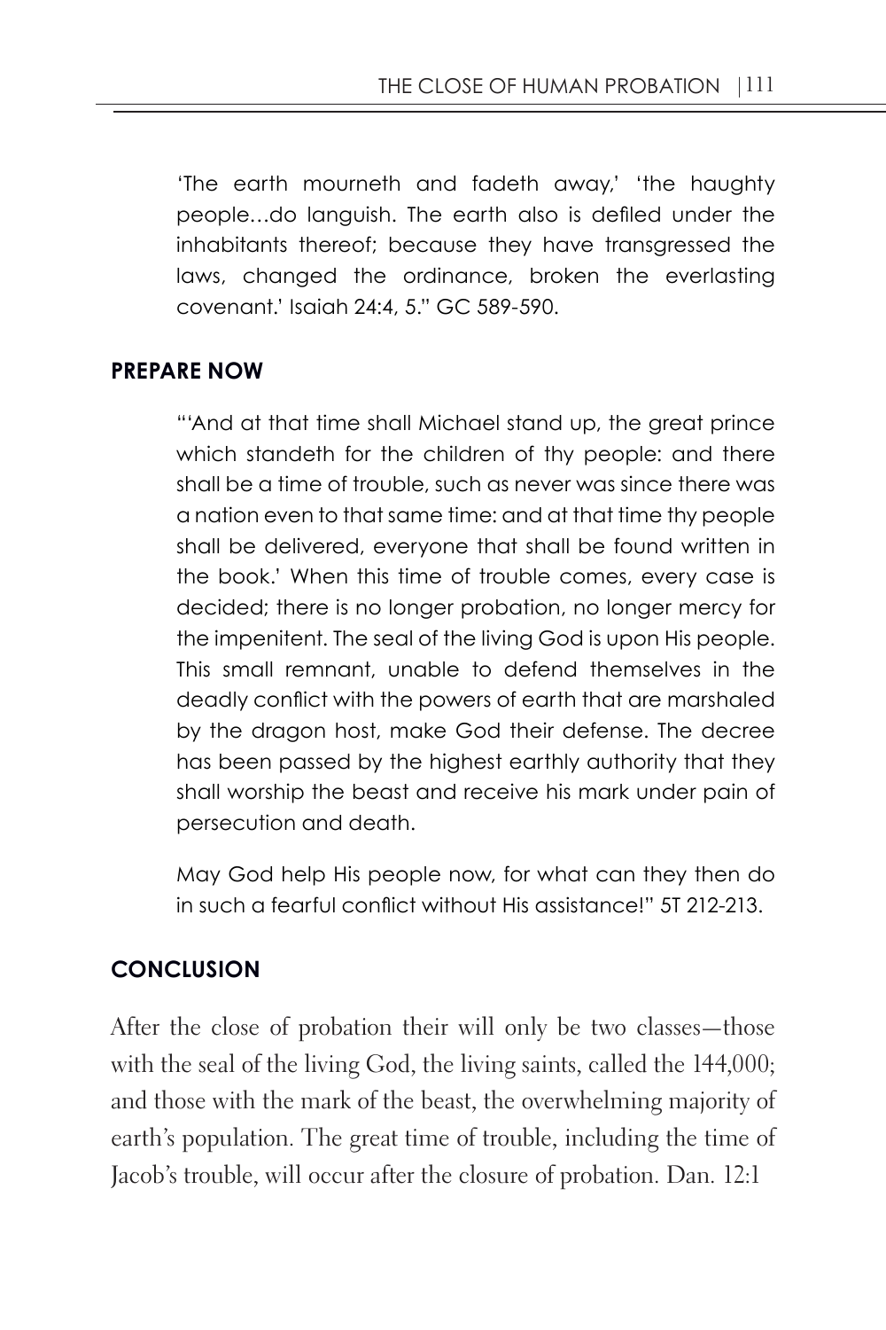'The earth mourneth and fadeth away,' 'the haughty people…do languish. The earth also is defiled under the inhabitants thereof; because they have transgressed the laws, changed the ordinance, broken the everlasting covenant.' Isaiah 24:4, 5." GC 589-590.

## PREPARE NOW

"'And at that time shall Michael stand up, the great prince which standeth for the children of thy people: and there shall be a time of trouble, such as never was since there was a nation even to that same time: and at that time thy people shall be delivered, everyone that shall be found written in the book.' When this time of trouble comes, every case is decided; there is no longer probation, no longer mercy for the impenitent. The seal of the living God is upon His people. This small remnant, unable to defend themselves in the deadly conflict with the powers of earth that are marshaled by the dragon host, make God their defense. The decree has been passed by the highest earthly authority that they shall worship the beast and receive his mark under pain of persecution and death.

May God help His people now, for what can they then do in such a fearful conflict without His assistance!" 5T 212-213.

## CONCLUSION

After the close of probation their will only be two classes—those with the seal of the living God, the living saints, called the 144,000; and those with the mark of the beast, the overwhelming majority of earth's population. The great time of trouble, including the time of Jacob's trouble, will occur after the closure of probation. Dan. 12:1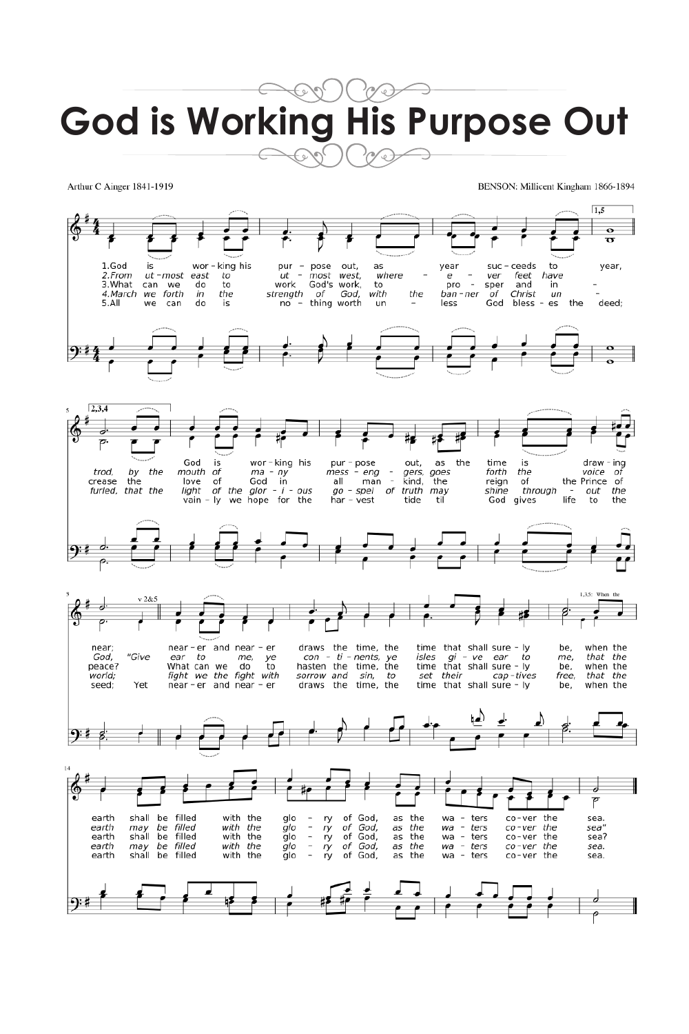# God is Working His Purpose Out

Arthur C Ainger 1841-1919

BENSON: Millicent Kingham 1866-1894